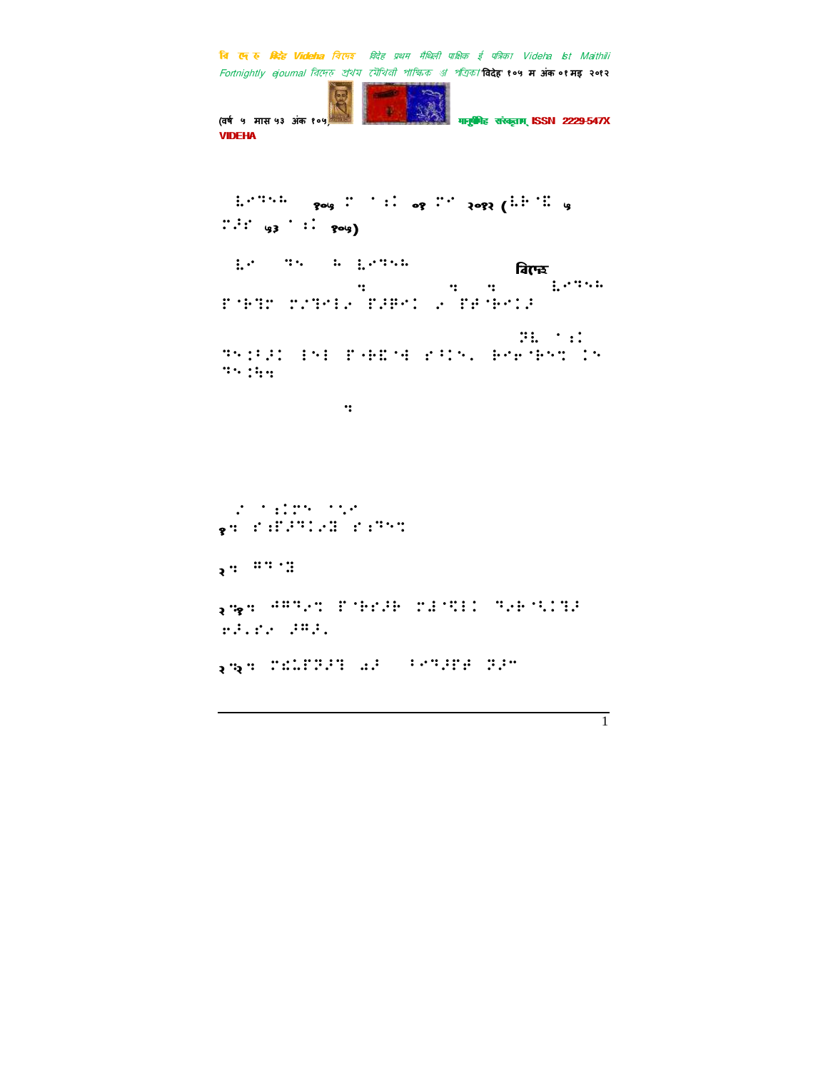⠇⠊⠙⠑⠓⠁ १०५ म अंक ०१ मइ २०१२ (वर्ष ५ मास ५३ अंक १०५)

विदेह

⠙⠑ ⠼⠁ ⠁⠝⠙

१. ⠊⠝⠋⠕⠗⠍⠁⠞⠊⠕⠝ ⠊⠝⠙⠑⠭

२. ⠛⠙⠁

२.१. ⠚⠛⠙⠁⠝ ⠋⠕⠗⠁⠓ ⠎⠥⠍⠎ ⠙⠕⠗⠁⠓⠁ ⠕⠙⠁⠁ ⠕⠏⠁

२.२. ⠎⠑⠇⠋⠗⠕⠍ ⠍⠕ ⠃⠁⠙⠕⠋⠁ ⠗⠕⠀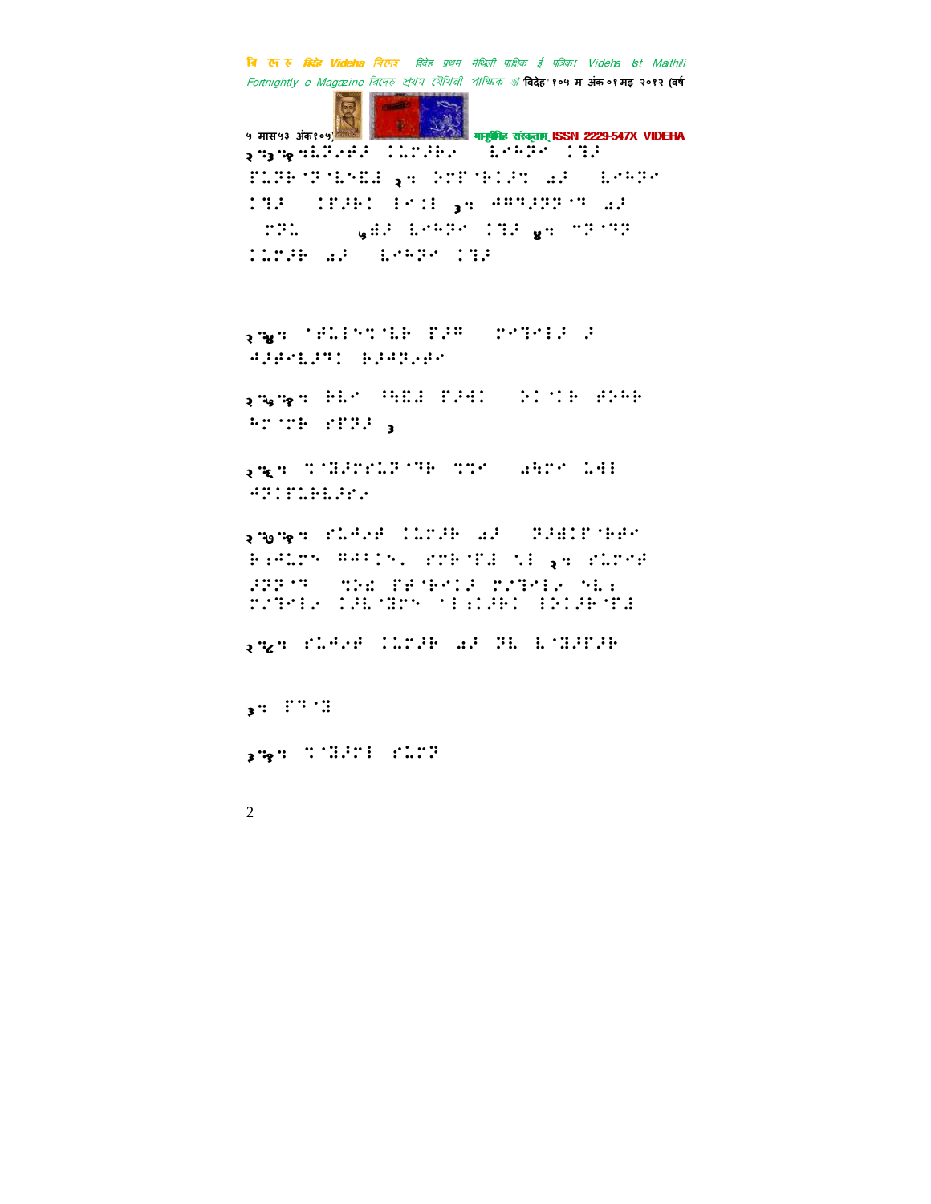२.३.१.⠧⠇⠝⠢⠿⠁ ⠊⠇⠍⠙⠓⠢ ⠀⠇⠶⠓⠝⠢ ⠊⠒⠁
⠋⠇⠝⠓⠈⠝⠈⠇⠶⠣⠚ २. ⠕⠍⠋⠈⠓⠊⠁⠞ ⠠⠁ ⠀⠇⠶⠓⠝⠢
⠊⠒⠁ ⠀⠊⠋⠁⠓⠊ ⠁⠢⠊⠇ ३. ⠙⠛⠒⠁⠝⠝⠈⠒ ⠠⠁
⠀⠍⠝⠇ ⠀⠀⠀⠀⠀५.⠫⠁ ⠇⠶⠓⠝⠢ ⠊⠒⠁ ४. ⠉⠝⠈⠒⠝
⠊⠇⠍⠁⠓ ⠠⠁ ⠀⠇⠶⠓⠝⠢ ⠊⠒⠁

२.४. ⠈⠿⠇⠁⠶⠞⠈⠇⠓ ⠋⠁⠛ ⠀⠍⠢⠒⠢⠇⠁ ⠁
⠙⠁⠿⠢⠇⠁⠒⠊ ⠓⠁⠙⠝⠢⠿⠢

२.५.१. ⠓⠇⠢ ⠳⠧⠣⠚ ⠋⠁⠙⠊ ⠀⠕⠊⠈⠊⠓ ⠿⠕⠓⠓
⠓⠉⠈⠍⠓ ⠎⠋⠝⠁ ३

२.६. ⠞⠈⠷⠁⠍⠎⠇⠝⠈⠒⠓ ⠞⠞⠢ ⠀⠠⠹⠍⠢ ⠇⠙⠇
⠙⠝⠊⠋⠇⠓⠇⠁⠎⠢

२.७.१. ⠎⠇⠙⠢⠿ ⠊⠇⠍⠁⠓ ⠠⠁ ⠀⠝⠁⠫⠊⠋⠈⠓⠿⠢
⠓⠆⠙⠇⠍⠕ ⠛⠙⠁⠊⠕⠂ ⠎⠍⠓⠈⠋⠚ ⠎⠇ २. ⠎⠇⠍⠢⠿
⠁⠝⠝⠈⠒ ⠀⠞⠕⠫ ⠋⠿⠈⠓⠢⠊⠁ ⠍⠲⠒⠢⠇⠎ ⠕⠇⠆
⠍⠲⠒⠢⠇⠎ ⠊⠁⠇⠈⠷⠍⠕ ⠈⠇⠆⠊⠁⠓⠊ ⠇⠕⠊⠁⠓⠈⠋⠚

२.८. ⠎⠇⠙⠢⠿ ⠊⠇⠍⠁⠓ ⠠⠁ ⠝⠇ ⠇⠈⠷⠁⠋⠁⠓

३. ⠋⠒⠈⠷

३.१. ⠞⠈⠷⠁⠍⠇ ⠎⠇⠍⠝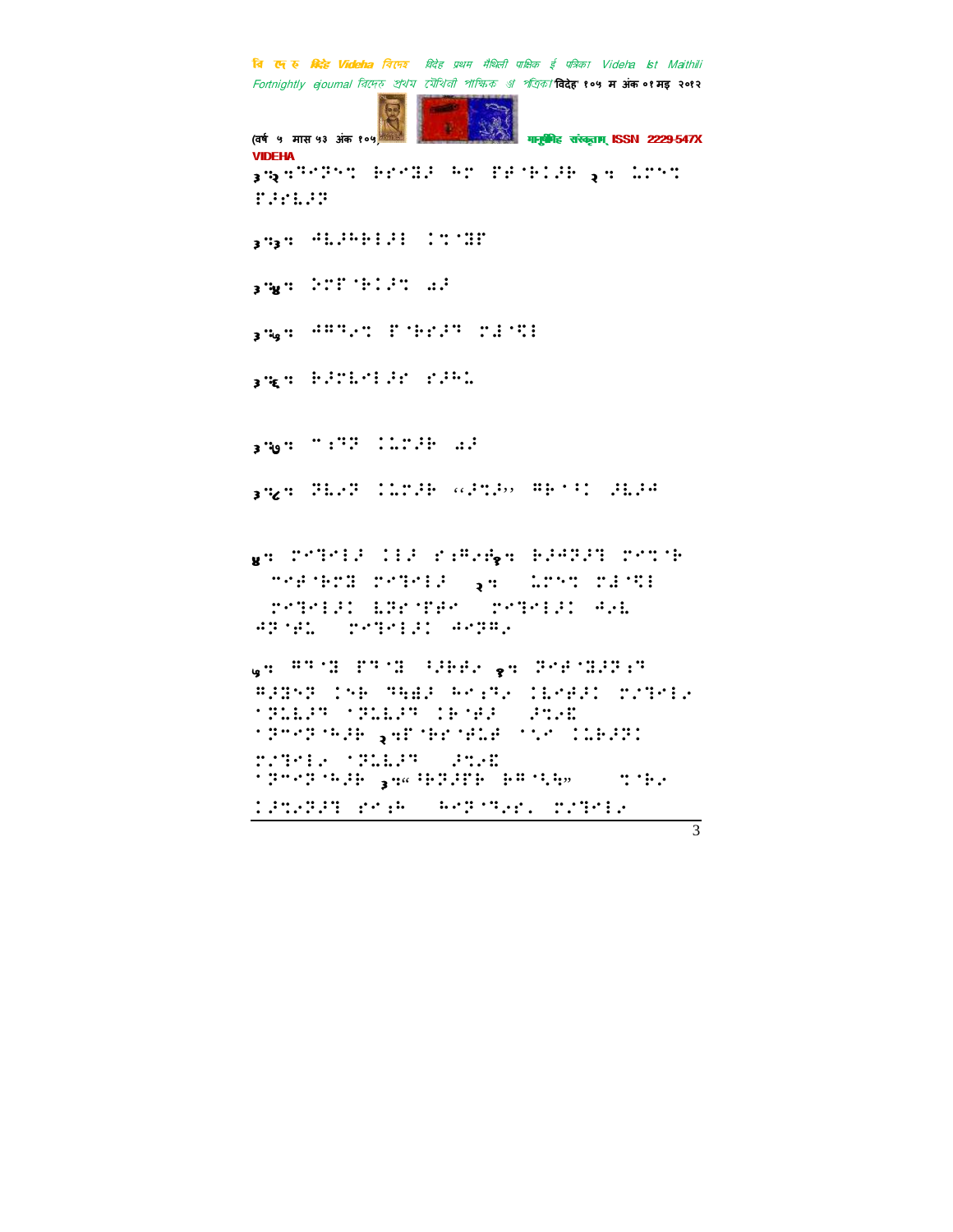३.२.चित्रकार, कलाकार आ पारंपरिक १. ललित

३.३. नेत्रप्रतिभा २. नाट्य

३.४. संगीत आ

३.५. नृत्य आ वादन

३.६. वास्तुशिल्प ३.

३.७. मिथिला चित्र आ

३.८. शिल्प चित्र "मधुबनी" मधुबनी

४. मिथिला कला संस्कृति १. बालकृष्ण मिथिला चित्रकला २. ललित कला मिथिला चित्रकला ललित कला

५. विदेह बाल साहित्य १. विदेह मैथिली बाल सप्ताह ५वाँ मिथिला बाल साहित्य २. विदेह बालकथा ३. "बालकथा"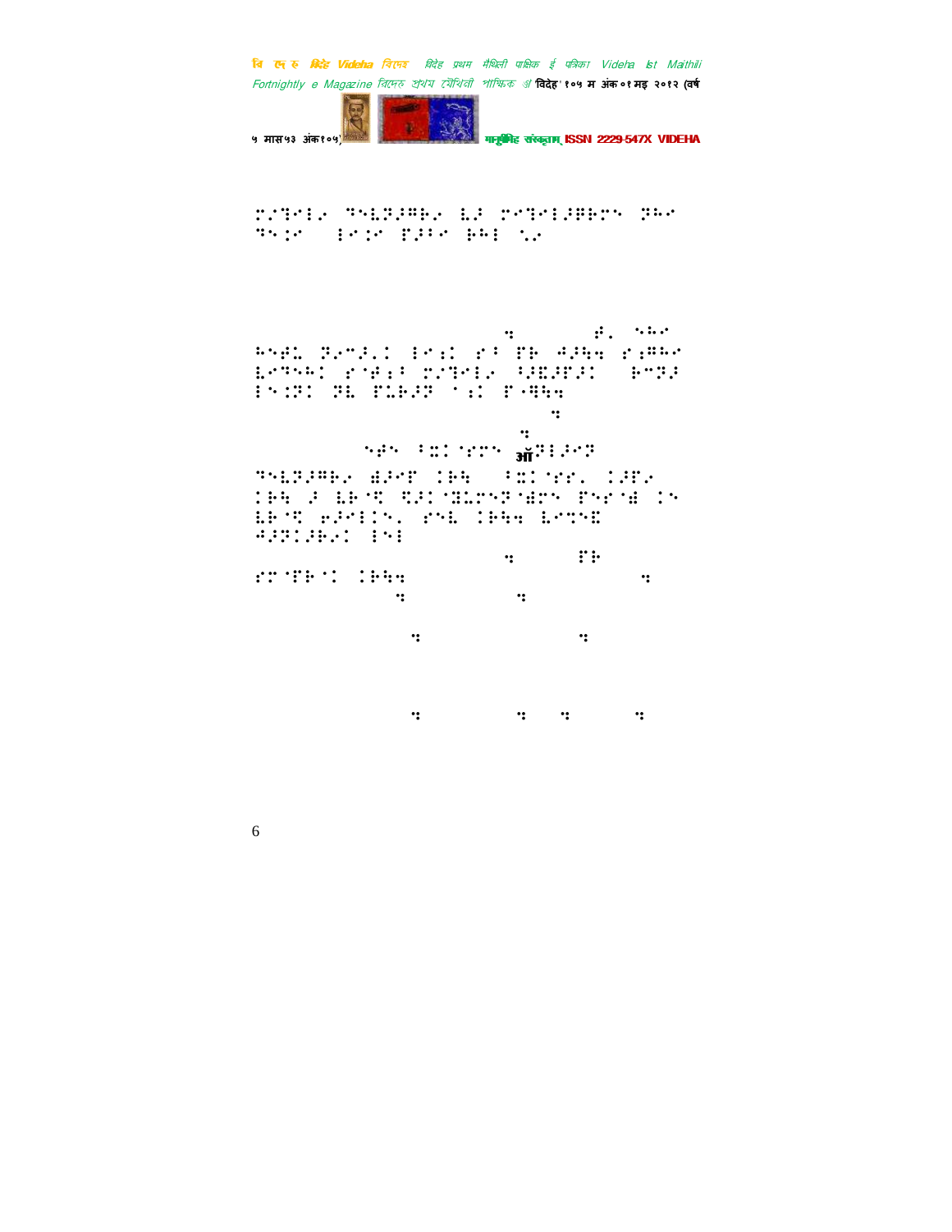⠍⠅⠹⠊⠇⠔ ⠙⠑⠇⠝⠚⠛⠗⠔ ⠇⠚ ⠎⠊⠹⠊⠇⠚⠛⠗⠍⠑ ⠝⠓⠊ ⠙⠑⠩⠊ ⠇⠊⠩⠊ ⠏⠚⠁⠊ ⠗⠓⠇ ⠪⠔

⠹ ⠾⠂ ⠑⠓⠊ ⠓⠑⠾⠇ ⠝⠔⠉⠚⠂⠅ ⠇⠊⠆⠅ ⠎⠁ ⠏⠗ ⠲⠚⠓⠹ ⠎⠆⠛⠓⠊ ⠇⠊⠙⠑⠓⠅ ⠎⠌⠾⠆⠁ ⠍⠅⠹⠊⠇⠔ ⠁⠚⠫⠚⠟⠚⠅ ⠗⠉⠝⠚ ⠇⠑⠩⠝⠅ ⠝⠇ ⠏⠥⠗⠚⠝ ⠈⠆⠅ ⠏⠤⠓⠹ ⠹

⠹ ⠑⠾⠑ ⠁⠭⠅⠌⠎⠍⠑ ऑ⠝⠇⠚⠊⠝ ⠙⠑⠇⠝⠚⠛⠗⠔ ⠻⠚⠊⠟ ⠅⠗⠹ ⠁⠭⠅⠌⠎⠂ ⠅⠚⠟⠔ ⠅⠗⠹ ⠚ ⠇⠗⠈⠩ ⠩⠚⠅⠌⠫⠥⠍⠑⠝⠌⠻⠍⠑ ⠏⠑⠎⠌⠻ ⠅⠑ ⠇⠗⠈⠩ ⠢⠚⠊⠇⠅⠑⠂ ⠎⠑⠇ ⠅⠗⠹⠹ ⠇⠊⠉⠑⠫ ⠲⠚⠝⠅⠚⠗⠔⠅ ⠇⠑⠇ ⠹ ⠏⠗ ⠎⠍⠈⠏⠗⠈⠅ ⠅⠗⠹⠹ ⠹ ⠹ ⠹ ⠹ ⠹ ⠹ ⠹ ⠹ ⠹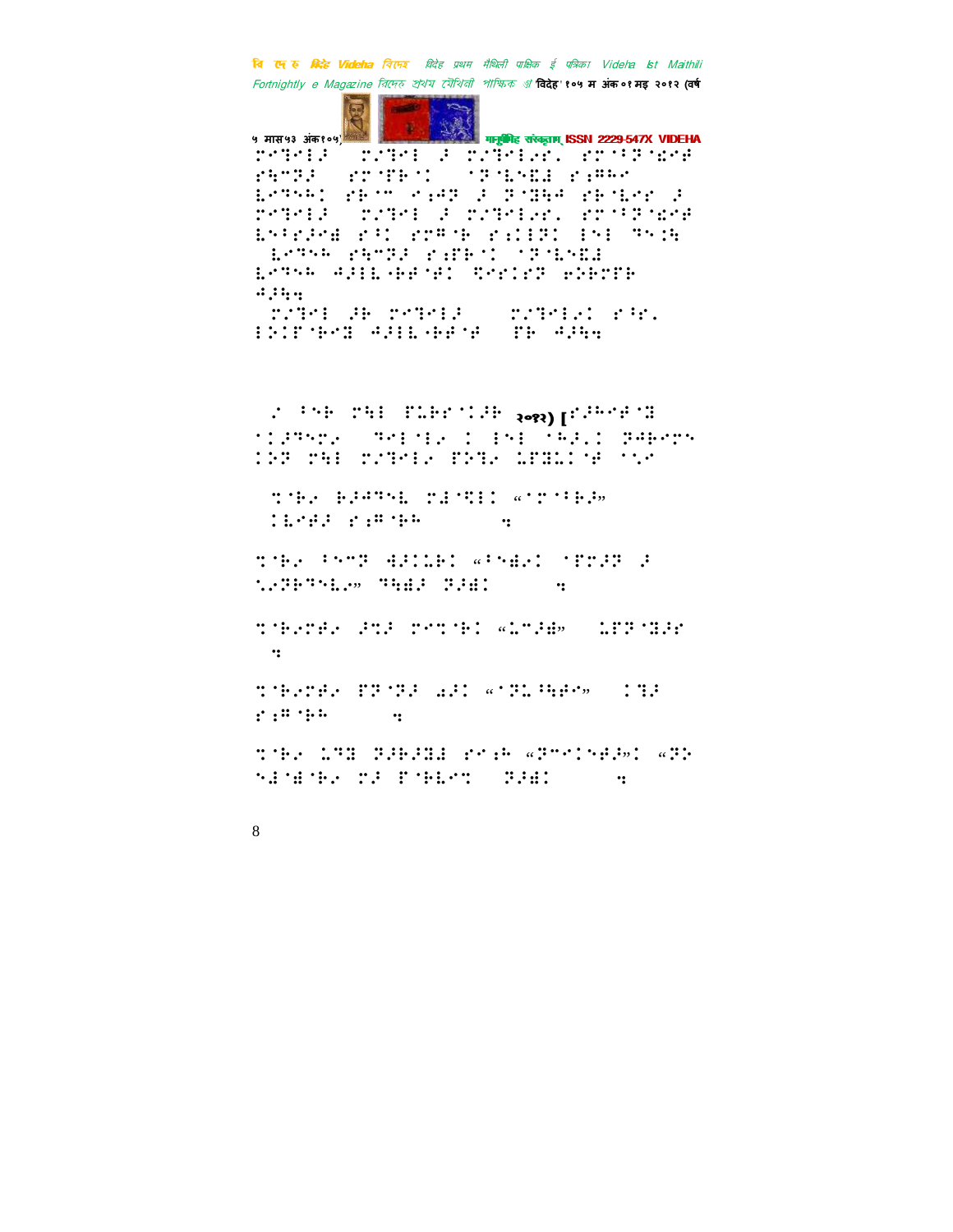⠗�e⠞⠑⠇⠼⠀⠀⠗⠴⠞⠑⠇⠀⠼⠀⠗⠴⠞⠑⠇⠎⠗⠂⠀⠎⠗⠁⠈⠝⠈⠌⠑⠋
⠗⠓⠉⠝⠼⠀⠀⠎⠗⠁⠋⠃⠁⠂⠀⠀⠁⠝⠈⠇⠑⠣⠇⠀⠗⠱⠛⠓⠗
⠇⠗⠞⠑⠓⠂⠀⠗⠃⠁⠉⠀⠑⠹⠟⠝⠀⠼⠀⠝⠈⠻⠓⠚⠀⠗⠃⠈⠇⠗⠗⠀⠼
⠗⠑⠞⠑⠇⠼⠀⠀⠗⠴⠞⠑⠇⠀⠼⠀⠗⠴⠞⠑⠇⠎⠗⠂⠀⠎⠗⠁⠈⠝⠈⠌⠑⠋
⠇⠎⠈⠗⠼⠚⠣⠀⠗⠈⠂⠀⠎⠗⠛⠈⠃⠀⠗⠱⠇⠇⠝⠂⠀⠇⠎⠇⠀⠞⠎⠒⠓
⠀⠇⠗⠞⠑⠓⠀⠗⠓⠉⠝⠼⠀⠗⠱⠋⠃⠁⠂⠀⠁⠝⠈⠇⠑⠣⠇
⠇⠗⠞⠑⠓⠀⠚⠼⠇⠇⠈⠃⠃⠋⠈⠚⠂⠀⠹⠗⠗⠇⠗⠝⠀⠗⠕⠃⠗⠋⠃
⠚⠼⠓⠹
⠀⠗⠴⠞⠑⠇⠀⠼⠃⠀⠗⠑⠞⠑⠇⠼⠀⠀⠀⠗⠴⠞⠑⠇⠎⠂⠀⠗⠈⠗⠂
⠇⠕⠇⠋⠈⠃⠑⠵⠀⠚⠼⠇⠇⠈⠃⠃⠋⠈⠚⠀⠀⠋⠃⠀⠚⠼⠓⠹

⠀⠌⠀⠈⠝⠃⠀⠗⠓⠇⠀⠋⠇⠃⠗⠈⠇⠼⠃⠀२०१२) [⠎⠼⠓⠑⠋⠈⠵
⠁⠇⠼⠞⠎⠉⠎⠀⠀⠞⠑⠇⠈⠇⠎⠀⠇⠀⠇⠎⠇⠀⠈⠓⠼⠂⠇⠀⠝⠚⠃⠑⠗⠝
⠇⠕⠝⠀⠗⠓⠇⠀⠗⠴⠞⠑⠇⠎⠀⠋⠕⠞⠎⠀⠇⠋⠵⠇⠈⠚⠀⠁⠌⠉

⠀⠹⠈⠃⠎⠀⠃⠼⠚⠞⠑⠇⠀⠗⠣⠈⠹⠇⠂⠀«⠁⠗⠈⠈⠃⠼»
⠀⠇⠇⠗⠋⠼⠀⠗⠱⠛⠈⠃⠓⠀⠀⠀⠀⠀⠀⠀⠹

⠹⠈⠃⠎⠀⠈⠝⠉⠝⠀⠙⠼⠇⠇⠃⠂⠀«⠈⠝⠣⠎⠂⠀⠁⠋⠗⠼⠝⠀⠼
⠡⠎⠝⠃⠞⠑⠇⠎»⠀⠞⠓⠣⠼⠀⠝⠼⠣⠂⠀⠀⠀⠀⠀⠀⠹

⠹⠈⠃⠎⠗⠋⠎⠀⠼⠹⠼⠀⠗⠑⠹⠈⠃⠂⠀«⠇⠉⠼⠣»⠀⠀⠇⠋⠝⠈⠵⠼⠗
⠀⠹

⠹⠈⠃⠎⠗⠋⠎⠀⠋⠝⠈⠝⠼⠀⠡⠼⠂⠀«⠁⠝⠇⠈⠓⠃⠗»⠀⠀⠇⠞⠼
⠗⠱⠛⠈⠃⠓⠀⠀⠀⠀⠀⠹

⠹⠈⠃⠎⠀⠇⠞⠵⠀⠝⠼⠃⠼⠵⠣⠀⠗⠑⠱⠓⠀«⠝⠉⠑⠇⠎⠋⠼»⠂⠀«⠝⠕
⠎⠣⠈⠣⠈⠃⠎⠀⠹⠼⠀⠋⠈⠃⠇⠑⠹⠀⠀⠝⠼⠣⠂⠀⠀⠀⠀⠀⠹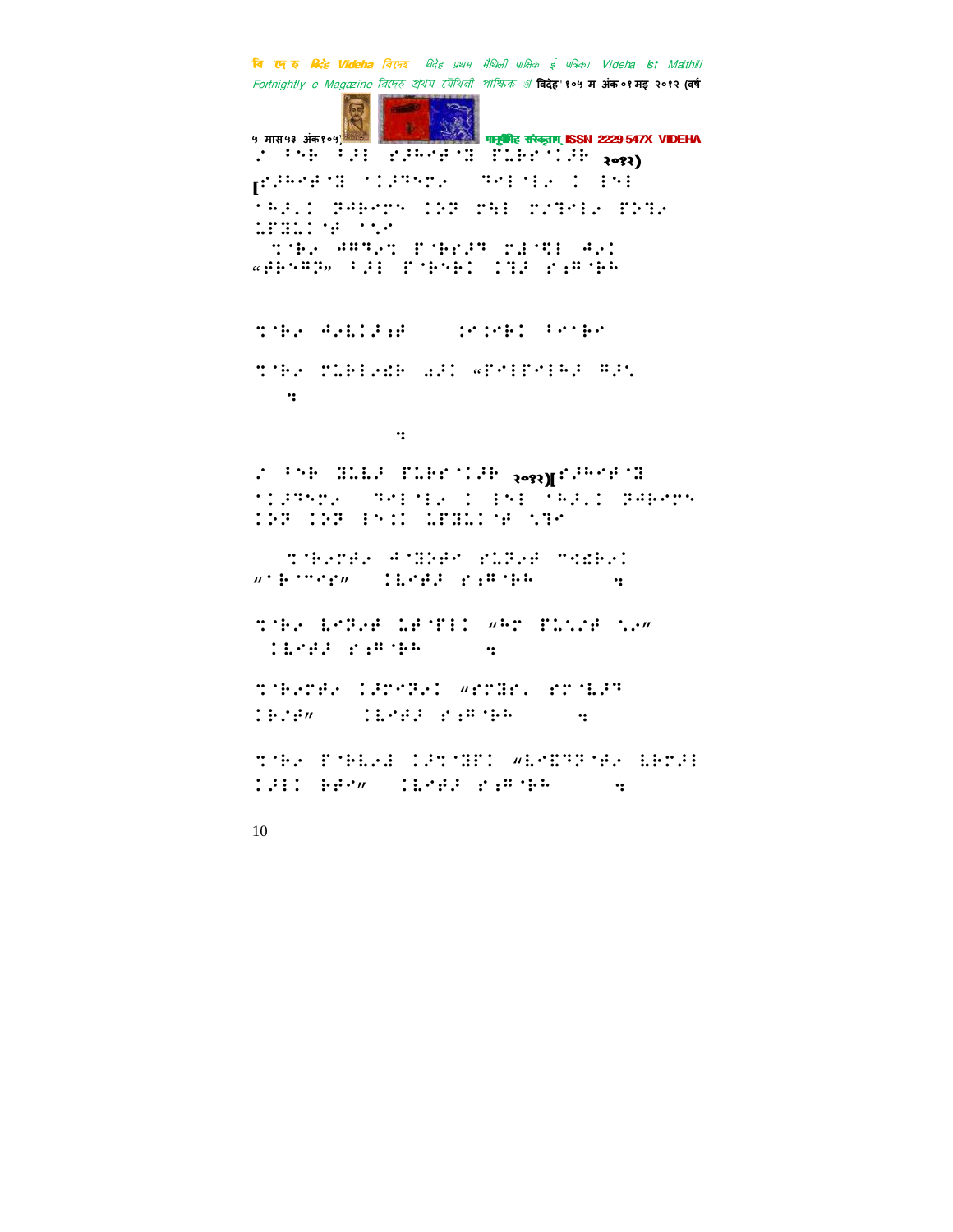२०१२)

२०१२)[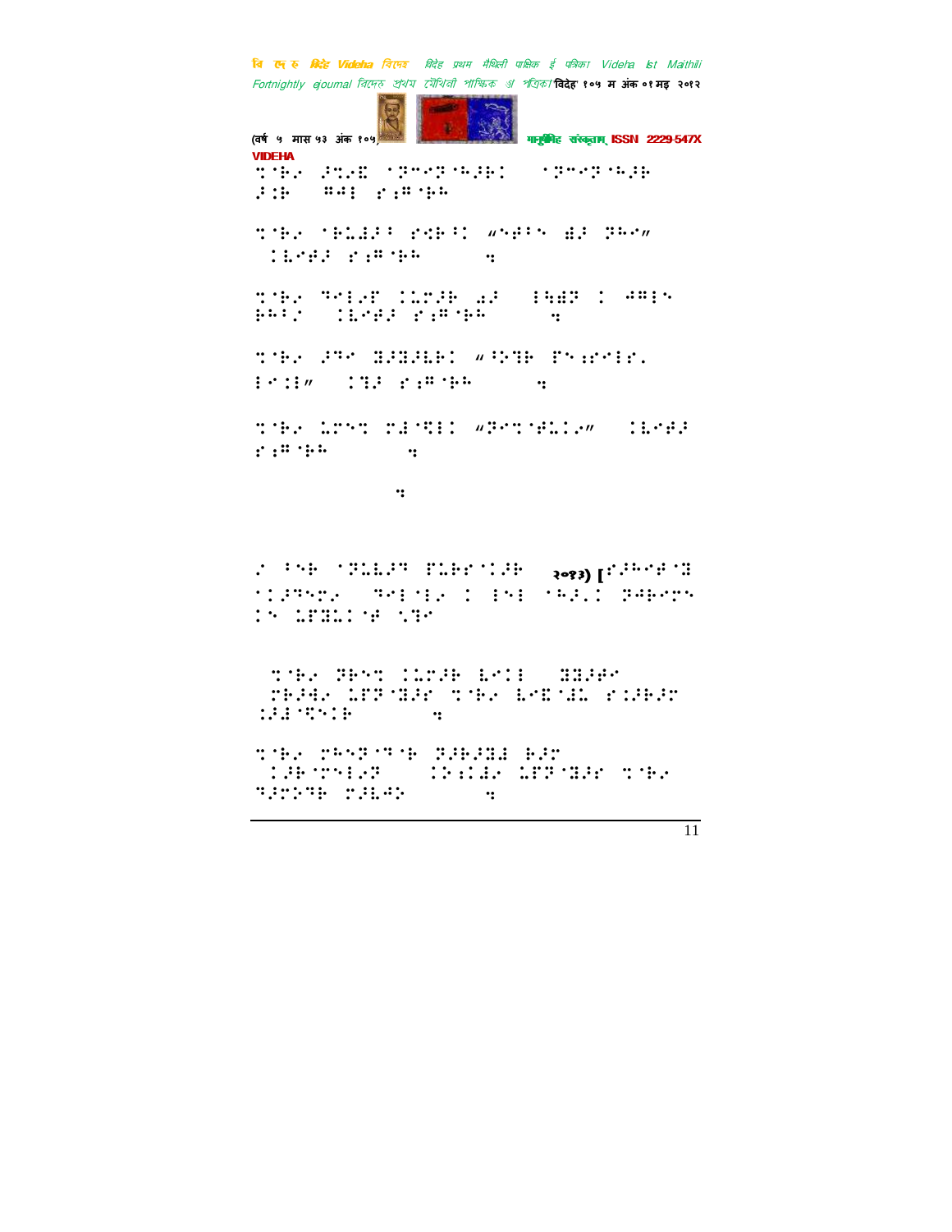⠹⠣⠗⠐ ⠚⠹⠐⠯ ⠈⠝⠉⠑⠝⠈⠓⠚⠗⠁ ⠀⠈⠝⠉⠑⠝⠈⠓⠚⠗ ⠚⠁⠗ ⠀⠿⠫⠇ ⠎⠶⠿⠈⠗⠓

⠹⠣⠗⠐ ⠈⠗⠥⠩⠚⠃ ⠎⠻⠗⠃⠁ ⠦⠝⠋⠃⠝ ⠩⠚ ⠝⠓⠉⠴ ⠀⠁⠣⠑⠋⠚ ⠎⠶⠿⠈⠗⠓ ⠀⠀⠀⠀⠀⠀⠲

⠹⠣⠗⠐ ⠙⠑⠇⠐⠋ ⠁⠥⠍⠚⠗ ⠡⠚ ⠀⠇⠱⠩⠝ ⠁ ⠛⠿⠇⠝ ⠗⠓⠃⠄ ⠀⠁⠣⠑⠋⠚ ⠎⠶⠿⠈⠗⠓ ⠀⠀⠀⠀⠀⠀⠲

⠹⠣⠗⠐ ⠚⠝⠑ ⠩⠚⠩⠚⠣⠗⠁ ⠦⠈⠕⠙⠗ ⠏⠝⠶⠎⠑⠇⠎⠄ ⠇⠑⠁⠇⠴ ⠀⠁⠹⠚ ⠎⠶⠿⠈⠗⠓ ⠀⠀⠀⠀⠀⠀⠲

⠹⠣⠗⠐ ⠥⠍⠑⠹ ⠍⠩⠈⠻⠇⠁ ⠦⠝⠑⠹⠈⠋⠥⠁⠐⠴ ⠀⠁⠣⠑⠋⠚ ⠎⠶⠿⠈⠗⠓ ⠀⠀⠀⠀⠀⠀⠀⠲

⠀⠀⠀⠀⠀⠀⠀⠀⠀⠀⠀⠀⠲

⠄ ⠃⠝⠗ ⠈⠝⠥⠥⠚⠙ ⠏⠥⠗⠎⠑⠁⠚⠗ ⠀२०१३) [⠎⠚⠓⠑⠋⠈⠩ ⠈⠁⠚⠝⠝⠉⠐ ⠀⠙⠑⠇⠈⠇⠐ ⠁ ⠇⠝⠇ ⠈⠓⠚⠄⠁ ⠝⠛⠗⠑⠍⠝ ⠁⠝ ⠥⠋⠩⠥⠁⠈⠋ ⠡⠝⠑

⠀⠹⠣⠗⠐ ⠝⠗⠑⠹ ⠁⠥⠍⠚⠗ ⠣⠑⠁⠇ ⠀⠩⠩⠚⠋⠑ ⠀⠍⠗⠚⠛⠐ ⠥⠋⠝⠈⠩⠚⠎ ⠹⠣⠗⠐ ⠣⠑⠯⠈⠩⠥ ⠎⠁⠚⠗⠚⠍ ⠁⠚⠩⠈⠻⠑⠁⠗ ⠀⠀⠀⠀⠀⠀⠲

⠹⠣⠗⠐ ⠍⠓⠑⠝⠈⠙⠈⠗ ⠝⠚⠗⠚⠩⠩ ⠗⠚⠍ ⠀⠁⠚⠗⠈⠍⠑⠇⠐⠝ ⠀⠀⠁⠕⠒⠁⠩⠐ ⠥⠋⠝⠈⠩⠚⠎ ⠹⠣⠗⠐ ⠙⠚⠍⠕⠙⠗ ⠍⠚⠇⠛⠕ ⠀⠀⠀⠀⠀⠀⠲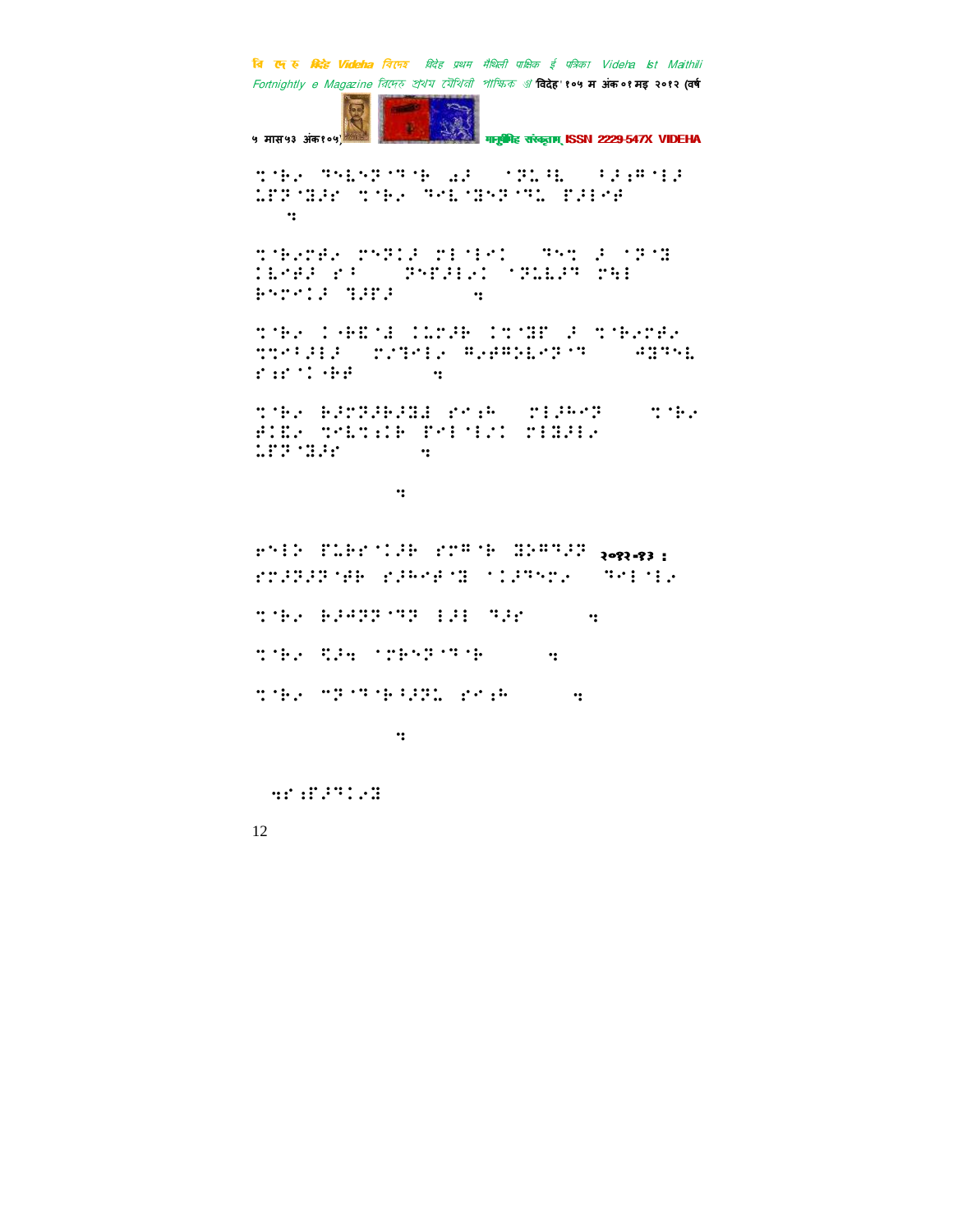⠍⠈⠗⠴⠀⠙⠑⠇⠑⠝⠈⠙⠈⠗⠀⠺⠼⠀⠀⠈⠝⠥⠻⠇⠀⠀⠡⠼⠱⠋⠈⠇⠼⠀⠥⠟⠝⠈⠽⠼⠎⠀⠍⠈⠗⠴⠀⠙⠑⠇⠈⠽⠑⠝⠈⠙⠥⠀⠏⠼⠇⠑⠋⠀⠀⠀⠀⠒

⠍⠈⠗⠴⠉⠗⠴⠀⠉⠑⠝⠊⠼⠀⠉⠇⠈⠇⠑⠊⠀⠀⠀⠙⠑⠍⠀⠼⠀⠈⠝⠈⠽⠀⠊⠇⠑⠋⠼⠀⠎⠡⠀⠀⠀⠝⠑⠏⠼⠇⠴⠊⠀⠈⠝⠥⠇⠼⠙⠀⠉⠹⠇⠀⠗⠑⠉⠑⠊⠼⠀⠙⠼⠏⠼⠀⠀⠀⠀⠀⠀⠀⠀⠒

⠍⠈⠗⠴⠀⠊⠤⠗⠫⠈⠿⠀⠊⠥⠉⠼⠗⠀⠊⠍⠈⠽⠋⠀⠼⠀⠍⠈⠗⠴⠉⠗⠴⠀⠍⠍⠑⠡⠼⠇⠼⠀⠀⠉⠴⠙⠑⠇⠴⠀⠋⠴⠋⠋⠕⠇⠑⠝⠈⠙⠀⠀⠀⠀⠺⠽⠙⠑⠇⠀⠎⠆⠎⠈⠊⠤⠗⠋⠀⠀⠀⠀⠀⠀⠀⠒

⠍⠈⠗⠴⠀⠗⠼⠉⠝⠼⠗⠼⠽⠿⠀⠎⠑⠆⠗⠀⠀⠉⠇⠼⠗⠑⠝⠀⠀⠀⠀⠍⠈⠗⠴⠀⠋⠊⠫⠴⠀⠍⠑⠇⠍⠆⠊⠗⠀⠏⠑⠇⠈⠇⠴⠊⠀⠉⠇⠽⠼⠇⠴⠀⠥⠟⠝⠈⠽⠼⠎⠀⠀⠀⠀⠀⠀⠀⠒

⠀⠀⠀⠀⠀⠀⠀⠀⠀⠀⠀⠀⠒

⠗⠑⠇⠕⠀⠏⠥⠗⠗⠈⠊⠼⠗⠀⠎⠉⠋⠈⠗⠀⠽⠕⠋⠙⠼⠝ २०१२-१३ :
⠎⠉⠼⠝⠼⠝⠈⠋⠗⠀⠎⠼⠗⠑⠋⠈⠽⠀⠈⠊⠼⠙⠑⠉⠴⠀⠀⠙⠑⠇⠈⠇⠴

⠍⠈⠗⠴⠀⠗⠼⠺⠝⠝⠈⠙⠝⠀⠇⠼⠇⠀⠙⠼⠎⠀⠀⠀⠀⠀⠒

⠍⠈⠗⠴⠀⠻⠼⠹⠀⠈⠉⠗⠑⠝⠈⠙⠈⠗⠀⠀⠀⠀⠀⠀⠒

⠍⠈⠗⠴⠀⠋⠝⠈⠙⠈⠗⠡⠼⠝⠥⠀⠎⠑⠆⠗⠀⠀⠀⠀⠀⠀⠒

⠀⠀⠀⠀⠀⠀⠀⠀⠀⠀⠀⠀⠒

⠒⠎⠆⠏⠼⠙⠊⠴⠽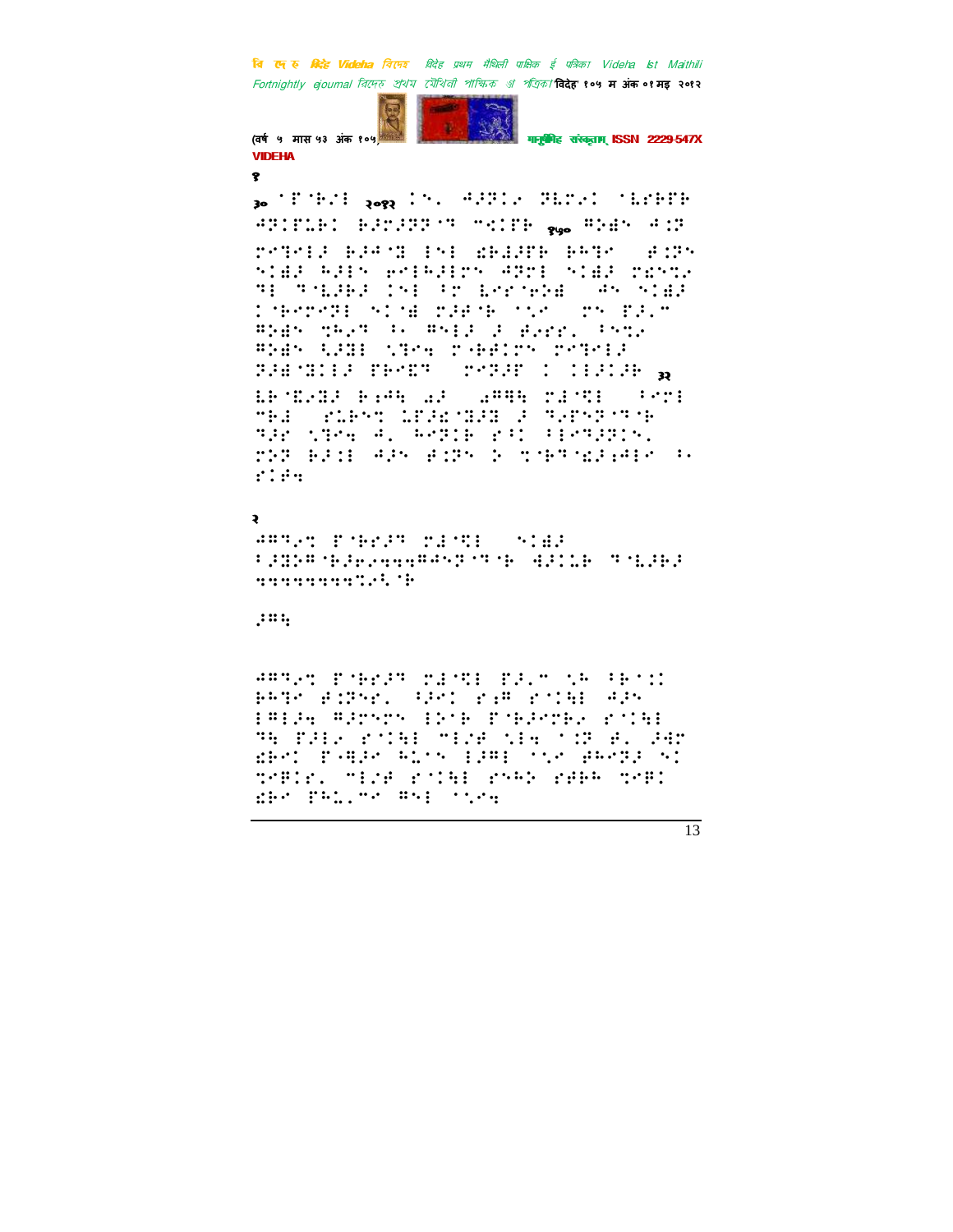१

२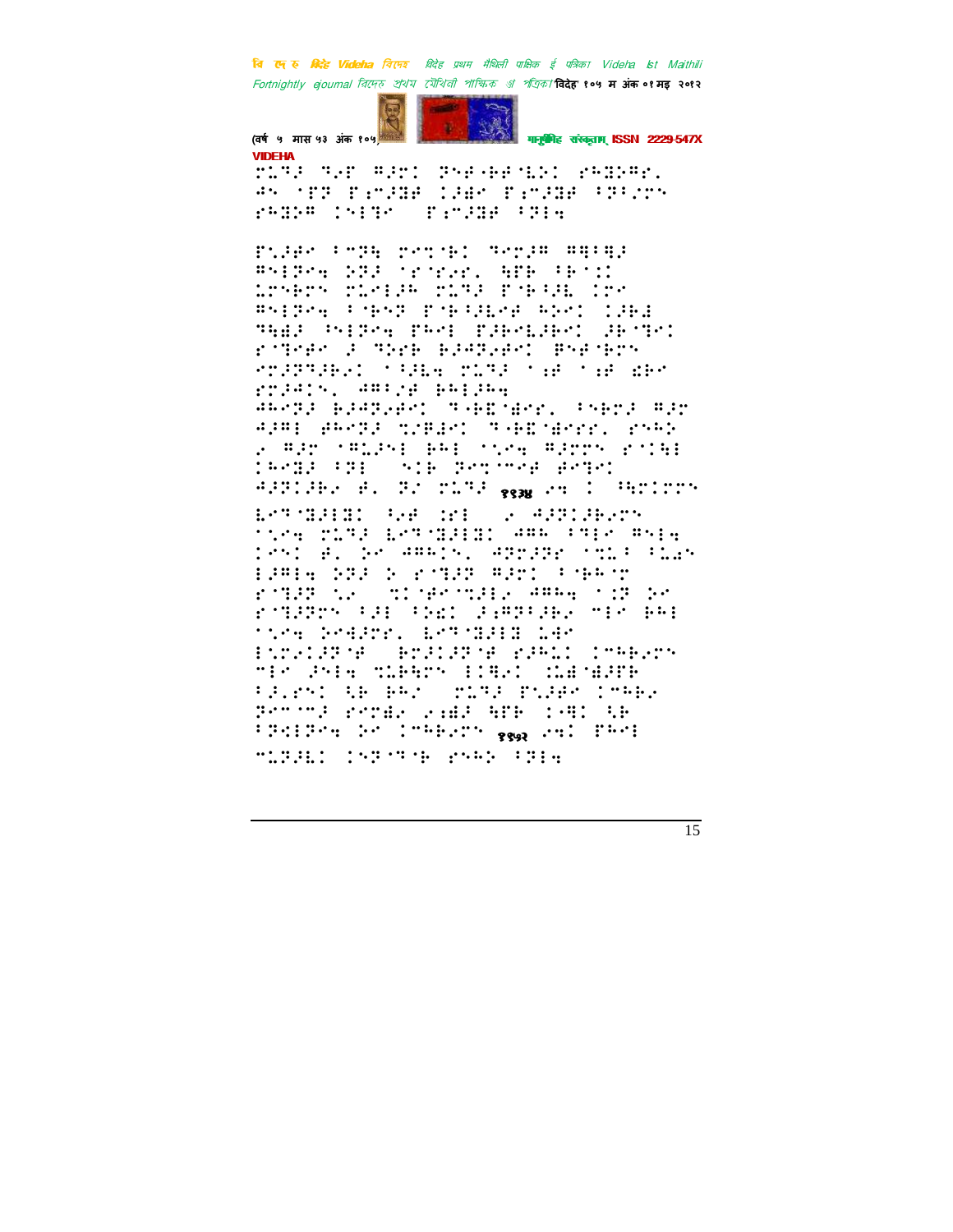VIDEHA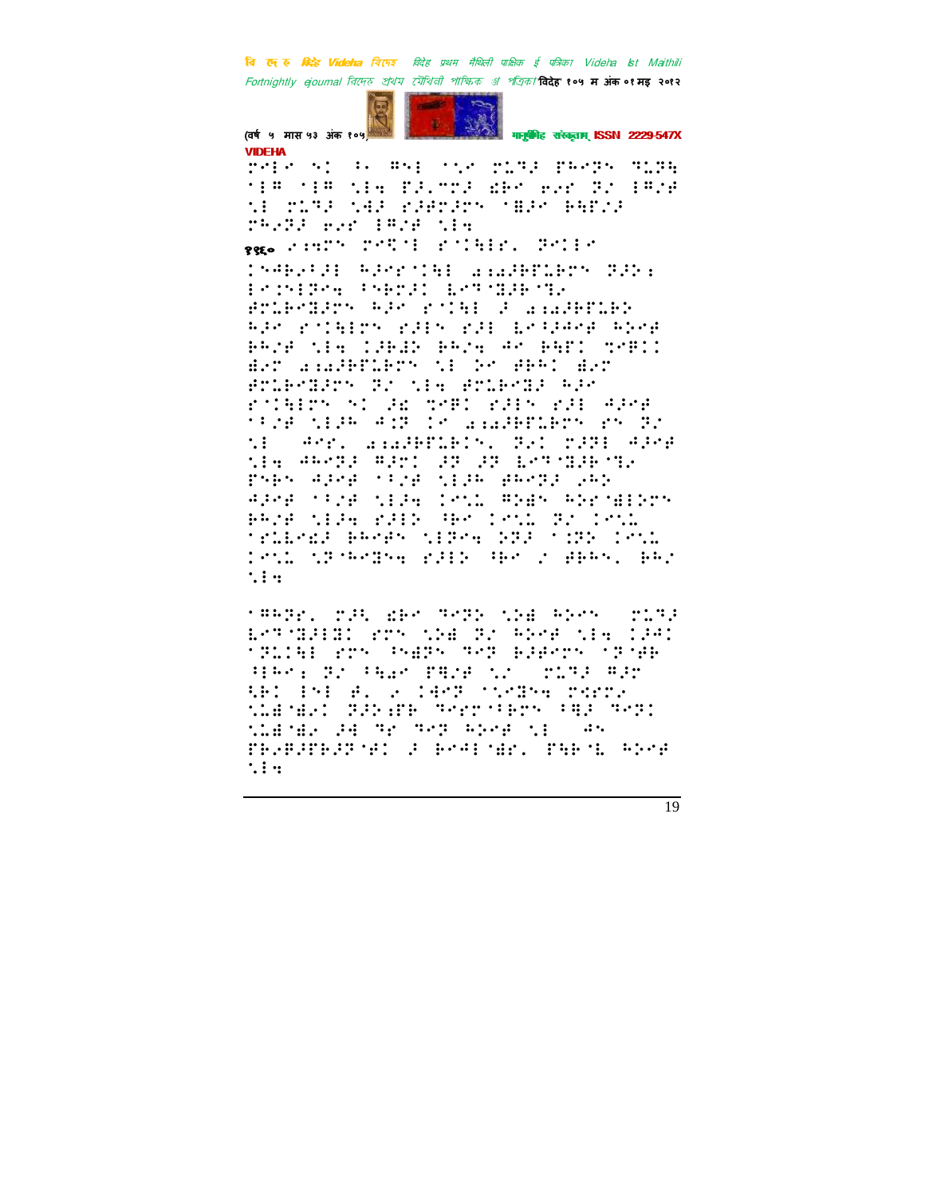१९६०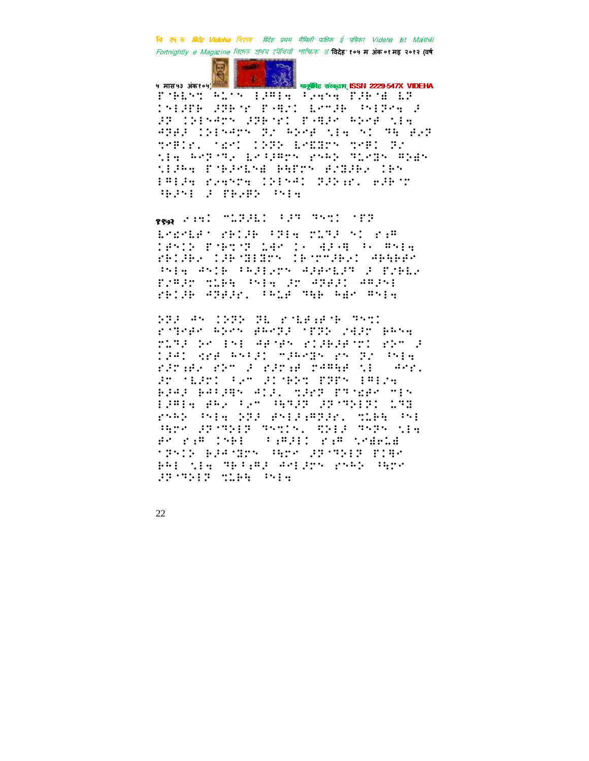P'BLST HLST ESBIA PRAST PSBIB LP
KSESPB SPBIS P-BSK LSTSB PSERAA S
SP KSESPBS SPBISK P-BSK HSBP TEA
SPBS KSESPBS PS HSBP TEA SK PA BSP
TBBIS. TBSK KSPS LSEPS TBSK PS
TEA HBPTS LSPSBPS PSBS PLSPS BSBS
TESBA PTBSLSB BBPPS BSBSBS KBS
EBESA PSAST KSESAK PSSSP. BSBTP
BSSE S PBSBS PSEA

११७२ ... ... ... ...

LSBLPS PBKSB PSEA TLPS SK PSB
KBSKS PTBTP LBS KS BSBB PS BSEA
PBKSBS KSBPLEPS KBTTSBSK BBBBPS
PSEA BSKB PBSESPS BSBSLSP S PSBLS
PSBSP TLBB PSEA SP BPBSK BBSSE
PBKSB BPBSP. PBLB PBB BBS BSEA

SPS BS KSPS PL PSLPSBB PSTK
PSTPBS BSPS BBSPS TPPS SBSP BBSA
PLPS SS ESE BBTBS PKSBSBTK PST S
KSBK BPB BSESK TSBSPS PS PS PSEA
PSPSBS PST S PSPSB PSBBB TE BSP.
SP TLSPK PST SKTBST PPPS EBESA
BSBS BBPSBS BSS. TSPP PPTBBS TES
ESBEA BBS PST BBPSP SPTPSEPK LPB
PSBS PSEA SPS BSESPBSPS. TLBB PSE
BBPS SPTPSEP PSTKS. BPES PSPS TEA
BS PSB KSBE PSBSEK PSB TSBBLB
TPSKS BSBTPS BBPS SPTPSEP PKBS
BBE TEA PBPSBS BSESPS PSBS BBPS
SPTPSEP TLBB PSEA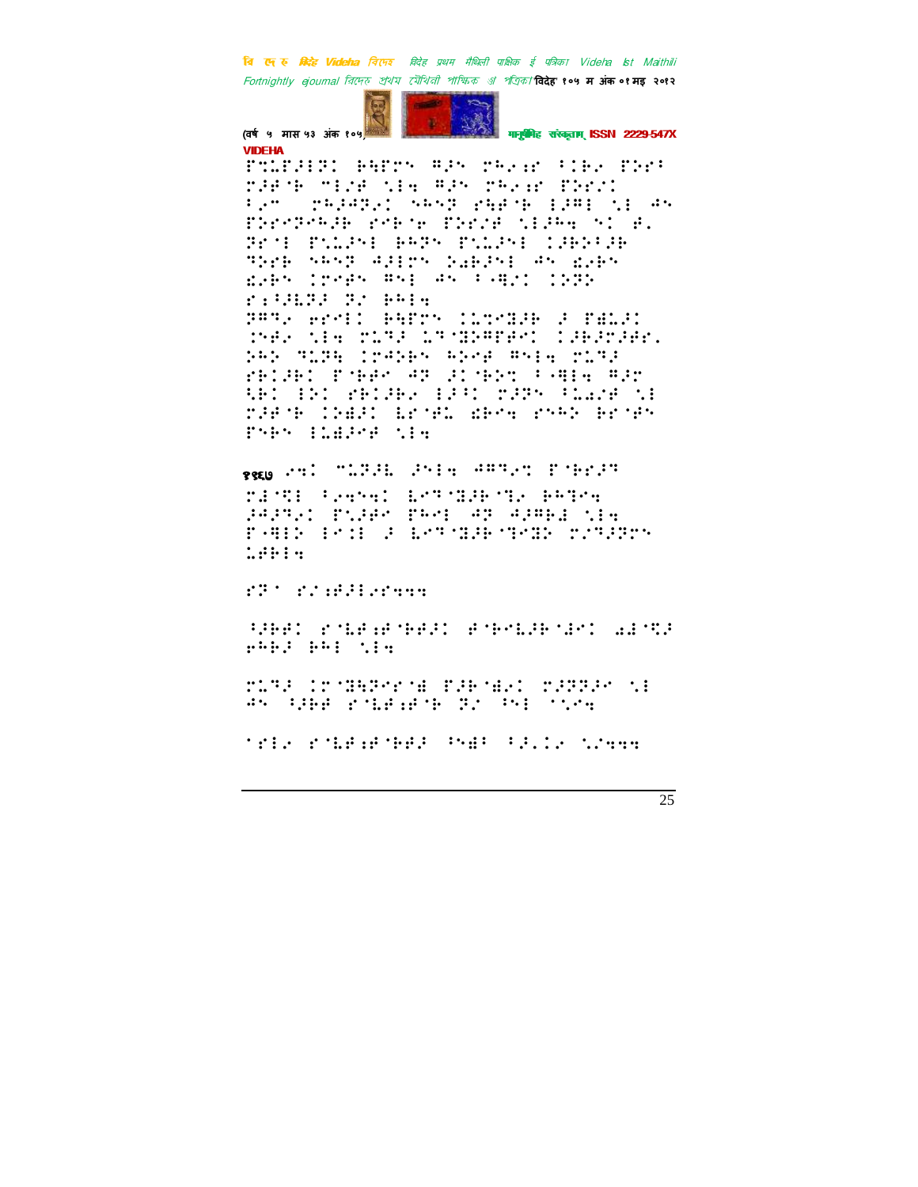VIDEHA

⠏⠙⠥⠏⠚⠇⠏⠅ ⠃⠓⠋⠗⠝ ⠻⠚⠝ ⠍⠓⠢⠻ ⠈⠊⠃⠢ ⠏⠕⠗⠈ ⠗⠚⠋⠘⠃ ⠉⠇⠴⠋ ⠎⠇⠩ ⠻⠚⠝ ⠍⠓⠢⠻ ⠏⠕⠗⠴⠅ ⠈⠢⠉ ⠍⠓⠚⠲⠕⠢⠅ ⠎⠓⠝⠕ ⠗⠻⠋⠘⠃ ⠇⠚⠻⠇ ⠎⠇ ⠲⠝ ⠏⠕⠗⠉⠕⠓⠚⠃ ⠗⠉⠃⠘⠢ ⠏⠕⠗⠴⠋ ⠎⠇⠚⠓⠩ ⠝⠅ ⠋⠄ ⠕⠗⠘⠇ ⠏⠥⠇⠚⠝⠇ ⠃⠓⠕⠝ ⠏⠥⠇⠚⠝⠇ ⠅⠚⠃⠕⠈⠚⠃ ⠞⠕⠗⠃ ⠎⠓⠝⠕ ⠲⠚⠇⠗⠝ ⠕⠜⠃⠚⠝⠇ ⠲⠝ ⠱⠢⠃⠝ ⠱⠢⠃⠝ ⠅⠗⠋⠃⠝ ⠻⠝⠇ ⠲⠝ ⠈⠤⠻⠴⠅ ⠅⠕⠕⠕ ⠗⠱⠈⠚⠇⠕⠚ ⠕⠴ ⠃⠓⠇⠩

⠕⠻⠕⠢ ⠑⠗⠉⠇⠅ ⠃⠓⠋⠗⠝ ⠅⠥⠞⠉⠻⠚⠃ ⠚ ⠏⠙⠇⠚⠅ ⠅⠝⠋⠢ ⠎⠇⠩ ⠍⠥⠕⠚ ⠥⠕⠘⠻⠕⠻⠋⠑⠅ ⠅⠚⠃⠚⠗⠚⠋⠗⠄ ⠕⠓⠕ ⠕⠥⠕⠩ ⠅⠗⠲⠕⠃⠝ ⠓⠕⠗⠋ ⠻⠝⠇⠩ ⠍⠥⠕⠚ ⠗⠃⠅⠚⠃⠅ ⠏⠘⠃⠋⠉ ⠲⠕ ⠚⠅⠘⠃⠕⠹ ⠈⠤⠻⠇⠩ ⠻⠚⠗ ⠎⠃⠅ ⠇⠕⠅ ⠗⠃⠅⠚⠃⠢ ⠇⠚⠈⠅ ⠍⠚⠕⠝ ⠈⠥⠜⠴⠋ ⠎⠇ ⠍⠚⠋⠘⠃ ⠅⠕⠙⠚⠅ ⠇⠗⠘⠋⠥ ⠱⠃⠗⠩ ⠗⠝⠓⠕ ⠃⠗⠘⠋⠝ ⠏⠝⠃⠝ ⠇⠥⠙⠚⠗⠋ ⠎⠇⠩

१९६७ ⠢⠩⠅ ⠉⠥⠕⠚⠇ ⠚⠝⠇⠩ ⠲⠻⠕⠢⠹ ⠏⠘⠃⠗⠚⠕ ⠍⠙⠘⠻⠇ ⠈⠢⠩⠝⠩⠅ ⠇⠗⠕⠘⠻⠚⠃⠘⠕⠢ ⠃⠓⠕⠗⠩ ⠚⠲⠚⠕⠢⠅ ⠏⠥⠚⠋⠉ ⠏⠓⠗⠇ ⠲⠕ ⠲⠚⠻⠃⠙ ⠎⠇⠩ ⠏⠤⠻⠇⠕ ⠇⠗⠅⠇ ⠚ ⠇⠗⠕⠘⠻⠚⠃⠘⠕⠻⠕ ⠍⠴⠕⠚⠕⠗⠝ ⠥⠋⠃⠇⠩

⠗⠕⠈ ⠗⠴⠱⠋⠚⠇⠢⠗⠩⠩⠩

⠘⠚⠃⠋⠅ ⠗⠘⠇⠋⠱⠋⠘⠃⠋⠚⠅ ⠋⠘⠃⠗⠇⠚⠃⠘⠙⠗⠅ ⠥⠙⠘⠹⠚ ⠑⠓⠃⠚ ⠃⠓⠇ ⠎⠇⠩

⠍⠥⠕⠚ ⠅⠗⠘⠻⠓⠕⠗⠗⠘⠙ ⠏⠚⠃⠘⠙⠢⠅ ⠍⠚⠕⠕⠚⠉ ⠎⠇ ⠲⠝ ⠘⠚⠃⠋ ⠗⠘⠇⠋⠱⠋⠘⠃ ⠕⠴ ⠘⠝⠇ ⠘⠎⠴⠢⠩

⠈⠗⠇⠢ ⠗⠘⠇⠋⠱⠋⠘⠃⠋⠚ ⠘⠝⠙⠈ ⠈⠚⠄⠅⠢ ⠎⠴⠢⠩⠩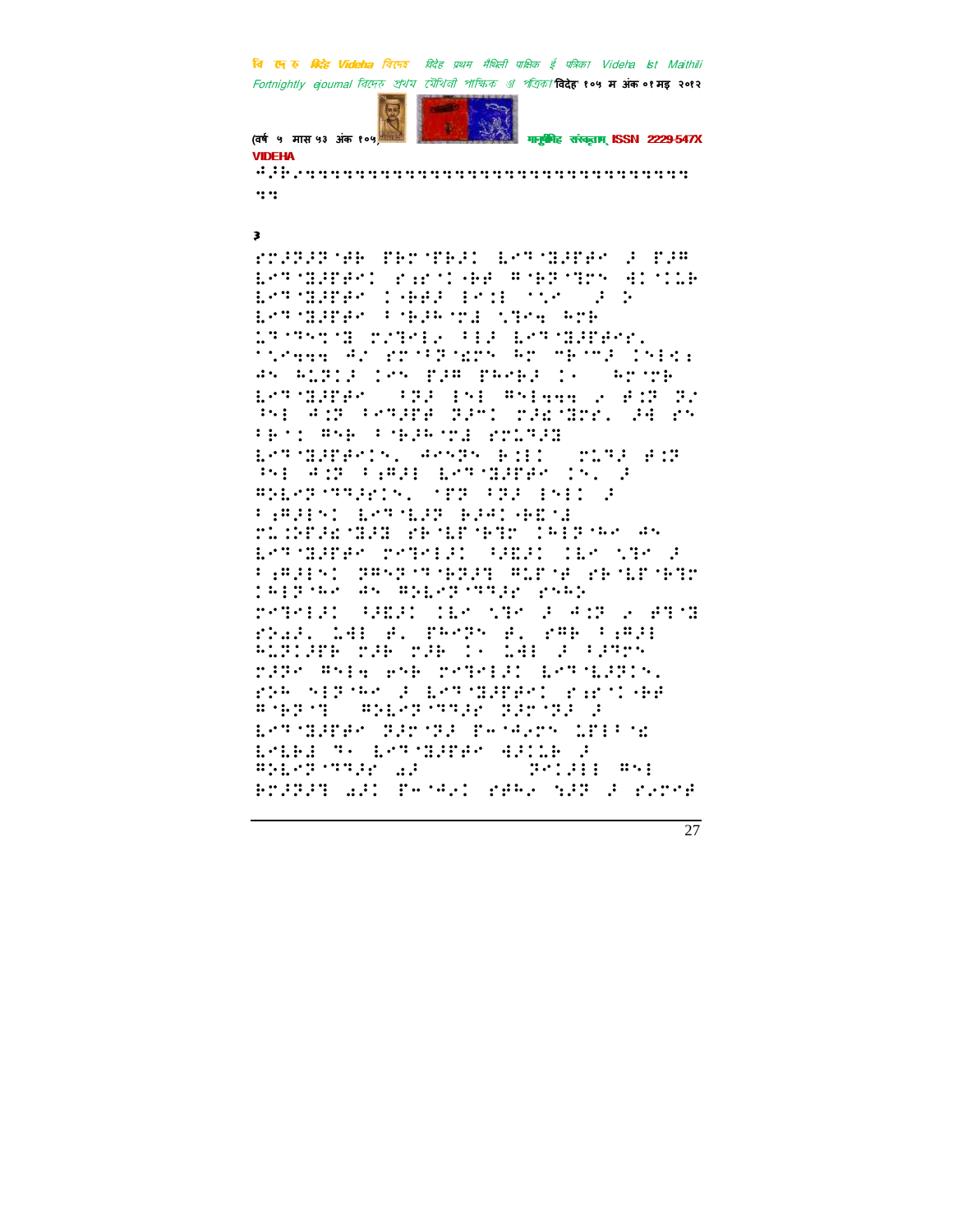३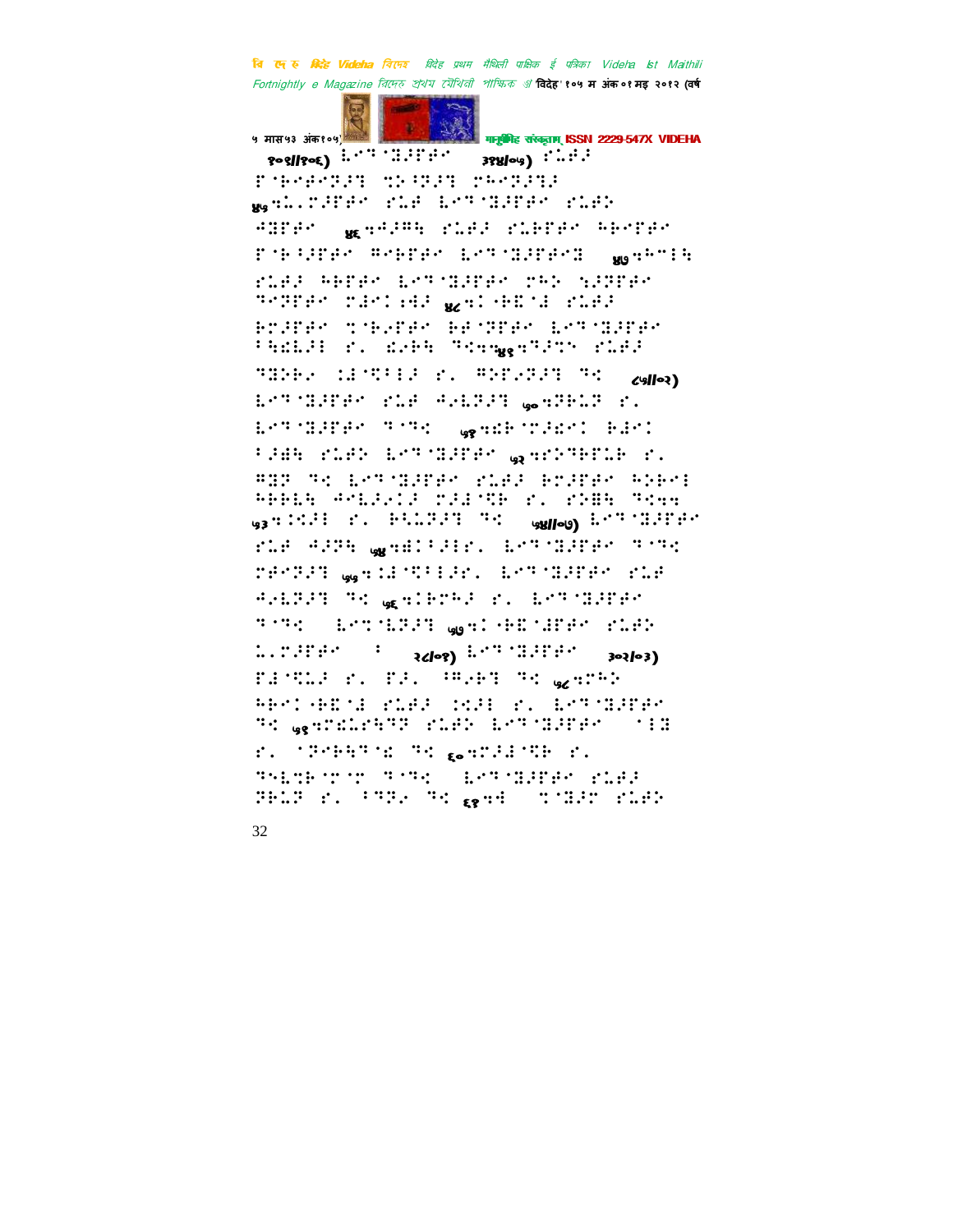१०६/१०६) ⠇⠎⠙⠈⠽⠼⠋⠑⠎ ३१४/०५) ⠗⠥⠑⠜

⠋⠚⠗⠑⠎⠏⠼⠙ ⠹⠕⠸⠏⠼⠙ ⠗⠓⠎⠏⠼⠙⠜

४५⠹⠡⠄⠗⠼⠋⠑⠎ ⠗⠥⠑ ⠇⠎⠙⠈⠽⠼⠋⠑⠎ ⠗⠥⠑⠕

⠚⠽⠋⠑⠎ ४६⠹⠚⠼⠻⠓ ⠗⠥⠑⠜ ⠗⠥⠗⠋⠑⠎ ⠓⠗⠎⠋⠑⠎

⠋⠚⠗⠸⠼⠋⠑⠎ ⠻⠗⠃⠋⠑⠎ ⠇⠎⠙⠈⠽⠼⠋⠑⠎⠽ ४७⠹⠓⠍⠂⠓

⠗⠥⠑⠜ ⠓⠗⠋⠑⠎ ⠇⠎⠙⠈⠽⠼⠋⠑⠎ ⠗⠓⠕ ⠎⠼⠽⠋⠑⠎

⠙⠽⠋⠑⠎ ⠗⠼⠎⠡⠻⠜ ४८⠹⠡⠚⠃⠫⠈⠼ ⠗⠥⠑⠜

⠃⠗⠼⠋⠑⠎ ⠹⠚⠢⠋⠑⠎ ⠃⠑⠈⠽⠋⠑⠎ ⠇⠎⠙⠈⠽⠼⠋⠑⠎

⠸⠓⠫⠇⠼⠂ ⠗⠄ ⠫⠢⠃⠓ ⠙⠹⠹४९⠹⠙⠼⠹ ⠗⠥⠑⠜

⠙⠽⠕⠃⠢ ⠡⠼⠹⠸⠂⠜ ⠗⠄ ⠻⠕⠋⠢⠏⠼⠙ ⠙⠹ ८५/०२)

⠇⠎⠙⠈⠽⠼⠋⠑⠎ ⠗⠥⠑ ⠚⠢⠇⠏⠼⠙ ५०⠹⠙⠃⠇⠏ ⠗⠄

⠇⠎⠙⠈⠽⠼⠋⠑⠎ ⠙⠈⠙⠹ ५१⠹⠫⠃⠈⠗⠼⠫⠎⠡ ⠃⠼⠎⠡

⠸⠼⠱⠓ ⠗⠥⠑⠕ ⠇⠎⠙⠈⠽⠼⠋⠑⠎ ५२⠹⠗⠕⠙⠃⠋⠇⠃ ⠗⠄

⠻⠽⠏ ⠙⠹ ⠇⠎⠙⠈⠽⠼⠋⠑⠎ ⠗⠥⠑⠜ ⠃⠗⠼⠋⠑⠎ ⠓⠕⠃⠑⠂

⠓⠗⠃⠇⠓ ⠚⠢⠇⠼⠢⠡⠜ ⠗⠼⠼⠹⠃ ⠗⠄ ⠗⠕⠱⠓ ⠙⠹⠹

५३⠹⠡⠹⠼⠂ ⠗⠄ ⠃⠹⠇⠏⠼⠙ ⠙⠹ ५४/०७) ⠇⠎⠙⠈⠽⠼⠋⠑⠎

⠗⠥⠑ ⠚⠼⠽⠓ ५४⠹⠫⠡⠸⠼⠂⠗⠄ ⠇⠎⠙⠈⠽⠼⠋⠑⠎ ⠙⠈⠙⠹

⠗⠑⠎⠏⠼⠙ ५५⠹⠡⠼⠹⠸⠂⠼⠗⠄ ⠇⠎⠙⠈⠽⠼⠋⠑⠎ ⠗⠥⠑

⠚⠢⠇⠏⠼⠙ ⠙⠹ ५६⠹⠡⠃⠗⠓⠜ ⠗⠄ ⠇⠎⠙⠈⠽⠼⠋⠑⠎

⠙⠈⠙⠹ ⠇⠎⠹⠈⠇⠏⠼⠙ ५७⠹⠡⠚⠃⠫⠈⠼⠋⠑⠎ ⠗⠥⠑⠕

⠡⠄⠗⠼⠋⠑⠎ ⠸ २८/०१) ⠇⠎⠙⠈⠽⠼⠋⠑⠎ ३०२/०३)

⠋⠼⠈⠹⠇⠜ ⠗⠄ ⠋⠜⠄ ⠸⠻⠢⠃⠙ ⠙⠹ ५८⠹⠗⠓⠕

⠓⠃⠎⠡⠚⠃⠫⠈⠼ ⠗⠥⠑⠜ ⠡⠹⠼⠂ ⠗⠄ ⠇⠎⠙⠈⠽⠼⠋⠑⠎

⠙⠹ ५९⠹⠗⠫⠇⠗⠓⠙⠽ ⠗⠥⠑⠕ ⠇⠎⠙⠈⠽⠼⠋⠑⠎ ⠈⠂⠽

⠗⠄ ⠈⠽⠗⠃⠓⠙⠈⠫ ⠙⠹ ६०⠹⠗⠼⠼⠈⠹⠃ ⠗⠄

⠙⠓⠇⠹⠃⠈⠗⠈⠗ ⠙⠈⠙⠹ ⠇⠎⠙⠈⠽⠼⠋⠑⠎ ⠗⠥⠑⠜

⠽⠃⠇⠏ ⠗⠄ ⠸⠙⠽⠢ ⠙⠹ ६१⠹⠚ ⠹⠈⠽⠼⠗ ⠗⠥⠑⠕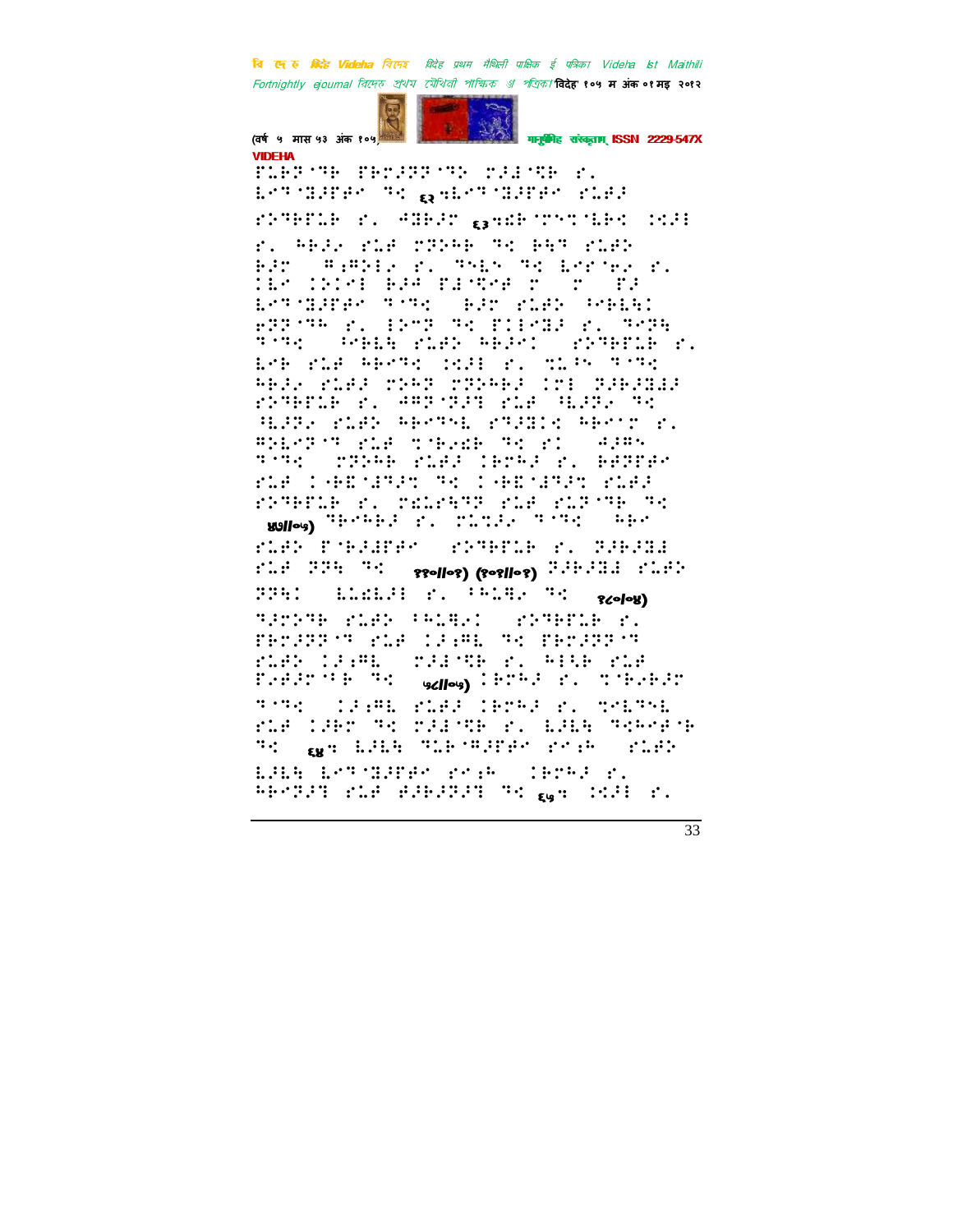VIDEHA

⠋⠥⠗⠗⠊⠹⠗ ⠋⠗⠉⠗⠗⠗⠊⠹⠕ ⠉⠗⠁⠊⠹⠗ ⠊⠄ ⠇⠑⠹⠊⠙⠗⠋⠗⠑ ⠹⠉ ⠑⠗⠇⠑⠹⠊⠙⠗⠋⠗⠑ ⠊⠥⠗⠗ ⠊⠕⠹⠗⠋⠥⠗ ⠊⠄ ⠁⠙⠗⠗⠉ ⠑⠗⠗⠗⠉⠹⠉⠹⠇⠗⠉ ⠊⠉⠗⠇ ⠊⠄ ⠓⠗⠗⠗ ⠊⠥⠗ ⠉⠗⠕⠓⠗ ⠹⠉ ⠗⠓⠹ ⠊⠥⠗⠕ ⠗⠗⠉ ⠓⠗⠓⠕⠇⠗ ⠊⠄ ⠹⠕⠇⠕ ⠹⠉ ⠇⠗⠗⠊⠗⠗ ⠊⠄ ⠇⠗ ⠉⠕⠉⠗⠇ ⠗⠗⠁ ⠋⠗⠹⠗⠗ ⠗ ⠗ ⠋⠗ ⠇⠑⠹⠊⠙⠗⠋⠗⠑ ⠹⠊⠹⠉ ⠗⠗⠉ ⠊⠥⠗⠕ ⠓⠗⠗⠓⠉ ⠗⠗⠗⠊⠹⠓ ⠊⠄ ⠇⠕⠗⠹ ⠹⠉ ⠋⠇⠇⠗⠙⠗ ⠊⠄ ⠹⠗⠗⠓ ⠹⠊⠹⠉ ⠓⠗⠓⠓ ⠊⠥⠗⠕ ⠓⠗⠗⠗⠇ ⠊⠕⠹⠗⠋⠥⠗ ⠊⠄ ⠇⠗⠗ ⠊⠥⠗ ⠓⠗⠗⠹⠉ ⠊⠉⠗⠇ ⠊⠄ ⠹⠥⠓⠕ ⠹⠊⠹⠉ ⠓⠗⠗⠗ ⠊⠥⠗⠗ ⠉⠕⠓⠹ ⠉⠹⠕⠓⠗⠗ ⠇⠉⠇ ⠹⠗⠗⠗⠙⠗⠗ ⠊⠕⠹⠗⠋⠥⠗ ⠊⠄ ⠁⠓⠹⠊⠹⠗⠹ ⠊⠥⠗ ⠓⠗⠗⠗⠗ ⠹⠉ ⠓⠗⠗⠗⠗ ⠊⠥⠗⠕ ⠓⠗⠗⠹⠇ ⠗⠹⠗⠙⠇⠉ ⠓⠗⠗⠗ ⠊⠄ ⠓⠕⠇⠗⠗⠊⠹ ⠊⠥⠗ ⠹⠊⠗⠗⠑⠗ ⠹⠉ ⠗⠊ ⠁⠗⠓⠕ ⠹⠊⠹⠉ ⠉⠹⠕⠓⠗ ⠊⠥⠗⠗ ⠇⠗⠗⠗⠗ ⠊⠄ ⠗⠗⠹⠗⠗⠗ ⠊⠥⠗ ⠇⠊⠗⠑⠙⠗⠗⠹ ⠹⠉ ⠇⠊⠗⠑⠙⠗⠗⠹ ⠊⠥⠗⠗ ⠊⠕⠹⠗⠋⠥⠗ ⠊⠄ ⠉⠑⠇⠗⠓⠹⠗ ⠊⠥⠗ ⠊⠥⠗⠊⠹⠗ ⠹⠉ (४७/०५) ⠹⠗⠗⠓⠗⠗ ⠊⠄ ⠉⠥⠹⠗⠕ ⠹⠊⠹⠉ ⠓⠗⠗ ⠊⠥⠗⠕ ⠋⠊⠗⠗⠙⠗⠗⠑ ⠊⠕⠹⠗⠋⠥⠗ ⠊⠄ ⠹⠗⠗⠗⠙⠗ ⠊⠥⠗ ⠗⠗⠓ ⠹⠉ (११/०१) (१०१/०१) ⠹⠗⠗⠗⠙⠗ ⠊⠥⠗⠕ ⠗⠗⠓⠇ ⠇⠇⠑⠇⠗⠇ ⠊⠄ ⠓⠗⠇⠹⠕ ⠹⠉ (१८/०४) ⠹⠗⠉⠕⠹⠗ ⠊⠥⠗⠕ ⠓⠗⠇⠹⠕⠇ ⠊⠕⠹⠗⠋⠥⠗ ⠊⠄ ⠋⠗⠉⠗⠗⠗⠹ ⠊⠥⠗ ⠇⠗⠗⠗⠇ ⠹⠉ ⠋⠗⠉⠗⠗⠗⠹ ⠊⠥⠗⠕ ⠇⠗⠗⠗⠇ ⠉⠗⠁⠊⠹⠗ ⠊⠄ ⠓⠊⠓⠗ ⠊⠥⠗ ⠋⠗⠗⠗⠉⠊⠗ ⠹⠉ (५८/०५) ⠇⠗⠉⠓⠗ ⠊⠄ ⠹⠊⠗⠗⠗⠗⠉ ⠹⠊⠹⠉ ⠇⠗⠗⠗⠇ ⠊⠥⠗⠗ ⠇⠗⠉⠓⠗ ⠊⠄ ⠹⠑⠇⠹⠹⠇ ⠊⠥⠗ ⠇⠗⠗⠉ ⠹⠉ ⠉⠗⠁⠊⠹⠗ ⠊⠄ ⠇⠗⠇⠓ ⠹⠉⠓⠗⠗⠊⠗ ⠹⠉ ६४⠹ ⠇⠗⠇⠓ ⠹⠥⠗⠊⠗⠗⠗⠑ ⠗⠗⠗⠓ ⠊⠥⠗⠕ ⠇⠗⠇⠓ ⠇⠑⠹⠊⠙⠗⠋⠗⠑ ⠗⠗⠗⠓ ⠇⠗⠉⠓⠗ ⠊⠄ ⠓⠗⠗⠹⠗⠹ ⠊⠥⠗ ⠗⠗⠗⠗⠗⠹ ⠹⠉ ६५⠹ ⠊⠉⠗⠇ ⠊⠄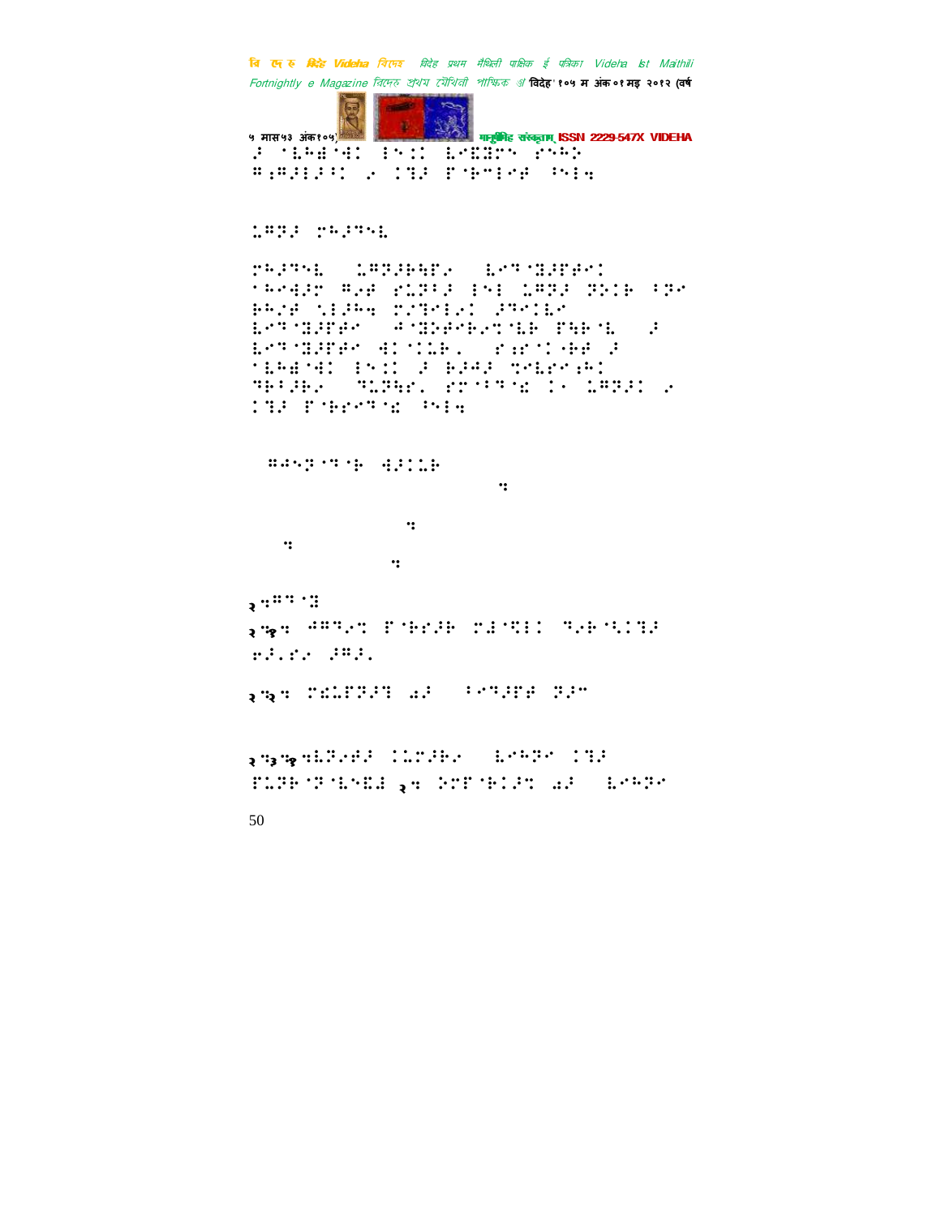⠜⠀⠁⠇⠓⠻⠈⠻⠅⠀⠃⠢⠅⠅⠀⠇⠑⠿⠻⠉⠀⠗⠢⠓⠕
⠛⠆⠛⠜⠇⠜⠋⠅⠀⠔⠀⠅⠹⠜⠀⠏⠈⠃⠉⠇⠑⠀⠓⠢⠇⠲

⠥⠛⠝⠜⠀⠍⠓⠜⠹⠢⠇

⠍⠓⠜⠹⠢⠇⠀⠀⠥⠛⠝⠜⠗⠓⠏⠔⠀⠀⠇⠑⠹⠈⠻⠜⠏⠑⠑⠅
⠁⠓⠑⠚⠜⠉⠀⠛⠔⠑⠀⠗⠥⠝⠋⠜⠀⠃⠢⠇⠀⠥⠛⠝⠜⠀⠝⠕⠅⠗⠀⠋⠝⠑
⠗⠓⠌⠑⠀⠡⠇⠜⠓⠲⠀⠍⠌⠹⠑⠇⠔⠅⠀⠜⠹⠑⠅⠇⠑
⠇⠑⠹⠈⠻⠜⠏⠑⠑⠀⠀⠛⠈⠻⠕⠑⠑⠗⠔⠞⠈⠇⠗⠀⠏⠓⠗⠈⠇⠀⠀⠜
⠇⠑⠹⠈⠻⠜⠏⠑⠑⠀⠚⠅⠈⠅⠥⠗⠄⠀⠀⠗⠆⠗⠈⠅⠈⠗⠑⠀⠜
⠁⠇⠓⠻⠈⠻⠅⠀⠃⠢⠅⠅⠀⠜⠀⠗⠜⠚⠜⠀⠞⠑⠇⠗⠑⠆⠓⠅
⠹⠗⠋⠜⠗⠔⠀⠀⠹⠥⠝⠓⠗⠄⠀⠗⠍⠈⠋⠹⠈⠎⠀⠅⠂⠀⠥⠛⠝⠜⠅⠀⠔
⠅⠹⠜⠀⠏⠈⠗⠗⠑⠹⠈⠎⠀⠓⠢⠇⠲

⠀⠛⠚⠢⠝⠈⠹⠈⠗⠀⠚⠜⠅⠥⠗

२⠲⠛⠹⠈⠻

२⠲१⠲⠀⠚⠛⠹⠔⠞⠀⠏⠈⠗⠗⠜⠗⠀⠍⠻⠈⠿⠇⠅⠀⠹⠔⠗⠈⠡⠅⠹⠜
⠖⠜⠄⠗⠔⠀⠜⠛⠜⠄

२⠲२⠲⠀⠍⠎⠥⠏⠝⠜⠹⠀⠡⠜⠀⠀⠋⠑⠹⠜⠏⠑⠀⠝⠜⠉

२⠲३⠲१⠲⠇⠝⠔⠑⠜⠀⠅⠥⠍⠜⠗⠔⠀⠀⠇⠑⠓⠝⠑⠀⠅⠹⠜
⠏⠥⠝⠗⠈⠝⠈⠇⠑⠎⠀२⠲⠀⠕⠍⠏⠈⠗⠅⠜⠞⠀⠡⠜⠀⠀⠇⠑⠓⠝⠑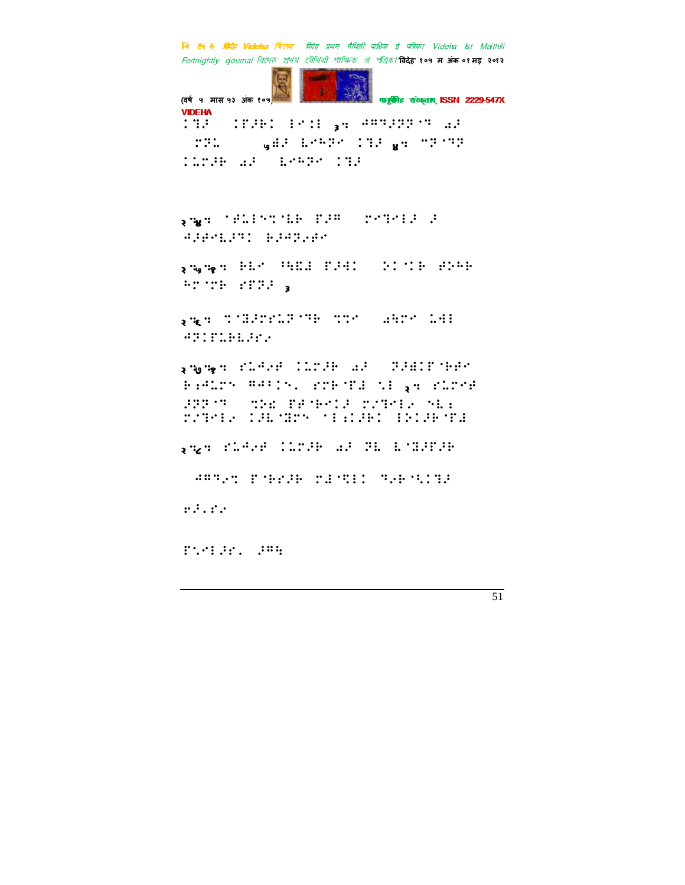⠊⠹⠆ ⠀⠊⠋⠆⠗⠊ ⠅⠢⠊⠅ ३⠒ ⠲⠛⠹⠆⠝⠝⠢⠹ �034⠆
⠀⠍⠝⠥⠀⠀⠀⠀⠀⠀⠀⠀⠀⠀⠀⠀ ५⠻⠆ ⠇⠢⠓⠝⠢ ⠊⠹⠆ ४⠒ ⠉⠝⠢⠹⠝
⠊⠥⠍⠆⠗ ⠴⠆ ⠀⠇⠢⠓⠝⠢ ⠊⠹⠆

२⠙४⠒ ⠈⠋⠥⠅⠢⠉⠈⠇⠗ ⠏⠆⠛ ⠀⠍⠢⠹⠢⠇⠆ ⠆
⠲⠆⠋⠢⠇⠆⠹⠊ ⠗⠆⠲⠝⠢⠋⠢

२⠙५⠙१⠒ ⠗⠇⠢ ⠫⠪⠻ ⠏⠆⠲⠊ ⠀⠕⠊⠈⠗ ⠋⠕⠓⠗
⠓⠍⠈⠍⠗ ⠎⠏⠝⠆ ३

२⠙६⠒ ⠉⠈⠻⠆⠍⠎⠥⠝⠈⠹⠗ ⠉⠉⠢ ⠀⠴⠓⠍⠢ ⠥⠲⠇
⠲⠝⠊⠏⠥⠗⠇⠆⠎⠢

२⠙७⠙१⠒ ⠎⠥⠲⠢⠋ ⠊⠥⠍⠆⠗ ⠴⠆ ⠀⠝⠆⠻⠊⠏⠈⠗⠋⠢
⠗⠆⠲⠥⠍⠔ ⠛⠲⠂⠊⠔⠄ ⠎⠍⠗⠈⠏⠻ ⠱⠇ २⠒ ⠎⠥⠍⠢⠋
⠆⠝⠝⠈⠹ ⠀⠉⠕⠫ ⠏⠋⠈⠗⠢⠊⠆ ⠍⠎⠹⠢⠇⠎ ⠪⠇⠆
⠍⠎⠹⠢⠇⠎ ⠊⠆⠇⠈⠻⠍⠔ ⠈⠇⠆⠊⠆⠗⠊ ⠇⠕⠊⠆⠗⠈⠏⠻

२⠙८⠒ ⠎⠥⠲⠢⠋ ⠊⠥⠍⠆⠗ ⠴⠆ ⠝⠇ ⠇⠈⠻⠆⠏⠆⠗

⠀⠲⠛⠹⠢⠉ ⠏⠈⠗⠎⠆⠗ ⠍⠻⠈⠹⠊⠊ ⠹⠢⠗⠈⠡⠊⠹⠆

⠢⠆⠄⠎⠢

⠏⠡⠢⠇⠆⠎⠄ ⠆⠛⠫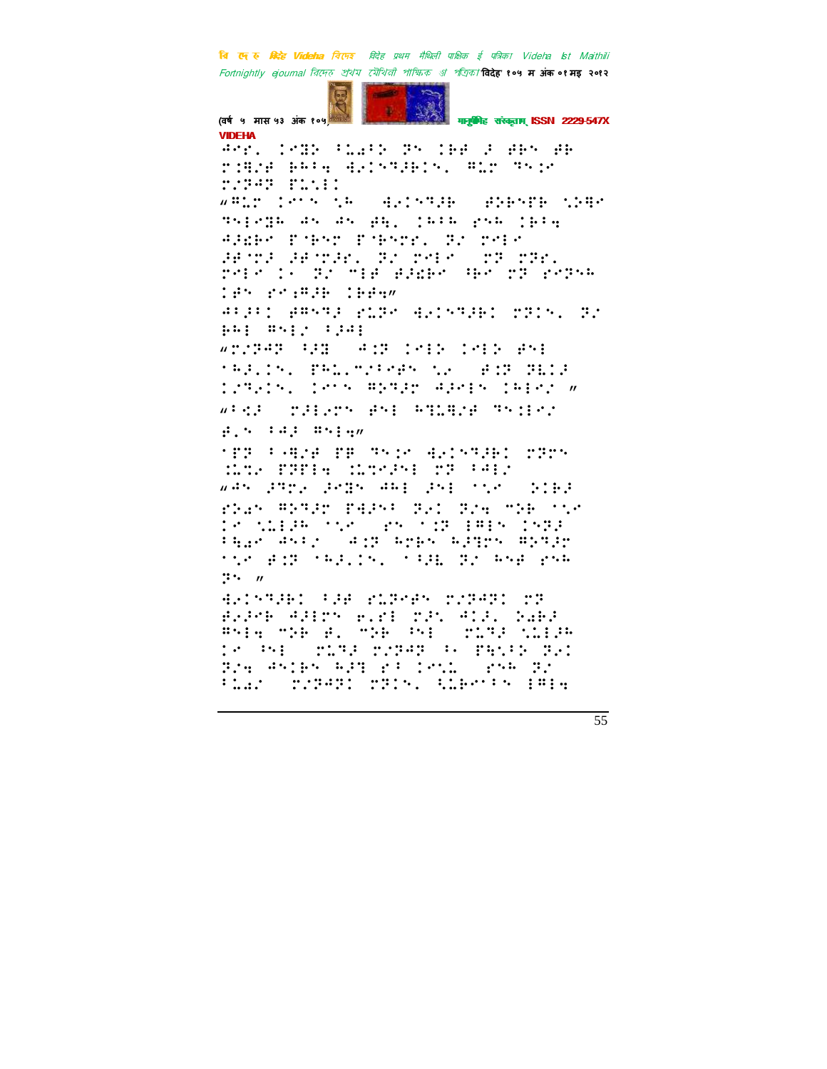VIDEHA

⠘⠏⠗⠂ ⠁⠉⠛⠃ ⠁⠇⠁⠁⠃ ⠝⠑ ⠁⠃⠋ ⠚ ⠋⠃⠑ ⠋⠃
⠗⠨⠽⠋ ⠃⠓⠁⠹ ⠹⠂⠁⠑⠝⠚⠃⠁⠑⠂ ⠛⠥⠗ ⠝⠑⠁⠊
⠗⠌⠏⠚⠝ ⠏⠥⠣⠂⠁

"⠛⠥⠗ ⠁⠊⠑ ⠡⠓ ⠹⠂⠁⠑⠝⠚⠃ ⠋⠕⠃⠑⠏⠃ ⠡⠕⠛⠊
⠝⠑⠂⠊⠛⠓ ⠙⠑ ⠙⠑ ⠋⠹⠂ ⠁⠓⠁⠓ ⠗⠑⠓ ⠁⠃⠁⠹
⠚⠚⠻⠃⠊ ⠏⠊⠃⠑⠗ ⠏⠊⠃⠑⠗⠗⠂ ⠝⠌ ⠗⠑⠂⠊
⠚⠋⠊⠚ ⠚⠋⠊⠚⠗⠂ ⠝⠌ ⠗⠑⠂⠊ ⠗⠝ ⠗⠝⠗⠂
⠗⠑⠂⠊ ⠁⠄ ⠝⠌ ⠍⠂⠋ ⠋⠚⠻⠃⠊ ⠓⠃⠊ ⠗⠝ ⠗⠑⠝⠑⠓
⠁⠋⠑ ⠗⠊⠆⠛⠚⠃ ⠁⠃⠋⠹"

⠙⠁⠚⠁⠁ ⠋⠛⠑⠝⠚ ⠗⠥⠏⠊ ⠹⠂⠁⠑⠝⠚⠃⠁ ⠗⠝⠁⠑⠂ ⠝⠌
⠃⠓⠂ ⠛⠑⠂⠌ ⠁⠚⠙⠂

"⠗⠌⠏⠚⠝ ⠓⠚⠛ ⠙⠁⠝ ⠁⠊⠂⠃ ⠁⠊⠂⠃ ⠋⠑⠂
⠁⠓⠚⠇⠁⠑⠂ ⠏⠓⠇⠂⠍⠌⠁⠊⠋⠑ ⠡⠊ ⠋⠁⠝ ⠝⠇⠁⠚
⠁⠌⠝⠚⠁⠑⠂ ⠁⠊⠑ ⠛⠕⠝⠚⠗ ⠙⠚⠊⠂⠑ ⠁⠓⠂⠊⠌ "

"⠁⠩⠚ ⠗⠚⠂⠊⠗⠑ ⠋⠑⠂ ⠓⠝⠇⠛⠌⠋ ⠝⠑⠁⠂⠊⠌
⠋⠂⠑ ⠁⠙⠚ ⠛⠑⠂⠹"

⠁⠏⠝ ⠁⠤⠛⠌⠋ ⠏⠃ ⠝⠑⠁⠊ ⠹⠂⠁⠑⠝⠚⠃⠁ ⠗⠝⠗⠑
⠨⠥⠞⠊ ⠏⠝⠏⠂⠹ ⠨⠥⠞⠊⠚⠑⠂ ⠗⠝ ⠁⠙⠂⠌

"⠙⠑ ⠚⠝⠗⠊ ⠚⠊⠛⠑ ⠙⠓⠂ ⠚⠑⠂ ⠡⠊ ⠕⠁⠃⠚
⠗⠃⠁⠑ ⠛⠕⠝⠚⠗ ⠏⠹⠚⠑⠁ ⠝⠊⠁ ⠝⠌⠹ ⠍⠕⠃ ⠡⠊
⠁⠊ ⠡⠥⠂⠚⠓ ⠡⠊ ⠗⠑ ⠡⠁⠝ ⠂⠛⠂⠑ ⠁⠑⠝⠚
⠁⠹⠁⠗ ⠙⠑⠁⠌ ⠙⠁⠝ ⠓⠗⠃⠑ ⠓⠚⠝⠗⠑ ⠛⠕⠝⠚⠗
⠡⠊ ⠋⠁⠝ ⠁⠓⠚⠇⠁⠑⠂ ⠁⠓⠚⠇ ⠝⠌ ⠓⠑⠋ ⠗⠑⠓
⠝⠑ "

⠹⠂⠁⠑⠝⠚⠃⠁ ⠁⠚⠋ ⠗⠥⠏⠊⠋⠑ ⠗⠌⠏⠚⠝⠁ ⠗⠝
⠋⠂⠚⠊⠃ ⠙⠚⠂⠗⠑ ⠋⠂⠗⠂ ⠗⠚⠑ ⠙⠁⠚⠂ ⠕⠁⠃⠚
⠛⠑⠂⠹ ⠍⠕⠃ ⠋⠂ ⠍⠕⠃ ⠁⠑⠂ ⠗⠥⠝⠚ ⠡⠥⠂⠚⠓
⠁⠊ ⠁⠑⠂ ⠗⠥⠝⠚ ⠗⠌⠏⠚⠝ ⠁⠄ ⠏⠹⠡⠁⠃ ⠝⠂⠁
⠝⠌⠹ ⠙⠑⠁⠃⠑ ⠓⠚⠝ ⠗⠁ ⠁⠊⠡⠇ ⠗⠑⠓ ⠝⠌
⠁⠥⠁⠌ ⠗⠌⠏⠚⠝⠁ ⠗⠝⠁⠑⠂ ⠩⠥⠃⠊⠁⠑ ⠂⠛⠂⠹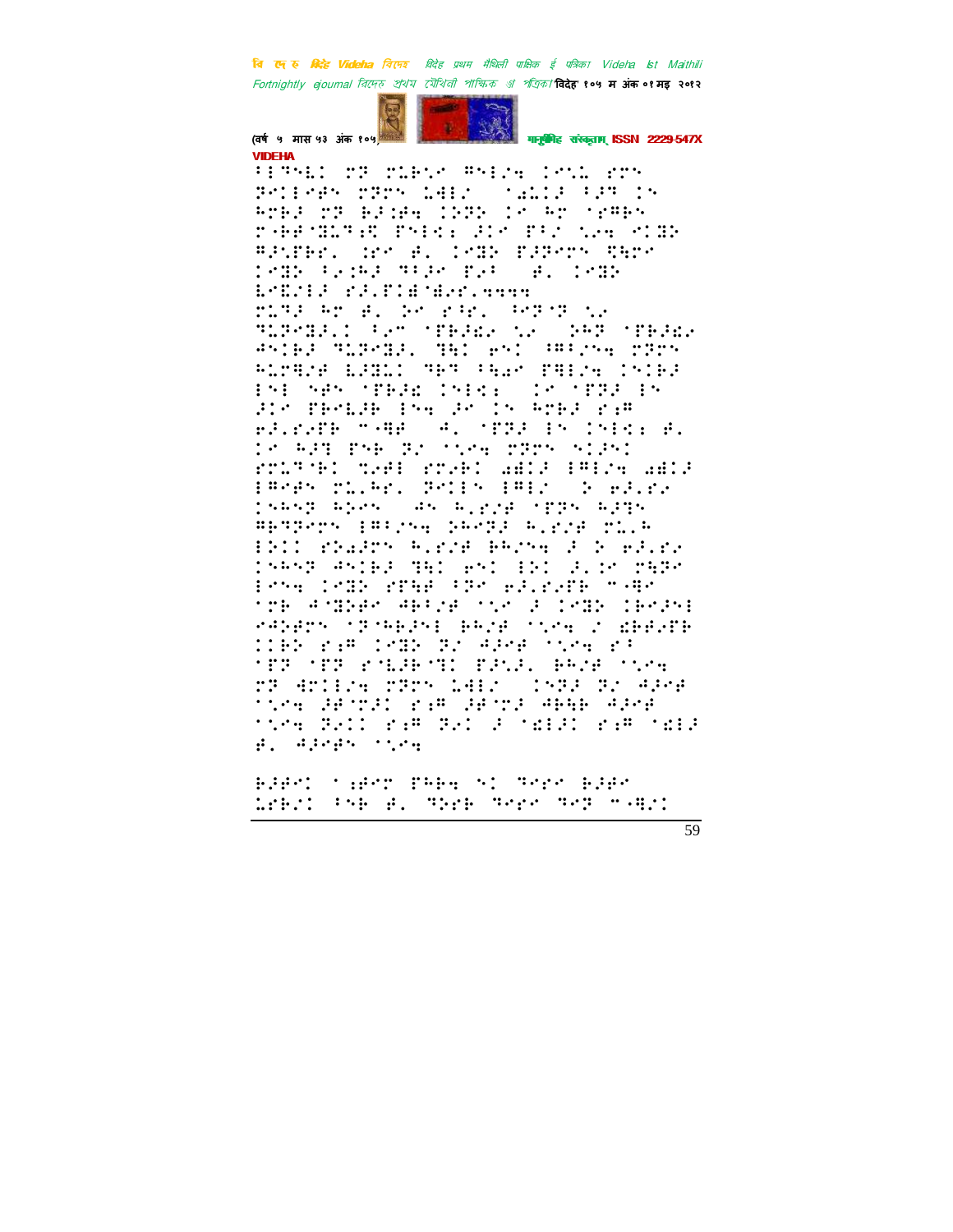VIDEHA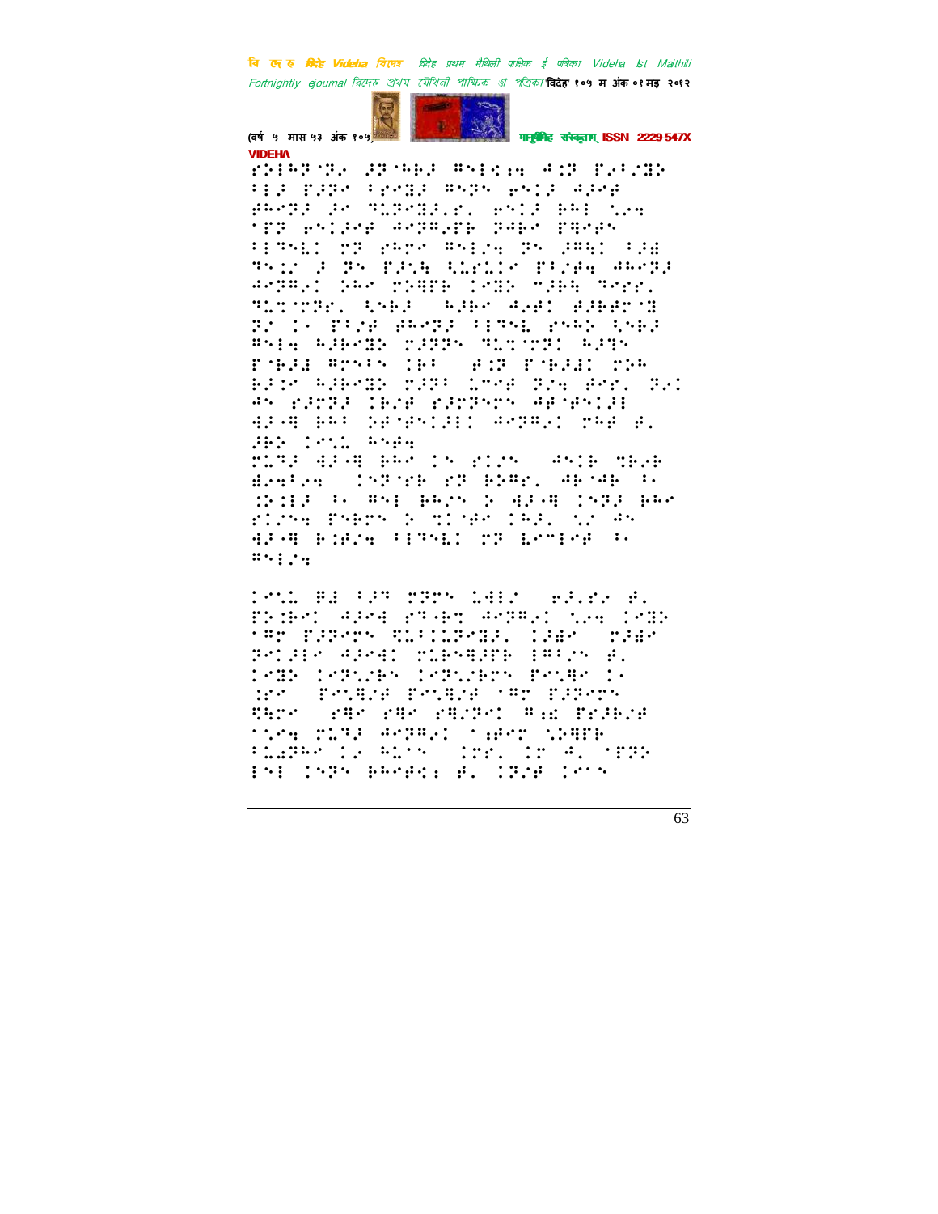VIDEHA

⠗⠕⠊⠓⠝⠈⠝⠊ ⠚⠝⠈⠓⠃⠚ ⠛⠑⠊⠅⠐⠹ ⠁⠐⠝ ⠏⠊⠁⠌⠙⠕ ⠀⠊⠚ ⠏⠚⠝⠑ ⠁⠗⠑⠛⠚ ⠛⠑⠝⠑ ⠑⠑⠊⠚ ⠁⠚⠑⠚ ⠛⠓⠑⠝⠚ ⠚⠑ ⠝⠥⠝⠑⠛⠚⠂⠗⠂ ⠑⠑⠊⠚ ⠃⠓⠊ ⠌⠑⠹ ⠈⠏⠝ ⠑⠑⠊⠚⠑⠚ ⠁⠑⠝⠛⠂⠏⠃ ⠝⠚⠃⠑ ⠏⠛⠑⠗⠑ ⠀⠊⠝⠑⠇⠁ ⠗⠝ ⠗⠓⠗⠑ ⠛⠑⠊⠌⠹ ⠝⠑ ⠚⠛⠓⠁ ⠁⠚⠫ ⠝⠑⠊⠌ ⠚ ⠝⠑ ⠏⠚⠌⠓ ⠺⠥⠗⠥⠊⠑ ⠏⠁⠌⠚⠹ ⠚⠓⠑⠝⠚ ⠚⠑⠝⠛⠂⠁ ⠝⠓⠑ ⠗⠕⠛⠋⠃ ⠊⠑⠙⠕ ⠈⠚⠃⠓ ⠝⠑⠗⠗⠂ ⠝⠥⠝⠈⠝⠝⠗⠂ ⠺⠝⠃⠚ ⠀⠓⠚⠃⠑ ⠁⠌⠚⠁ ⠚⠚⠃⠚⠗⠈⠙ ⠝⠌ ⠊⠂ ⠏⠁⠌⠚ ⠚⠓⠑⠝⠚ ⠁⠊⠝⠑⠇ ⠗⠝⠓⠕ ⠺⠝⠃⠚ ⠛⠑⠊⠹ ⠓⠚⠃⠑⠙⠕ ⠗⠚⠝⠝ ⠝⠥⠝⠈⠝⠝⠁ ⠓⠚⠝⠑ ⠏⠈⠃⠚⠙ ⠛⠗⠑⠁⠑ ⠊⠃⠁ ⠀⠚⠐⠝ ⠏⠈⠃⠚⠙⠁ ⠗⠕⠓ ⠓⠚⠊⠑ ⠓⠚⠃⠑⠙⠕ ⠗⠚⠝⠁ ⠥⠑⠑⠚ ⠝⠌⠹ ⠚⠑⠗⠂ ⠝⠌⠁ ⠚⠑ ⠗⠚⠗⠝⠚ ⠊⠃⠌⠚ ⠗⠚⠗⠝⠑⠗⠝ ⠚⠃⠈⠚⠑⠊⠚⠊ ⠹⠚⠐⠛ ⠃⠓⠁ ⠙⠚⠈⠚⠑⠊⠚⠊⠁ ⠚⠑⠝⠛⠂⠁ ⠗⠓⠚ ⠚⠂ ⠚⠃⠕ ⠊⠑⠥⠇ ⠓⠑⠚⠹

⠗⠥⠝⠚ ⠹⠚⠐⠛ ⠃⠓⠑ ⠊⠑ ⠗⠊⠌⠑ ⠀⠚⠑⠊⠃ ⠝⠃⠚⠃ ⠊⠹⠚⠑⠹ ⠀⠊⠝⠈⠗⠃ ⠗⠝ ⠃⠕⠛⠗⠂ ⠚⠃⠈⠚⠃ ⠁⠂ ⠕⠕⠊⠊⠚ ⠁⠂ ⠛⠑⠊ ⠃⠓⠌⠑ ⠕ ⠹⠚⠐⠛ ⠊⠑⠝⠚ ⠃⠓⠑ ⠗⠊⠌⠑⠹ ⠏⠑⠃⠗⠝ ⠕ ⠝⠊⠈⠚⠑ ⠊⠓⠚⠂ ⠌⠥ ⠚⠑ ⠹⠚⠐⠛ ⠃⠕⠚⠌⠹ ⠁⠊⠝⠑⠇⠁ ⠗⠝ ⠇⠑⠍⠊⠑⠚ ⠁⠂ ⠛⠑⠊⠌⠹

⠊⠑⠥⠇ ⠛⠚ ⠁⠚⠹ ⠗⠝⠗⠑ ⠇⠹⠊⠌ ⠀⠑⠚⠂⠗⠑ ⠚⠂ ⠏⠕⠊⠃⠑⠊ ⠚⠚⠑⠹ ⠗⠹⠐⠃⠝ ⠚⠑⠝⠛⠂⠁ ⠌⠑⠹ ⠊⠑⠛⠕ ⠈⠛⠗ ⠏⠚⠝⠑⠗⠝ ⠹⠥⠁⠊⠥⠝⠑⠛⠚⠂ ⠊⠚⠛⠑ ⠀⠗⠚⠛⠑ ⠝⠑⠊⠚⠊⠑ ⠚⠚⠑⠹⠊ ⠗⠥⠃⠑⠹⠚⠏⠃ ⠊⠛⠁⠌⠑ ⠚⠂ ⠊⠑⠛⠕ ⠊⠑⠝⠥⠗⠃⠑ ⠊⠑⠝⠥⠗⠃⠗⠝ ⠏⠑⠝⠹⠑ ⠊⠂ ⠕⠗⠑ ⠀⠏⠑⠝⠹⠌⠚ ⠏⠑⠝⠹⠌⠚ ⠈⠛⠗ ⠏⠚⠝⠑⠗⠝ ⠹⠓⠗⠑ ⠀⠗⠹⠑ ⠗⠹⠑ ⠗⠹⠌⠝⠑⠊ ⠛⠐⠕ ⠏⠗⠚⠃⠌⠚ ⠈⠌⠑⠹ ⠗⠥⠝⠚ ⠚⠑⠝⠛⠂⠁ ⠈⠐⠚⠑⠗ ⠌⠕⠹⠏⠃ ⠁⠥⠐⠝⠓⠑ ⠊⠂ ⠓⠥⠈⠝ ⠀⠊⠝⠗⠂ ⠊⠗ ⠚⠂ ⠈⠏⠝⠕ ⠊⠑⠊ ⠊⠝⠝ ⠃⠓⠑⠚⠑⠊⠐ ⠚⠂ ⠊⠝⠌⠚ ⠊⠑⠈⠝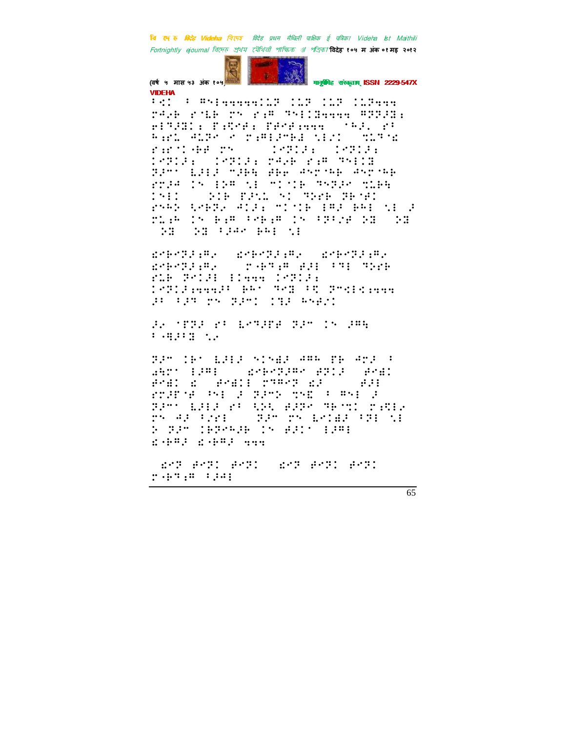VIDEHA

⠃⠅⠁ ⠁ ⠛⠝⠇⠲⠲⠲⠲⠲⠁⠥⠏ ⠁⠥⠏ ⠁⠥⠏ ⠁⠥⠏⠲⠲⠲
⠗⠙⠂⠗ ⠗⠁⠥⠗ ⠗⠝ ⠗⠒⠛ ⠙⠝⠇⠁⠝⠲⠲⠲⠲ ⠛⠏⠏⠚⠝⠒
⠗⠇⠙⠚⠝⠁⠒ ⠏⠒⠩⠗⠋⠒ ⠏⠋⠗⠋⠒⠲⠲⠲ ⠁⠓⠚⠂ ⠗⠁
⠓⠒⠗⠥ ⠙⠥⠏⠉ ⠉ ⠗⠒⠛⠇⠚⠉⠗⠃ ⠎⠇⠌⠁ ⠹⠥⠙⠁⠮
⠗⠒⠗⠁⠃⠋⠋ ⠗⠝ ⠁⠉⠏⠁⠚⠒ ⠁⠉⠏⠁⠚⠒
⠁⠉⠏⠁⠚⠒ ⠁⠉⠏⠁⠚⠒ ⠗⠙⠂⠗ ⠗⠒⠛ ⠙⠝⠇⠁⠝
⠏⠚⠉⠁ ⠇⠚⠇⠚ ⠉⠚⠃⠓ ⠋⠃⠗ ⠙⠝⠗⠁⠓⠃ ⠙⠝⠗⠁⠓⠃
⠗⠗⠚⠙ ⠁⠝ ⠇⠏⠛ ⠎⠇ ⠉⠁⠁⠗ ⠙⠝⠏⠚⠉ ⠹⠥⠃⠓
⠁⠝⠇⠁ ⠕⠁⠗ ⠏⠚⠎⠥ ⠝⠁ ⠙⠕⠗⠗ ⠏⠗⠁⠋⠁
⠗⠝⠓⠕ ⠩⠗⠃⠏⠂ ⠙⠁⠚⠒ ⠉⠁⠁⠗ ⠇⠛⠚ ⠃⠓⠇ ⠎⠇ ⠚
⠗⠥⠒⠓ ⠁⠝ ⠃⠒⠛ ⠃⠗⠃⠒⠛ ⠁⠝ ⠃⠏⠃⠌⠋ ⠕⠝ ⠕⠝
⠕⠝ ⠕⠝ ⠃⠚⠙⠉ ⠃⠓⠇ ⠎⠇

⠮⠗⠃⠗⠏⠚⠒⠛⠂ ⠮⠗⠃⠗⠏⠚⠒⠛⠂ ⠮⠗⠃⠗⠏⠚⠒⠛⠂
⠮⠗⠃⠗⠏⠚⠒⠛⠂ ⠗⠁⠃⠙⠒⠛ ⠋⠚⠇ ⠃⠙⠇ ⠙⠕⠗⠗
⠗⠥⠃ ⠏⠗⠁⠚⠇ ⠇⠁⠲⠲⠲ ⠁⠉⠏⠁⠚⠒
⠁⠉⠏⠁⠚⠒⠲⠲⠲⠚⠃ ⠃⠓⠉ ⠙⠗⠝ ⠃⠩ ⠏⠉⠩⠇⠩⠒⠲⠲⠲
⠚⠃ ⠃⠚⠙ ⠗⠝ ⠏⠚⠉⠁ ⠁⠹⠚ ⠓⠝⠋⠌⠁

⠚⠂ ⠌⠏⠏⠚ ⠗⠃ ⠇⠗⠙⠚⠏⠋ ⠏⠚⠉ ⠁⠝ ⠚⠛⠓
⠃⠤⠻⠚⠃⠝ ⠎⠂

⠏⠚⠉ ⠁⠃⠁ ⠇⠚⠇⠚ ⠎⠁⠝⠫⠚ ⠙⠛⠓ ⠏⠃ ⠙⠗⠚ ⠃
⠫⠓⠗⠁ ⠇⠚⠛⠇ ⠮⠗⠃⠗⠏⠚⠛⠉ ⠋⠏⠁⠚ ⠋⠗⠫⠁
⠋⠗⠫⠁ ⠮ ⠋⠗⠫⠇⠇ ⠗⠹⠛⠗⠏ ⠮⠚ ⠋⠚⠇
⠗⠗⠚⠏⠌⠋ ⠓⠝⠇ ⠚ ⠏⠚⠉⠕ ⠹⠝⠩ ⠃ ⠛⠝⠇ ⠚
⠏⠚⠉⠁ ⠇⠚⠇⠚ ⠗⠃ ⠩⠕⠩ ⠋⠚⠏⠉ ⠙⠃⠉⠹⠁ ⠗⠒⠻⠇⠂
⠗⠝ ⠙⠚ ⠃⠌⠗⠇ ⠏⠚⠉ ⠗⠝ ⠇⠗⠁⠫⠚ ⠃⠏⠇ ⠎⠇
⠕ ⠏⠚⠉ ⠁⠃⠏⠗⠓⠚⠃ ⠁⠝ ⠋⠚⠁⠁ ⠇⠚⠛⠇
⠮⠃⠛⠚ ⠮⠃⠛⠚ ⠲⠲⠲

⠮⠗⠏ ⠋⠗⠏⠁ ⠋⠗⠏⠁ ⠮⠗⠏ ⠋⠗⠏⠁ ⠋⠗⠏⠁
⠗⠃⠙⠒⠛ ⠃⠚⠙⠇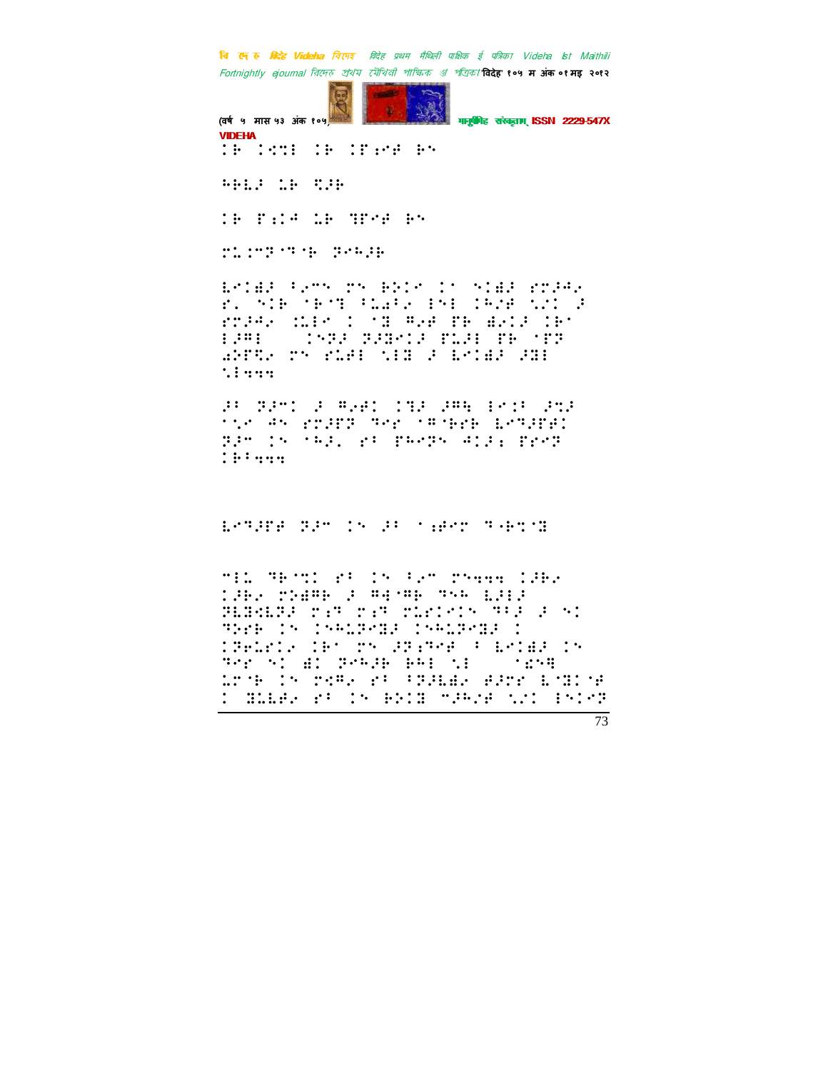VIDEHA

⠊⠗⠀⠊⠣⠹⠇⠀⠊⠗⠀⠊⠋⠱⠑⠋⠀⠗⠝

⠓⠗⠇⠅⠀⠡⠗⠀⠩⠅⠗

⠊⠗⠀⠋⠱⠊⠙⠀⠡⠗⠀⠹⠋⠑⠋⠀⠗⠝

⠍⠡⠊⠍⠏⠈⠞⠈⠗⠀⠏⠑⠓⠅⠗

⠇⠑⠊⠱⠅⠀⠁⠢⠍⠝⠀⠍⠝⠀⠗⠕⠊⠑⠀⠊⠁⠀⠝⠊⠱⠅⠀⠗⠍⠅⠓⠢

⠗⠄⠀⠝⠊⠗⠀⠈⠗⠑⠞⠀⠁⠇⠡⠁⠢⠀⠑⠝⠇⠀⠊⠓⠔⠋⠀⠪⠔⠊⠀⠅

⠗⠍⠅⠓⠢⠀⠡⠇⠑⠀⠊⠀⠈⠹⠀⠛⠢⠋⠀⠋⠗⠀⠱⠢⠊⠅⠀⠊⠗⠁

⠇⠅⠛⠇⠀⠀⠀⠀⠊⠝⠏⠅⠀⠏⠅⠹⠑⠊⠅⠀⠋⠡⠅⠇⠀⠋⠗⠀⠈⠋⠏

⠔⠕⠋⠩⠢⠀⠍⠝⠀⠗⠡⠋⠇⠀⠪⠇⠹⠀⠅⠀⠇⠑⠊⠱⠅⠀⠅⠹⠇

⠪⠇⠲⠲⠲

⠅⠁⠀⠏⠅⠍⠊⠀⠅⠀⠛⠢⠋⠊⠀⠊⠞⠅⠀⠅⠛⠣⠀⠇⠑⠊⠁⠀⠅⠹⠅

⠈⠪⠑⠀⠙⠝⠀⠗⠍⠅⠋⠏⠀⠞⠑⠋⠀⠈⠛⠈⠗⠑⠗⠀⠇⠑⠞⠅⠋⠋⠊

⠏⠅⠍⠀⠊⠝⠀⠈⠓⠅⠄⠀⠗⠁⠀⠋⠓⠑⠏⠝⠀⠙⠊⠅⠱⠀⠋⠗⠑⠏

⠊⠗⠁⠲⠲⠲

⠇⠑⠞⠅⠋⠋⠀⠏⠅⠍⠀⠊⠝⠀⠅⠁⠀⠈⠱⠋⠑⠍⠀⠞⠐⠗⠹⠈⠹

⠍⠇⠡⠀⠹⠗⠈⠹⠊⠀⠗⠁⠀⠊⠝⠀⠁⠢⠍⠀⠍⠝⠲⠲⠲⠀⠊⠅⠗⠢

⠊⠅⠗⠢⠀⠍⠝⠱⠛⠗⠀⠅⠀⠛⠙⠈⠛⠗⠀⠹⠝⠓⠀⠇⠅⠇⠅

⠏⠇⠹⠩⠇⠏⠅⠀⠍⠱⠞⠀⠍⠱⠞⠀⠍⠡⠗⠊⠑⠊⠝⠀⠞⠁⠅⠀⠅⠀⠝⠊

⠹⠑⠗⠀⠊⠝⠀⠊⠝⠓⠡⠏⠑⠹⠅⠀⠊⠝⠓⠡⠏⠑⠹⠅⠀⠊

⠊⠏⠑⠡⠗⠊⠢⠀⠊⠗⠁⠀⠍⠝⠀⠅⠏⠱⠞⠑⠋⠀⠁⠀⠇⠑⠊⠱⠅⠀⠊⠝

⠞⠑⠗⠀⠝⠊⠀⠱⠊⠀⠏⠑⠓⠅⠗⠀⠗⠓⠇⠀⠪⠇⠀⠀⠀⠀⠈⠣⠝⠹

⠡⠗⠈⠗⠀⠊⠝⠀⠍⠑⠛⠢⠀⠗⠁⠀⠁⠏⠅⠇⠱⠢⠀⠋⠅⠍⠗⠀⠇⠈⠹⠊⠈⠋

⠊⠀⠹⠡⠇⠋⠢⠀⠗⠁⠀⠊⠝⠀⠗⠕⠊⠹⠀⠍⠅⠓⠔⠋⠀⠪⠔⠊⠀⠑⠝⠊⠑⠏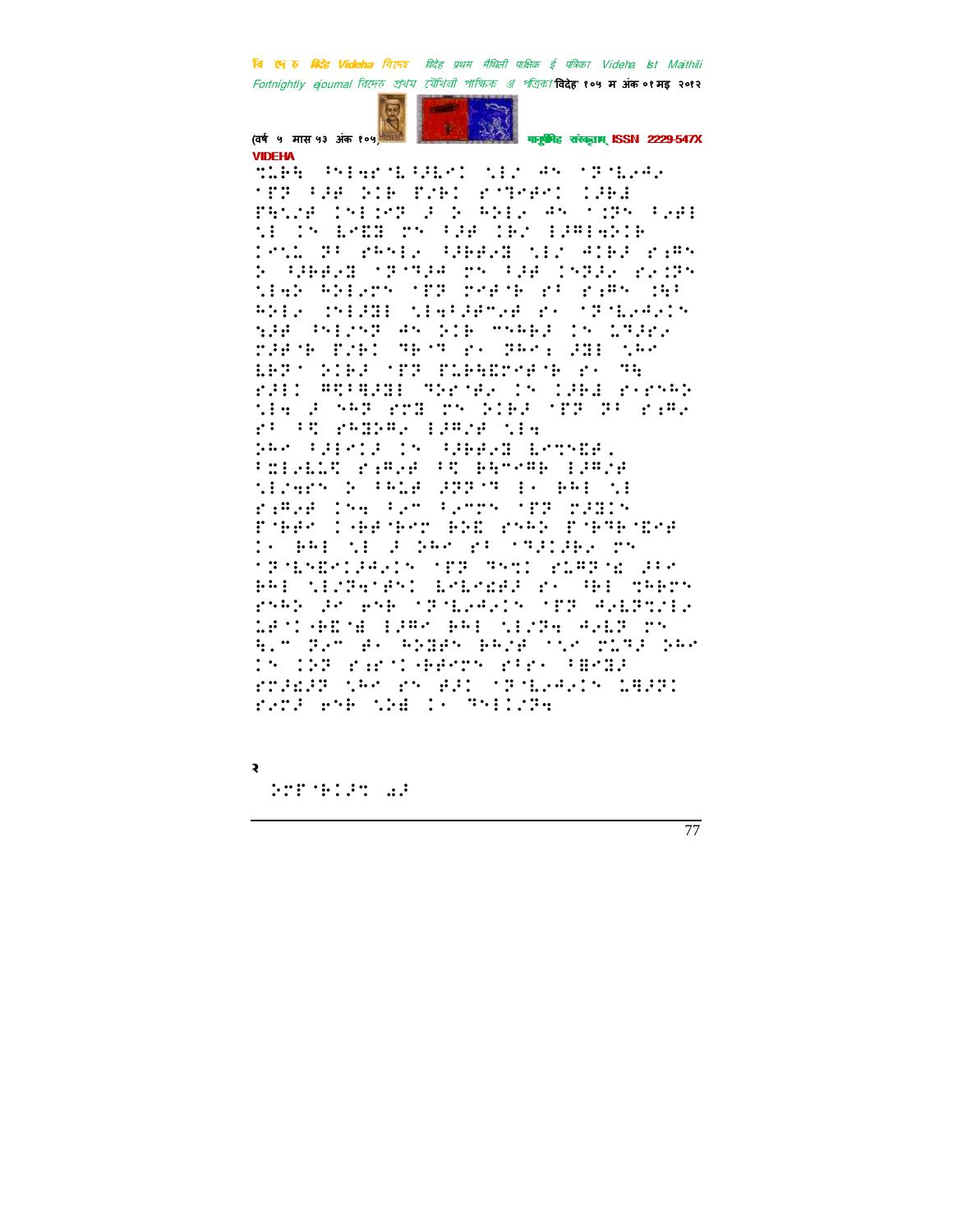⠹⠥⠏⠓ ⠇⠝⠂⠣⠗⠈⠑⠃⠚⠑⠉⠁ ⠎⠊⠌ ⠣⠝ ⠈⠗⠈⠑⠴⠣⠴
⠈⠏⠗ ⠃⠚⠋ ⠕⠊⠃ ⠏⠌⠃⠁ ⠗⠈⠞⠋⠉⠁ ⠉⠚⠃⠃
⠏⠓⠎⠌⠋ ⠉⠝⠂⠉⠜⠗ ⠚ ⠕ ⠓⠕⠂⠴ ⠣⠝ ⠁⠉⠗⠝ ⠃⠴⠋⠂
⠎⠂ ⠉⠝ ⠑⠢⠛⠛ ⠗⠝ ⠃⠚⠋ ⠉⠃⠌ ⠂⠚⠻⠂⠓⠕⠊⠃
⠉⠢⠎⠁ ⠏⠃ ⠗⠓⠝⠂⠴ ⠃⠚⠃⠃⠴⠛ ⠎⠂⠌ ⠙⠊⠃⠚ ⠗⠒⠻⠝
⠕ ⠃⠚⠃⠃⠴⠛ ⠈⠏⠈⠞⠚⠙ ⠗⠝ ⠃⠚⠋ ⠉⠝⠏⠚⠴ ⠗⠴⠉⠏⠝
⠎⠂⠓⠕ ⠓⠕⠂⠴⠗⠝ ⠈⠏⠏ ⠗⠑⠋⠈⠃ ⠗⠃ ⠗⠒⠻⠝ ⠉⠓⠃
⠓⠕⠂⠴ ⠉⠝⠂⠚⠛⠂ ⠎⠂⠓⠃⠚⠋⠤⠴⠋ ⠗⠂ ⠈⠏⠈⠑⠴⠙⠴⠉⠝
⠎⠚⠋ ⠇⠝⠂⠌⠝⠏ ⠣⠝ ⠕⠊⠃ ⠤⠝⠓⠃⠚ ⠉⠝ ⠥⠞⠚⠗⠴
⠗⠚⠋⠈⠃ ⠏⠌⠃⠉ ⠞⠃⠈⠞ ⠗⠂ ⠏⠓⠢⠂ ⠚⠛⠂ ⠎⠓⠢
⠑⠃⠏⠂ ⠕⠊⠃⠚ ⠈⠏⠏ ⠏⠥⠃⠓⠛⠗⠑⠋⠈⠃ ⠗⠂ ⠞⠓
⠗⠚⠂⠉ ⠻⠹⠃⠓⠚⠛⠂ ⠞⠕⠗⠈⠋⠴ ⠉⠝ ⠉⠚⠃⠃ ⠗⠂⠗⠝⠓⠕
⠎⠂⠓ ⠚ ⠝⠓⠏ ⠗⠉⠛ ⠗⠝ ⠕⠊⠃⠚ ⠈⠏⠏ ⠏⠃ ⠗⠒⠻⠴
⠗⠃ ⠃⠹ ⠗⠓⠛⠕⠻⠴ ⠂⠚⠻⠌⠋ ⠎⠂⠓
⠕⠓⠢ ⠃⠚⠂⠢⠂⠚ ⠉⠝ ⠃⠚⠃⠃⠴⠛ ⠑⠉⠞⠝⠛⠋⠄
⠃⠛⠂⠴⠑⠥⠹ ⠗⠒⠻⠴⠋ ⠃⠹ ⠃⠓⠤⠋⠻⠃ ⠂⠚⠻⠌⠋
⠎⠂⠌⠓⠗⠝ ⠕ ⠃⠓⠥⠋ ⠚⠏⠏⠈⠞ ⠂⠂ ⠃⠓⠂ ⠎⠂
⠗⠒⠻⠴⠋ ⠉⠝⠓ ⠃⠴⠤ ⠃⠴⠤⠗⠝ ⠈⠏⠏ ⠗⠚⠛⠂⠝
⠏⠈⠃⠋⠢ ⠉⠤⠃⠋⠈⠃⠢⠞ ⠃⠕⠫ ⠗⠝⠓⠕ ⠏⠈⠃⠞⠃⠈⠫⠗⠋
⠉⠂ ⠃⠓⠂ ⠎⠂ ⠚ ⠕⠓⠢ ⠗⠃ ⠈⠞⠚⠉⠚⠃⠴ ⠗⠝
⠈⠏⠈⠑⠝⠫⠗⠂⠉⠚⠙⠴⠉⠝ ⠈⠏⠏ ⠞⠝⠹⠉ ⠗⠥⠻⠏⠈⠫ ⠚⠃⠢
⠃⠓⠂ ⠎⠂⠌⠏⠓⠈⠋⠝⠉ ⠑⠴⠑⠗⠫⠋⠚ ⠗⠂ ⠓⠃⠂ ⠹⠓⠃⠗⠝
⠗⠝⠓⠕ ⠚⠢ ⠗⠝⠃ ⠈⠏⠈⠑⠴⠙⠴⠉⠝ ⠈⠏⠏ ⠙⠴⠑⠏⠞⠌⠂⠴
⠥⠋⠈⠉⠤⠃⠫⠈⠫ ⠂⠚⠻⠢ ⠃⠓⠂ ⠎⠂⠌⠏⠓ ⠙⠴⠑⠏ ⠗⠝
⠓⠄⠤ ⠏⠴⠤ ⠗⠂ ⠓⠕⠛⠋⠝ ⠃⠓⠌⠋ ⠈⠎⠢ ⠗⠥⠞⠚ ⠕⠓⠢
⠉⠝ ⠉⠕⠏ ⠗⠒⠗⠈⠉⠤⠃⠋⠗⠝ ⠗⠃⠗⠂ ⠃⠛⠢⠛⠚
⠗⠉⠚⠫⠚⠏ ⠎⠓⠢ ⠗⠝ ⠙⠚⠉ ⠈⠏⠈⠑⠴⠙⠴⠉⠝ ⠥⠻⠚⠏⠉
⠗⠴⠗⠚ ⠗⠝⠃ ⠎⠕⠫ ⠉⠂ ⠞⠝⠂⠉⠌⠏⠹

२

⠕⠗⠋⠈⠃⠉⠚⠏ ⠡⠚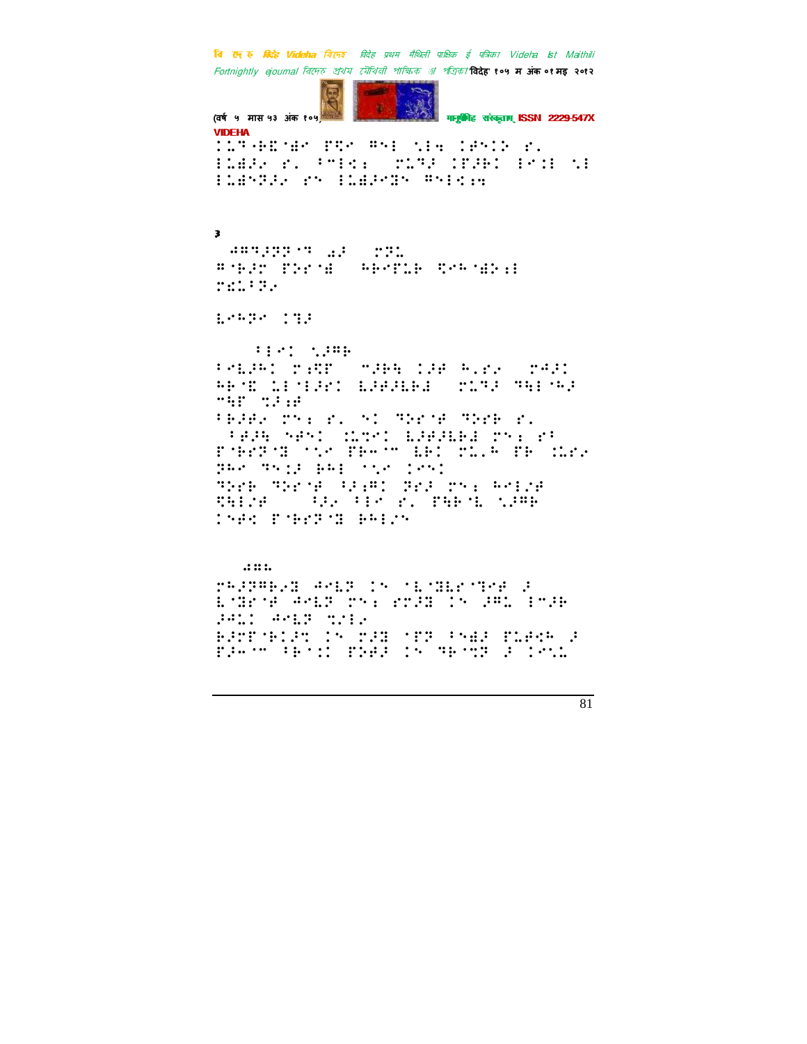३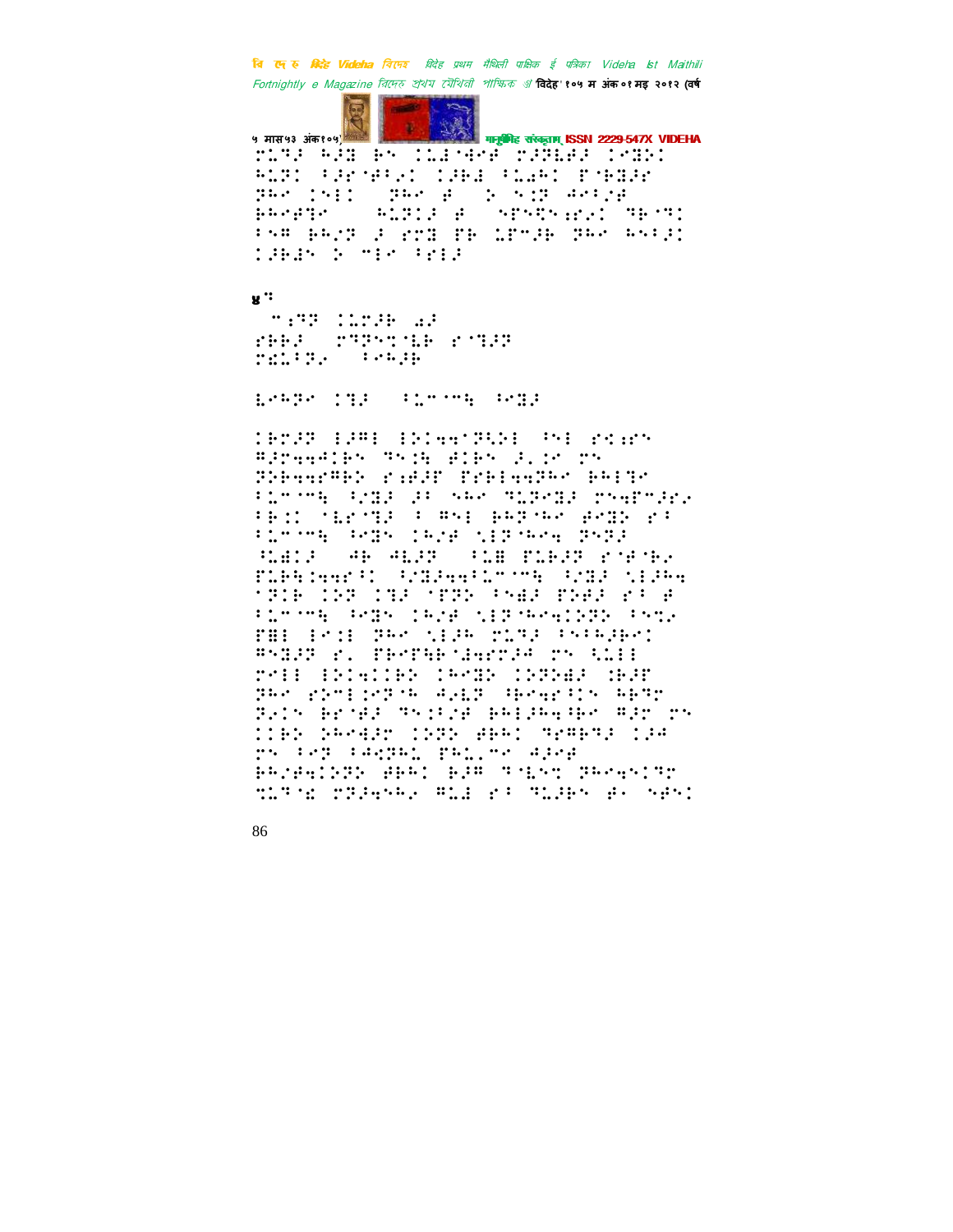४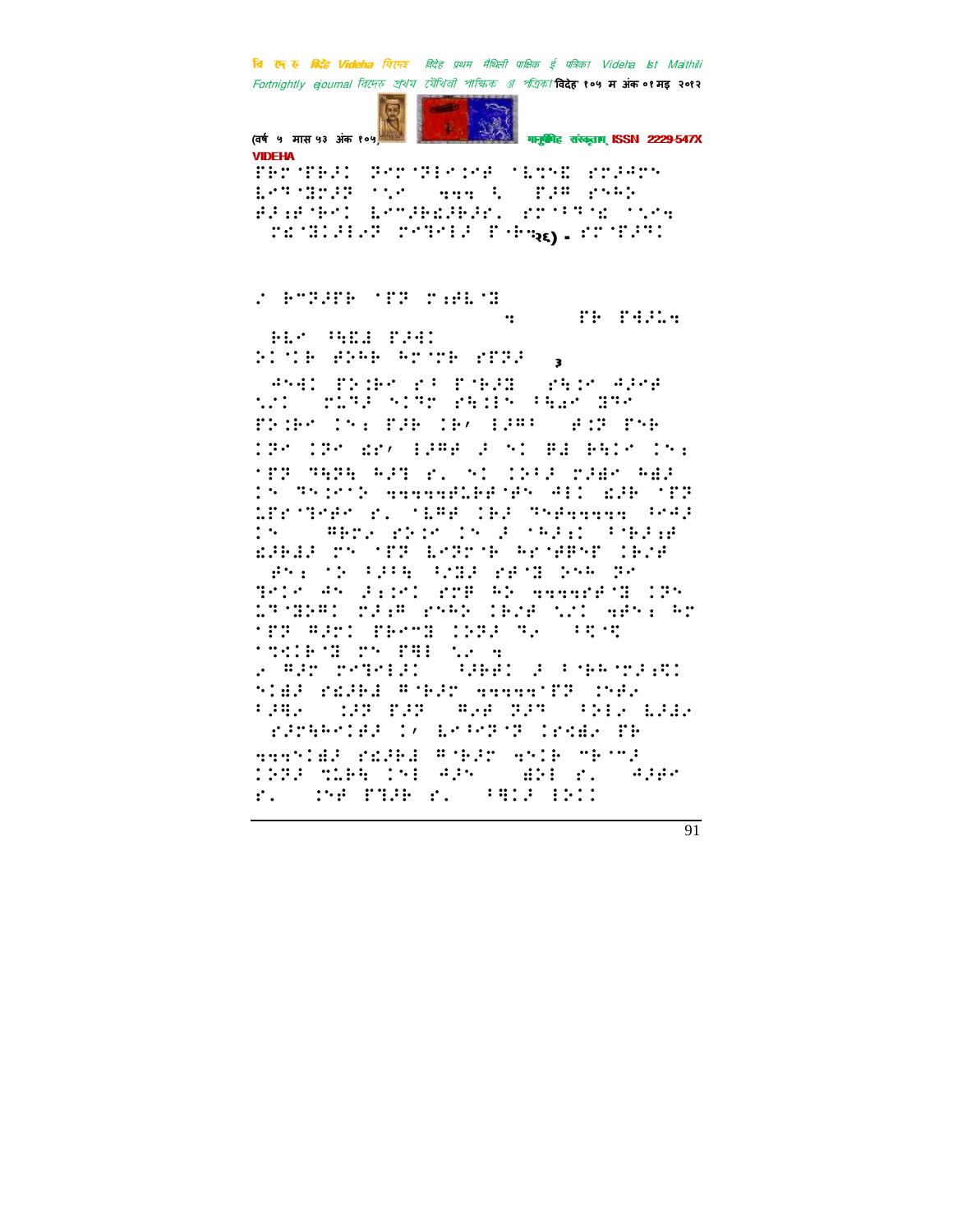VIDEHA

⠋⠗⠗⠈⠋⠗⠚⠅⠀⠝⠗⠗⠈⠝⠇⠗⠅⠗⠋⠀⠈⠇⠹⠝⠮⠀⠗⠗⠚⠲⠗⠝
⠇⠗⠹⠈⠻⠗⠚⠝⠀⠌⠡⠗⠀⠀⠲⠲⠲⠀⠡⠀⠀⠋⠚⠛⠀⠗⠝⠓⠕
⠚⠚⠾⠋⠈⠓⠗⠅⠀⠇⠗⠉⠚⠓⠮⠚⠓⠚⠗⠄⠀⠗⠗⠈⠃⠹⠈⠮⠀⠌⠡⠗⠲
⠀⠗⠮⠈⠻⠅⠚⠇⠡⠝⠀⠗⠹⠗⠅⠚⠀⠋⠈⠓⠲₂₆) - ⠗⠗⠈⠋⠚⠹⠅

⠠⠀⠓⠉⠝⠚⠋⠓⠀⠈⠋⠝⠀⠗⠾⠋⠇⠈⠻
⠲⠀⠀⠀⠀⠀⠀⠋⠓⠀⠋⠲⠚⠇⠲
⠀⠓⠇⠗⠀⠳⠇⠮⠀⠋⠚⠲⠅
⠕⠅⠈⠅⠓⠀⠋⠕⠓⠓⠀⠓⠗⠈⠗⠓⠀⠗⠋⠝⠚⠀⠀₃

⠀⠲⠝⠲⠅⠀⠋⠕⠅⠓⠗⠀⠗⠃⠀⠋⠈⠓⠚⠻⠀⠀⠗⠹⠅⠗⠀⠲⠚⠗⠋
⠌⠡⠅⠀⠀⠗⠇⠹⠚⠀⠎⠅⠹⠗⠀⠗⠹⠅⠇⠝⠀⠃⠹⠡⠗⠀⠻⠹⠗
⠋⠕⠅⠓⠗⠀⠅⠝⠆⠀⠋⠚⠓⠀⠅⠓⠂⠀⠇⠚⠛⠃⠀⠀⠋⠅⠝⠀⠋⠝⠓
⠅⠹⠗⠀⠅⠹⠗⠀⠮⠗⠂⠀⠇⠚⠛⠋⠀⠚⠀⠎⠅⠀⠓⠚⠀⠓⠹⠅⠗⠀⠅⠝⠆
⠈⠋⠝⠀⠹⠹⠝⠓⠀⠓⠚⠹⠀⠗⠄⠀⠎⠅⠀⠅⠕⠃⠚⠀⠗⠚⠻⠗⠀⠓⠻⠚
⠅⠝⠀⠹⠝⠅⠗⠅⠕⠀⠲⠲⠲⠲⠲⠋⠇⠓⠓⠈⠋⠝⠀⠲⠇⠅⠀⠮⠚⠓⠀⠈⠋⠝
⠇⠋⠗⠈⠹⠗⠋⠗⠀⠗⠄⠀⠈⠇⠛⠋⠀⠅⠓⠚⠀⠹⠝⠋⠲⠲⠲⠲⠲⠀⠃⠲⠚
⠅⠝⠀⠀⠀⠛⠓⠗⠌⠀⠗⠕⠅⠗⠀⠅⠝⠀⠚⠀⠈⠓⠚⠆⠅⠀⠃⠓⠚⠆⠋
⠮⠚⠓⠚⠀⠗⠝⠀⠈⠋⠝⠀⠇⠗⠝⠗⠈⠓⠀⠓⠗⠈⠋⠛⠝⠋⠀⠅⠓⠌⠋
⠀⠋⠝⠆⠀⠈⠕⠀⠃⠚⠃⠹⠀⠡⠌⠻⠚⠀⠗⠋⠈⠻⠀⠕⠝⠓⠀⠝⠗
⠹⠗⠅⠗⠀⠲⠝⠀⠚⠆⠅⠗⠅⠀⠗⠗⠛⠀⠓⠕⠀⠲⠲⠲⠲⠗⠋⠈⠻⠀⠅⠝⠝
⠇⠹⠈⠻⠕⠛⠅⠀⠗⠚⠆⠛⠀⠗⠝⠓⠕⠀⠅⠓⠌⠋⠀⠌⠡⠅⠀⠲⠋⠝⠆⠀⠓⠗
⠈⠋⠝⠀⠛⠚⠗⠅⠀⠋⠓⠗⠉⠻⠀⠅⠕⠝⠚⠀⠹⠄⠀⠀⠃⠹⠈⠹
⠈⠹⠮⠅⠓⠈⠻⠀⠗⠝⠀⠋⠹⠇⠀⠌⠄⠀⠲
⠄⠀⠛⠚⠗⠀⠗⠹⠗⠅⠚⠅⠀⠀⠡⠚⠓⠓⠅⠀⠚⠀⠃⠈⠓⠓⠈⠗⠚⠆⠹⠅
⠎⠅⠮⠚⠀⠗⠮⠚⠓⠚⠀⠛⠈⠓⠚⠗⠀⠲⠲⠲⠲⠲⠈⠋⠝⠀⠅⠝⠋⠄
⠃⠚⠹⠄⠀⠀⠅⠚⠝⠀⠋⠚⠝⠀⠀⠛⠄⠋⠀⠝⠚⠹⠀⠀⠃⠕⠇⠄⠀⠇⠚⠮⠄
⠀⠗⠚⠗⠹⠓⠗⠅⠮⠚⠀⠅⠂⠀⠇⠗⠃⠗⠝⠈⠝⠀⠅⠗⠹⠮⠄⠀⠋⠓
⠲⠲⠲⠝⠅⠮⠚⠀⠗⠮⠚⠓⠚⠀⠛⠈⠓⠚⠗⠀⠲⠝⠅⠓⠀⠉⠓⠈⠉⠚
⠅⠕⠝⠚⠀⠹⠇⠓⠹⠀⠅⠝⠇⠀⠲⠚⠝⠀⠀⠀⠻⠕⠇⠀⠗⠄⠀⠀⠲⠚⠋⠗
⠗⠄⠀⠀⠅⠝⠋⠀⠋⠹⠚⠓⠀⠗⠄⠀⠀⠃⠹⠅⠚⠀⠇⠕⠅⠅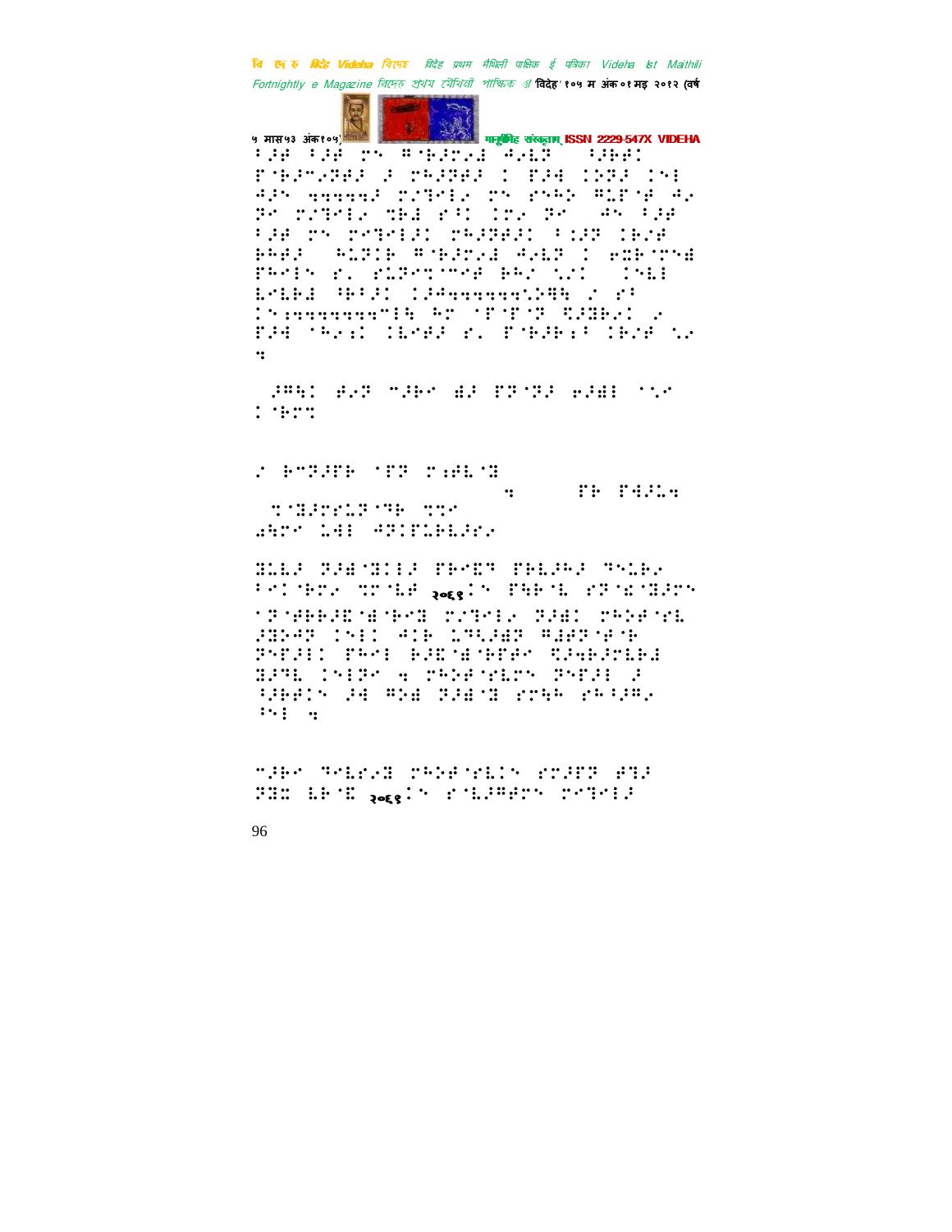⠃⠚⠿⠀⠃⠚⠿⠀⠉⠝⠀⠻⠈⠗⠚⠉⠬⠮⠀⠲⠬⠇⠽⠀⠀⠑⠚⠗⠋⠅
⠋⠈⠗⠚⠉⠬⠽⠿⠚⠀⠚⠀⠉⠓⠚⠽⠿⠚⠀⠅⠀⠋⠚⠙⠀⠅⠵⠽⠚⠀⠅⠑⠇
⠲⠚⠝⠀⠒⠒⠒⠒⠒⠚⠀⠉⠔⠞⠑⠇⠬⠀⠉⠝⠀⠗⠝⠓⠕⠀⠻⠥⠋⠈⠋⠀⠲⠬
⠽⠉⠀⠉⠔⠞⠑⠇⠬⠀⠹⠗⠮⠀⠗⠃⠅⠀⠅⠗⠬⠀⠽⠉⠀⠀⠲⠝⠀⠃⠚⠿
⠃⠚⠿⠀⠉⠝⠀⠉⠑⠞⠑⠇⠚⠅⠀⠉⠓⠚⠽⠿⠚⠅⠀⠃⠅⠚⠽⠀⠅⠗⠔⠋
⠗⠓⠿⠚⠀⠀⠓⠥⠽⠅⠗⠀⠻⠈⠗⠚⠉⠬⠮⠀⠲⠬⠇⠽⠀⠅⠀⠢⠭⠗⠈⠉⠝⠮
⠋⠓⠑⠇⠝⠀⠗⠬⠀⠗⠥⠽⠑⠞⠈⠉⠿⠀⠗⠓⠔⠀⠌⠔⠅⠀⠀⠅⠝⠇⠆
⠇⠢⠇⠗⠆⠀⠓⠗⠃⠚⠅⠀⠅⠚⠙⠒⠒⠒⠒⠒⠒⠒⠒⠒⠙⠳⠀⠔⠀⠗⠃
⠅⠝⠒⠒⠒⠒⠒⠒⠒⠒⠒⠉⠇⠓⠀⠓⠉⠀⠈⠋⠈⠋⠈⠽⠀⠩⠚⠻⠗⠬⠅⠀⠬
⠋⠚⠙⠀⠈⠓⠬⠒⠅⠀⠅⠇⠑⠿⠚⠀⠗⠬⠀⠋⠈⠗⠚⠗⠒⠃⠀⠅⠗⠔⠋⠀⠌⠬
⠒

⠀⠚⠻⠳⠅⠀⠿⠬⠽⠀⠉⠚⠗⠉⠀⠱⠚⠀⠋⠽⠈⠽⠚⠀⠢⠚⠱⠆⠀⠈⠌⠉
⠅⠈⠗⠉⠞

⠔⠀⠗⠉⠽⠚⠋⠗⠀⠈⠋⠽⠀⠉⠒⠿⠇⠈⠝
⠒⠀⠀⠀⠀⠀⠋⠗⠀⠋⠙⠚⠥⠒
⠀⠹⠈⠝⠚⠉⠗⠇⠽⠈⠞⠗⠀⠹⠹⠉
⠱⠓⠗⠉⠀⠇⠙⠆⠀⠲⠽⠅⠋⠇⠗⠇⠚⠗⠬

⠝⠥⠇⠚⠀⠽⠚⠮⠈⠝⠅⠆⠚⠀⠋⠗⠑⠭⠞⠀⠋⠗⠇⠚⠓⠚⠀⠞⠑⠥⠗⠬
⠃⠑⠅⠈⠗⠉⠬⠀⠹⠉⠈⠇⠿⠀२०६१⠅⠝⠀⠋⠳⠗⠈⠇⠀⠗⠽⠈⠫⠈⠝⠚⠉⠝
⠈⠽⠈⠿⠗⠗⠚⠭⠈⠮⠈⠗⠑⠝⠀⠉⠔⠞⠑⠇⠬⠀⠽⠚⠱⠅⠀⠉⠓⠕⠿⠈⠗⠇
⠚⠝⠕⠲⠽⠀⠅⠝⠆⠅⠀⠲⠅⠗⠀⠇⠞⠳⠚⠱⠽⠀⠻⠱⠿⠽⠈⠿⠈⠗
⠽⠝⠋⠚⠆⠅⠀⠋⠓⠑⠆⠀⠗⠚⠭⠈⠮⠈⠗⠋⠿⠉⠀⠩⠚⠙⠗⠚⠉⠇⠗⠮
⠝⠚⠞⠇⠀⠅⠝⠆⠽⠉⠀⠒⠀⠉⠓⠕⠿⠈⠗⠇⠥⠝⠀⠽⠝⠋⠚⠆⠀⠚
⠑⠚⠗⠿⠅⠝⠀⠚⠙⠀⠻⠕⠮⠀⠽⠚⠮⠈⠝⠀⠗⠉⠳⠓⠀⠗⠓⠃⠚⠻⠬
⠃⠝⠆⠀⠒

⠉⠚⠗⠉⠀⠞⠑⠇⠗⠬⠝⠀⠉⠓⠕⠿⠈⠗⠇⠅⠝⠀⠗⠉⠚⠋⠽⠀⠿⠞⠚
⠽⠭⠭⠀⠇⠗⠈⠭⠀२०६१⠅⠝⠀⠗⠈⠇⠚⠻⠿⠉⠝⠀⠉⠑⠞⠑⠇⠚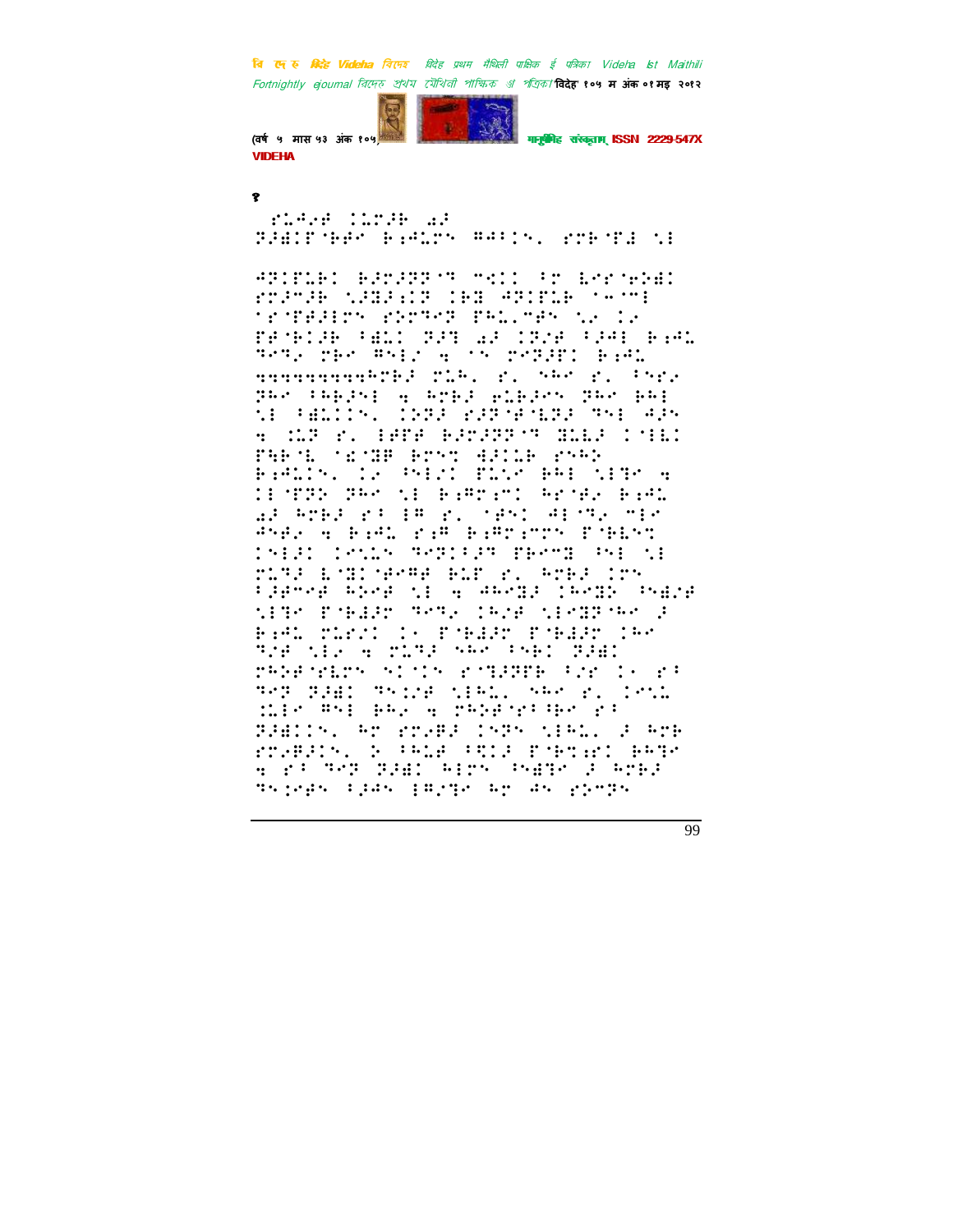१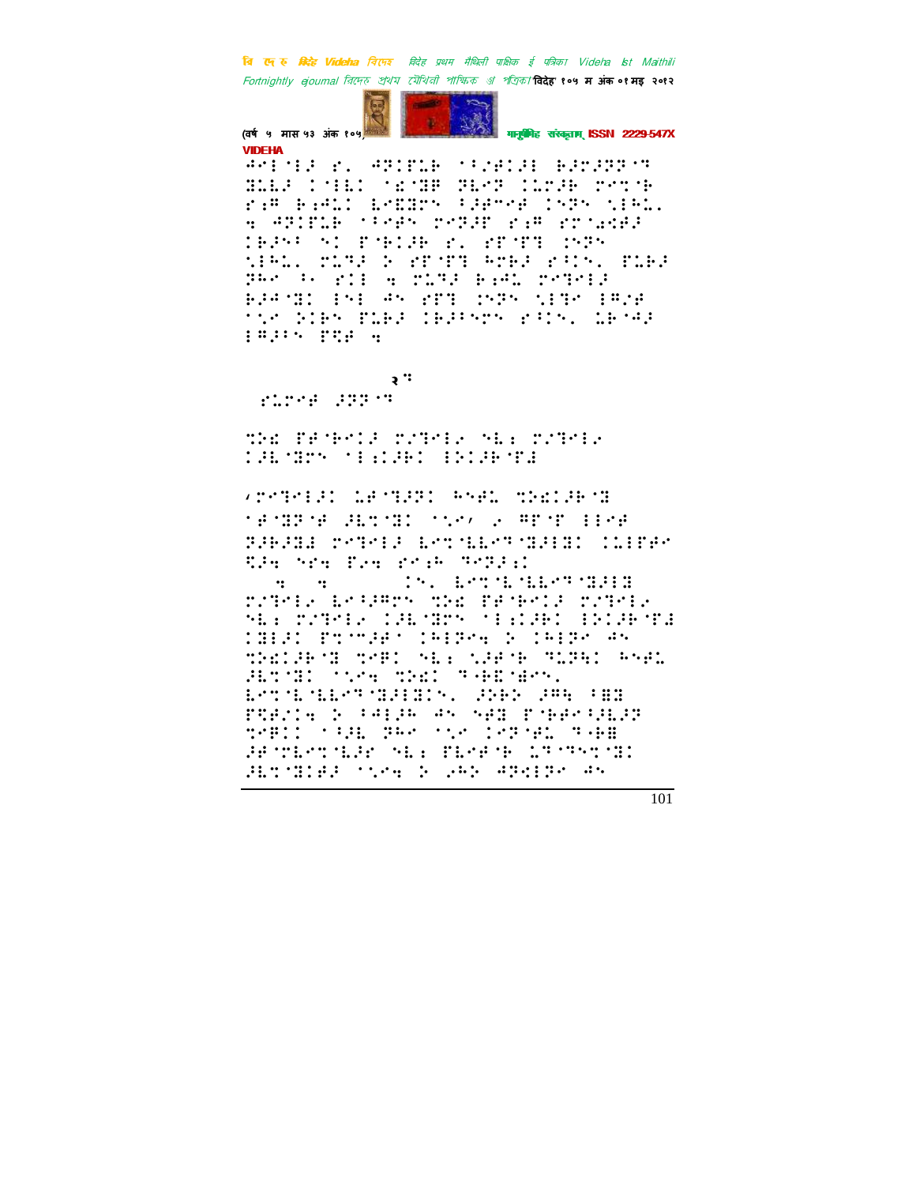२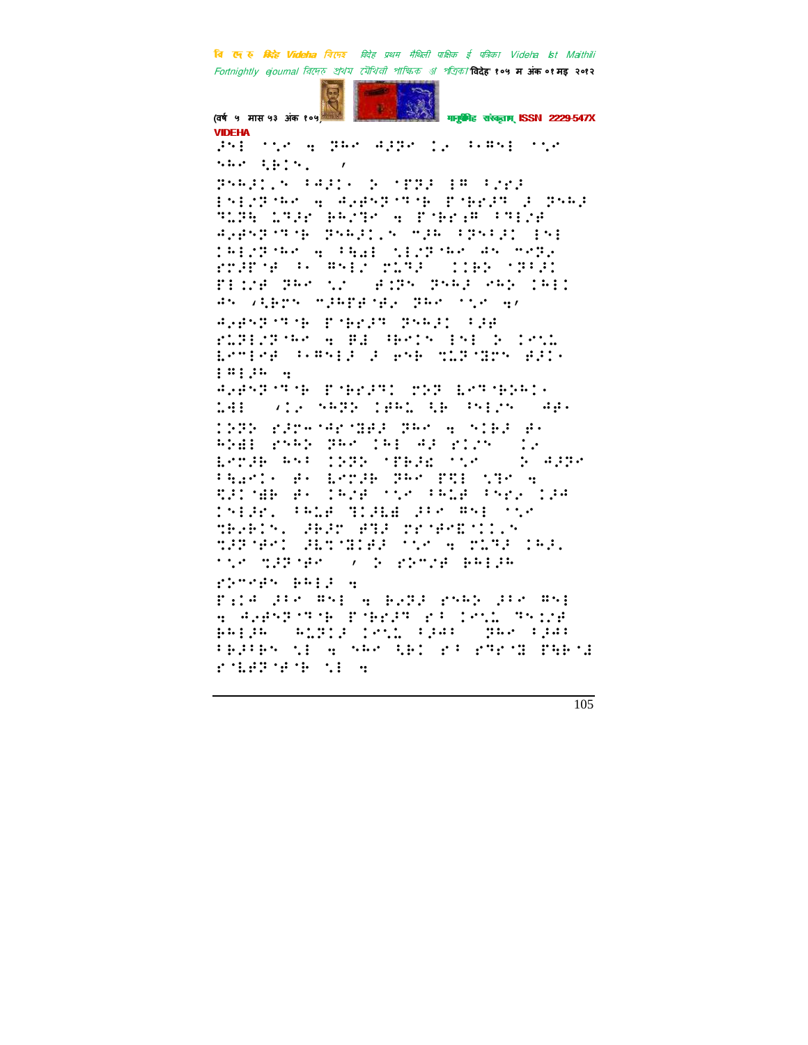VIDEHA

⠠⠝⠇ ⠈⠨⠑ ⠪ ⠝⠓⠑ ⠙⠼⠝⠑ ⠅⠐ ⠃⠂⠻⠎⠇ ⠈⠨⠑
⠎⠓⠑ ⠻⠃⠅⠎⠄ ⠀⠠

⠝⠎⠓⠼⠅⠐⠎ ⠃⠙⠼⠅⠂ ⠕ ⠈⠏⠝⠼ ⠇⠻ ⠃⠎⠗⠼
⠇⠎⠇⠜⠝⠈⠓⠑ ⠪ ⠙⠐⠢⠎⠝⠈⠹⠈⠃ ⠏⠈⠃⠗⠼⠹ ⠼ ⠝⠎⠓⠼
⠹⠥⠝⠻ ⠥⠹⠼⠗ ⠃⠓⠜⠹⠑ ⠪ ⠏⠈⠃⠗⠔⠻ ⠃⠹⠇⠜⠋
⠙⠐⠢⠎⠝⠈⠹⠈⠃ ⠝⠎⠓⠼⠅⠐⠎ ⠉⠼⠓ ⠃⠝⠎⠃⠼⠅ ⠇⠎⠇
⠅⠓⠇⠜⠝⠈⠓⠑ ⠪ ⠃⠻⠡⠇ ⠝⠇⠜⠝⠈⠓⠑ ⠙⠎ ⠉⠑⠝⠐
⠗⠼⠏⠈⠋ ⠃⠂ ⠻⠎⠇⠜ ⠗⠥⠹⠼ ⠀⠅⠇⠃⠕ ⠈⠝⠃⠼⠅
⠏⠇⠥⠋ ⠝⠓⠑ ⠹⠜ ⠀⠋⠡⠝⠎ ⠝⠎⠓⠼ ⠑⠓⠕ ⠅⠓⠇⠅
⠙⠎ ⠌⠻⠃⠗⠎ ⠉⠼⠓⠋⠋⠈⠋⠐ ⠝⠓⠑ ⠈⠨⠑ ⠪⠠

⠙⠐⠢⠎⠝⠈⠹⠈⠃ ⠏⠈⠃⠗⠼⠹ ⠝⠎⠓⠼⠅ ⠃⠼⠋
⠗⠥⠝⠇⠜⠝⠈⠓⠑ ⠪ ⠻⠙ ⠓⠑⠅⠎ ⠇⠎⠇ ⠕ ⠅⠑⠎⠡
⠇⠑⠉⠇⠑⠋ ⠃⠂⠻⠎⠇⠼ ⠼ ⠑⠎⠃ ⠹⠥⠝⠈⠹⠗⠎ ⠋⠼⠅⠂
⠇⠻⠇⠼⠓ ⠪

⠙⠐⠢⠎⠝⠈⠹⠈⠃ ⠏⠈⠃⠗⠼⠹⠅ ⠗⠕⠝ ⠇⠑⠹⠈⠃⠕⠓⠅⠂
⠥⠙⠇ ⠀⠌⠅⠐ ⠎⠓⠝⠕ ⠅⠋⠓⠡ ⠻⠃ ⠓⠎⠇⠜⠎ ⠀⠙⠋⠂
⠅⠝⠕ ⠗⠼⠗⠤⠈⠙⠗⠈⠹⠋⠼ ⠝⠓⠑ ⠪ ⠎⠅⠃⠼ ⠋⠂
⠓⠕⠱⠇ ⠗⠎⠓⠕ ⠝⠓⠑ ⠅⠓⠇ ⠙⠼ ⠗⠅⠜⠎ ⠀⠅⠐
⠇⠑⠗⠼⠃ ⠓⠎⠃ ⠅⠝⠕ ⠈⠏⠃⠼⠫ ⠈⠨⠑ ⠀⠕ ⠙⠼⠝⠑
⠃⠻⠡⠑⠅⠂ ⠋⠂ ⠇⠑⠗⠼⠃ ⠝⠓⠑ ⠏⠹⠇ ⠨⠹⠑ ⠪
⠱⠼⠅⠈⠱⠃ ⠋⠂ ⠅⠓⠜⠋ ⠈⠨⠑ ⠃⠓⠥⠋ ⠃⠎⠗⠐ ⠅⠼⠓
⠅⠎⠇⠼⠗⠄ ⠃⠓⠥⠋ ⠹⠅⠼⠇⠫ ⠼⠃⠑ ⠻⠎⠇ ⠈⠨⠑
⠹⠗⠐⠃⠅⠎⠄ ⠚⠃⠼⠗ ⠋⠹⠼ ⠗⠗⠈⠋⠑⠮⠅⠅⠐⠎
⠹⠼⠝⠈⠋⠑⠅ ⠼⠇⠹⠈⠹⠅⠋⠼ ⠈⠨⠑ ⠪ ⠗⠥⠹⠼ ⠅⠓⠼⠄
⠈⠨⠑ ⠹⠼⠝⠈⠋⠑ ⠀⠠ ⠕ ⠗⠕⠉⠜⠋ ⠃⠓⠇⠼⠓
⠗⠕⠉⠑⠋⠎ ⠃⠓⠇⠼ ⠪

⠏⠔⠅⠓ ⠼⠃⠑ ⠻⠎⠇ ⠪ ⠃⠐⠝⠼ ⠗⠎⠓⠕ ⠼⠃⠑ ⠻⠎⠇
⠪ ⠙⠐⠢⠎⠝⠈⠹⠈⠃ ⠏⠈⠃⠗⠼⠹ ⠗⠃ ⠅⠑⠎⠡ ⠹⠎⠇⠜⠋
⠃⠓⠇⠼⠓ ⠀⠓⠥⠝⠇⠼ ⠅⠑⠎⠡ ⠃⠼⠙⠃ ⠀⠝⠓⠑ ⠃⠼⠙⠃
⠃⠃⠼⠃⠃⠎ ⠝⠇ ⠪ ⠎⠓⠑ ⠻⠃⠅ ⠗⠃ ⠗⠹⠗⠈⠹ ⠏⠻⠃⠈⠱
⠗⠈⠇⠋⠝⠈⠋⠈⠃ ⠝⠇ ⠪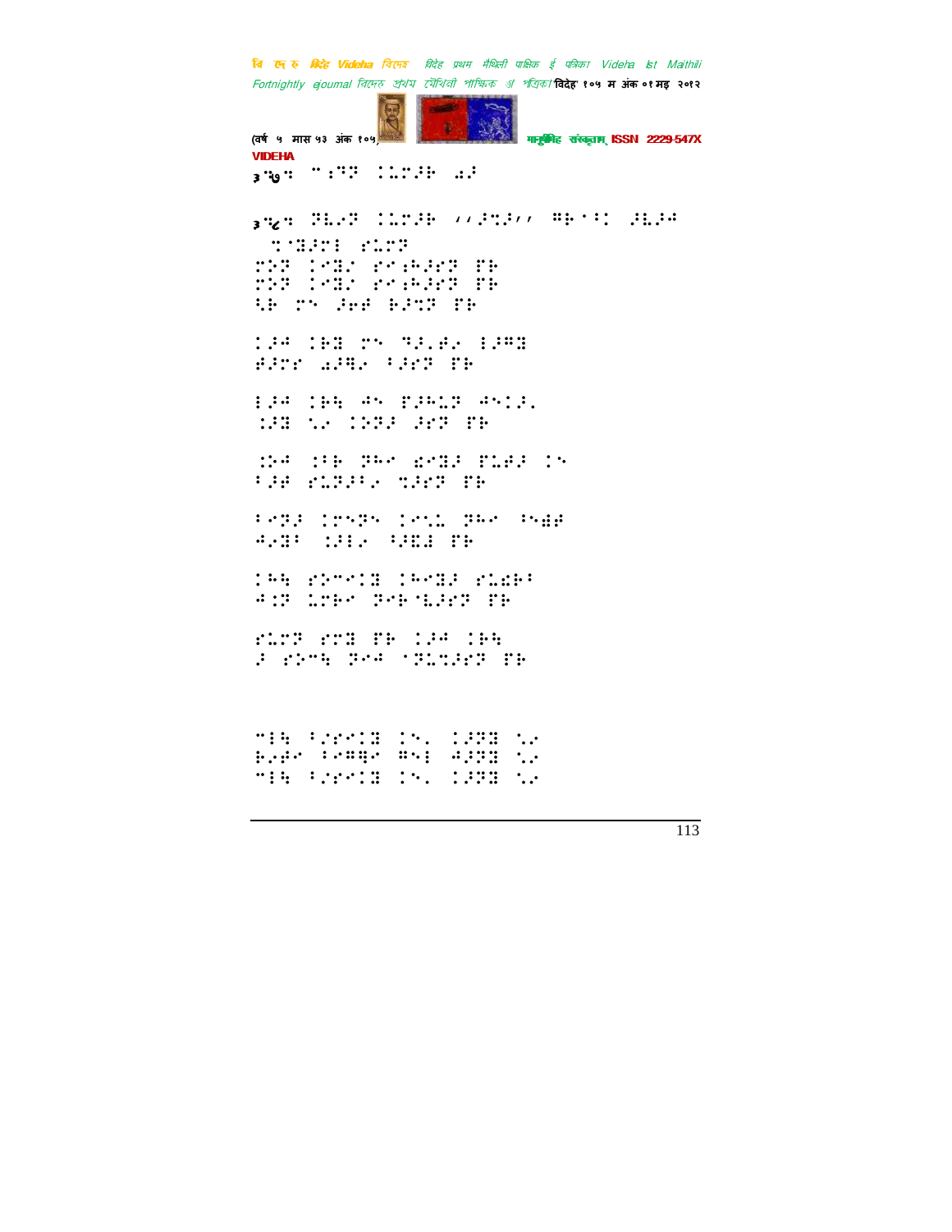३.७. ''⠒⠻⠝ ⠨⠥⠍⠼⠓ ⠔⠼

३.८. ⠽⠇⠎⠝ ⠨⠥⠍⠼⠓ ''⠼⠩⠼'' ⠛⠓⠂⠃ ⠼⠇⠼⠲ ⠩⠈⠻⠼⠍⠆ ⠗⠥⠍⠝

⠍⠕⠝ ⠨⠑⠻⠎ ⠗⠊⠰⠓⠼⠑⠝ ⠋⠓
⠍⠕⠝ ⠨⠑⠻⠎ ⠗⠊⠰⠓⠼⠑⠝ ⠋⠓
⠳⠓ ⠍⠢ ⠼⠑⠋ ⠓⠼⠩⠝ ⠋⠓

⠨⠼⠲ ⠨⠓⠻ ⠍⠢ ⠙⠼⠂⠋⠎ ⠆⠼⠛⠻
⠋⠼⠍⠊ ⠔⠼⠻⠎ ⠂⠼⠑⠝ ⠋⠓

⠆⠼⠲ ⠨⠓⠳ ⠲⠢ ⠋⠼⠓⠥⠝ ⠲⠢⠨⠼⠂
⠨⠼⠻ ⠡⠎ ⠨⠕⠝⠼ ⠼⠑⠝ ⠋⠓

⠨⠕⠲ ⠨⠂⠓ ⠽⠓⠊ ⠮⠑⠻⠼ ⠋⠥⠋⠼ ⠨⠢
⠂⠼⠋ ⠗⠥⠝⠼⠂⠎ ⠩⠼⠑⠝ ⠋⠓

⠂⠑⠝⠼ ⠨⠊⠢⠽⠢ ⠨⠑⠡⠥ ⠽⠓⠊ ⠂⠢⠫⠋
⠲⠎⠻⠂ ⠨⠼⠆⠎ ⠂⠼⠮⠙ ⠋⠓

⠨⠓⠳ ⠗⠕⠊⠑⠨⠻ ⠨⠓⠊⠻⠼ ⠗⠥⠮⠓⠂
⠲⠨⠝ ⠥⠍⠓⠊ ⠽⠑⠓⠈⠇⠼⠑⠝ ⠋⠓

⠗⠥⠍⠝ ⠗⠍⠻ ⠋⠓ ⠨⠼⠲ ⠨⠓⠳
⠼ ⠗⠕⠊⠳ ⠽⠑⠲ ⠈⠽⠥⠩⠼⠑⠝ ⠋⠓

⠊⠆⠳ ⠂⠎⠗⠑⠨⠻ ⠨⠢⠄ ⠨⠼⠽⠻ ⠡⠎
⠓⠎⠋⠊ ⠂⠑⠛⠻⠊ ⠛⠢⠆ ⠲⠼⠽⠻ ⠡⠎
⠊⠆⠳ ⠂⠎⠗⠑⠨⠻ ⠨⠢⠄ ⠨⠼⠽⠻ ⠡⠎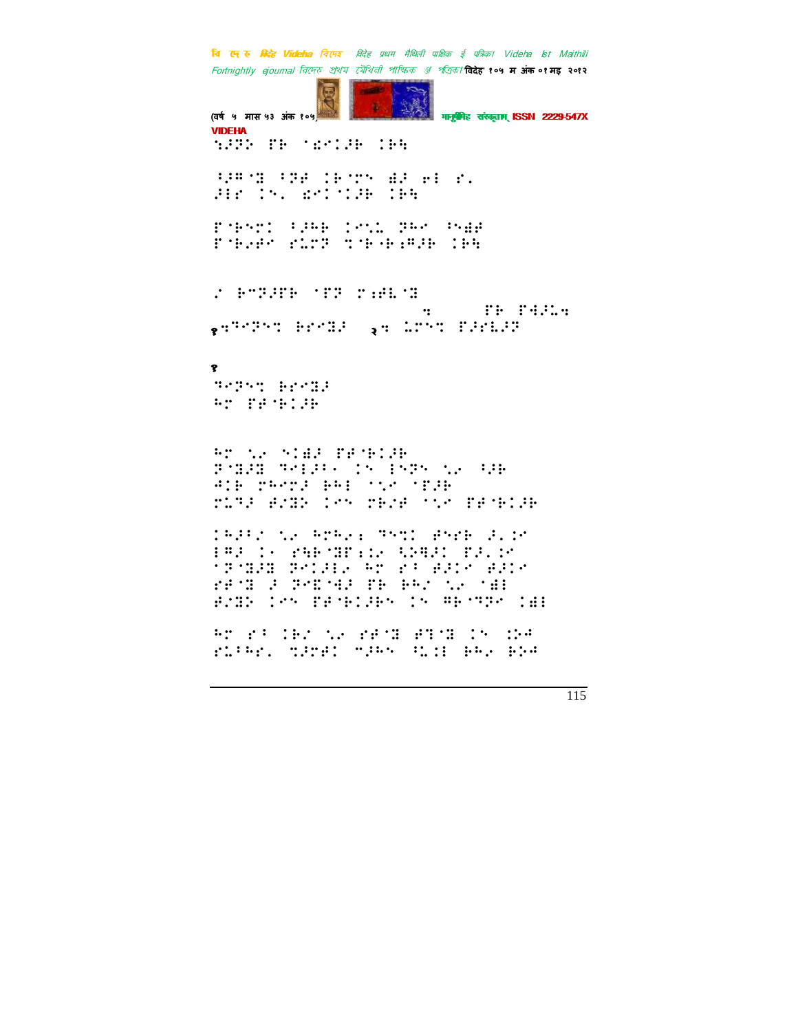VIDEHA

⠪⠲⠝⠕⠀⠏⠗⠀⠈⠎⠉⠅⠲⠗⠀⠅⠗⠹

⠧⠲⠛⠈⠻⠀⠧⠝⠋⠀⠅⠗⠈⠍⠪⠀⠩⠲⠀⠑⠇⠀⠎⠄
⠴⠇⠎⠀⠅⠪⠄⠀⠎⠉⠅⠈⠅⠲⠗⠀⠅⠗⠹

⠏⠈⠗⠪⠉⠅⠀⠧⠲⠓⠗⠀⠅⠑⠡⠂⠀⠝⠓⠉⠀⠳⠪⠩⠋
⠏⠈⠗⠔⠋⠉⠀⠎⠥⠍⠝⠀⠹⠈⠗⠈⠗⠆⠛⠲⠗⠀⠅⠗⠹

⠔⠀⠗⠉⠝⠲⠏⠗⠀⠈⠏⠝⠀⠍⠆⠋⠇⠈⠻
⠒⠀⠏⠗⠀⠏⠹⠲⠡⠒
१⠒⠝⠉⠝⠪⠹⠀⠗⠗⠉⠻⠲⠀२⠒⠀⠡⠍⠪⠹⠀⠏⠲⠗⠇⠲⠝

१

⠝⠉⠝⠪⠹⠀⠗⠗⠉⠻⠲
⠓⠍⠀⠏⠋⠈⠗⠅⠲⠗

⠓⠍⠀⠹⠔⠀⠪⠅⠩⠲⠀⠏⠋⠈⠗⠅⠲⠗
⠝⠈⠻⠲⠻⠀⠝⠉⠇⠲⠂⠀⠅⠪⠀⠇⠪⠝⠪⠀⠹⠔⠀⠧⠲⠗
⠙⠅⠗⠀⠍⠓⠉⠍⠲⠀⠗⠓⠇⠀⠈⠹⠉⠀⠈⠏⠲⠗
⠍⠥⠝⠲⠀⠋⠔⠻⠕⠀⠅⠉⠪⠀⠍⠗⠔⠋⠀⠈⠹⠉⠀⠏⠋⠈⠗⠅⠲⠗

⠅⠓⠲⠔⠀⠹⠔⠀⠓⠍⠓⠔⠆⠀⠝⠪⠹⠅⠀⠋⠪⠑⠗⠀⠲⠄⠅⠉
⠇⠛⠲⠀⠅⠂⠀⠎⠹⠗⠈⠻⠏⠆⠔⠀⠹⠕⠹⠲⠅⠀⠏⠲⠄⠅⠉
⠈⠝⠈⠻⠲⠻⠀⠝⠉⠅⠲⠇⠔⠀⠓⠍⠀⠎⠂⠀⠋⠲⠅⠉⠀⠋⠲⠅⠉
⠎⠋⠈⠻⠀⠲⠀⠝⠉⠿⠈⠹⠲⠀⠏⠗⠀⠗⠓⠔⠀⠹⠔⠀⠈⠩⠇
⠋⠔⠻⠕⠀⠅⠉⠪⠀⠏⠋⠈⠗⠅⠲⠗⠪⠀⠅⠪⠀⠛⠗⠈⠝⠝⠉⠀⠅⠩⠇

⠓⠍⠀⠎⠂⠀⠅⠗⠔⠀⠹⠔⠀⠎⠋⠈⠻⠀⠋⠝⠈⠻⠀⠅⠪⠀⠅⠕⠙
⠎⠥⠂⠓⠎⠄⠀⠹⠲⠍⠋⠅⠀⠉⠲⠓⠪⠀⠳⠥⠆⠇⠀⠗⠓⠔⠀⠗⠕⠙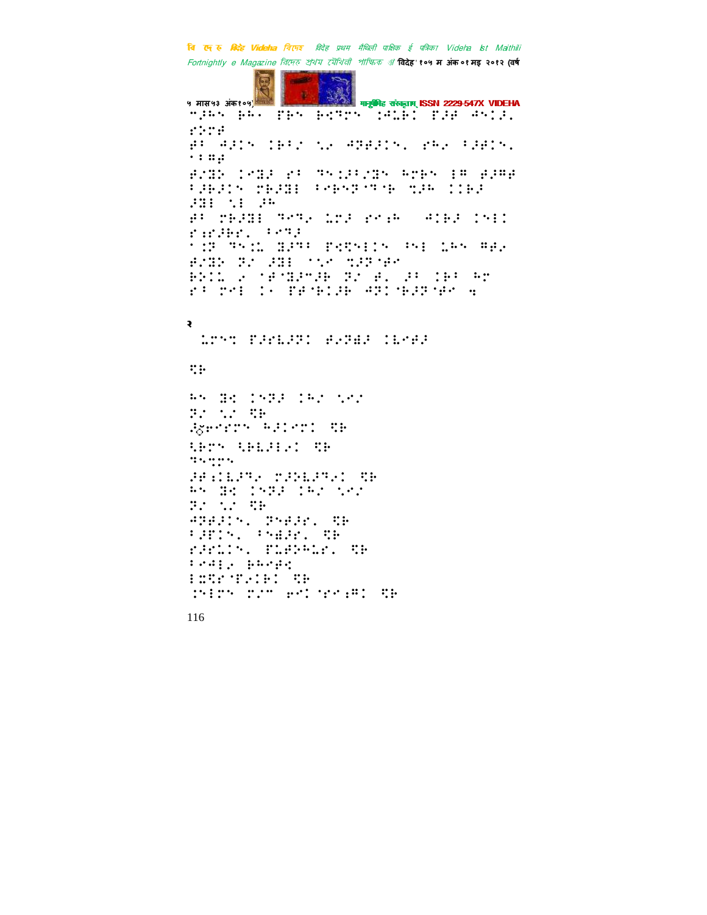⠉⠾⠓⠝⠀⠗⠓⠂⠀⠏⠗⠝⠀⠗⠪⠙⠗⠝⠀�German

२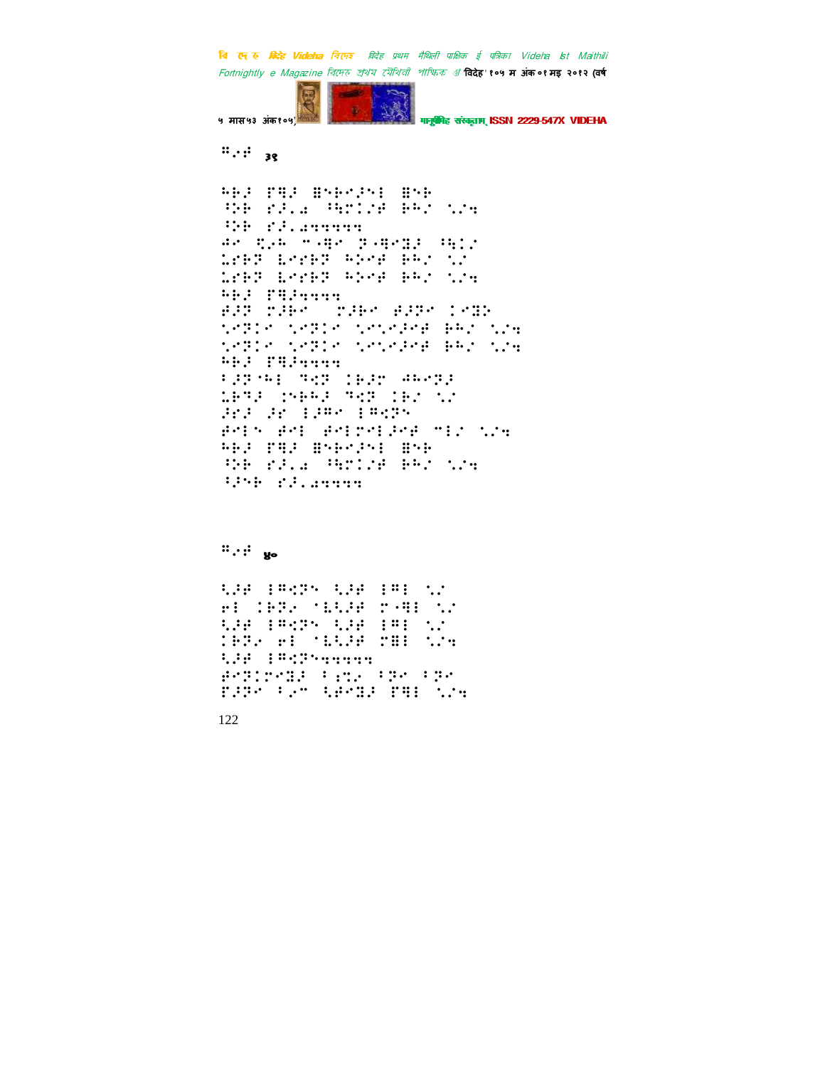⠛⠊⠛ ३९

⠓⠗⠌ ⠏⠻⠌ ⠿⠑⠗⠋⠌⠑⠇ ⠿⠑⠗
⠳⠕⠗ ⠗⠌⠄⠁ ⠳⠹⠇⠼⠿ ⠗⠓⠜ ⠣⠜⠴
⠳⠕⠗ ⠗⠌⠄⠁⠴⠴⠴⠴⠴
⠚⠋ ⠻⠔⠓ ⠉⠐⠻⠋ ⠝⠐⠻⠋⠛⠌ ⠳⠹⠇⠜
⠩⠗⠗⠝ ⠇⠋⠗⠗⠝ ⠓⠕⠋⠿ ⠗⠓⠜ ⠣⠜
⠩⠗⠗⠝ ⠇⠋⠗⠗⠝ ⠓⠕⠋⠿ ⠗⠓⠜ ⠣⠜⠴
⠓⠗⠌ ⠏⠻⠌⠴⠴⠴⠴
⠿⠌⠝ ⠉⠌⠗⠋ ⠀⠉⠌⠗⠋ ⠿⠌⠝⠋ ⠇⠋⠛⠕
⠣⠋⠝⠇⠋ ⠣⠋⠝⠇⠋ ⠣⠋⠣⠋⠌⠋⠿ ⠗⠓⠜ ⠣⠜⠴
⠣⠋⠝⠇⠋ ⠣⠋⠝⠇⠋ ⠣⠋⠣⠋⠌⠋⠿ ⠗⠓⠜ ⠣⠜⠴
⠓⠗⠌ ⠏⠻⠌⠴⠴⠴⠴
⠈⠌⠝⠈⠓⠇ ⠹⠹⠝ ⠇⠗⠌⠉ ⠚⠓⠋⠝⠌
⠩⠗⠹⠌ ⠇⠑⠗⠓⠌ ⠹⠹⠝ ⠇⠗⠜ ⠣⠜
⠌⠋⠌ ⠌⠋ ⠇⠌⠛⠋ ⠇⠛⠹⠝⠑
⠿⠋⠇⠑ ⠿⠋⠇ ⠿⠋⠇⠉⠋⠇⠌⠋⠿ ⠉⠇⠜ ⠣⠜⠴
⠓⠗⠌ ⠏⠻⠌ ⠿⠑⠗⠋⠌⠑⠇ ⠿⠑⠗
⠳⠕⠗ ⠗⠌⠄⠁ ⠳⠹⠇⠼⠿ ⠗⠓⠜ ⠣⠜⠴
⠳⠌⠑⠗ ⠗⠌⠄⠁⠴⠴⠴⠴

⠛⠊⠛ ४०

⠹⠌⠿ ⠇⠛⠹⠝⠑ ⠹⠌⠿ ⠇⠛⠇ ⠣⠜
⠗⠇ ⠇⠗⠝⠔ ⠈⠧⠹⠌⠿ ⠉⠐⠻⠇ ⠣⠜
⠹⠌⠿ ⠇⠛⠹⠝⠑ ⠹⠌⠿ ⠇⠛⠇ ⠣⠜
⠇⠗⠝⠔ ⠗⠇ ⠈⠧⠹⠌⠿ ⠉⠿⠇ ⠣⠜⠴
⠹⠌⠿ ⠇⠛⠹⠝⠑⠴⠴⠴⠴⠴
⠿⠋⠝⠇⠉⠋⠛⠌ ⠈⠔⠹⠔ ⠈⠝⠋ ⠈⠝⠋
⠏⠌⠝⠋ ⠈⠔⠉ ⠹⠿⠋⠛⠌ ⠏⠻⠇ ⠣⠜⠴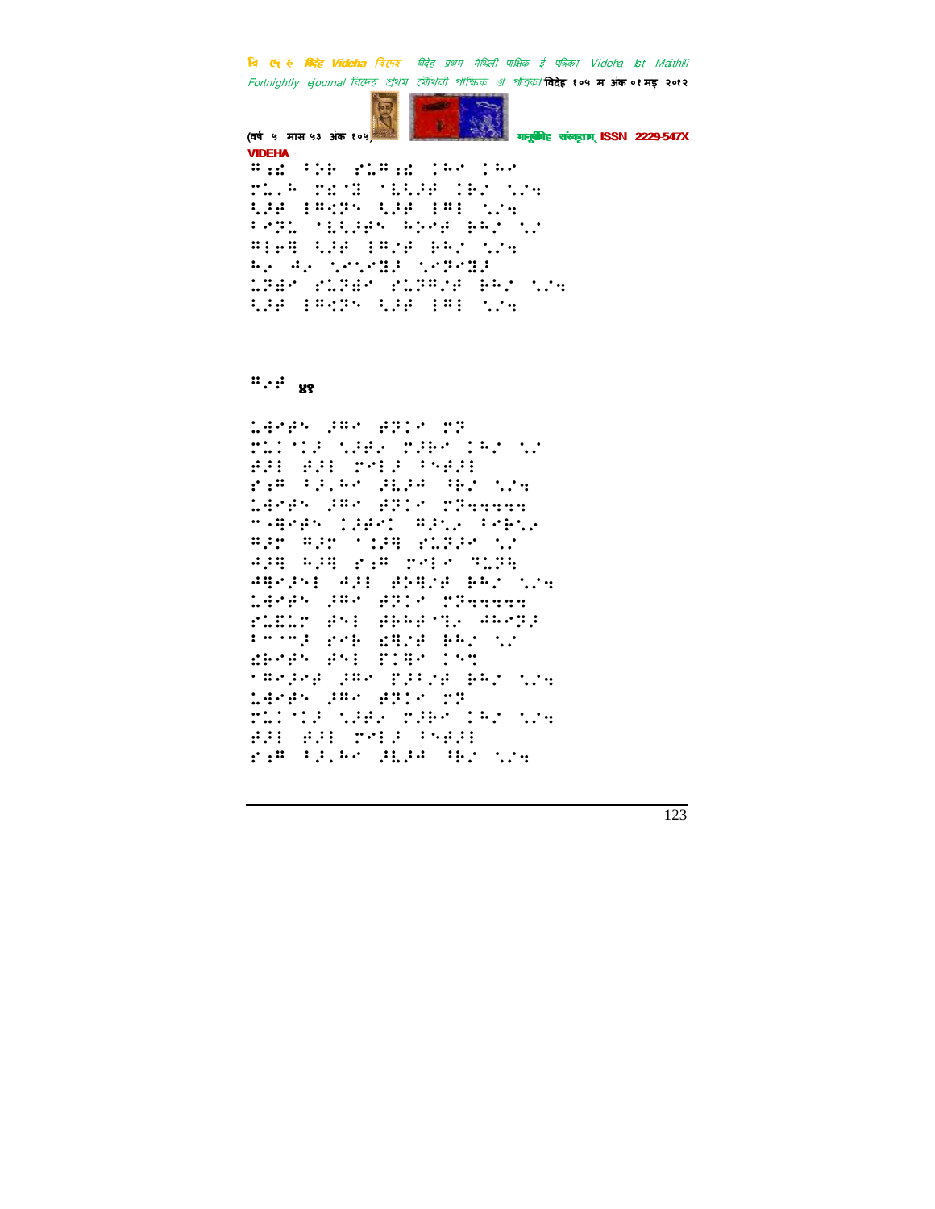⠛⠴⠎ ⠇⠕⠗ ⠗⠥⠛⠴⠎ ⠅⠓⠊ ⠅⠓⠊
⠗⠥⠂⠓ ⠗⠎⠊⠝ ⠊⠣⠩⠚ ⠅⠗⠌ ⠩⠌⠹
⠩⠚⠋ ⠨⠛⠪⠝⠑ ⠩⠚⠋ ⠨⠛⠇ ⠩⠌⠹
⠇⠊⠝⠥ ⠊⠣⠩⠚⠑ ⠓⠕⠊⠋ ⠗⠓⠌ ⠩⠌
⠛⠨⠋⠻ ⠩⠚⠋ ⠨⠛⠌⠋ ⠗⠓⠌ ⠩⠌⠹
⠓⠆ ⠙⠆ ⠩⠊⠩⠊⠻⠚ ⠩⠊⠝⠊⠻⠚
⠥⠝⠫⠊ ⠗⠥⠝⠫⠊ ⠗⠥⠝⠛⠌⠋ ⠗⠓⠌ ⠩⠌⠹
⠩⠚⠋ ⠨⠛⠪⠝⠑ ⠩⠚⠋ ⠨⠛⠇ ⠩⠌⠹

⠛⠆⠋ ४१

⠥⠙⠊⠋⠑ ⠚⠛⠊ ⠋⠝⠇⠊ ⠗⠝
⠗⠥⠇⠈⠇⠚ ⠩⠚⠋⠆ ⠗⠚⠓⠊ ⠅⠓⠌ ⠩⠌
⠋⠚⠇ ⠋⠚⠇ ⠗⠊⠇⠚ ⠇⠑⠋⠚⠇
⠗⠴⠛ ⠇⠚⠂⠓⠊ ⠚⠣⠚⠙ ⠓⠗⠌ ⠩⠌⠹
⠥⠙⠊⠋⠑ ⠚⠛⠊ ⠋⠝⠇⠊ ⠗⠝⠹⠹⠹⠹⠹
⠐⠂⠻⠊⠋⠑ ⠅⠚⠋⠊⠅ ⠛⠚⠩⠆ ⠇⠊⠗⠩⠆
⠛⠚⠗ ⠛⠚⠗ ⠈⠅⠚⠻ ⠗⠥⠝⠚⠊ ⠩⠌
⠙⠚⠻ ⠓⠚⠻ ⠗⠴⠛ ⠗⠊⠇⠊ ⠹⠥⠝⠹
⠙⠻⠊⠚⠕⠇ ⠙⠚⠇ ⠋⠝⠻⠌⠋ ⠗⠓⠌ ⠩⠌⠹
⠥⠙⠊⠋⠑ ⠚⠛⠊ ⠋⠝⠇⠊ ⠗⠝⠹⠹⠹⠹⠹
⠗⠥⠣⠥⠗ ⠋⠕⠇ ⠋⠗⠓⠋⠈⠻⠆ ⠙⠓⠊⠝⠚
⠇⠊⠈⠊⠚ ⠗⠊⠗ ⠎⠻⠌⠋ ⠗⠓⠌ ⠩⠌
⠎⠗⠊⠋⠑ ⠋⠕⠇ ⠏⠅⠻⠊ ⠅⠕⠞
⠈⠛⠊⠚⠊⠋ ⠚⠛⠊ ⠏⠚⠇⠌⠋ ⠗⠓⠌ ⠩⠌⠹
⠥⠙⠊⠋⠑ ⠚⠛⠊ ⠋⠝⠇⠊ ⠗⠝
⠗⠥⠇⠈⠇⠚ ⠩⠚⠋⠆ ⠗⠚⠓⠊ ⠅⠓⠌ ⠩⠌⠹
⠋⠚⠇ ⠋⠚⠇ ⠗⠊⠇⠚ ⠇⠑⠋⠚⠇
⠗⠴⠛ ⠇⠚⠂⠓⠊ ⠚⠣⠚⠙ ⠓⠗⠌ ⠩⠌⠹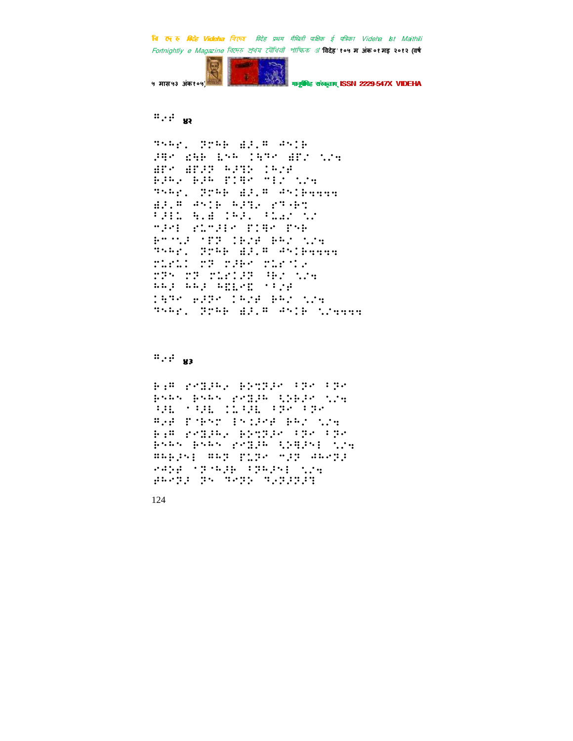⠨⠅⠐⠗ ४२

⠹⠪⠓⠗⠄ ⠝⠗⠓⠗ ⠱⠚⠄⠛ ⠙⠪⠅⠗
⠚⠻⠉ ⠎⠷⠗ ⠇⠪⠓ ⠅⠻⠹⠉ ⠱⠟⠌ ⠣⠌⠻
⠱⠟⠉ ⠱⠟⠚⠝ ⠓⠚⠹⠕ ⠅⠓⠌⠋
⠗⠚⠓⠂ ⠗⠚⠓ ⠏⠅⠻⠉ ⠉⠆⠌ ⠣⠌⠻
⠹⠪⠓⠗⠄ ⠝⠗⠓⠗ ⠱⠚⠄⠛ ⠙⠪⠅⠗⠻⠻⠻⠻
⠱⠚⠄⠛ ⠙⠪⠅⠗ ⠓⠚⠹⠂ ⠗⠹⠐⠗⠹
⠐⠚⠆⠅ ⠳⠄⠱ ⠅⠓⠚⠄ ⠐⠥⠩⠂ ⠣⠌
⠉⠚⠉⠆ ⠗⠥⠉⠚⠆⠉ ⠏⠅⠻⠉ ⠏⠪⠗
⠗⠉⠈⠣⠚ ⠈⠟⠝ ⠅⠗⠌⠋ ⠗⠓⠌ ⠣⠌⠻
⠹⠪⠓⠗⠄ ⠝⠗⠓⠗ ⠱⠚⠄⠛ ⠙⠪⠅⠗⠻⠻⠻⠻
⠗⠥⠋⠥⠅ ⠗⠝ ⠗⠚⠗⠉ ⠗⠥⠋⠈⠅⠂
⠗⠝⠪ ⠗⠝ ⠗⠥⠋⠅⠚⠝ ⠳⠗⠌ ⠣⠌⠻
⠓⠓⠚ ⠓⠓⠚ ⠓⠫⠇⠉⠫ ⠈⠐⠌⠋
⠅⠻⠹⠉ ⠑⠚⠝⠉ ⠅⠓⠌⠋ ⠗⠓⠌ ⠣⠌⠻
⠹⠪⠓⠗⠄ ⠝⠗⠓⠗ ⠱⠚⠄⠛ ⠙⠪⠅⠗ ⠣⠌⠻⠻⠻⠻

⠨⠅⠐⠗ ४३

⠗⠾⠛ ⠗⠉⠽⠚⠓⠂ ⠗⠕⠹⠝⠚⠉ ⠐⠝⠉ ⠐⠝⠉
⠗⠪⠓⠪ ⠗⠪⠓⠪ ⠗⠉⠽⠚⠓ ⠳⠕⠗⠚⠉ ⠣⠌⠻
⠳⠚⠇ ⠈⠳⠚⠇ ⠅⠥⠳⠚⠇ ⠐⠝⠉ ⠐⠝⠉
⠛⠂⠋ ⠏⠈⠗⠪⠹ ⠖⠪⠅⠚⠉⠋ ⠗⠓⠌ ⠣⠌⠻
⠗⠾⠛ ⠗⠉⠽⠚⠓⠂ ⠗⠕⠹⠝⠚⠉ ⠐⠝⠉ ⠐⠝⠉
⠗⠪⠓⠪ ⠗⠪⠓⠪ ⠗⠉⠽⠚⠓ ⠳⠕⠻⠚⠪⠆ ⠣⠌⠻
⠛⠓⠗⠚⠪⠆ ⠛⠓⠝ ⠏⠥⠝⠉ ⠉⠚⠝ ⠙⠓⠉⠝⠚
⠑⠙⠕⠋ ⠈⠝⠈⠓⠚⠗ ⠐⠝⠓⠚⠪⠆ ⠣⠌⠻
⠋⠓⠉⠝⠚ ⠝⠪ ⠹⠉⠝⠕ ⠹⠂⠝⠚⠝⠚⠹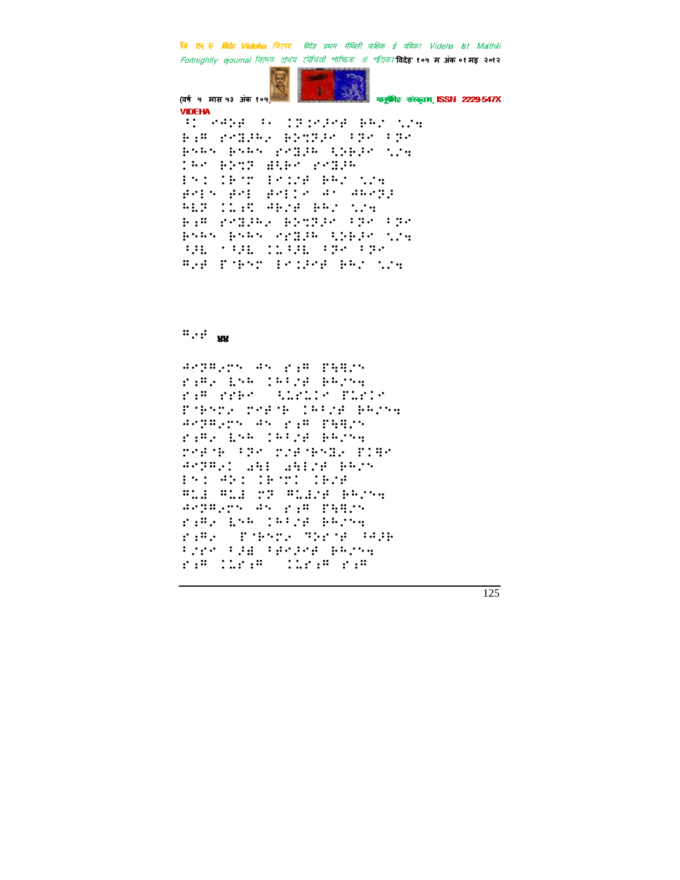⠅⠈⠀⠊⠚⠕⠾⠀⠖⠂⠀⠅⠝⠅⠊⠕⠊⠾⠀⠗⠓⠎⠀⠎⠌⠻
⠗⠆⠛⠀⠗⠊⠽⠕⠓⠂⠀⠗⠕⠝⠝⠕⠊⠀⠖⠝⠊⠀⠖⠝⠊
⠗⠕⠓⠕⠀⠗⠕⠓⠕⠀⠗⠊⠽⠕⠓⠀⠩⠕⠗⠕⠊⠀⠎⠌⠻
⠅⠓⠊⠀⠗⠕⠝⠝⠀⠫⠩⠗⠊⠀⠗⠊⠽⠕⠓
⠑⠕⠅⠀⠅⠗⠉⠀⠑⠊⠅⠌⠾⠀⠗⠓⠎⠀⠎⠌⠻
⠾⠊⠑⠕⠀⠾⠊⠑⠀⠾⠊⠑⠅⠊⠀⠱⠊⠀⠱⠓⠊⠝⠕
⠓⠇⠝⠀⠅⠅⠦⠩⠀⠱⠗⠌⠾⠀⠗⠓⠎⠀⠎⠌⠻
⠗⠆⠛⠀⠗⠊⠽⠕⠓⠂⠀⠗⠕⠝⠝⠕⠊⠀⠖⠝⠊⠀⠖⠝⠊
⠗⠕⠓⠕⠀⠗⠕⠓⠕⠀⠊⠗⠽⠕⠓⠀⠩⠕⠗⠕⠊⠀⠎⠌⠻
⠩⠕⠇⠀⠈⠩⠕⠇⠀⠅⠅⠩⠕⠇⠀⠖⠝⠊⠀⠖⠝⠊
⠛⠂⠾⠀⠏⠈⠗⠕⠉⠀⠑⠊⠅⠕⠊⠾⠀⠗⠓⠎⠀⠎⠌⠻

⠛⠂⠾ ४४

⠱⠊⠝⠛⠂⠉⠕⠀⠱⠕⠀⠗⠆⠛⠀⠏⠹⠛⠌⠕
⠗⠆⠛⠂⠀⠇⠕⠓⠀⠅⠓⠖⠌⠾⠀⠗⠓⠌⠕⠻
⠗⠆⠛⠀⠗⠗⠗⠊⠀⠀⠩⠅⠗⠅⠅⠊⠀⠏⠅⠗⠅⠊
⠏⠈⠗⠕⠉⠂⠀⠉⠊⠾⠈⠗⠀⠅⠓⠖⠌⠾⠀⠗⠓⠌⠕⠻
⠱⠊⠝⠛⠂⠉⠕⠀⠱⠕⠀⠗⠆⠛⠀⠏⠹⠛⠌⠕
⠗⠆⠛⠂⠀⠇⠕⠓⠀⠅⠓⠖⠌⠾⠀⠗⠓⠌⠕⠻
⠉⠊⠾⠈⠗⠀⠖⠝⠊⠀⠉⠌⠾⠈⠗⠕⠽⠂⠀⠏⠅⠛⠊
⠱⠊⠝⠛⠂⠅⠀⠡⠹⠑⠀⠡⠹⠑⠌⠾⠀⠗⠓⠌⠕
⠑⠕⠅⠀⠱⠕⠅⠀⠅⠗⠉⠅⠀⠅⠗⠌⠾
⠛⠅⠫⠀⠛⠅⠫⠀⠉⠝⠀⠛⠅⠫⠌⠾⠀⠗⠓⠌⠕⠻
⠱⠊⠝⠛⠂⠉⠕⠀⠱⠕⠀⠗⠆⠛⠀⠏⠹⠛⠌⠕
⠗⠆⠛⠂⠀⠇⠕⠓⠀⠅⠓⠖⠌⠾⠀⠗⠓⠌⠕⠻
⠗⠆⠛⠂⠀⠀⠏⠈⠗⠕⠉⠂⠀⠙⠕⠗⠈⠾⠀⠖⠱⠕⠗
⠖⠌⠗⠊⠀⠖⠕⠫⠀⠖⠾⠊⠕⠊⠾⠀⠗⠓⠌⠕⠻
⠗⠆⠛⠀⠅⠅⠗⠆⠛⠀⠀⠅⠅⠗⠆⠛⠀⠗⠆⠛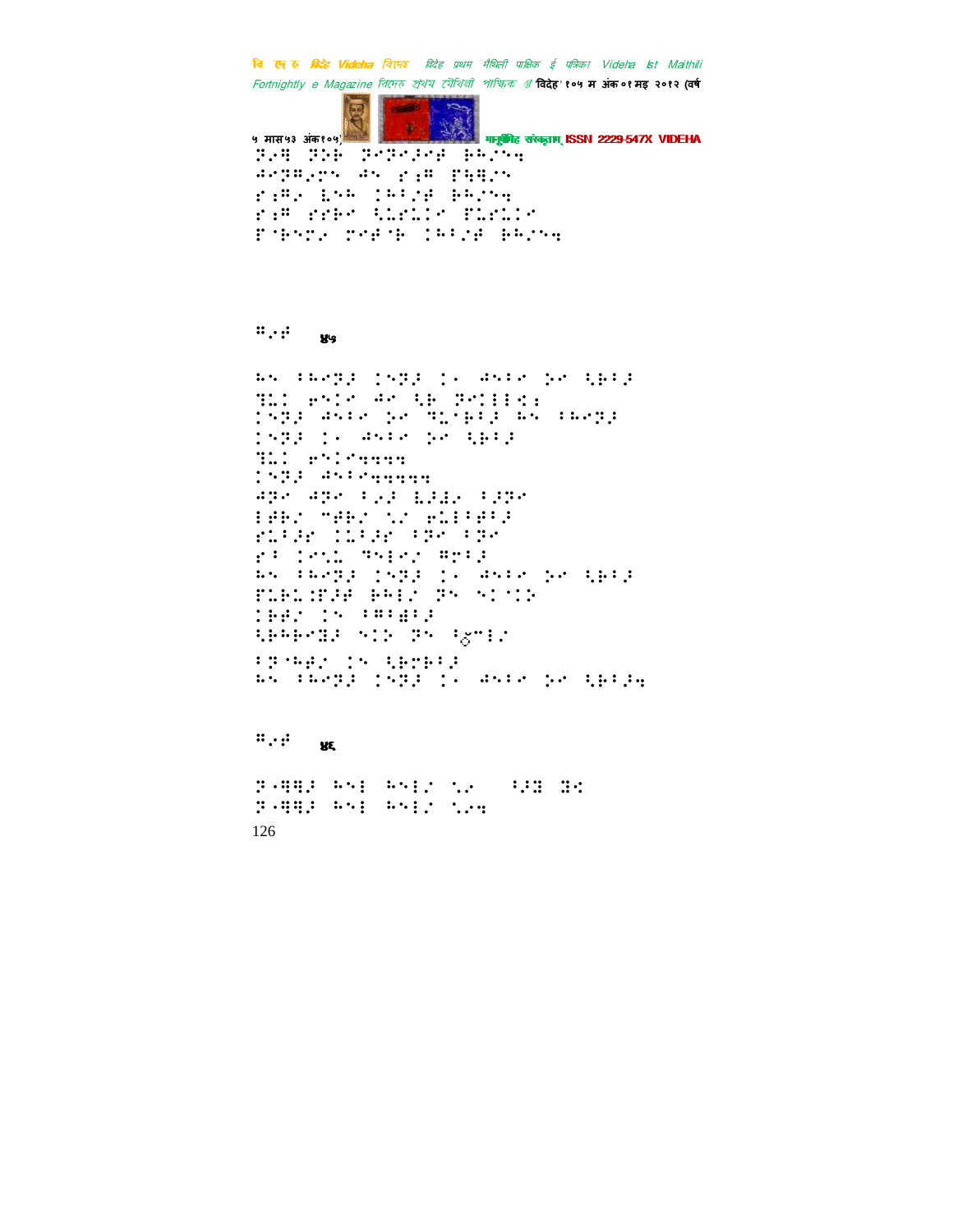४७

४८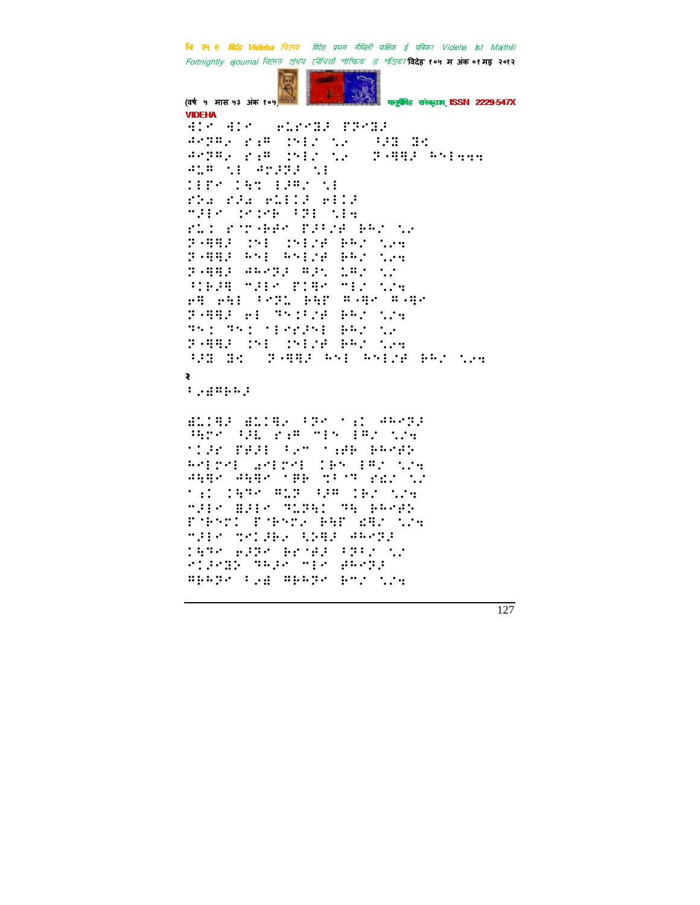VIDEHA

२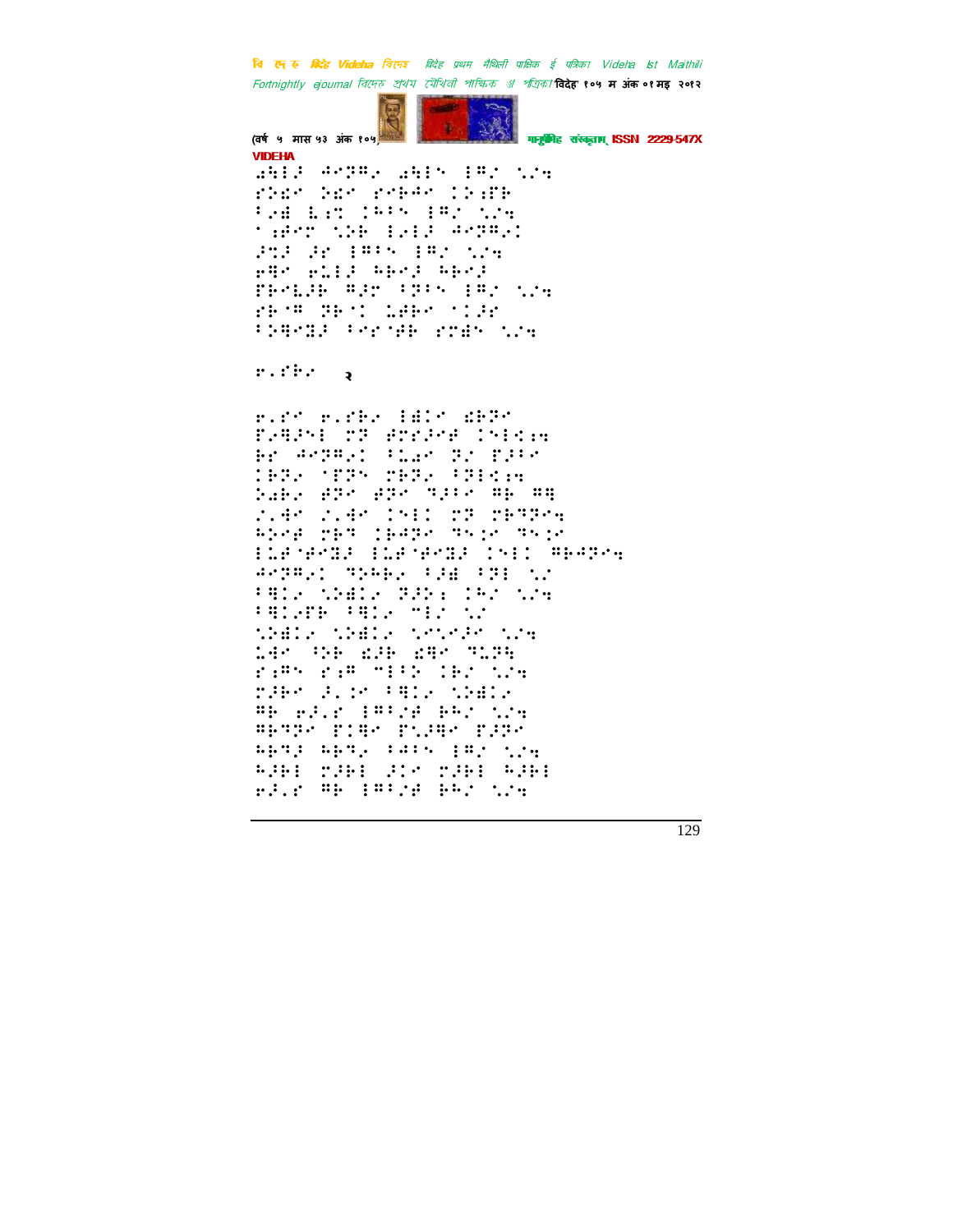२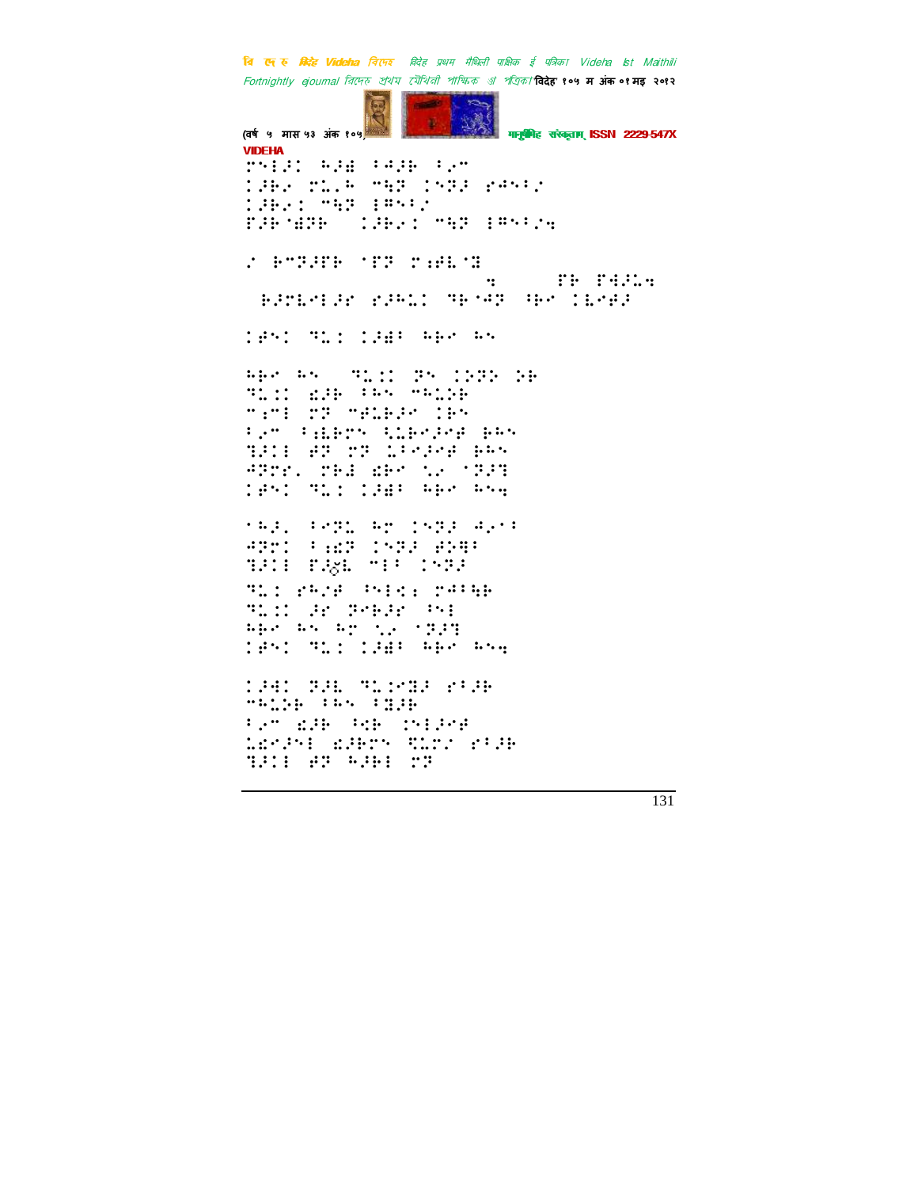"VIDEHA"

⠗⠝⠇⠌⠅⠀⠓⠚⠻⠀⠂⠲⠚⠗⠀⠂⠔⠉
⠅⠚⠗⠔⠀⠗⠥⠄⠓⠀⠉⠳⠝⠀⠅⠝⠝⠚⠀⠎⠲⠝⠂⠌
⠅⠚⠗⠔⠅⠀⠉⠳⠝⠀⠇⠻⠝⠂⠌
⠏⠚⠗⠈⠻⠝⠗⠀⠀⠅⠚⠗⠔⠅⠀⠉⠳⠝⠀⠇⠻⠝⠂⠌⠲

⠌⠀⠓⠉⠝⠚⠋⠗⠀⠈⠋⠝⠀⠗⠆⠱⠡⠈⠽

⠲⠀⠀⠀⠀⠀⠀⠋⠗⠀⠏⠳⠚⠥⠲

⠀⠓⠚⠗⠡⠊⠇⠚⠊⠀⠎⠚⠓⠥⠅⠀⠹⠗⠈⠲⠝⠀⠳⠗⠊⠀⠅⠡⠊⠻⠚

⠅⠻⠝⠅⠀⠹⠥⠅⠀⠅⠚⠻⠂⠀⠓⠗⠊⠀⠓⠝

⠓⠗⠊⠀⠓⠝⠀⠀⠹⠥⠅⠅⠀⠝⠝⠀⠅⠝⠝⠕⠀⠕⠗
⠹⠥⠅⠅⠀⠫⠚⠗⠀⠂⠓⠝⠀⠉⠓⠥⠅⠕⠗
⠉⠆⠉⠇⠀⠗⠝⠀⠉⠻⠥⠗⠚⠊⠀⠅⠗⠝
⠂⠔⠉⠀⠂⠆⠡⠗⠉⠝⠀⠳⠥⠗⠊⠚⠊⠋⠀⠗⠓⠝
⠹⠚⠅⠇⠀⠱⠝⠀⠗⠝⠀⠥⠂⠊⠚⠊⠋⠀⠗⠓⠝
⠲⠝⠗⠋⠄⠀⠍⠗⠻⠀⠫⠗⠊⠀⠳⠔⠀⠈⠹⠚⠹
⠅⠻⠝⠅⠀⠹⠥⠅⠀⠅⠚⠻⠂⠀⠓⠗⠊⠀⠓⠝⠲

⠈⠓⠚⠄⠀⠂⠊⠝⠥⠀⠓⠉⠀⠅⠝⠝⠚⠀⠲⠔⠈⠂
⠲⠝⠗⠅⠀⠂⠆⠫⠝⠀⠅⠝⠝⠚⠀⠱⠕⠻⠂
⠹⠚⠅⠇⠀⠏⠚⠬⠡⠀⠉⠇⠂⠀⠅⠝⠝⠚
⠹⠥⠅⠀⠎⠓⠌⠋⠀⠖⠝⠇⠩⠆⠀⠗⠲⠂⠳⠗
⠹⠥⠅⠅⠀⠚⠗⠀⠝⠗⠗⠚⠗⠀⠖⠝⠇
⠓⠗⠊⠀⠓⠝⠀⠓⠉⠀⠳⠔⠀⠈⠹⠚⠹
⠅⠻⠝⠅⠀⠹⠥⠅⠀⠅⠚⠻⠂⠀⠓⠗⠊⠀⠓⠝⠲

⠅⠚⠲⠅⠀⠝⠚⠡⠀⠹⠥⠅⠊⠽⠚⠀⠎⠂⠚⠗
⠉⠓⠥⠅⠕⠗⠀⠂⠓⠝⠀⠂⠽⠚⠗
⠂⠔⠉⠀⠫⠚⠗⠀⠖⠩⠗⠀⠅⠝⠇⠚⠊⠋
⠥⠫⠊⠚⠝⠇⠀⠫⠚⠗⠉⠝⠀⠻⠥⠗⠌⠀⠎⠂⠚⠗
⠹⠚⠅⠇⠀⠱⠝⠀⠓⠚⠗⠇⠀⠗⠝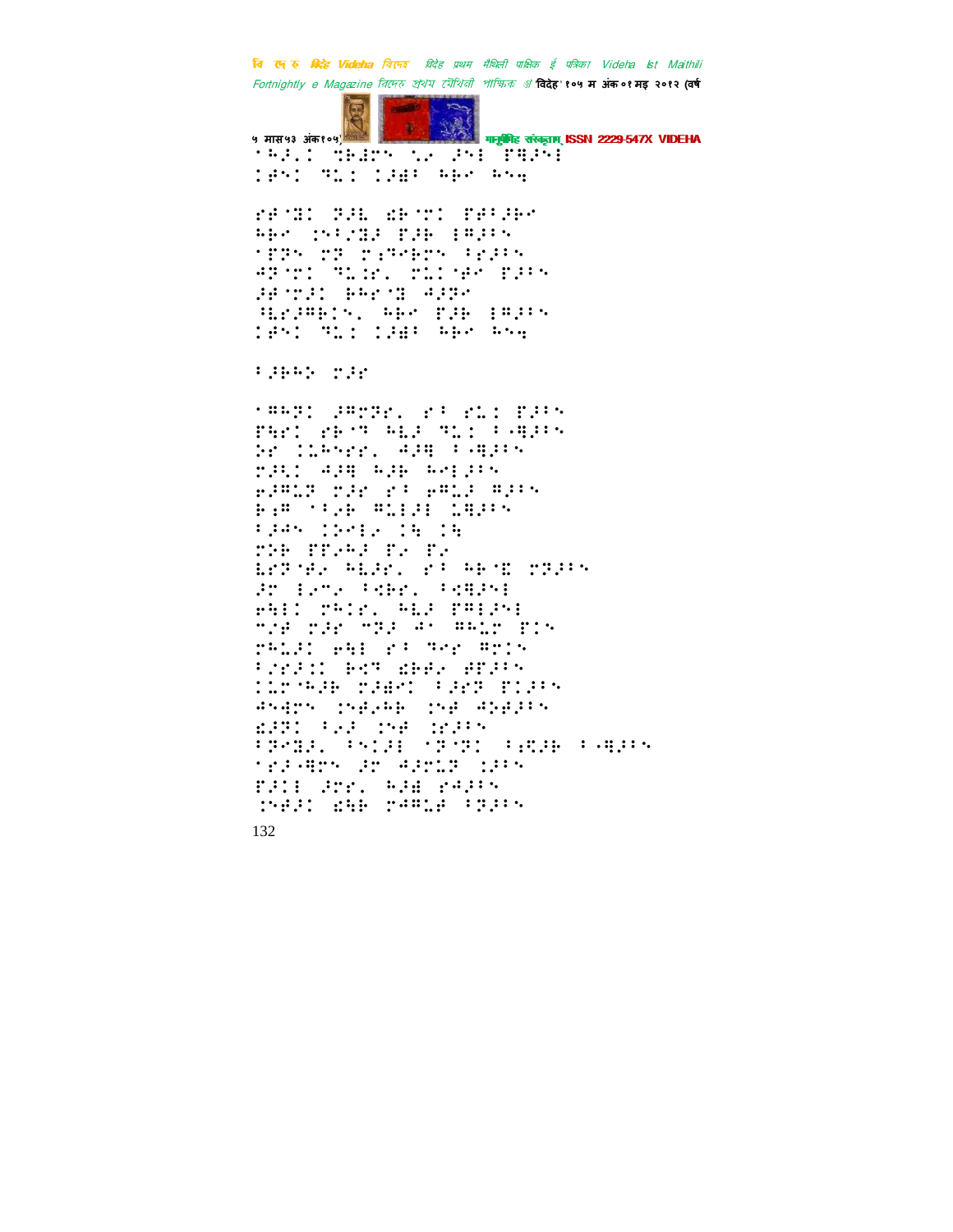⠁⠓⠼⠄⠉⠀⠹⠓�media⠀

⠁⠓⠚⠄⠉⠀⠹⠓⠻⠝⠀⠎⠜⠀⠚⠝⠇⠀⠏⠻⠚⠝⠇
⠉⠋⠝⠉⠀⠙⠥⠉⠀⠉⠚⠻⠃⠀⠓⠃⠊⠀⠓⠝⠹

⠗⠋⠈⠿⠉⠀⠝⠚⠸⠀⠮⠃⠈⠍⠉⠀⠏⠋⠃⠚⠃⠊
⠓⠃⠊⠀⠮⠃⠌⠹⠚⠀⠏⠚⠃⠀⠇⠿⠚⠃⠎
⠁⠏⠝⠎⠀⠍⠝⠀⠍⠒⠙⠑⠃⠍⠎⠀⠃⠗⠚⠃⠎
⠙⠝⠈⠍⠉⠀⠙⠥⠼⠗⠄⠀⠍⠥⠉⠈⠋⠊⠀⠏⠚⠃⠎
⠚⠋⠈⠍⠚⠉⠀⠃⠓⠗⠈⠿⠀⠙⠚⠝⠊
⠹⠇⠗⠚⠿⠃⠉⠎⠄⠀⠓⠃⠊⠀⠏⠚⠃⠀⠇⠿⠚⠃⠎
⠉⠋⠝⠉⠀⠙⠥⠉⠀⠉⠚⠻⠃⠀⠓⠃⠊⠀⠓⠝⠹

⠃⠚⠃⠓⠕⠀⠍⠚⠗

⠁⠿⠓⠝⠉⠀⠚⠿⠍⠝⠗⠄⠀⠗⠃⠀⠗⠥⠉⠀⠏⠚⠃⠎
⠏⠹⠗⠉⠀⠗⠃⠈⠙⠀⠓⠇⠚⠀⠙⠥⠉⠀⠃⠤⠹⠚⠃⠎
⠕⠗⠀⠉⠉⠇⠓⠎⠗⠗⠄⠀⠙⠚⠻⠀⠃⠤⠹⠚⠃⠎
⠍⠚⠹⠉⠀⠙⠚⠻⠀⠓⠚⠃⠀⠓⠊⠇⠚⠃⠎
⠑⠚⠿⠥⠝⠀⠍⠚⠗⠀⠗⠃⠀⠑⠿⠥⠚⠀⠿⠚⠃⠎
⠃⠒⠿⠀⠁⠃⠜⠃⠀⠿⠥⠇⠚⠇⠀⠉⠇⠹⠚⠃⠎
⠃⠚⠙⠎⠀⠉⠕⠊⠇⠜⠀⠉⠹⠀⠉⠹
⠍⠕⠃⠀⠏⠏⠜⠓⠚⠀⠏⠜⠀⠏⠜
⠇⠗⠝⠈⠋⠜⠀⠓⠇⠚⠗⠄⠀⠗⠃⠀⠓⠃⠈⠮⠀⠍⠝⠚⠃⠎
⠚⠗⠀⠇⠜⠍⠜⠀⠃⠩⠃⠗⠄⠀⠃⠩⠹⠚⠝⠇
⠑⠹⠇⠉⠀⠍⠓⠊⠗⠄⠀⠓⠇⠚⠀⠏⠿⠇⠚⠝⠇
⠙⠜⠋⠀⠍⠚⠗⠀⠙⠝⠚⠀⠙⠁⠀⠿⠓⠥⠗⠀⠏⠊⠎
⠍⠓⠥⠚⠉⠀⠑⠹⠇⠀⠗⠃⠀⠙⠑⠗⠀⠿⠍⠊⠎
⠃⠌⠗⠚⠉⠉⠀⠓⠩⠝⠀⠮⠃⠃⠜⠀⠿⠏⠚⠃⠎
⠉⠥⠗⠈⠓⠚⠃⠀⠍⠚⠻⠊⠉⠀⠃⠚⠗⠝⠀⠏⠊⠚⠃⠎
⠙⠎⠹⠗⠎⠀⠮⠋⠜⠓⠃⠀⠮⠋⠀⠙⠕⠋⠚⠃⠎
⠮⠚⠝⠉⠀⠃⠜⠚⠀⠮⠋⠀⠌⠗⠚⠃⠎
⠃⠝⠑⠿⠚⠄⠀⠃⠎⠉⠚⠇⠀⠁⠝⠈⠝⠉⠀⠃⠒⠻⠚⠃⠀⠃⠤⠹⠚⠃⠎
⠁⠗⠚⠤⠹⠗⠎⠀⠚⠗⠀⠙⠚⠗⠥⠝⠀⠌⠚⠃⠎
⠏⠚⠉⠇⠀⠚⠗⠗⠄⠀⠓⠚⠻⠀⠗⠙⠚⠃⠎
⠮⠋⠚⠉⠀⠮⠹⠃⠀⠍⠙⠿⠥⠋⠀⠃⠝⠚⠃⠎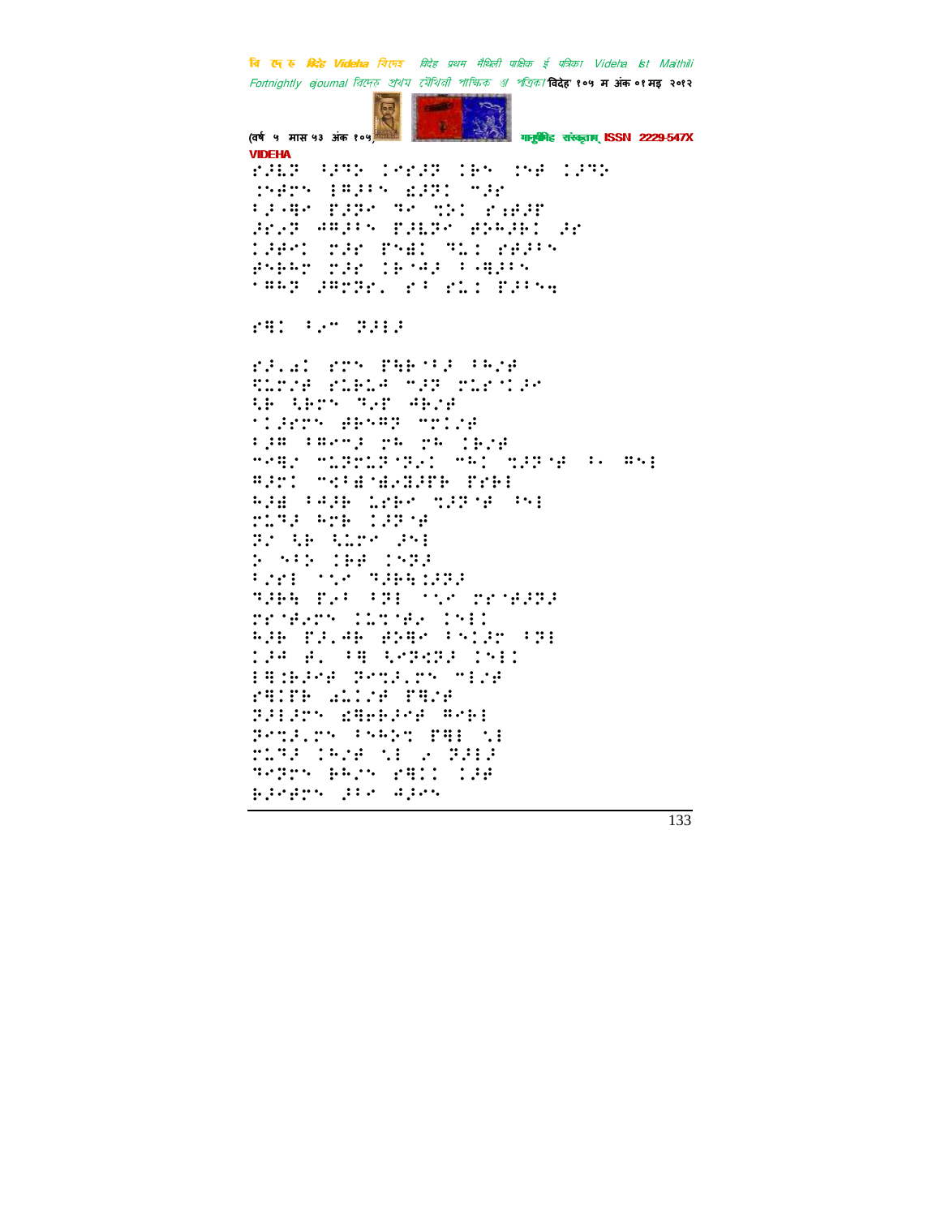⠗�J⠇⠝⠀⠳�J⠹⠵⠀⠉⠢⠗⠜⠝⠀⠉⠃⠔⠀⠒⠔⠋⠀⠉⠜⠹⠵

⠒⠔⠋⠗⠔⠀⠇⠛⠜⠳⠔⠀⠱⠜⠝⠁⠀⠍⠜⠗

⠳⠜⠤⠛⠢⠀⠏⠜⠝⠢⠀⠹⠢⠀⠹⠵⠁⠀⠗⠆⠋⠜⠋

⠜⠗⠤⠝⠀⠩⠛⠜⠳⠔⠀⠏⠜⠇⠝⠢⠀⠫⠵⠓⠜⠃⠁⠀⠜⠗

⠉⠜⠋⠢⠁⠀⠍⠜⠗⠀⠏⠔⠱⠁⠀⠹⠥⠁⠀⠗⠋⠜⠳⠔

⠫⠔⠃⠓⠝⠀⠍⠜⠗⠀⠉⠃⠊⠩⠜⠀⠳⠤⠛⠜⠳⠔

⠂⠛⠓⠝⠀⠜⠛⠍⠝⠗⠂⠀⠗⠳⠀⠗⠥⠁⠀⠏⠜⠳⠔⠆

⠗⠛⠁⠀⠳⠂⠉⠀⠝⠜⠇⠜

⠗⠜⠂⠱⠁⠀⠗⠍⠔⠀⠏⠹⠃⠊⠳⠜⠀⠳⠓⠌⠋

⠹⠥⠍⠌⠋⠀⠗⠥⠃⠥⠩⠀⠉⠜⠝⠀⠍⠥⠗⠊⠜⠢

⠹⠃⠀⠹⠃⠗⠔⠀⠹⠂⠏⠀⠩⠃⠌⠋

⠁⠉⠜⠗⠍⠔⠀⠋⠃⠔⠛⠝⠀⠉⠍⠉⠌⠋

⠳⠜⠛⠀⠳⠛⠢⠉⠜⠀⠍⠓⠀⠍⠓⠀⠉⠃⠌⠋

⠉⠢⠛⠌⠀⠉⠥⠝⠍⠥⠝⠊⠝⠂⠁⠀⠉⠓⠁⠀⠹⠜⠝⠊⠋⠀⠳⠂⠀⠛⠔⠇

⠛⠜⠗⠁⠀⠉⠩⠳⠱⠊⠱⠂⠯⠜⠏⠃⠀⠏⠗⠃⠇

⠓⠜⠱⠀⠳⠩⠜⠃⠀⠥⠗⠃⠢⠀⠹⠜⠝⠊⠋⠀⠳⠔⠇

⠍⠥⠹⠜⠀⠓⠍⠃⠀⠉⠜⠝⠊⠋

⠝⠌⠀⠹⠃⠀⠹⠥⠗⠢⠀⠜⠔⠇

⠵⠀⠔⠳⠵⠀⠉⠃⠋⠀⠉⠔⠝⠜

⠳⠌⠗⠇⠀⠁⠹⠢⠀⠹⠜⠃⠹⠉⠜⠝⠜

⠹⠜⠃⠹⠀⠏⠜⠳⠀⠳⠝⠇⠀⠁⠹⠢⠀⠍⠗⠊⠋⠜⠝⠜

⠍⠗⠊⠋⠜⠍⠔⠀⠉⠥⠹⠊⠋⠂⠀⠉⠔⠇⠁

⠓⠜⠃⠀⠏⠜⠂⠩⠃⠀⠫⠵⠛⠢⠀⠳⠔⠉⠜⠗⠀⠳⠝⠇

⠉⠜⠩⠀⠋⠂⠀⠳⠛⠀⠹⠢⠝⠩⠝⠜⠀⠉⠔⠇⠁

⠇⠛⠉⠃⠜⠢⠋⠀⠝⠢⠹⠜⠂⠍⠔⠀⠍⠇⠌⠋

⠗⠛⠉⠏⠃⠀⠱⠥⠁⠌⠋⠀⠏⠛⠌⠋

⠝⠜⠇⠜⠗⠔⠀⠜⠛⠗⠃⠜⠢⠋⠀⠛⠢⠃⠇

⠝⠢⠹⠜⠂⠍⠔⠀⠳⠔⠓⠵⠹⠀⠏⠛⠇⠀⠹⠇

⠍⠥⠹⠜⠀⠉⠓⠌⠋⠀⠹⠇⠀⠌⠀⠝⠜⠇⠜

⠹⠢⠝⠗⠔⠀⠃⠓⠌⠔⠀⠗⠛⠁⠁⠀⠉⠜⠋

⠃⠜⠢⠋⠗⠔⠀⠜⠳⠢⠀⠩⠜⠢⠔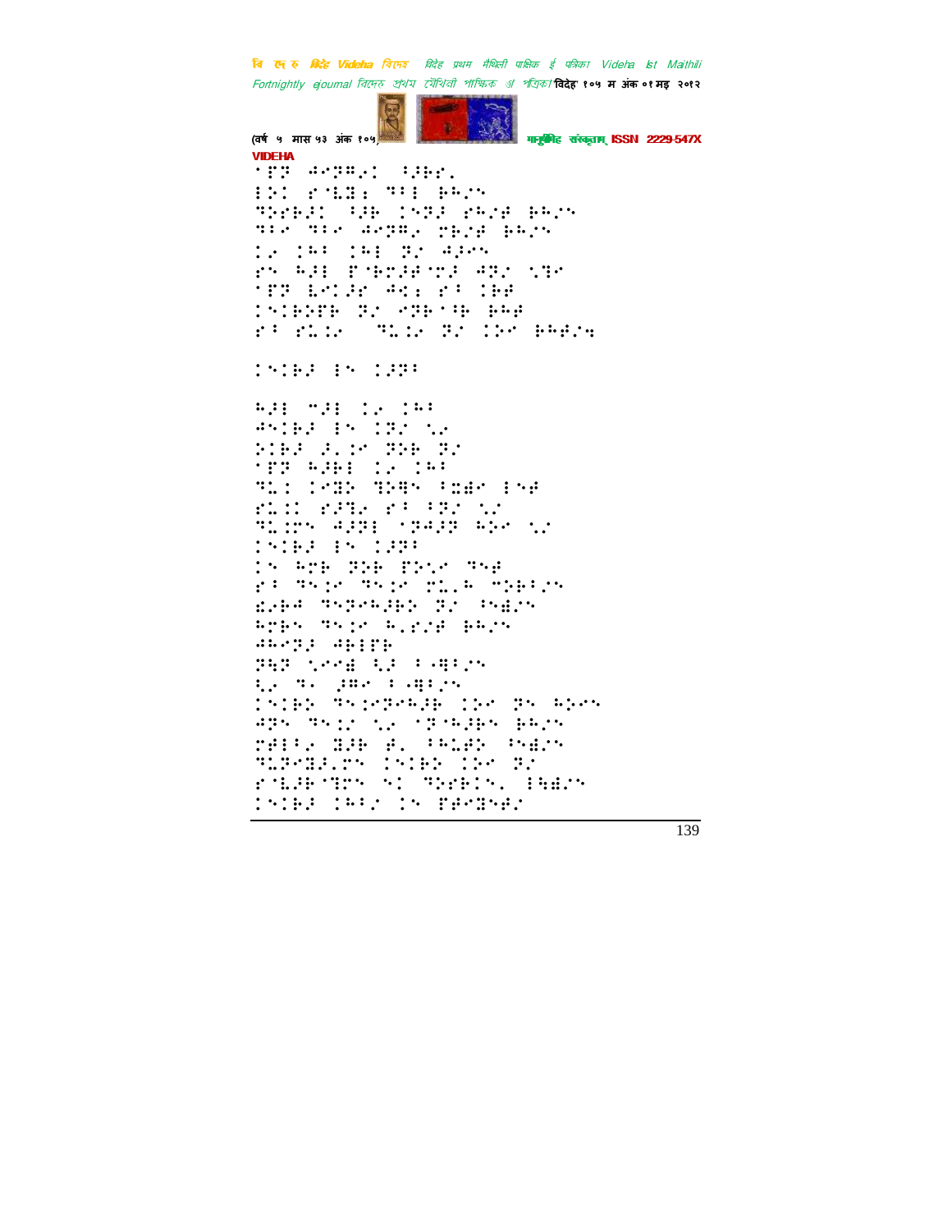VIDEHA

'⠋⠏ ⠚⠑⠏⠓⠄⠅ ⠃⠚⠗⠗⠄
⠇⠕⠅ ⠗⠐⠇⠻⠆ ⠙⠃⠇ ⠗⠓⠌⠝
⠙⠕⠗⠗⠚⠅ ⠃⠚⠗ ⠅⠝⠏⠚ ⠗⠓⠌⠋ ⠗⠓⠌⠝
⠙⠃⠑ ⠙⠃⠑ ⠚⠑⠏⠓⠄ ⠍⠗⠌⠋ ⠗⠓⠌⠝
⠅⠄ ⠅⠓⠃ ⠅⠓⠇ ⠏⠌ ⠚⠚⠑⠝
⠗⠝ ⠓⠚⠇ ⠋⠐⠗⠍⠚⠋⠐⠍⠚ ⠚⠏⠌ ⠎⠙⠑
'⠋⠏ ⠇⠑⠅⠚⠗ ⠚⠪⠆ ⠗⠃ ⠅⠗⠗
⠅⠝⠅⠗⠕⠋⠗ ⠏⠌ ⠑⠏⠗⠐⠓ ⠗⠓⠋
⠗⠃ ⠗⠥⠅⠄ ⠙⠥⠅⠄ ⠏⠌ ⠅⠕⠑ ⠗⠓⠋⠌⠲

⠅⠝⠅⠗⠚ ⠇⠝ ⠅⠚⠏⠃

⠓⠚⠇ ⠍⠚⠇ ⠅⠄ ⠅⠓⠃
⠚⠝⠅⠗⠚ ⠇⠝ ⠅⠏⠌ ⠎⠄
⠕⠅⠗⠚ ⠚⠄⠅⠑ ⠏⠕⠗ ⠏⠌
'⠋⠏ ⠓⠚⠗⠇ ⠅⠄ ⠅⠓⠃
⠙⠥⠅ ⠅⠑⠇⠕ ⠙⠕⠻⠝ ⠃⠥⠻⠑ ⠇⠝⠋
⠗⠥⠅⠅ ⠗⠚⠙⠄ ⠗⠃ ⠃⠏⠌ ⠎⠌
⠙⠥⠅⠍⠝ ⠚⠚⠏⠇ '⠏⠚⠚⠏ ⠓⠕⠑ ⠎⠌
⠅⠝⠅⠗⠚ ⠇⠝ ⠅⠚⠏⠃
⠅⠝ ⠓⠍⠗ ⠏⠕⠗ ⠋⠕⠎⠑ ⠙⠝⠋
⠗⠃ ⠙⠝⠅⠑ ⠙⠝⠅⠑ ⠍⠥⠄⠓ ⠍⠕⠗⠃⠌⠝
⠫⠄⠗⠚ ⠙⠝⠏⠑⠓⠚⠗⠕ ⠏⠌ ⠃⠝⠫⠌⠝
⠓⠍⠗⠝ ⠙⠝⠅⠑ ⠓⠄⠗⠌⠋ ⠗⠓⠌⠝
⠚⠓⠑⠏⠚ ⠚⠗⠇⠋⠗
⠏⠓⠏ ⠎⠑⠑⠻ ⠪⠚ ⠃⠄⠻⠃⠌⠝
⠪⠄ ⠙⠄ ⠔⠻⠑ ⠃⠄⠻⠃⠌⠝
⠅⠝⠅⠗⠕ ⠙⠝⠅⠑⠏⠑⠓⠚⠗ ⠅⠕⠑ ⠏⠝ ⠓⠕⠑⠝
⠚⠏⠝ ⠙⠝⠅⠌ ⠎⠄ '⠏⠐⠓⠚⠗⠝ ⠗⠓⠌⠝
⠍⠋⠇⠃⠄ ⠻⠚⠗ ⠋⠄ ⠃⠓⠥⠋⠕ ⠃⠝⠫⠌⠝
⠙⠥⠏⠑⠻⠚⠄⠍⠝ ⠅⠝⠅⠗⠕ ⠅⠕⠑ ⠏⠌
⠗⠐⠇⠚⠗⠐⠙⠍⠝ ⠝⠅ ⠙⠕⠗⠗⠅⠝⠄ ⠇⠓⠫⠌⠝
⠅⠝⠅⠗⠚ ⠅⠓⠃⠌ ⠅⠝ ⠋⠋⠑⠻⠝⠋⠌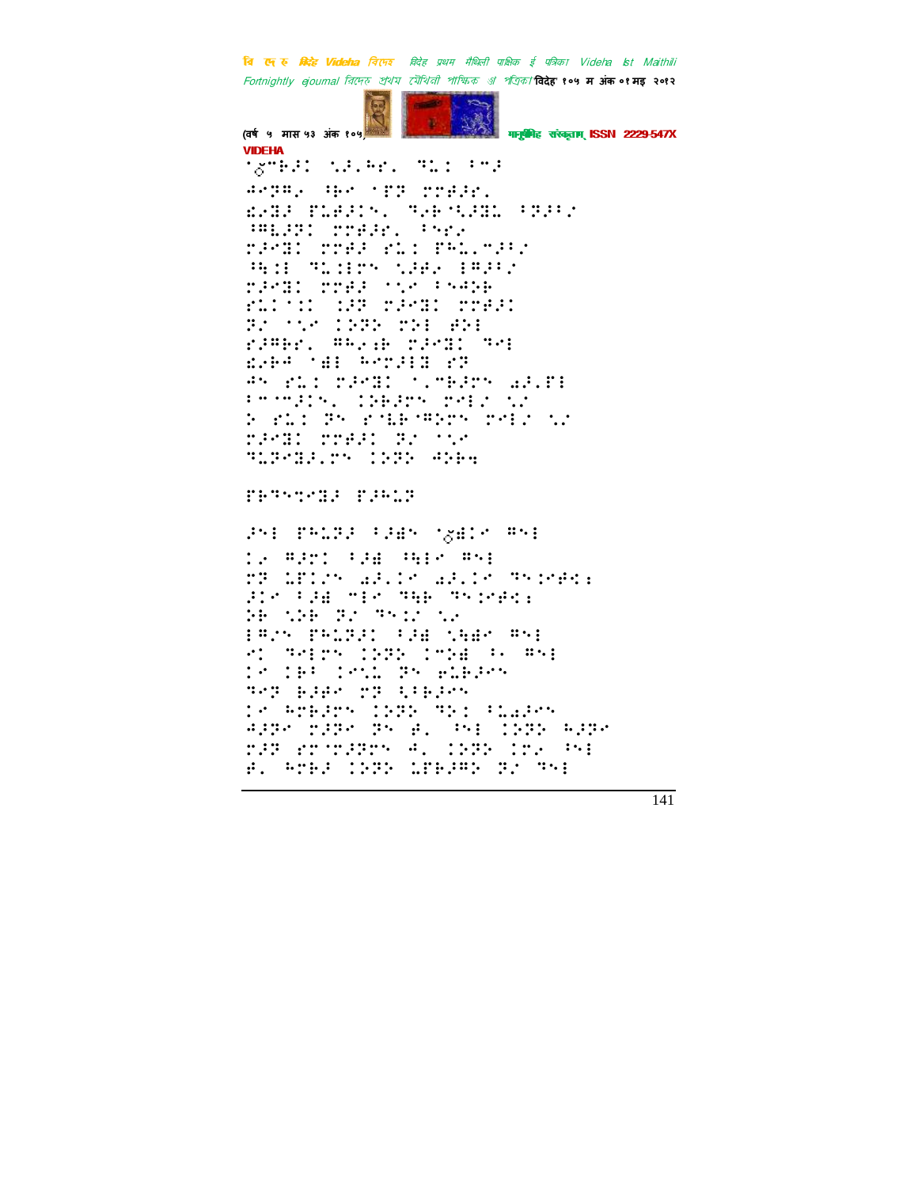VIDEHA

⠈⠱⠉⠗⠜⠅⠀⠐⠜⠨⠗⠂⠀⠙⠥⠅⠀⠃⠉⠜
⠺⠑⠝⠻⠆⠀⠻⠗⠑⠀⠈⠏⠝⠀⠍⠍⠞⠜⠗⠂
⠫⠆⠻⠜⠀⠏⠇⠞⠜⠅⠝⠂⠀⠙⠆⠗⠐⠜⠻⠇⠀⠃⠝⠜⠃⠆
⠸⠇⠜⠝⠅⠀⠍⠍⠞⠜⠗⠂⠀⠃⠝⠗⠆
⠍⠜⠑⠻⠅⠀⠍⠍⠞⠜⠀⠗⠥⠅⠀⠏⠓⠥⠂⠉⠜⠃⠆
⠳⠹⠅⠀⠙⠥⠅⠗⠝⠀⠐⠜⠞⠆⠀⠃⠻⠜⠃⠆
⠍⠜⠑⠻⠅⠀⠍⠍⠞⠜⠀⠈⠐⠆⠀⠃⠝⠺⠕⠗
⠗⠥⠅⠈⠅⠅⠀⠅⠜⠝⠀⠍⠜⠑⠻⠅⠀⠍⠍⠞⠜⠅
⠝⠆⠀⠈⠐⠑⠀⠅⠕⠝⠕⠀⠍⠕⠃⠀⠿⠕⠃
⠗⠜⠻⠗⠂⠀⠻⠓⠆⠖⠗⠀⠍⠜⠑⠻⠅⠀⠙⠑⠃
⠫⠆⠗⠺⠀⠈⠫⠃⠀⠓⠑⠍⠜⠃⠻⠀⠗⠝
⠺⠝⠀⠗⠥⠅⠀⠍⠜⠑⠻⠅⠀⠈⠂⠉⠗⠜⠗⠝⠀⠡⠜⠂⠏⠃
⠃⠑⠈⠉⠜⠅⠝⠂⠀⠅⠕⠗⠜⠗⠝⠀⠍⠑⠃⠆⠀⠐⠆
⠕⠀⠗⠥⠅⠀⠝⠝⠀⠗⠐⠇⠗⠈⠻⠕⠗⠝⠀⠍⠑⠃⠆⠀⠐⠆
⠍⠜⠑⠻⠅⠀⠍⠍⠞⠜⠅⠀⠝⠆⠀⠈⠐⠑
⠙⠥⠝⠑⠻⠜⠂⠍⠝⠀⠅⠕⠝⠕⠀⠺⠕⠗⠹

⠏⠗⠙⠝⠐⠑⠻⠜⠀⠏⠜⠓⠥⠝

⠜⠑⠃⠀⠏⠓⠥⠝⠜⠀⠃⠜⠫⠝⠀⠈⠱⠫⠅⠑⠀⠻⠑⠃
⠅⠆⠀⠻⠜⠍⠅⠀⠃⠜⠫⠀⠳⠃⠑⠀⠻⠑⠃
⠍⠝⠀⠇⠏⠅⠝⠀⠡⠜⠂⠅⠑⠀⠡⠜⠂⠅⠑⠀⠙⠝⠅⠑⠞⠹
⠜⠅⠑⠀⠃⠜⠫⠀⠉⠃⠑⠀⠙⠹⠗⠀⠙⠝⠅⠑⠞⠹
⠕⠗⠀⠐⠕⠗⠀⠝⠆⠀⠙⠝⠅⠆⠀⠐⠆
⠃⠻⠆⠝⠀⠏⠓⠥⠝⠜⠅⠀⠃⠜⠫⠀⠐⠹⠫⠑⠀⠻⠑⠃
⠗⠅⠀⠙⠑⠃⠗⠝⠀⠅⠕⠝⠕⠀⠅⠉⠕⠫⠀⠃⠂⠀⠻⠑⠃
⠅⠑⠀⠅⠗⠃⠀⠅⠑⠝⠥⠀⠝⠝⠀⠢⠥⠗⠜⠑⠝
⠙⠑⠝⠀⠗⠜⠞⠑⠀⠍⠝⠀⠹⠃⠗⠜⠑⠝
⠅⠑⠀⠓⠍⠗⠜⠍⠝⠀⠅⠕⠝⠕⠀⠙⠕⠅⠀⠃⠥⠡⠜⠑⠝
⠺⠜⠝⠑⠀⠍⠜⠝⠑⠀⠝⠝⠀⠖⠂⠀⠳⠑⠃⠀⠅⠕⠝⠕⠀⠓⠜⠝⠑
⠍⠜⠝⠀⠗⠍⠈⠍⠜⠝⠍⠝⠀⠺⠂⠀⠅⠕⠝⠕⠀⠅⠍⠆⠀⠳⠑⠃
⠖⠂⠀⠓⠍⠗⠜⠀⠅⠕⠝⠕⠀⠇⠏⠗⠜⠻⠕⠀⠝⠆⠀⠙⠑⠃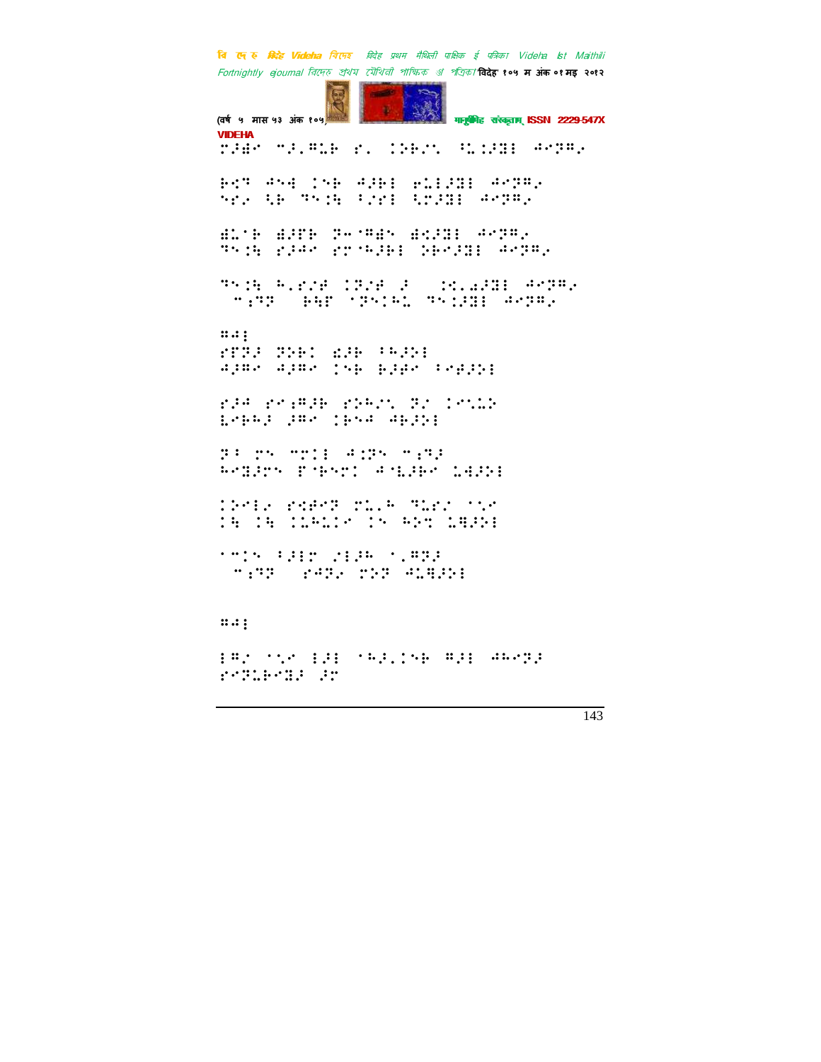VIDEHA

⠗⠰⠻⠉⠀⠉⠼⠄⠻⠥⠗⠀⠎⠄⠀⠀⠇⠕⠗⠌⠀⠀⠓⠥⠇⠼⠻⠆⠀⠲⠉⠝⠍⠂

⠗⠣⠝⠀⠲⠱⠙⠀⠇⠱⠗⠀⠲⠼⠗⠆⠀⠑⠥⠆⠼⠻⠆⠀⠲⠉⠝⠍⠂
⠩⠎⠂⠀⠹⠗⠀⠝⠱⠇⠓⠀⠳⠌⠎⠆⠀⠹⠗⠼⠻⠆⠀⠲⠉⠝⠍⠂

⠻⠥⠈⠗⠀⠻⠼⠋⠗⠀⠝⠤⠈⠍⠻⠱⠀⠻⠣⠼⠻⠆⠀⠲⠉⠝⠍⠂
⠝⠱⠇⠓⠀⠎⠼⠲⠉⠀⠎⠗⠈⠓⠼⠗⠆⠀⠕⠗⠉⠼⠻⠆⠀⠲⠉⠝⠍⠂

⠝⠱⠇⠓⠀⠓⠄⠎⠌⠋⠀⠇⠝⠌⠋⠀⠼⠀⠀⠇⠣⠄⠡⠼⠻⠆⠀⠲⠉⠝⠍⠂
⠀⠉⠆⠝⠝⠀⠀⠗⠓⠋⠀⠈⠝⠱⠇⠓⠥⠀⠝⠱⠇⠼⠻⠆⠀⠲⠉⠝⠍⠂

⠍⠲⠆

⠎⠋⠝⠼⠀⠝⠕⠗⠇⠀⠡⠼⠗⠀⠳⠓⠼⠕⠆
⠲⠼⠍⠉⠀⠲⠼⠍⠉⠀⠇⠱⠗⠀⠗⠼⠋⠉⠀⠳⠉⠋⠼⠕⠆

⠎⠼⠲⠀⠎⠉⠆⠍⠼⠗⠀⠎⠕⠓⠌⠀⠝⠌⠀⠇⠉⠱⠥⠕
⠇⠉⠗⠓⠼⠀⠼⠍⠉⠀⠇⠗⠱⠲⠀⠲⠗⠼⠕⠆

⠝⠳⠀⠗⠱⠀⠉⠝⠇⠆⠀⠲⠆⠝⠱⠀⠉⠆⠝⠼
⠓⠉⠻⠼⠗⠱⠀⠋⠈⠗⠱⠗⠇⠀⠲⠈⠇⠼⠗⠉⠀⠇⠙⠼⠕⠆

⠇⠕⠉⠇⠂⠀⠎⠣⠋⠉⠝⠀⠗⠥⠄⠓⠀⠝⠥⠗⠌⠀⠈⠣⠉
⠇⠓⠀⠇⠓⠀⠇⠇⠥⠓⠥⠇⠉⠀⠇⠱⠀⠓⠕⠝⠀⠇⠻⠼⠕⠆

⠈⠉⠇⠱⠀⠳⠼⠆⠗⠀⠌⠆⠼⠓⠀⠈⠄⠍⠝⠼
⠀⠉⠆⠝⠝⠀⠀⠎⠉⠝⠂⠀⠗⠕⠝⠀⠲⠥⠻⠼⠕⠆

⠍⠲⠆

⠆⠍⠌⠀⠈⠣⠉⠀⠆⠼⠆⠀⠈⠓⠼⠄⠇⠱⠗⠀⠍⠼⠆⠀⠲⠓⠉⠝⠼
⠎⠉⠝⠥⠗⠉⠻⠼⠀⠼⠗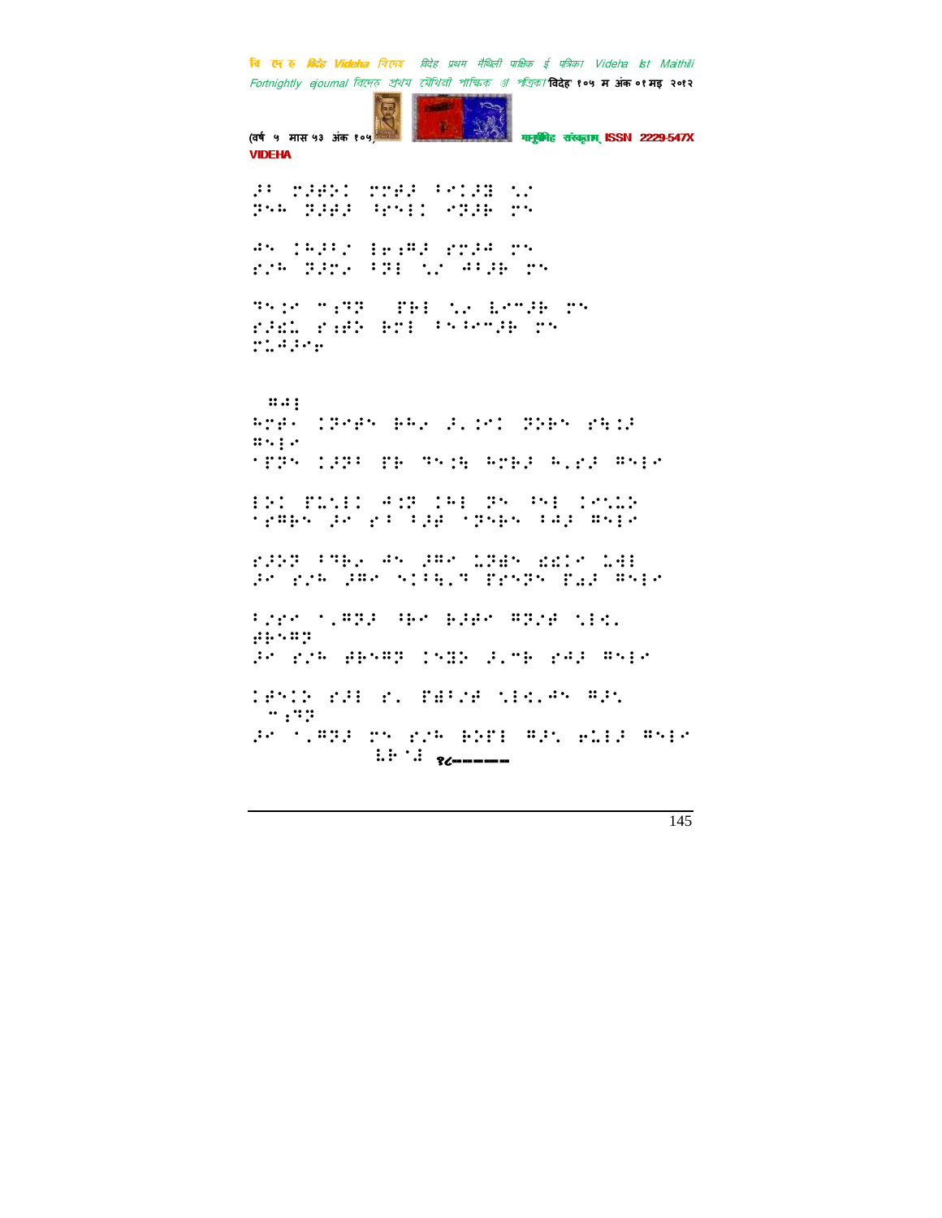१८------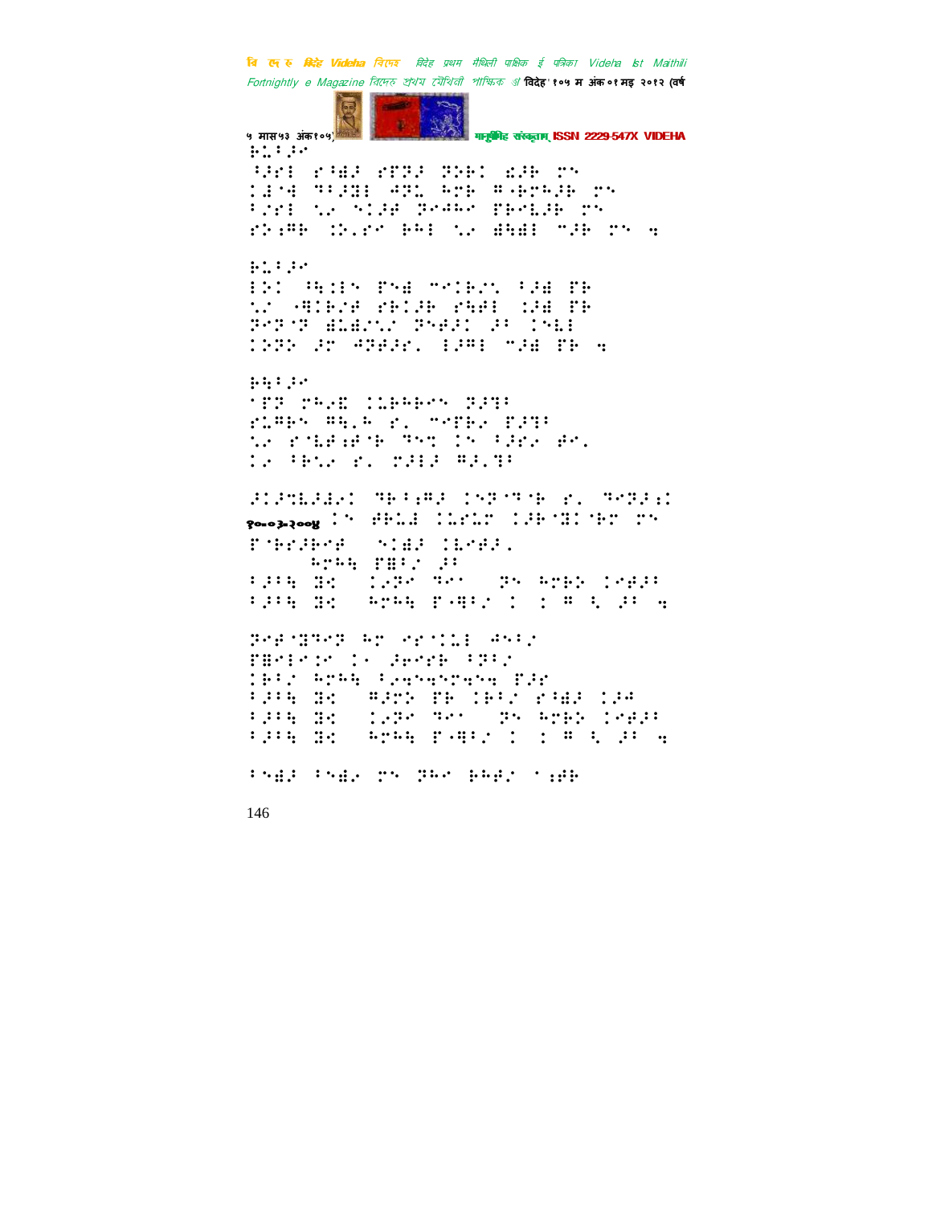ज्योतिर्विद्

⠘⠜⠗⠇⠀⠗⠁⠺⠜⠀⠗⠋⠝⠜⠀⠝⠕⠗⠅⠀⠡⠜⠗⠀⠍⠝
⠅⠜⠐⠚⠀⠙⠁⠜⠝⠇⠀⠲⠝⠥⠀⠓⠍⠗⠀⠭⠤⠗⠍⠓⠜⠗⠀⠍⠝
⠁⠌⠗⠇⠀⠱⠆⠀⠝⠅⠜⠋⠀⠝⠢⠲⠓⠢⠀⠋⠗⠢⠇⠜⠗⠀⠍⠝
⠗⠕⠆⠭⠗⠀⠪⠕⠂⠗⠢⠀⠗⠓⠇⠀⠱⠆⠀⠫⠓⠫⠇⠀⠉⠜⠗⠀⠍⠝⠀⠲

ज्योतिर्विद्

⠇⠕⠅⠀⠘⠓⠅⠇⠝⠀⠋⠝⠫⠀⠍⠢⠅⠗⠌⠀⠁⠜⠫⠀⠋⠗
⠱⠌⠀⠤⠻⠅⠗⠌⠋⠀⠗⠗⠅⠜⠗⠀⠗⠓⠋⠇⠀⠅⠜⠫⠀⠋⠗
⠝⠢⠝⠐⠝⠀⠫⠇⠫⠌⠱⠌⠀⠝⠢⠋⠜⠅⠀⠜⠁⠀⠅⠢⠇⠇
⠅⠝⠕⠀⠜⠗⠀⠲⠝⠋⠜⠗⠂⠀⠇⠜⠭⠇⠀⠉⠜⠫⠀⠋⠗⠀⠲

ज्योतिर्विद्

⠈⠋⠝⠀⠍⠓⠢⠿⠀⠅⠥⠗⠓⠗⠢⠝⠀⠝⠜⠙⠁
⠗⠥⠭⠗⠝⠀⠭⠓⠂⠓⠀⠗⠂⠀⠍⠢⠋⠗⠌⠀⠋⠜⠙⠁
⠱⠌⠀⠗⠈⠇⠋⠆⠋⠐⠗⠀⠙⠝⠞⠀⠅⠝⠀⠁⠜⠗⠌⠀⠋⠢⠂
⠅⠌⠀⠁⠗⠱⠌⠀⠗⠂⠀⠍⠜⠇⠜⠀⠭⠜⠂⠙⠁

⠜⠅⠜⠙⠇⠜⠫⠌⠅⠀⠙⠗⠁⠆⠭⠜⠀⠅⠝⠝⠐⠙⠐⠗⠀⠗⠂⠀⠙⠢⠝⠜⠆⠅
१०-०३-२००४ ⠅⠝⠀⠋⠗⠥⠚⠀⠅⠥⠗⠥⠍⠀⠅⠜⠗⠐⠙⠅⠐⠗⠍⠀⠍⠝

⠋⠐⠗⠗⠜⠗⠢⠋⠀⠀⠝⠅⠫⠜⠀⠅⠇⠢⠋⠜⠂
⠀⠀⠀⠀⠀⠓⠍⠓⠓⠀⠋⠿⠁⠌⠀⠜⠁
⠁⠜⠁⠓⠀⠙⠅⠀⠀⠅⠌⠝⠢⠀⠙⠢⠈⠀⠀⠝⠝⠀⠓⠍⠗⠕⠀⠅⠢⠋⠜⠁
⠁⠜⠁⠓⠀⠙⠅⠀⠀⠓⠍⠓⠓⠀⠋⠤⠻⠁⠌⠀⠅⠀⠀⠅⠀⠭⠀⠹⠀⠜⠁⠀⠲

⠝⠢⠋⠐⠙⠙⠢⠝⠀⠓⠍⠀⠢⠗⠈⠅⠥⠇⠀⠲⠝⠁⠌
⠋⠿⠢⠇⠢⠅⠢⠀⠅⠤⠀⠜⠗⠢⠗⠗⠀⠁⠝⠁⠌
⠅⠗⠁⠌⠀⠓⠍⠓⠓⠀⠁⠆⠓⠝⠓⠝⠍⠓⠝⠓⠀⠋⠜⠗
⠁⠜⠁⠓⠀⠙⠅⠀⠀⠭⠜⠍⠕⠀⠋⠗⠀⠅⠗⠁⠌⠀⠗⠁⠫⠜⠀⠅⠜⠚
⠁⠜⠁⠓⠀⠙⠅⠀⠀⠅⠌⠝⠢⠀⠙⠢⠈⠀⠀⠝⠝⠀⠓⠍⠗⠕⠀⠅⠢⠋⠜⠁
⠁⠜⠁⠓⠀⠙⠅⠀⠀⠓⠍⠓⠓⠀⠋⠤⠻⠁⠌⠀⠅⠀⠀⠅⠀⠭⠀⠹⠀⠜⠁⠀⠲

⠁⠝⠫⠜⠀⠁⠝⠫⠆⠀⠍⠝⠀⠝⠓⠢⠀⠗⠓⠋⠌⠀⠈⠆⠋⠗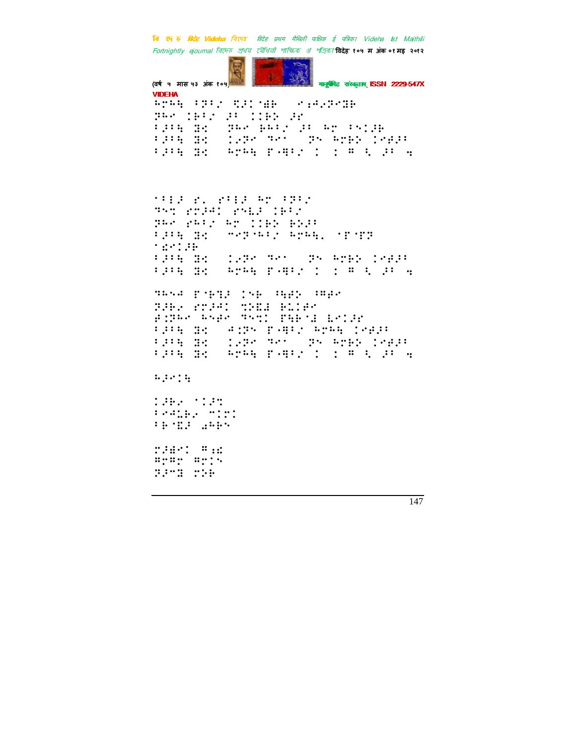VIDEHA

⠓⠗⠓⠓ ⠋⠝⠋⠌ ⠩⠜⠉⠈⠫⠃ ⠀⠌⠔⠲⠌⠝⠌⠙⠃
⠝⠓⠌ ⠉⠃⠋⠌ ⠜⠃ ⠉⠉⠃⠕ ⠜⠗
⠋⠜⠃⠓ ⠙⠪ ⠀⠝⠓⠌ ⠃⠓⠋⠌ ⠜⠃ ⠓⠗ ⠋⠕⠉⠜⠃
⠋⠜⠃⠓ ⠙⠪ ⠀⠉⠖⠝⠌ ⠙⠌⠁ ⠀⠝⠕ ⠓⠗⠃⠕ ⠉⠌⠾⠜⠃
⠋⠜⠃⠓ ⠙⠪ ⠀⠓⠗⠓⠓ ⠏⠤⠻⠋⠌ ⠉ ⠀⠆ ⠼ ⠣ ⠜⠃ ⠹

⠁⠋⠇⠜ ⠗⠄ ⠗⠋⠇⠜ ⠓⠗ ⠋⠝⠋⠌
⠙⠕⠙ ⠗⠗⠜⠲⠉ ⠗⠕⠇⠜ ⠉⠃⠋⠌
⠝⠓⠌ ⠗⠓⠋⠌ ⠓⠗ ⠉⠉⠃⠕ ⠃⠕⠜⠃
⠋⠜⠃⠓ ⠙⠪ ⠀⠐⠌⠝⠐⠓⠋⠌ ⠓⠗⠓⠓⠄ ⠁⠏⠁⠏⠝
⠁⠫⠌⠉⠜⠃
⠋⠜⠃⠓ ⠙⠪ ⠀⠉⠖⠝⠌ ⠙⠌⠁ ⠀⠝⠕ ⠓⠗⠃⠕ ⠉⠌⠾⠜⠃
⠋⠜⠃⠓ ⠙⠪ ⠀⠓⠗⠓⠓ ⠏⠤⠻⠋⠌ ⠉ ⠀⠆ ⠼ ⠣ ⠜⠃ ⠹

⠙⠓⠕⠲ ⠏⠁⠃⠙⠜ ⠉⠕⠃ ⠘⠻⠫⠕ ⠘⠻⠫⠌
⠝⠜⠃⠌ ⠗⠗⠜⠲⠉ ⠙⠕⠮⠜ ⠃⠇⠉⠫⠌
⠗⠆⠝⠓⠌ ⠓⠕⠫⠌ ⠙⠕⠙⠉ ⠏⠻⠃⠁⠜ ⠇⠌⠉⠜⠗
⠋⠜⠃⠓ ⠙⠪ ⠀⠲⠆⠝⠕ ⠏⠤⠻⠋⠌ ⠓⠗⠓⠓ ⠉⠌⠾⠜⠃
⠋⠜⠃⠓ ⠙⠪ ⠀⠉⠖⠝⠌ ⠙⠌⠁ ⠀⠝⠕ ⠓⠗⠃⠕ ⠉⠌⠾⠜⠃
⠋⠜⠃⠓ ⠙⠪ ⠀⠓⠗⠓⠓ ⠏⠤⠻⠋⠌ ⠉ ⠀⠆ ⠼ ⠣ ⠜⠃ ⠹

⠓⠜⠌⠉⠓

⠉⠜⠃⠌ ⠁⠉⠜⠙
⠋⠌⠲⠇⠃⠌ ⠐⠉⠗⠉
⠋⠃⠈⠮⠜ ⠰⠓⠃⠕

⠗⠜⠱⠌⠉ ⠼⠔⠪
⠻⠗⠻⠗ ⠻⠗⠉⠕
⠝⠜⠐⠙ ⠗⠕⠃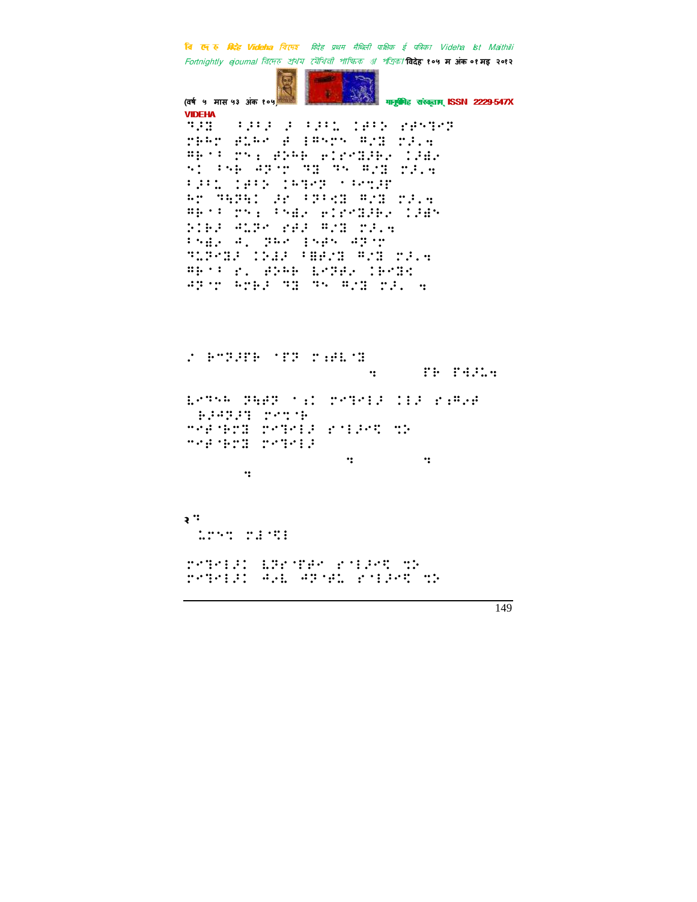२ः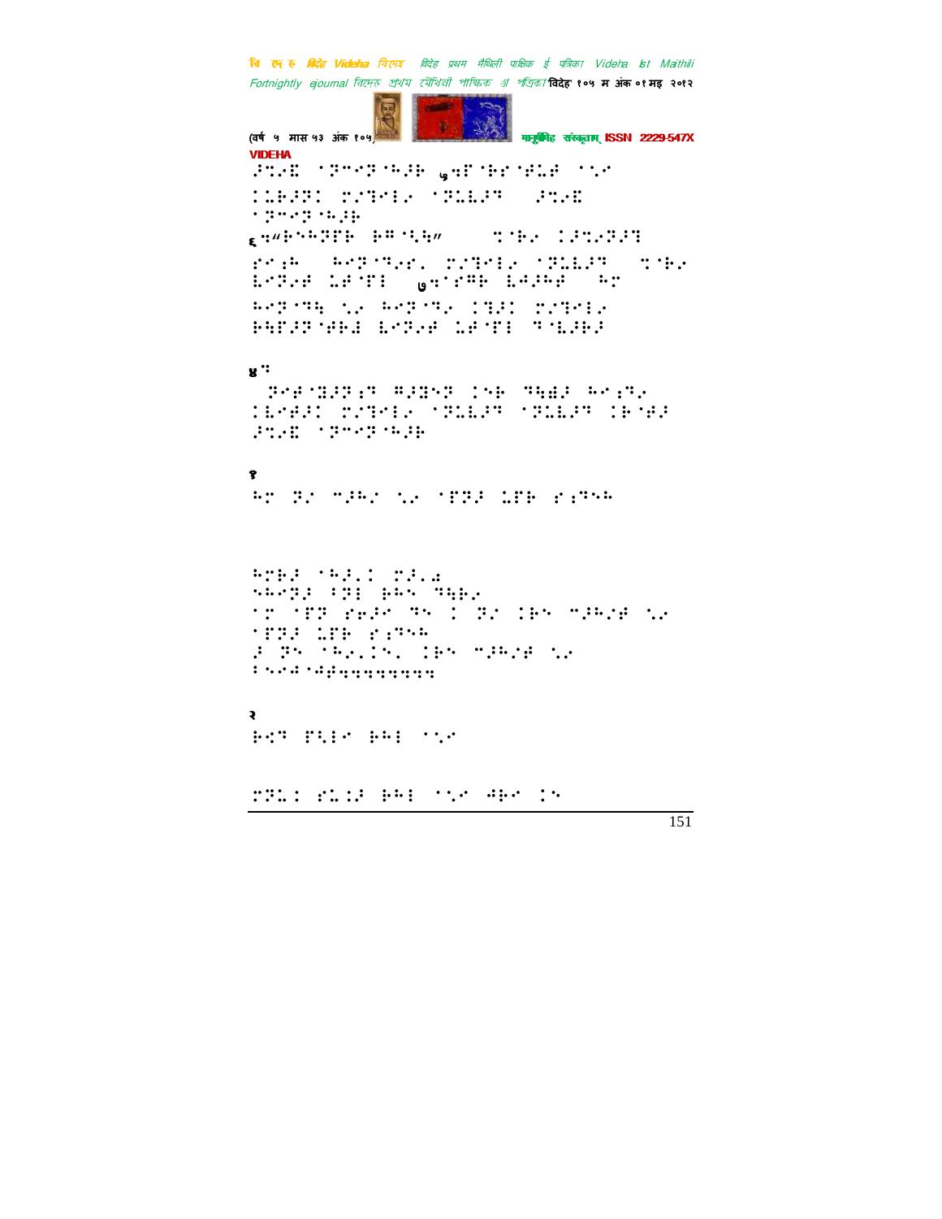⠚⠍⠔⠏ ⠁⠽⠉⠊⠽⠈⠓⠚⠃ ⠌⠩⠋⠈⠃⠗⠈⠋⠥⠛ ⠁⠣⠊

⠅⠥⠃⠚⠽⠅ ⠍⠎⠟⠊⠇⠔ ⠁⠽⠥⠇⠚⠹ ⠚⠍⠔⠏

⠁⠽⠉⠊⠽⠈⠓⠚⠃

⠖⠩⠦⠗⠢⠓⠽⠋⠃ ⠗⠕⠩⠳⠴ ⠹⠈⠃⠔ ⠅⠚⠍⠔⠽⠚⠹

⠗⠊⠦⠓ ⠓⠊⠽⠈⠹⠔⠗⠂ ⠍⠎⠟⠊⠇⠔ ⠁⠽⠥⠇⠚⠹ ⠹⠈⠃⠔

⠇⠊⠽⠔⠛ ⠥⠛⠈⠋⠇ ⠶⠩⠁⠗⠕⠃ ⠇⠛⠚⠓⠛ ⠓⠊

⠓⠊⠽⠈⠹⠳ ⠣⠔ ⠓⠊⠽⠈⠹⠔ ⠅⠻⠚⠅ ⠍⠎⠟⠊⠇⠔

⠃⠳⠋⠚⠽⠈⠛⠃�René ⠇⠊⠽⠔⠛ ⠥⠛⠈⠋⠇ ⠹⠈⠇⠚⠃⠚

⠲⠩

⠽⠊⠛⠈⠻⠚⠽⠦⠹ ⠕⠚⠻⠢⠽ ⠅⠢⠃ ⠹⠳⠫⠚ ⠓⠊⠦⠹⠔

⠅⠇⠊⠛⠚⠅ ⠍⠎⠟⠊⠇⠔ ⠁⠽⠥⠇⠚⠹ ⠁⠽⠥⠇⠚⠹ ⠅⠃⠈⠛⠚

⠚⠍⠔⠏ ⠁⠽⠉⠊⠽⠈⠓⠚⠃

१

⠓⠊ ⠽⠎ ⠉⠚⠓⠎ ⠣⠔ ⠈⠋⠽⠚ ⠥⠋⠃ ⠗⠦⠹⠢⠓

⠓⠊⠃⠚ ⠈⠓⠚⠂⠅ ⠍⠚⠂⠙

⠢⠓⠊⠽⠚ ⠁⠽⠇ ⠃⠓⠢ ⠹⠳⠃⠔

⠈⠊ ⠈⠋⠽ ⠗⠔⠚⠊ ⠹⠢ ⠅ ⠽⠎ ⠅⠃⠢ ⠉⠚⠓⠎⠛ ⠣⠔

⠈⠋⠽⠚ ⠥⠋⠃ ⠗⠦⠹⠢⠓

⠚ ⠽⠢ ⠈⠓⠔⠂⠅⠢⠂ ⠅⠃⠢ ⠉⠚⠓⠎⠛ ⠣⠔

⠁⠢⠊⠙⠈⠙⠛⠳⠳⠳⠳⠳⠳⠳⠳⠳

२

⠃⠊⠹ ⠋⠳⠇⠊ ⠃⠓⠇ ⠁⠣⠊

⠍⠽⠥⠅ ⠗⠥⠅⠚ ⠃⠓⠇ ⠁⠣⠊ ⠙⠃⠊ ⠅⠢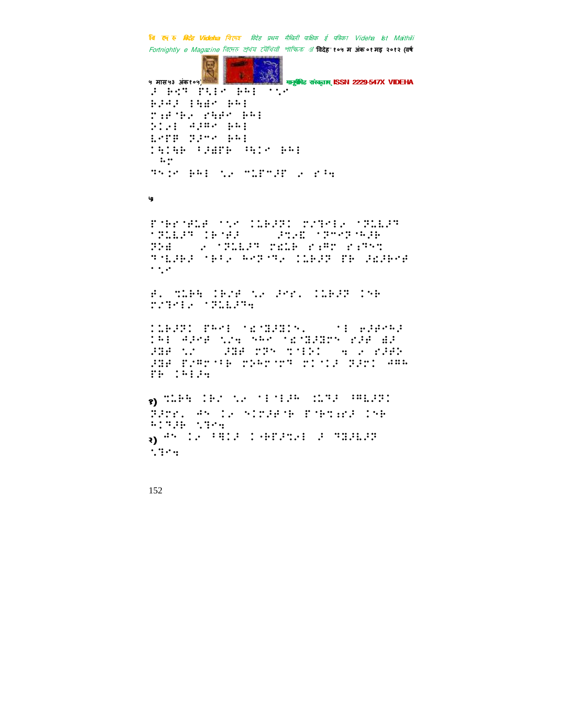५

१)

२)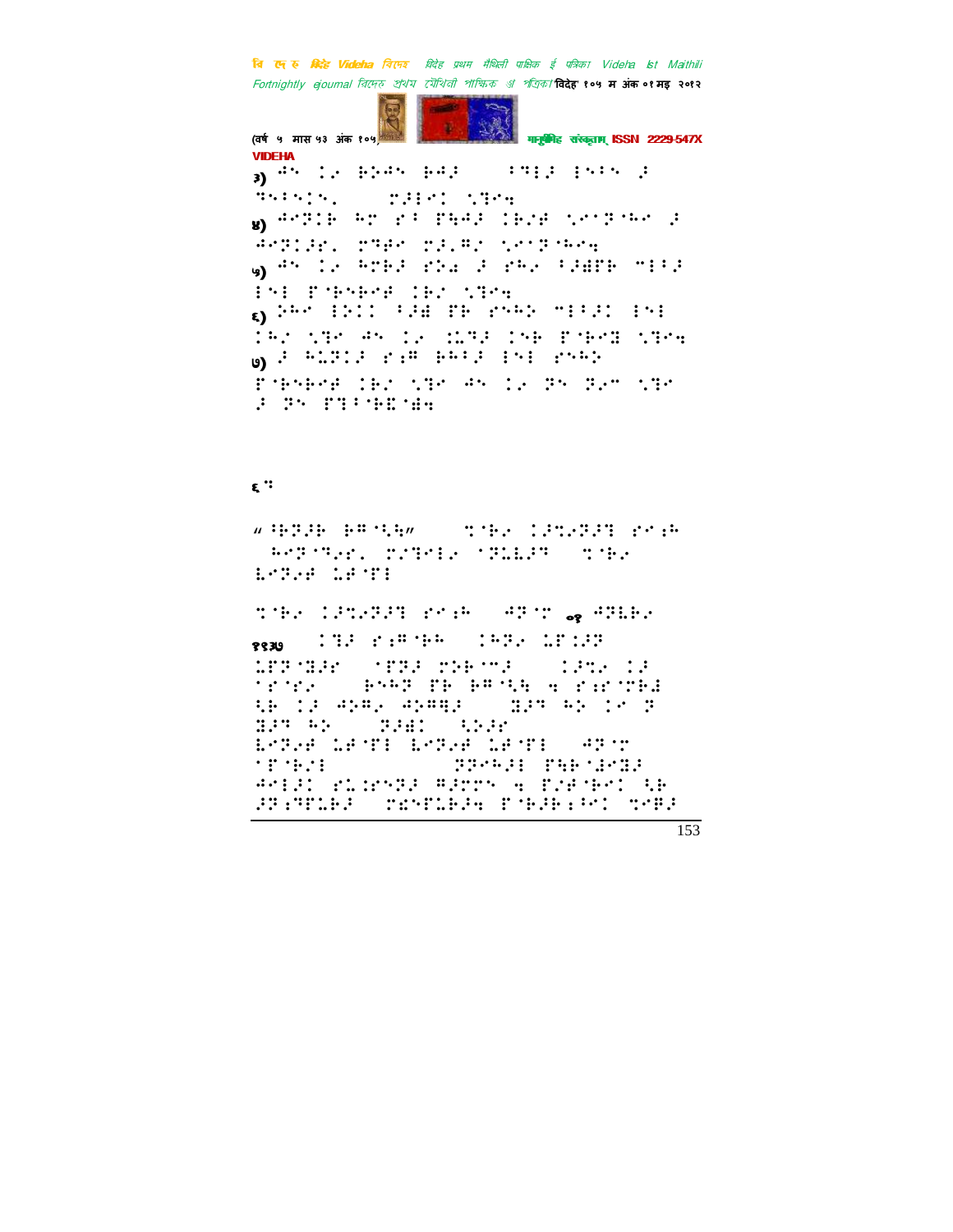३)

४)

५)

६)

७)

६ ः

०१

११३७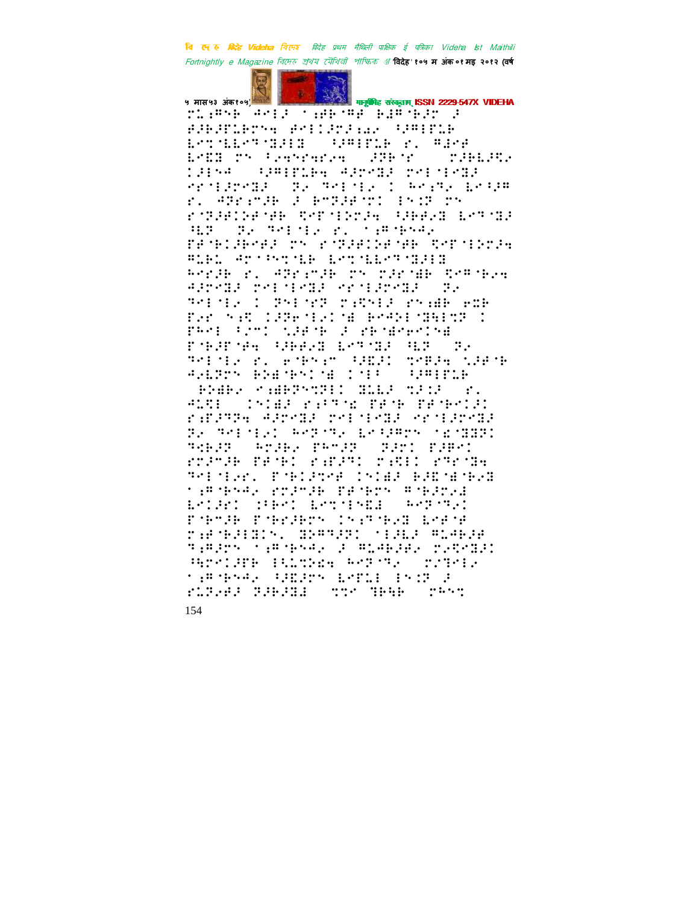ग़ेंथ्ग़ ग़ेंथ्ग़ ग़ेंथ्ग़ ग़ेंथ्ग़ ग़ेंथ्ग़ ग़ेंथ्ग़

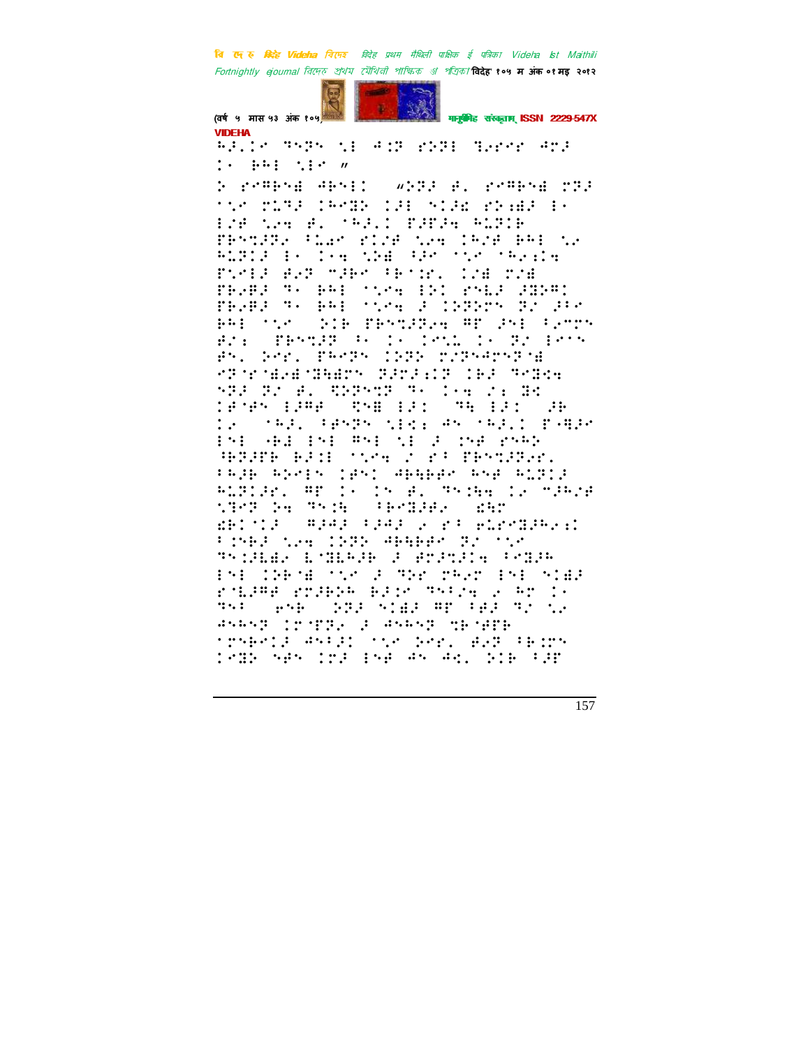VIDEHA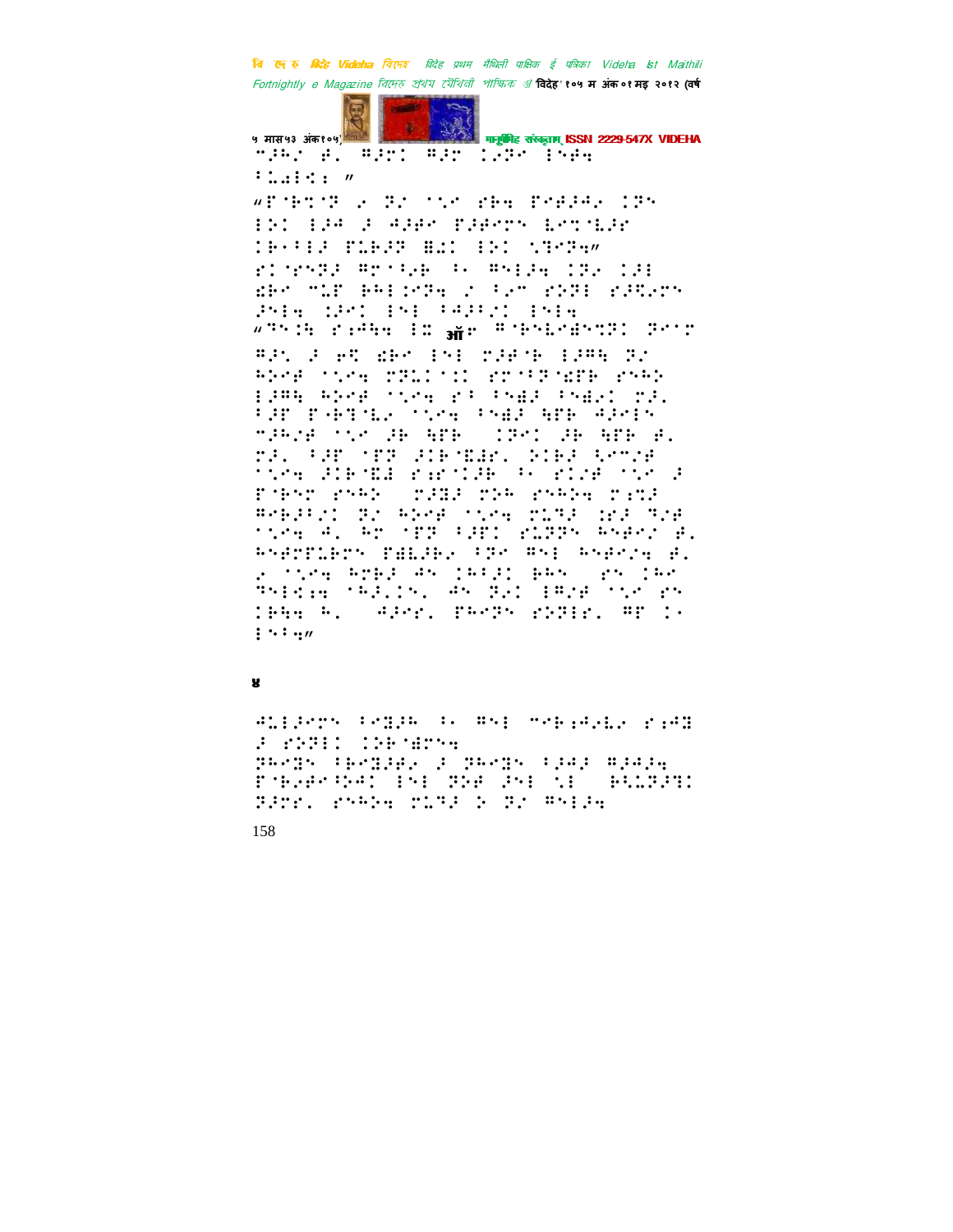⠒⠈⠗⠅⠴ ⠋⠂ ⠛⠚⠍⠅ ⠛⠚⠍ ⠅⠕⠗⠪ ⠇⠝⠋⠹
⠃⠉⠡⠇⠅⠆ ″

"⠏⠈⠗⠙⠈⠝ ⠴ ⠝⠴ ⠁⠡⠪ ⠎⠗⠹ ⠏⠪⠋⠚⠲⠴ ⠅⠝⠕
⠇⠵⠅ ⠇⠚⠲ ⠚ ⠲⠚⠋⠪ ⠏⠚⠋⠪⠍⠕ ⠧⠪⠙⠈⠧⠚⠗
⠅⠗⠂⠃⠇⠚ ⠏⠉⠗⠚⠝ ⠻⠡⠅ ⠇⠵⠅ ⠡⠹⠪⠝⠹″
⠎⠅⠈⠗⠕⠝⠚ ⠛⠗⠂⠃⠴⠗ ⠃⠂ ⠛⠕⠇⠚⠹ ⠅⠝⠴ ⠅⠚⠇
⠜⠗⠪ ⠒⠉⠏ ⠗⠓⠇⠅⠪⠝⠹ ⠌ ⠃⠴⠍ ⠎⠕⠝⠇ ⠎⠚⠻⠴⠍⠕
⠚⠕⠇⠹ ⠅⠚⠪⠅ ⠇⠕⠇ ⠃⠲⠚⠃⠌⠅ ⠇⠕⠇⠹
"⠹⠕⠅⠓ ⠎⠆⠲⠹⠹ ⠇⠡ ऑ⠪ ⠛⠈⠗⠕⠇⠪⠻⠕⠹⠝⠅ ⠝⠪⠅⠍
⠛⠚⠌ ⠚ ⠑⠻ ⠜⠗⠪ ⠇⠕⠇ ⠍⠚⠋⠈⠗ ⠇⠚⠛⠓ ⠝⠴
⠓⠵⠪⠋ ⠁⠡⠪⠹ ⠍⠝⠉⠅⠁⠅ ⠎⠍⠂⠃⠝⠈⠜⠏⠗ ⠎⠕⠓⠕
⠇⠚⠛⠓ ⠓⠵⠪⠋ ⠁⠡⠪⠹ ⠎⠃ ⠃⠕⠻⠚ ⠃⠕⠻⠴⠅ ⠍⠚⠂
⠃⠚⠏ ⠏⠗⠹⠈⠧⠴ ⠁⠡⠪⠹ ⠃⠕⠻⠚ ⠓⠏⠗ ⠲⠚⠪⠇⠕
⠒⠚⠗⠴⠋ ⠁⠡⠪ ⠚⠗ ⠓⠏⠗ ⠅⠝⠪⠅ ⠚⠗ ⠓⠏⠗ ⠋⠂
⠍⠚⠂ ⠃⠚⠏ ⠈⠏⠝ ⠚⠅⠗⠈⠻⠚⠗⠂ ⠕⠅⠗⠚ ⠻⠪⠒⠴⠋
⠁⠡⠪⠹ ⠚⠅⠗⠈⠻⠚ ⠎⠆⠗⠈⠅⠚⠗ ⠃⠂ ⠎⠅⠴⠋ ⠁⠡⠪ ⠚
⠏⠈⠗⠕⠍ ⠎⠕⠓⠕ ⠍⠚⠝⠚ ⠍⠝⠓ ⠎⠕⠓⠕⠹ ⠍⠆⠝⠚
⠛⠪⠗⠚⠃⠌⠅ ⠝⠴ ⠓⠵⠪⠋ ⠁⠡⠪⠹ ⠍⠉⠹⠚ ⠜⠗⠚ ⠹⠴⠋
⠁⠡⠪⠹ ⠲⠂ ⠓⠍ ⠈⠏⠝ ⠃⠚⠏⠅ ⠎⠉⠝⠝⠕ ⠓⠕⠋⠪⠴ ⠋⠂
⠓⠕⠋⠪⠏⠉⠗⠪⠕ ⠏⠻⠧⠚⠗⠴ ⠃⠝⠪ ⠛⠕⠇ ⠓⠕⠋⠪⠴⠹ ⠋⠂
⠴ ⠁⠡⠪⠹ ⠓⠪⠗⠚ ⠲⠕ ⠅⠗⠃⠚⠅ ⠗⠓⠕ ⠎⠕ ⠅⠓⠪
⠹⠕⠇⠅⠆⠹ ⠈⠗⠚⠂⠅⠕⠂ ⠲⠕ ⠝⠴⠅ ⠇⠛⠴⠋ ⠁⠡⠪ ⠎⠕
⠅⠗⠹⠹ ⠓⠂ ⠲⠚⠪⠗⠂ ⠏⠓⠪⠝⠕ ⠎⠕⠝⠇⠗⠂ ⠛⠏ ⠅⠂
⠇⠕⠃⠹″

४

⠙⠉⠇⠚⠪⠍⠕ ⠃⠪⠝⠚⠓ ⠃⠂ ⠛⠕⠇ ⠒⠪⠗⠆⠲⠴⠧⠴ ⠎⠆⠲⠝
⠚ ⠎⠕⠝⠇⠅ ⠅⠕⠗⠈⠻⠍⠕⠹
⠝⠓⠪⠝⠕ ⠃⠗⠪⠝⠚⠋⠴ ⠚ ⠝⠓⠪⠝⠕ ⠃⠚⠲⠚ ⠛⠚⠲⠚⠹
⠏⠈⠗⠴⠋⠪⠃⠕⠲⠅ ⠇⠕⠇ ⠝⠕⠋ ⠚⠕⠇ ⠡⠇ ⠗⠻⠉⠝⠚⠝⠅
⠝⠚⠍⠗⠂ ⠎⠕⠓⠕⠹ ⠍⠉⠹⠚ ⠕ ⠝⠴ ⠛⠕⠇⠚⠹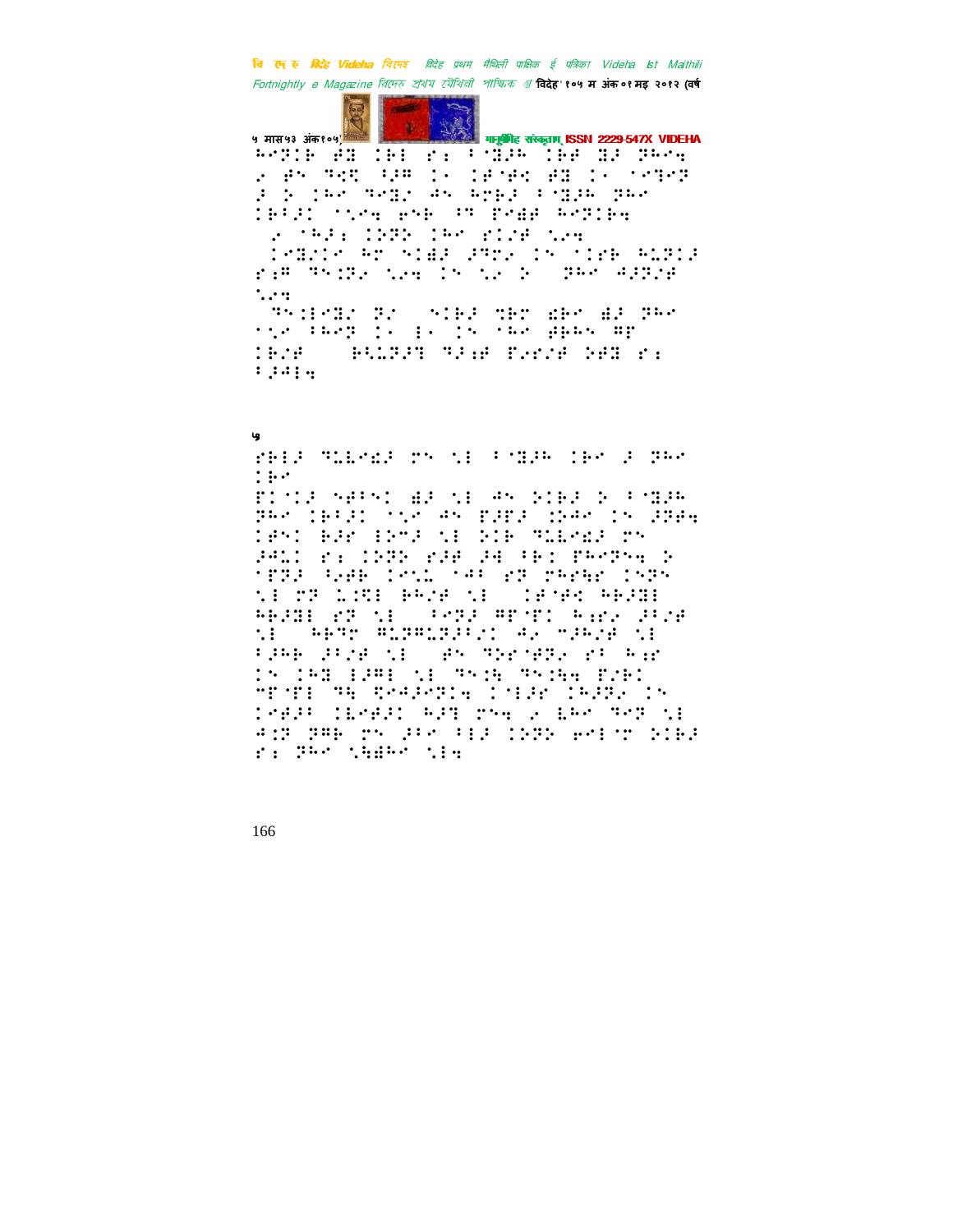५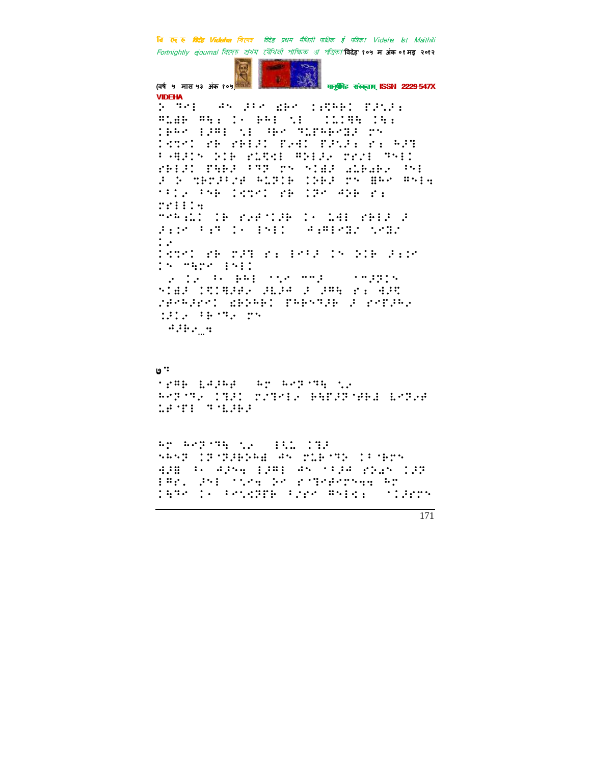VIDEHA

७: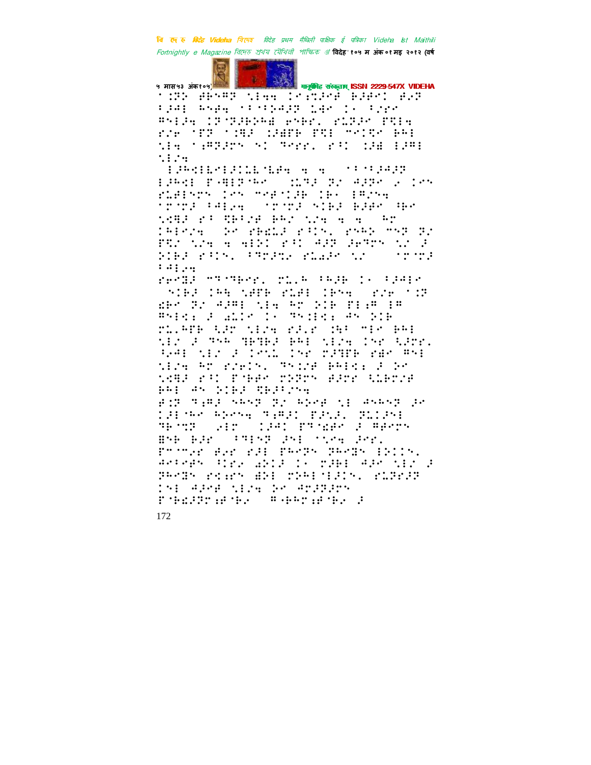⠁�נ⠝⠂⠞⠓⠑ ⠁⠃⠑⠁⠍⠏ ⠞⠇⠑⠑ ⠇⠑⠾⠁⠝⠕⠁⠧ ⠃⠗⠁⠑⠅ ⠁⠁⠏
⠃⠗⠁⠇ ⠁⠓⠑⠾ ⠁⠃⠁⠃⠁⠗⠏ ⠇⠑⠑ ⠇⠂ ⠃⠗⠗⠑
⠁⠁⠇⠗⠾ ⠇⠏⠝⠗⠁⠃⠁⠁ ⠑⠁⠃⠗⠂ ⠗⠇⠗⠗⠁ ⠗⠟⠇⠾
⠗⠗⠑ ⠁⠗⠏ ⠁⠇⠑⠗ ⠇⠗⠑⠗⠃ ⠗⠟⠇ ⠍⠑⠇⠟⠑ ⠃⠁⠇
⠞⠇⠾ ⠁⠾⠁⠗⠗⠁ ⠁⠇ ⠁⠑⠗⠗⠂ ⠗⠁⠇ ⠇⠗⠁ ⠇⠗⠁⠇
⠞⠇⠗⠾

⠇⠗⠁⠅⠇⠇⠑⠇⠗⠇⠇⠇⠑⠃⠁⠾ ⠾ ⠾ ⠁⠁⠁⠗⠁⠗⠏
⠇⠗⠁⠅⠇ ⠏⠁⠁⠇⠗⠁⠁⠑ ⠇⠇⠁⠗ ⠗⠗ ⠁⠗⠗⠑ ⠗ ⠇⠑⠁
⠗⠇⠁⠇⠁⠗⠁ ⠇⠑⠁ ⠍⠑⠁⠁⠇⠗⠃ ⠇⠃⠂ ⠇⠁⠗⠁⠾
⠁⠗⠁⠗⠗ ⠁⠁⠇⠗⠾ ⠁⠗⠁⠗⠗ ⠁⠇⠃⠗ ⠃⠗⠁⠑ ⠁⠃⠑
⠞⠁⠁⠗ ⠗⠁ ⠟⠃⠁⠗⠑ ⠃⠁⠗ ⠞⠗⠾ ⠾ ⠾ ⠁⠗
⠇⠁⠇⠑⠗⠾ ⠗⠑ ⠗⠃⠑⠇⠗ ⠗⠁⠇⠁⠂ ⠗⠁⠁⠃ ⠍⠁⠏ ⠗⠗
⠏⠟⠗ ⠞⠗⠾ ⠾ ⠾⠇⠗⠇ ⠗⠁⠇ ⠁⠗⠏ ⠗⠑⠁⠗⠁ ⠞⠗ ⠗
⠗⠇⠃⠗ ⠗⠁⠇⠁⠂ ⠁⠁⠗⠗⠁⠾ ⠗⠇⠁⠗⠑ ⠞⠗ ⠁⠗⠁⠗⠗
⠁⠁⠇⠗⠾

⠗⠑⠁⠗⠁ ⠍⠁⠁⠃⠑⠗⠂ ⠗⠇⠂⠓ ⠁⠓⠗⠃ ⠇⠂ ⠃⠗⠁⠇⠑
⠁⠇⠃⠗ ⠇⠓⠓ ⠞⠁⠏⠃ ⠗⠇⠁⠇ ⠇⠃⠁⠾ ⠗⠗⠑ ⠁⠇⠏
⠮⠃⠑ ⠗⠗ ⠁⠗⠁⠇ ⠞⠇⠾ ⠓⠗ ⠗⠇⠃ ⠏⠇⠾⠁ ⠇⠁
⠁⠁⠇⠅⠾ ⠗ ⠁⠇⠇⠑ ⠇⠂ ⠁⠁⠇⠇⠅⠾ ⠁⠁ ⠗⠇⠃
⠗⠇⠂⠁⠏⠃ ⠅⠗⠗ ⠞⠇⠗⠾ ⠗⠗⠂⠗ ⠇⠓⠁ ⠍⠇⠑ ⠃⠁⠇
⠞⠇⠗ ⠗ ⠁⠁⠓ ⠁⠃⠁⠃⠗ ⠃⠁⠇ ⠞⠇⠗⠾ ⠇⠁⠗ ⠅⠗⠗⠗⠂
⠅⠗⠁⠇ ⠞⠇⠗ ⠗ ⠇⠗⠁⠇ ⠇⠁⠗ ⠗⠗⠁⠏⠃ ⠗⠁⠑ ⠁⠁⠇
⠞⠇⠗⠾ ⠓⠗ ⠗⠗⠑⠇⠁⠂ ⠁⠁⠇⠗⠗ ⠃⠁⠇⠅⠾ ⠗ ⠗⠑
⠞⠁⠁⠗ ⠗⠁⠇ ⠏⠁⠃⠑⠁ ⠗⠗⠗⠗⠁ ⠁⠗⠗⠗ ⠅⠇⠃⠗⠗⠑
⠃⠁⠇ ⠁⠁ ⠗⠇⠃⠗ ⠁⠃⠗⠁⠗⠾

⠁⠇⠏ ⠁⠾⠁⠗ ⠁⠁⠁⠏ ⠗⠗ ⠁⠗⠑⠑ ⠞⠇ ⠁⠁⠁⠁⠏ ⠗⠑
⠇⠗⠇⠁⠓⠑ ⠁⠗⠑⠁⠾ ⠁⠾⠁⠗⠇ ⠏⠗⠞⠗⠂ ⠗⠇⠇⠗⠁⠇
⠁⠃⠁⠏⠏ ⠗⠇⠗ ⠇⠗⠁⠇ ⠏⠁⠁⠮⠑ ⠗ ⠁⠃⠑⠗⠁
⠃⠁⠃ ⠃⠗⠑ ⠁⠁⠇⠁⠏ ⠗⠁⠇ ⠁⠁⠑⠾ ⠗⠑⠗⠂
⠏⠁⠁⠗⠗ ⠁⠑⠗ ⠗⠗⠇ ⠏⠁⠑⠏⠁ ⠁⠁⠑⠏⠁ ⠇⠗⠇⠇⠁⠂
⠁⠑⠁⠑⠁⠁ ⠁⠇⠗⠗ ⠁⠗⠇⠗ ⠇⠂ ⠗⠗⠃⠇ ⠁⠗⠑ ⠞⠇⠗ ⠗
⠁⠁⠑⠏⠁ ⠗⠅⠗⠗⠁ ⠁⠃⠇ ⠗⠇⠁⠇⠁⠇⠗⠇⠁⠂ ⠗⠇⠗⠗⠗⠏
⠇⠁⠇ ⠁⠗⠑⠑ ⠞⠇⠗⠾ ⠗⠑ ⠁⠗⠗⠗⠗⠁
⠏⠁⠃⠑⠗⠗⠗⠗⠑⠁⠃⠗ ⠁⠁⠃⠁⠗⠗⠑⠁⠃⠗ ⠗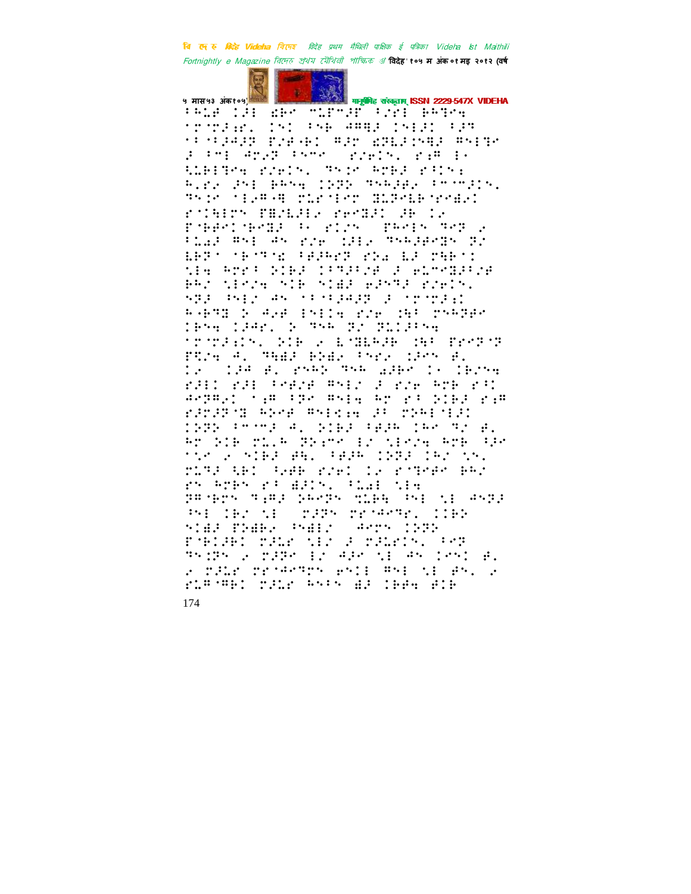ðhLe ÏÁl gbe ‡LF‡ÁF ð/el bh¤eq ¦r¦rÁ;r. Ïnl ðnb ÁÐÐÁ Ïn lÁl ðÁ¤ ¦ð¦ðÁÁÁ¤ F/e·bl ÐÁr gÐLÁÏnÐÁ Ðnl¤e Á ðÐl Ðr/Á¤ ðn‡e ¸ r/eÏn. r;Ð l· ÀLbl¤eq r/eÏn. ¤nÏe Ðr bÁ rðÏn; h.r/ Ánl bhnq ÏÁ¤ ¤nhÁb/ ð‡‡ÁÏn. ¤nÏe ¦lÁÐ·Ð ‡Lr¦lr ÐLÁ¤eLb¦reÐ/l r¦ÏhlÏn FÐ/LÁl/ reÐÁl Áb Ï/ F¦bbel¦bÐÁ ð· rÏ/n ¸ Fhnln ¤e¤ / ðLÐÁ Ðnl Án r/e ÏÁl/ ¤nhÁbeÐn ¤/ LbÁ¤ ¦b¤¤ÐÐ ðÁÁheÁ¤ r/q LÁ ‡hb¦l Àlq hrbð ÏlbÁ ÏðÐÁðÁe Á eL‡eÐÁÁ/e bh/ Àlr/q nlb nlÐÁ eÁn¤Á r/eÏn. nÁÁ ðnl/ Án ¦ð¦ðÁÁÁ¤ Á ¦r¦rÁ;l h·b¤Ð Ï ÁÁe lnlÏq r/e ÏhÐ ‡nhÁbe Ïbnq ÏÁÁr. Ï ¤nh ¤/ ¤LÏÁðnq ¦r¦rÁ;Ïn. ÏÏb / L‡ÐLhÁb ÏhÐ Fre¤¤¤ FÐ/q Á. ¤hÐÁ bÐÐ/ ðnr/ ÏÁn e. Ï/ ¸ ÏÁÁ e. rnhÏ ¤nh ÁÁbe Ï· Ïb/nq rÁlÏ rÁl ðeF/e Ðnl/ Á r/e hrb rðÏ Áe¤Ðe/Ï ¦;Ð ðÁe Ðnlq hr rð ÏÏbÁ r;Ð rÁrÁ¤¦Ð hÏeÁ ÐnlÏ;q Áð ‡ÏhÏ¦lÁÏ ÏÁ¤Ï ð‡‡Á Á. ÏÏbÁ ðÁÁh Ïhe ¤/ e. hr ÏÏb ‡L.h ¤Ï;‡e l/ Àlr/q hrb ðÁe ð¦e / nÏbÁ Áh. ðÁÁh ÏÁ¤Á Ïh/ Àn. ‡L¤Á Àbl ðÁÁb r/el Ï/ r¦¤eÁe bh/ rn hrbn rð ÁÁÏn. ðLÁl Àlq ¤Ð¦brn ¤;ÐÁ ÁhÁ¤n ‡LbÀ ðnl Àl ÁnÁÁ ðnl Ïh/ Àl ¸ ‡ÁÁn ‡r¦Ð‡¤e. ÏÏbÁ nlÐÁ FÁÐbe ðnÐl/ ¸ Ðr‡n ÏÁÁÁ F¦bÏÁbl ‡ÁLr Àl/ Á ‡ÁLrÏn. ðr¤ ¤nÏÁn / ‡ÁÁe l/ ÐÁe Àl Án Ïenl e. / ‡ÁLr ‡r¦Ðr¤‡n enÏl Ðnl Àl Án. / rLÐ¦ÐbÏ ‡ÁLr hnðn ÐÁ Ïbbq eÏb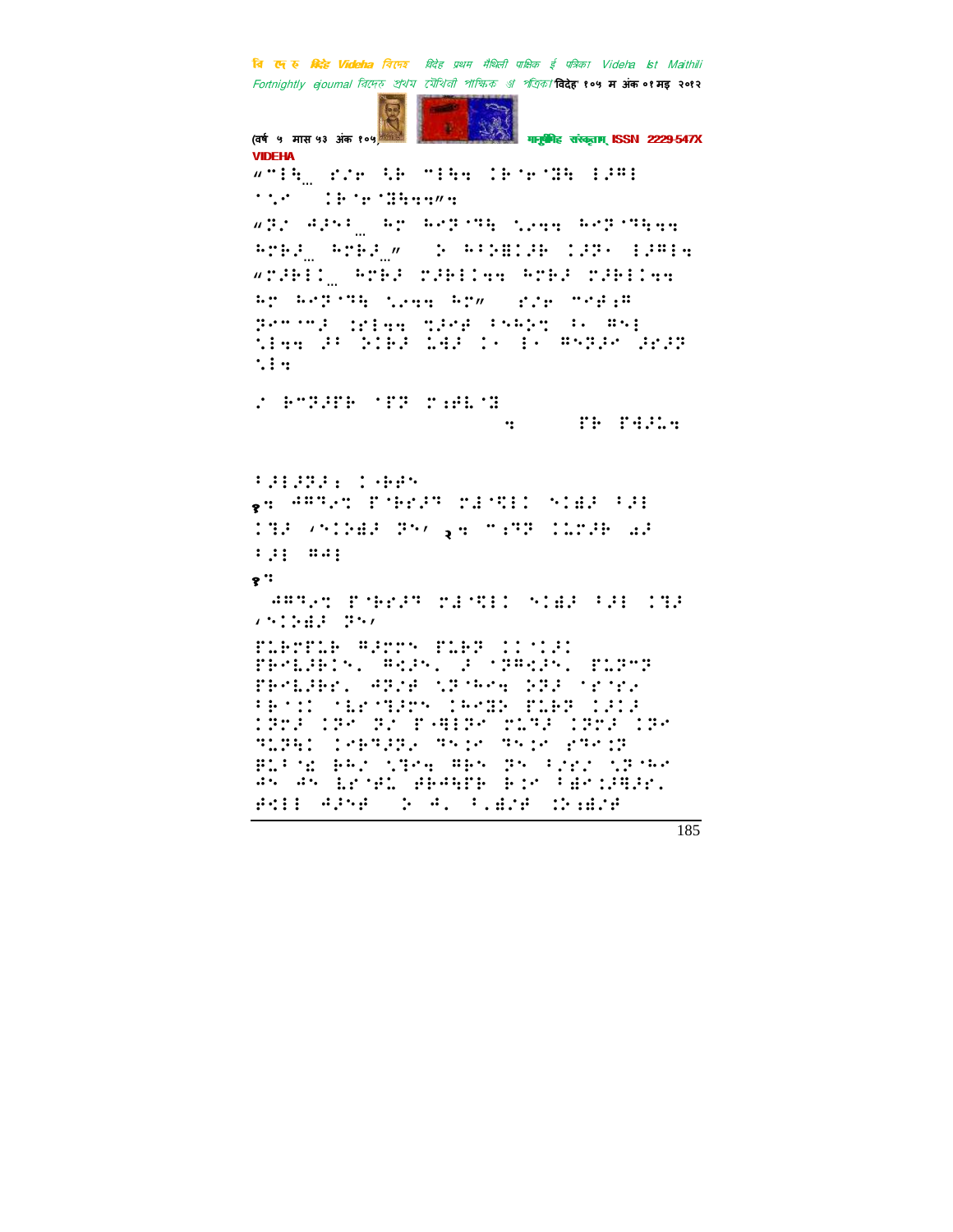"⠉⠇⠓⠫ ⠎⠌⠗ ⠳⠗ ⠉⠇⠓⠹ �END..."

२ ३ ९ ९

१ ९ २

१ ९

185

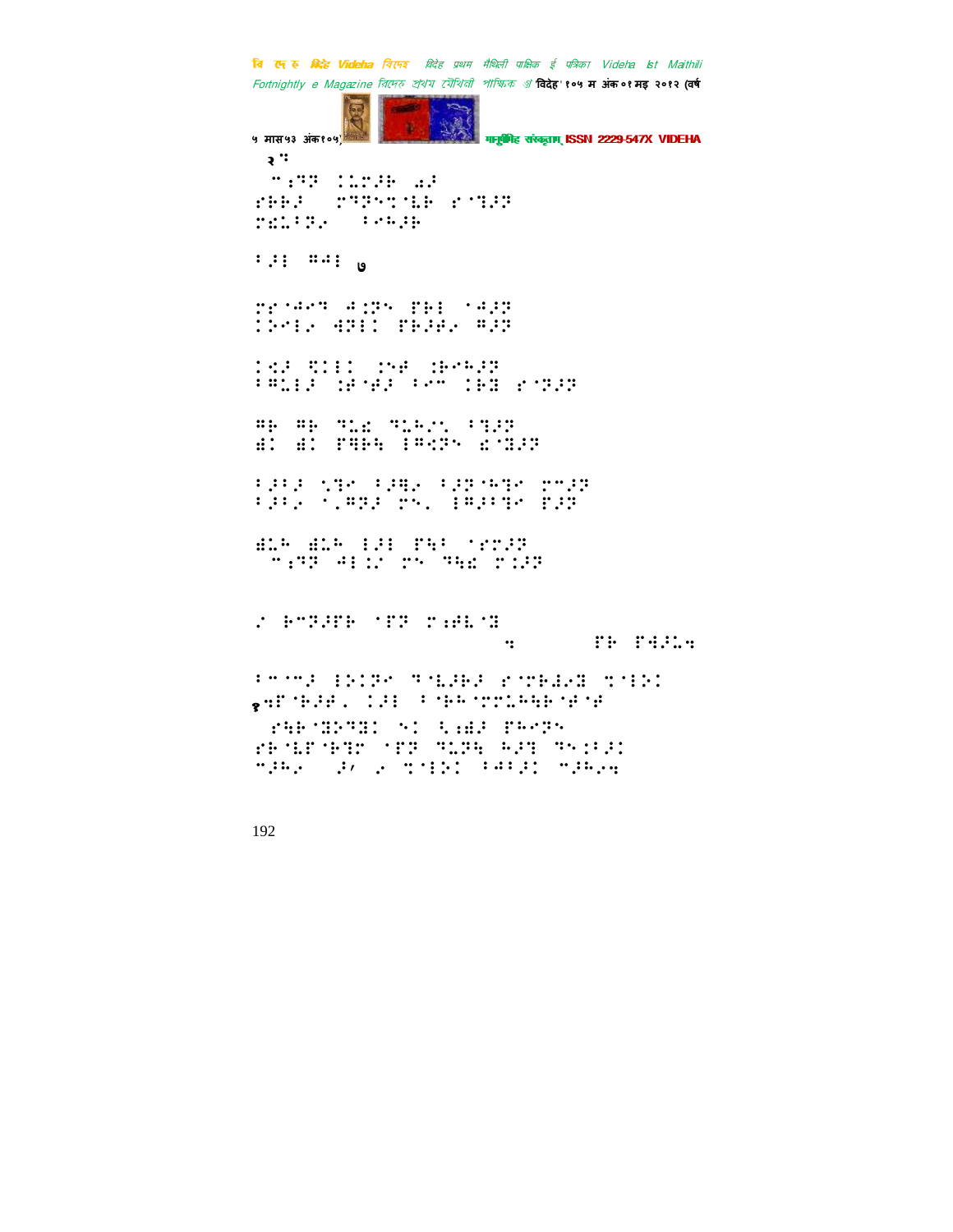२

७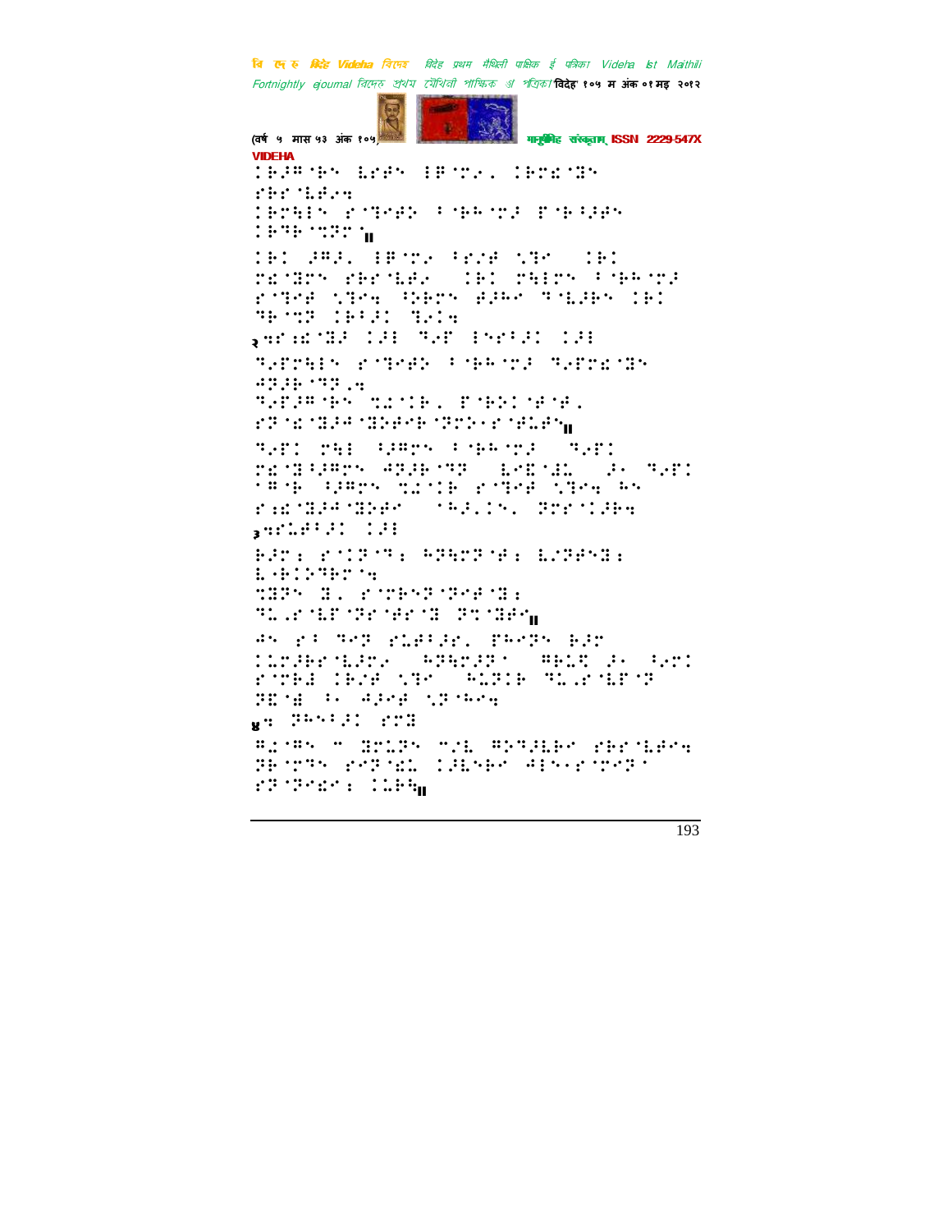**VIDEHA**

⠀⠊⠗⠚⠻⠐⠗⠑⠀⠇⠗⠋⠑⠀⠸⠻⠐⠍⠆⠄⠀⠊⠗⠍⠎⠐⠹⠑
⠋⠗⠗⠐⠇⠋⠆⠒

⠊⠗⠍⠳⠑⠀⠗⠐⠙⠑⠋⠕⠀⠁⠐⠗⠓⠐⠍⠚⠀⠏⠐⠗⠁⠚⠋⠑
⠊⠗⠙⠗⠐⠹⠏⠍⠐॥

⠊⠗⠀⠚⠻⠚⠄⠀⠸⠻⠐⠍⠆⠀⠁⠗⠔⠋⠀⠩⠙⠉⠀⠀⠊⠗
⠍⠎⠐⠹⠍⠑⠀⠋⠗⠗⠐⠇⠋⠆⠀⠀⠊⠗⠀⠍⠳⠍⠑⠀⠁⠐⠗⠓⠐⠍⠚
⠗⠐⠙⠑⠋⠀⠩⠙⠒⠀⠂⠕⠗⠍⠑⠀⠋⠚⠓⠉⠀⠙⠐⠇⠚⠗⠑⠀⠊⠗
⠙⠗⠐⠹⠏⠀⠊⠗⠁⠚⠀⠙⠆⠊⠒

२⠒⠗⠎⠎⠐⠹⠚⠀⠊⠚⠃⠀⠙⠆⠋⠀⠃⠑⠗⠁⠚⠀⠊⠚⠃
⠙⠆⠋⠍⠳⠑⠀⠗⠐⠙⠑⠋⠕⠀⠁⠐⠗⠓⠐⠍⠚⠀⠙⠆⠋⠍⠎⠐⠹⠑
⠛⠏⠚⠗⠐⠙⠏⠆⠒
⠙⠆⠋⠚⠻⠐⠗⠑⠀⠹⠁⠐⠊⠗⠄⠀⠏⠐⠗⠕⠊⠐⠋⠐⠋⠄
⠗⠏⠐⠎⠐⠹⠚⠛⠐⠹⠕⠋⠗⠐⠏⠍⠕⠂⠗⠐⠋⠇⠋⠑॥

⠙⠆⠋⠀⠍⠳⠃⠀⠂⠚⠻⠍⠑⠀⠁⠐⠗⠓⠐⠍⠚⠀⠀⠙⠆⠋
⠍⠎⠐⠹⠂⠚⠻⠍⠑⠀⠛⠏⠚⠗⠐⠙⠏⠀⠀⠇⠑⠎⠐⠹⠇⠀⠀⠚⠂⠀⠙⠆⠋
⠁⠻⠐⠗⠀⠂⠚⠻⠍⠑⠀⠹⠁⠐⠊⠗⠀⠗⠐⠙⠑⠋⠀⠩⠙⠒⠀⠓⠑
⠗⠒⠎⠐⠹⠚⠛⠐⠹⠕⠋⠀⠀⠁⠓⠚⠄⠊⠑⠄⠀⠏⠍⠗⠐⠊⠚⠗⠒

३⠒⠗⠇⠚⠋⠁⠚⠊⠀⠊⠚⠃
⠗⠚⠍⠒⠀⠗⠐⠊⠏⠐⠙⠒⠀⠓⠏⠳⠍⠏⠐⠋⠒⠀⠇⠌⠏⠋⠑⠹⠒
⠇⠐⠗⠊⠕⠙⠗⠐⠒
⠹⠹⠏⠑⠀⠹⠄⠀⠗⠐⠍⠗⠑⠏⠐⠏⠑⠋⠐⠹⠒
⠙⠇⠄⠗⠐⠇⠋⠐⠏⠗⠐⠋⠗⠐⠹⠀⠏⠹⠐⠹⠚⠋॥

⠛⠑⠀⠗⠁⠀⠙⠑⠏⠀⠗⠇⠚⠁⠚⠗⠄⠀⠏⠓⠑⠏⠑⠀⠗⠚⠗
⠊⠇⠍⠚⠗⠗⠐⠇⠚⠍⠆⠀⠀⠓⠏⠳⠍⠚⠏⠁⠀⠀⠻⠗⠇⠹⠀⠚⠂⠀⠁⠆⠍⠊
⠗⠐⠍⠗⠚⠀⠊⠗⠔⠋⠀⠩⠙⠉⠀⠀⠓⠇⠏⠊⠗⠀⠙⠇⠄⠗⠐⠇⠋⠐⠏
⠏⠎⠐⠋⠀⠁⠂⠀⠛⠚⠑⠋⠀⠩⠏⠐⠓⠑⠒

४⠒⠀⠏⠓⠑⠁⠚⠊⠀⠗⠍⠹
⠻⠎⠐⠻⠑⠀⠔⠀⠹⠍⠇⠏⠑⠀⠔⠌⠇⠀⠻⠕⠙⠚⠇⠗⠉⠀⠗⠗⠗⠐⠇⠋⠉⠒
⠏⠗⠐⠍⠙⠑⠀⠗⠑⠏⠐⠎⠇⠀⠊⠚⠇⠑⠗⠉⠀⠛⠃⠑⠂⠗⠐⠍⠑⠏⠁
⠗⠏⠐⠏⠑⠎⠉⠒⠀⠊⠇⠗⠳॥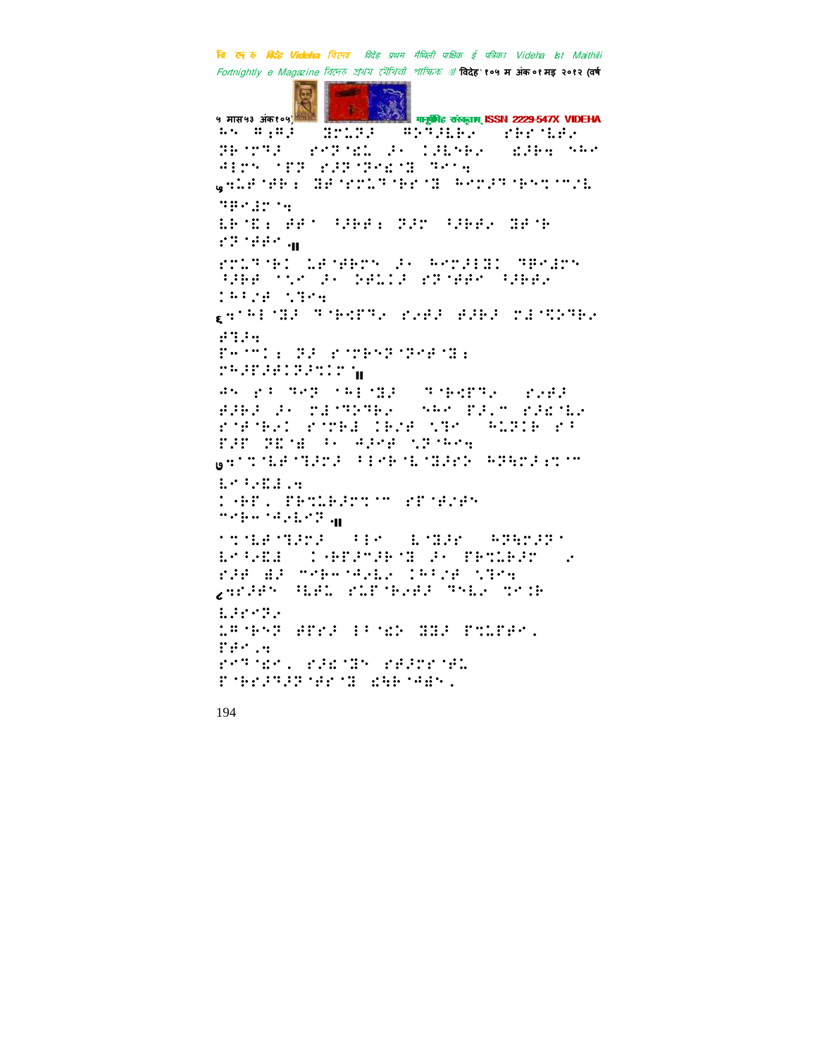⠓⠢⠀⠻⠆⠻⠜⠀⠀⠿⠗⠅⠝⠜⠀⠀⠻⠪⠙⠜⠇⠗⠔⠀⠀⠎⠗⠗⠈⠇⠋⠔
⠝⠗⠈⠍⠙⠜⠀⠀⠗⠉⠝⠈⠩⠇⠀⠜⠂⠀⠅⠜⠇⠢⠗⠔⠀⠀⠡⠜⠗⠲⠀⠲⠓⠢
⠛⠇⠍⠢⠀⠈⠏⠝⠀⠗⠜⠝⠈⠝⠗⠩⠈⠽⠀⠙⠑⠉⠲
५⠲⠇⠋⠈⠋⠗⠆⠀⠽⠋⠈⠗⠍⠇⠙⠈⠗⠗⠈⠽⠀⠓⠑⠍⠜⠙⠈⠗⠎⠝⠈⠍⠌⠇
⠙⠟⠑⠙⠗⠈⠲
⠇⠗⠈⠩⠆⠀⠋⠋⠈⠀⠳⠜⠗⠋⠆⠀⠝⠜⠍⠀⠳⠜⠗⠋⠔⠀⠽⠋⠈⠗
⠗⠝⠈⠋⠋⠑⠲।
⠗⠍⠇⠙⠈⠗⠅⠀⠇⠋⠈⠋⠗⠍⠢⠀⠜⠂⠀⠓⠑⠍⠜⠇⠽⠅⠀⠙⠟⠑⠙⠗⠢
⠳⠜⠗⠋⠀⠈⠌⠑⠀⠜⠂⠀⠝⠋⠇⠅⠜⠀⠗⠝⠈⠋⠋⠑⠀⠳⠜⠗⠋⠔
⠅⠓⠳⠌⠋⠀⠌⠟⠑⠲
६⠲⠈⠓⠇⠈⠽⠜⠀⠙⠈⠗⠩⠏⠙⠔⠀⠗⠔⠋⠜⠀⠋⠜⠗⠜⠀⠍⠙⠈⠹⠝⠙⠗⠔
⠋⠟⠜⠲
⠏⠢⠈⠍⠅⠆⠀⠝⠜⠀⠗⠈⠍⠗⠎⠝⠈⠝⠑⠋⠈⠽⠆
⠍⠓⠜⠏⠜⠋⠅⠝⠜⠍⠅⠗⠈।
⠛⠢⠀⠗⠂⠀⠙⠑⠝⠀⠈⠓⠇⠈⠽⠜⠀⠀⠙⠈⠗⠩⠏⠙⠔⠀⠀⠗⠔⠋⠜
⠋⠜⠗⠜⠀⠜⠂⠀⠍⠙⠈⠹⠝⠙⠗⠔⠀⠀⠲⠓⠢⠀⠏⠜⠂⠍⠀⠗⠜⠩⠈⠇⠔
⠗⠈⠋⠈⠗⠔⠅⠀⠗⠈⠍⠗⠙⠀⠅⠗⠌⠋⠀⠌⠟⠑⠀⠀⠓⠇⠝⠅⠗⠀⠗⠂
⠏⠜⠏⠀⠝⠩⠈⠿⠀⠂⠂⠀⠛⠜⠑⠋⠀⠌⠝⠈⠓⠑⠲
७⠲⠈⠍⠈⠇⠋⠈⠙⠜⠍⠜⠀⠂⠇⠑⠗⠈⠇⠈⠽⠜⠗⠎⠀⠓⠝⠳⠍⠜⠆⠍⠈⠍
⠇⠑⠂⠔⠩⠙⠄⠲
⠅⠈⠗⠋⠄⠀⠏⠗⠍⠇⠗⠜⠍⠍⠈⠍⠀⠗⠋⠈⠋⠌⠋⠎
⠍⠑⠗⠢⠈⠛⠔⠇⠑⠝⠲।
⠈⠍⠈⠇⠋⠈⠙⠜⠍⠜⠀⠀⠂⠇⠑⠀⠀⠇⠈⠽⠜⠗⠀⠀⠓⠝⠳⠍⠜⠝⠈
⠇⠑⠂⠔⠩⠙⠀⠀⠅⠈⠗⠋⠜⠍⠜⠗⠈⠽⠀⠜⠂⠀⠏⠗⠍⠇⠗⠜⠍⠀⠀⠔
⠗⠜⠋⠀⠱⠜⠀⠍⠑⠗⠢⠈⠛⠔⠇⠔⠀⠅⠓⠳⠌⠋⠀⠌⠟⠑⠲
८⠲⠗⠜⠋⠎⠀⠳⠇⠋⠇⠀⠗⠇⠏⠈⠗⠔⠋⠜⠀⠙⠑⠇⠔⠀⠍⠑⠅⠗
⠇⠜⠗⠍⠝⠔
⠇⠋⠈⠗⠎⠝⠀⠋⠋⠗⠜⠀⠂⠂⠈⠩⠎⠀⠽⠽⠜⠀⠏⠍⠇⠏⠋⠑⠄
⠏⠋⠑⠄⠲
⠗⠑⠙⠈⠩⠑⠄⠀⠗⠜⠩⠈⠽⠎⠀⠗⠋⠜⠍⠗⠈⠋⠇
⠏⠈⠗⠗⠜⠙⠜⠝⠈⠋⠗⠈⠽⠀⠩⠳⠗⠈⠛⠱⠎⠄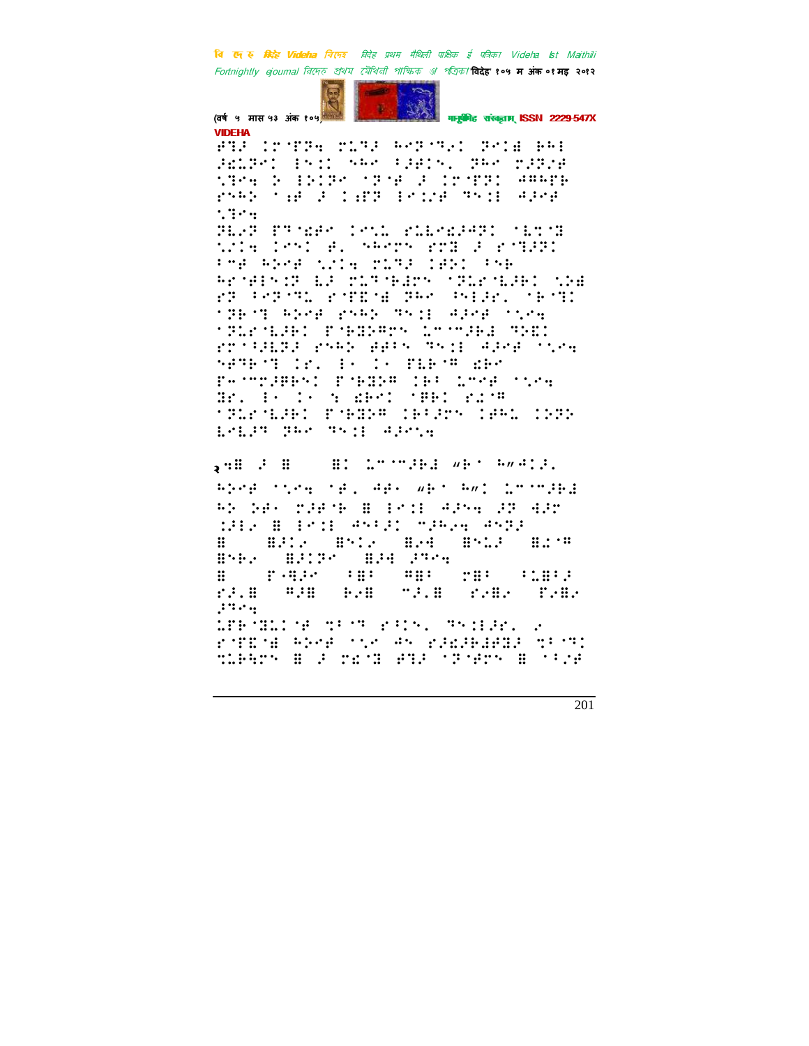(वर्ष ५ मास ५३ अंक १०५)

मानुषीमिह संस्कृताम् ISSN 2229-547X

VIDEHA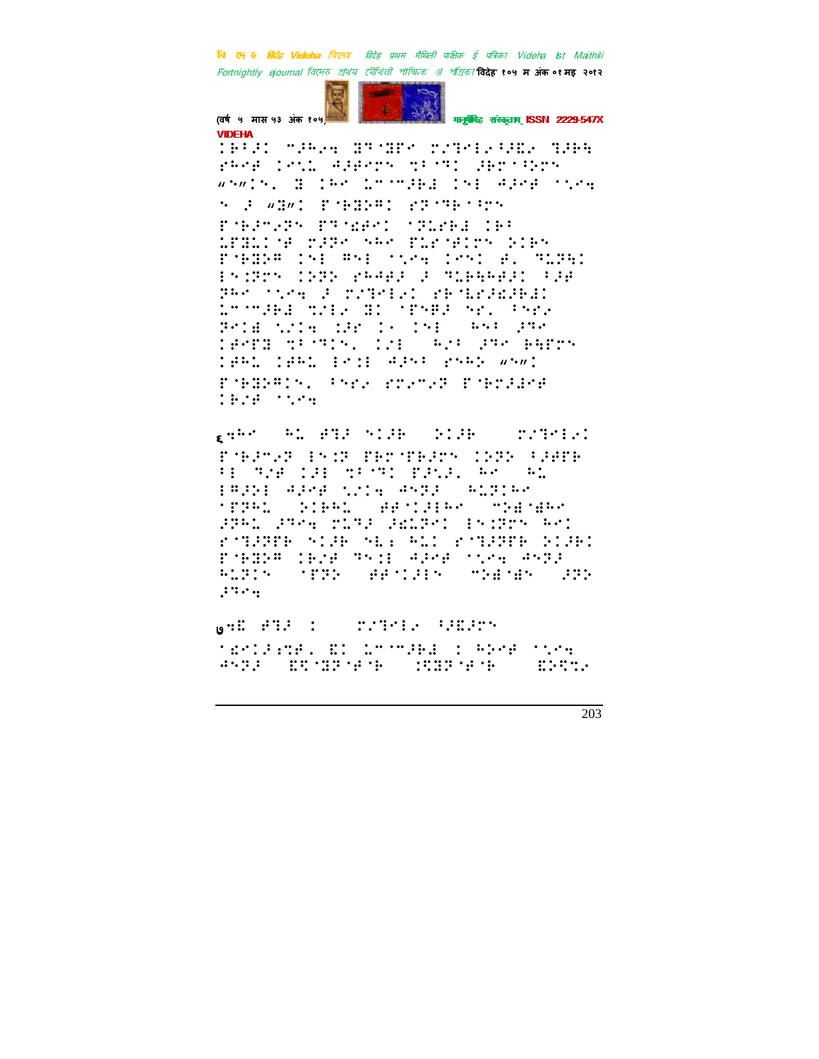(वर्ष ५ मास ५३ अंक १०५) मानुषीमिह संस्कृताम् ISSN 2229-547X

VIDEHA

⠄⠃⠁⠅ ⠍⠚⠓⠊⠲ ⠛⠗⠐⠛⠋⠉ ⠍⠌⠙⠑⠇⠊⠁⠚⠑⠊ ⠙⠚⠃⠓ ⠗⠓⠉⠛ ⠅⠑⠌⠄ ⠙⠚⠛⠑⠗⠝ ⠹⠁⠐⠙⠅ ⠚⠃⠗⠐⠁⠕⠗⠝ "⠝"⠅⠝⠂ ⠛ ⠅⠓⠑ ⠄⠍⠐⠍⠚⠃⠄ ⠅⠝⠇ ⠙⠚⠑⠛ ⠐⠌⠑⠲ ⠝ ⠚ "⠛"⠅ ⠏⠐⠃⠛⠕⠛⠅ ⠗⠗⠐⠙⠃⠐⠁⠗⠝ ⠏⠐⠃⠚⠍⠊⠗⠝ ⠏⠙⠐⠫⠑⠅ ⠐⠗⠄⠗⠃⠄ ⠅⠃⠁ ⠄⠏⠛⠄⠅⠐⠋ ⠍⠚⠗⠑ ⠝⠓⠑ ⠏⠥⠗⠐⠋⠅⠗⠝ ⠕⠅⠃⠝ ⠏⠐⠃⠛⠕⠛ ⠅⠝⠇ ⠛⠝⠇ ⠐⠌⠑⠲ ⠅⠑⠝⠅ ⠋⠂ ⠙⠄⠗⠓⠅ ⠇⠝⠅⠗⠗⠝ ⠅⠕⠗⠕ ⠗⠓⠓⠛⠚ ⠚ ⠙⠄⠃⠓⠓⠑⠛⠚⠅ ⠁⠚⠋ ⠗⠓⠑ ⠐⠌⠑⠲ ⠚ ⠍⠌⠙⠑⠇⠊⠅ ⠗⠃⠐⠇⠗⠚⠫⠚⠃⠄⠅ ⠄⠍⠐⠍⠚⠃⠄ ⠹⠌⠇⠊ ⠛⠅ ⠐⠏⠝⠋⠚ ⠝⠗⠂ ⠁⠝⠗⠊ ⠗⠑⠅⠫ ⠌⠌⠅⠲ ⠅⠚⠋ ⠅⠐ ⠅⠝⠇ ⠓⠝⠁ ⠚⠙⠑ ⠅⠓⠑⠏⠛ ⠹⠁⠐⠙⠅⠝⠂ ⠅⠌⠇ ⠓⠌⠁ ⠚⠙⠑ ⠃⠓⠋⠗⠝ ⠅⠓⠓⠄ ⠅⠓⠓⠄ ⠇⠝⠅⠇ ⠙⠚⠝⠁ ⠗⠝⠓⠕ "⠝"⠅ ⠏⠐⠃⠛⠕⠛⠅⠝⠂ ⠁⠝⠗⠊ ⠗⠍⠊⠍⠊⠗ ⠏⠐⠃⠗⠚⠚⠑⠛ ⠅⠃⠌⠛ ⠐⠌⠑⠲

६⠲⠓⠑ ⠓⠄ ⠛⠙⠚ ⠝⠅⠚⠃ ⠕⠅⠚⠃ ⠍⠌⠙⠑⠇⠊⠅ ⠏⠐⠃⠚⠍⠊⠗ ⠇⠝⠅⠗ ⠏⠃⠗⠐⠏⠃⠚⠗⠝ ⠅⠕⠗⠕ ⠁⠚⠛⠋⠃ ⠁⠇ ⠙⠌⠛ ⠅⠚⠇ ⠹⠁⠐⠙⠅ ⠏⠚⠌⠚⠂ ⠓⠑ ⠓⠄ ⠇⠛⠚⠕⠇ ⠙⠚⠑⠛ ⠌⠌⠅⠲ ⠙⠝⠗⠚ ⠓⠄⠗⠅⠓⠑ ⠐⠏⠗⠓⠄ ⠕⠅⠃⠓⠄ ⠛⠋⠐⠅⠚⠇⠓⠑ ⠍⠕⠫⠐⠫⠓⠑ ⠚⠗⠓⠄ ⠚⠙⠑⠲ ⠍⠄⠙⠚ ⠚⠫⠄⠗⠑⠅ ⠇⠝⠅⠗⠗⠝ ⠓⠑⠅ ⠗⠐⠙⠚⠗⠗⠃ ⠝⠅⠚⠃ ⠝⠇⠆ ⠓⠄⠅ ⠗⠐⠙⠚⠗⠗⠃ ⠕⠅⠚⠃⠅ ⠏⠐⠃⠛⠕⠛ ⠅⠃⠌⠛ ⠙⠝⠅⠇ ⠙⠚⠑⠛ ⠐⠌⠑⠲ ⠙⠝⠗⠚ ⠓⠄⠗⠅⠝ ⠐⠏⠗⠕ ⠛⠋⠐⠅⠚⠇⠝ ⠍⠕⠫⠐⠫⠝ ⠚⠗⠕ ⠚⠙⠑⠲

७⠲⠫ ⠛⠙⠚ ⠅ ⠍⠌⠙⠑⠇⠊ ⠁⠚⠫⠚⠗⠝ ⠐⠫⠑⠅⠚⠆⠙⠋⠂ ⠫⠅ ⠄⠍⠐⠍⠚⠃⠄ ⠅ ⠓⠕⠑⠛ ⠐⠌⠑⠲ ⠙⠝⠗⠚ ⠫⠻⠐⠛⠗⠐⠋⠐⠃ ⠅⠻⠛⠗⠐⠋⠐⠃ ⠫⠕⠻⠌⠊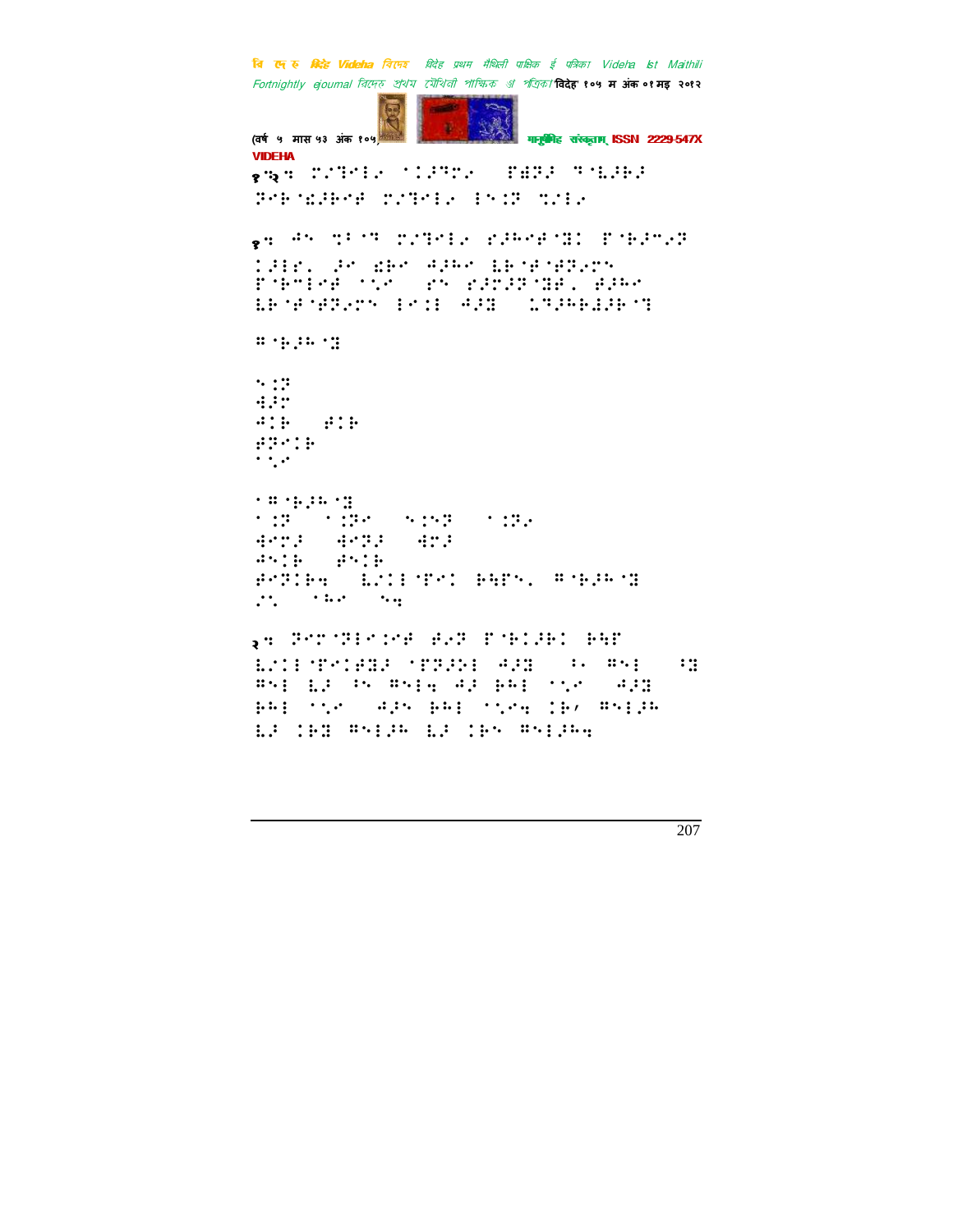१.२. ⠍⠎⠑⠊⠇⠊⠰⠀⠁⠊⠜⠑⠍⠰⠀⠀⠋⠫⠝⠜⠀⠑⠈⠇⠜⠗⠜⠀⠝⠊⠗⠈⠫⠜⠗⠊⠋⠀⠍⠎⠑⠊⠇⠰⠀⠇⠢⠊⠝⠀⠹⠎⠇⠰

१. ⠚⠢⠀⠹⠃⠈⠑⠀⠍⠎⠑⠊⠇⠰⠀⠗⠜⠓⠊⠋⠈⠝⠊⠀⠋⠈⠗⠜⠑⠰⠝⠀⠊⠜⠇⠋⠂⠀⠜⠊⠀⠫⠗⠊⠀⠚⠜⠓⠊⠀⠇⠗⠈⠋⠈⠋⠝⠰⠍⠢⠀⠋⠈⠗⠑⠇⠊⠋⠀⠁⠎⠊⠀⠀⠗⠢⠀⠗⠜⠍⠜⠝⠈⠝⠋⠂⠀⠋⠜⠓⠊⠀⠇⠗⠈⠋⠈⠋⠝⠰⠍⠢⠀⠇⠊⠊⠇⠀⠚⠜⠝⠀⠀⠇⠑⠜⠓⠗⠇⠜⠗⠈⠑

⠍⠈⠗⠜⠓⠈⠝

⠢⠊⠝
⠫⠜⠍
⠚⠊⠗⠀⠀⠋⠊⠗
⠋⠝⠊⠊⠗
⠁⠎⠊

⠁⠍⠈⠗⠜⠓⠈⠝
⠁⠊⠝⠀⠀⠁⠊⠝⠊⠀⠀⠢⠊⠢⠝⠀⠀⠁⠊⠝⠰
⠫⠊⠍⠜⠀⠀⠫⠊⠝⠜⠀⠀⠫⠍⠜
⠚⠢⠊⠗⠀⠀⠋⠢⠊⠗
⠋⠊⠝⠊⠗⠹⠀⠀⠇⠎⠊⠇⠈⠋⠊⠊⠀⠗⠹⠋⠢⠂⠀⠍⠈⠗⠜⠓⠈⠝
⠎⠢⠀⠀⠁⠓⠊⠀⠀⠢⠹

२. ⠝⠊⠍⠈⠝⠇⠊⠎⠊⠋⠀⠋⠰⠝⠀⠋⠈⠗⠊⠜⠗⠊⠀⠗⠹⠋⠀⠇⠎⠊⠇⠈⠋⠊⠊⠫⠜⠀⠈⠋⠝⠜⠗⠇⠀⠚⠜⠝⠀⠀⠃⠂⠀⠍⠢⠇⠀⠀⠃⠝⠀⠍⠢⠇⠀⠇⠜⠀⠃⠢⠀⠍⠢⠇⠹⠀⠚⠜⠀⠗⠓⠇⠀⠁⠎⠊⠀⠀⠚⠜⠝⠀⠗⠓⠇⠀⠁⠎⠊⠀⠀⠚⠜⠢⠀⠗⠓⠇⠀⠁⠎⠊⠹⠀⠊⠗⠌⠀⠍⠢⠇⠜⠓⠀⠇⠜⠀⠊⠗⠝⠀⠍⠢⠇⠜⠓⠀⠇⠜⠀⠊⠗⠢⠀⠍⠢⠇⠜⠓⠹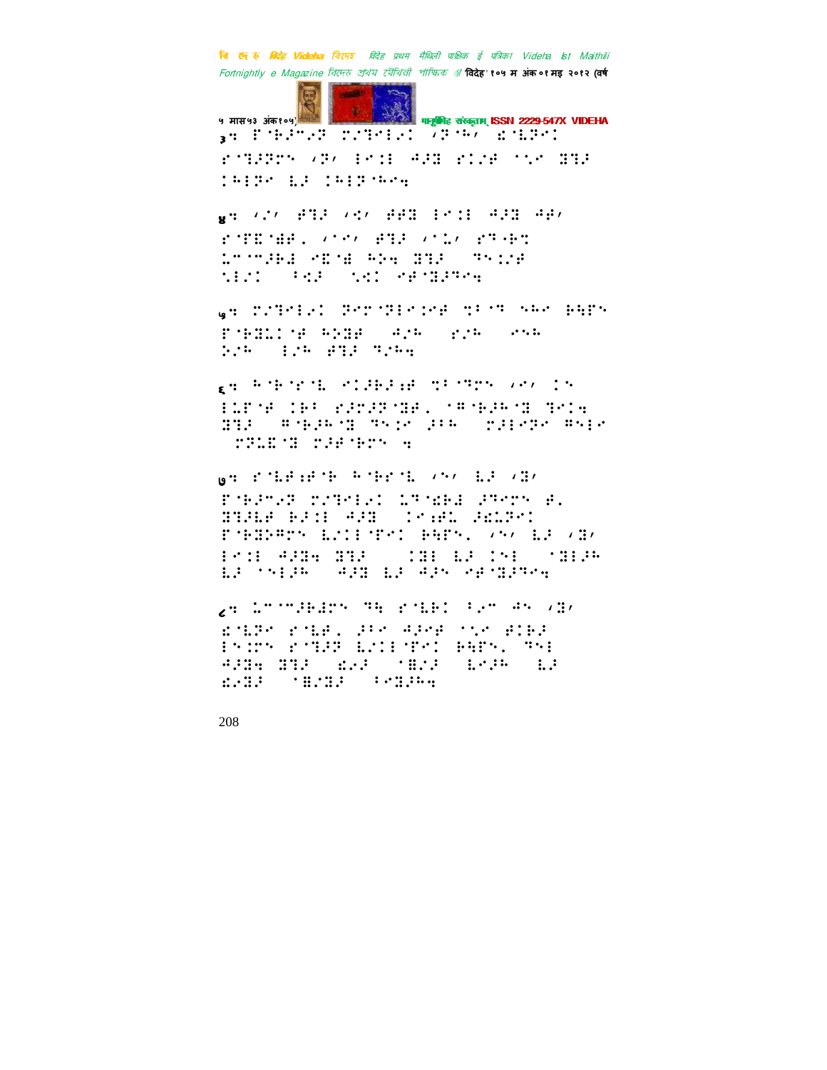३ः  ffb/ = 2 /fb/fb1  /b `b/  db/b1
f`fb/b/  /b/  f`=:f  =/ = 1 f`=/f  `=` = = 1
`=f=  b/  `=f=`=:

४ः  ///  f = 1  /// f f = f`=:f  = /f  =f/
f`fb`fb,  ///  f = 1  /// fb`b
b``/bf  f`b`f  fb`  = = 1  `=:/f
`=/`  `=f  `=/  f`f`=/`=:

५ः  /`=f=/  =f`=f=/f  `=`=  f`= f`=f
f`fb/`f  f`=f  `=/f  f/f  `=f
f/f  =/f  f = 1  =/f:

६ः  f`f`f`f  f/fb/:f  `=`=f  /f/  /f
=/f`f  /f`  f/f/f`ff,  `f`f/f`f  =f/:
= = 1  f`f/f`f  =f/f  /f  /f/f/f  ff/f
 f/f/f`f  f/f`f/  :

७ः  f`f/:f`f  f`f/f`f  /f/  f/  /=/
f`f/f/f  /`=f=/  f`fb/  /f`f/  f,
= = f/  f/:  f/f  /f:f/  /f/f/
f`f/f`f  f/f/`f/  f/f/,  /f/  f/  /=/
=f:  f/f:  = = f  f/  /f/  `=f/f
f/  `f/f  f/f  f/  f/f  f/f`f:

८ः  /``/f/f  f:  f`f/  f/`  f/  /=/
f`f/f  f`f/,  f/f  f/f/  `/f  f/f
=f/f  f`f/f  f/`f/f/  f/f/,  f/
f/f:  = = 1  f/f  `f/f  f/f  f/
f/f/  `f/f/  f`f/f: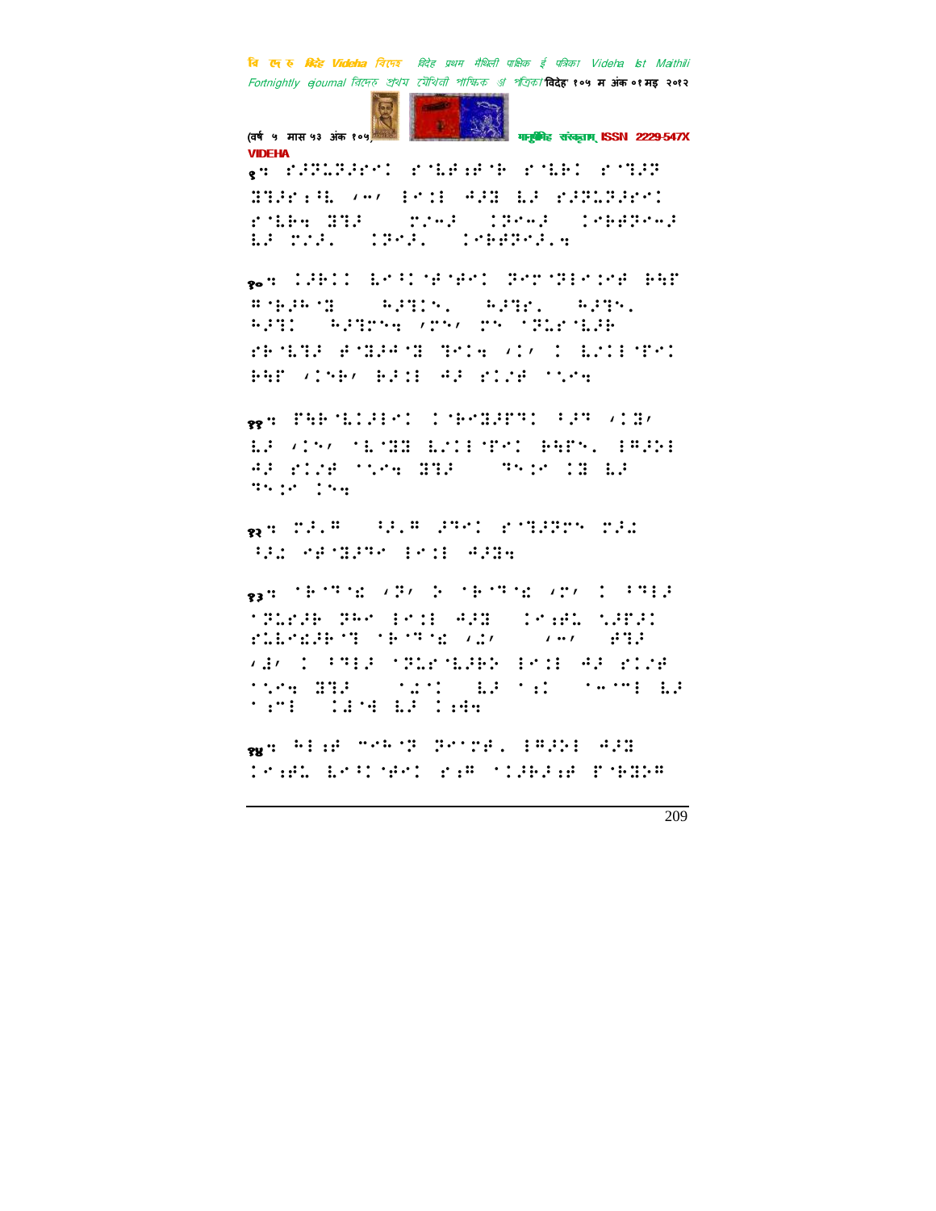९:

१०:

११:

१२:

१३:

१४: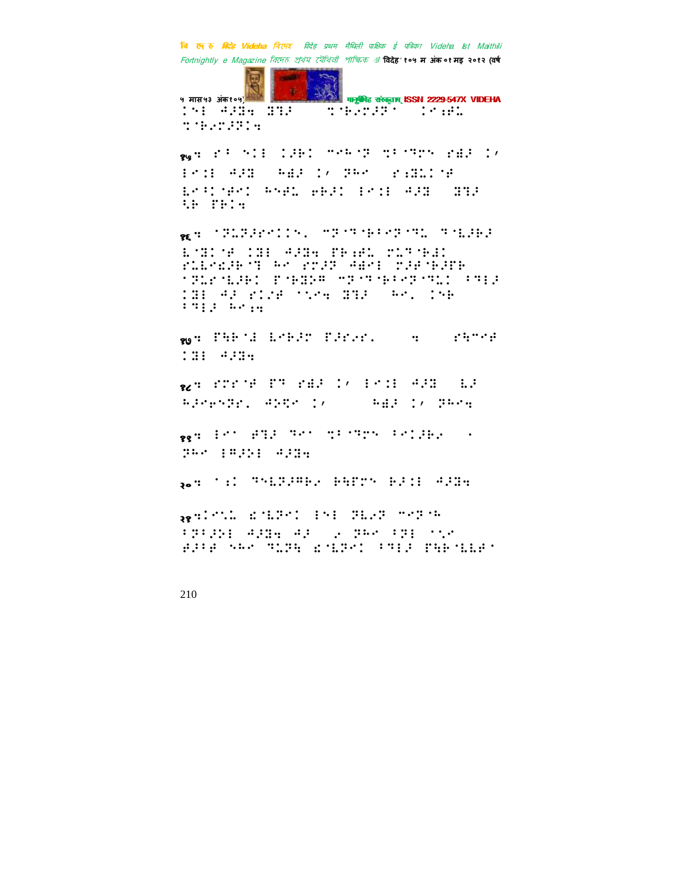⠅⠑⠇ ⠚⠗⠝⠒ ⠝⠛⠗ ⠀⠀⠀⠝⠈⠗⠢⠉⠗⠋⠁ ⠀⠅⠊⠴⠋⠇
⠝⠈⠗⠢⠉⠗⠋⠅⠒

१५⠒ ⠎⠁ ⠎⠅⠇ ⠅⠚⠗⠅ ⠍⠊⠓⠈⠝ ⠝⠁⠈⠙⠉⠎ ⠎⠫⠗ ⠅⠌
⠇⠊⠅⠇ ⠚⠗⠝ ⠀⠓⠫⠗ ⠅⠌ ⠝⠓⠊ ⠀⠎⠴⠝⠇⠅⠈⠋
⠧⠊⠁⠅⠈⠋⠊⠅ ⠓⠎⠋⠇ ⠖⠗⠗⠅ ⠇⠊⠅⠇ ⠚⠗⠝ ⠀⠝⠛⠗
⠹⠗ ⠏⠗⠅⠒

१६⠒ ⠈⠝⠇⠝⠗⠋⠊⠅⠅⠎⠂ ⠍⠝⠈⠙⠈⠗⠁⠊⠝⠈⠙⠇ ⠙⠈⠧⠚⠗⠗
⠧⠈⠝⠅⠈⠋ ⠅⠝⠇ ⠚⠗⠝⠒ ⠏⠗⠴⠋⠇ ⠉⠇⠙⠈⠗⠚⠅
⠎⠇⠧⠊⠫⠚⠗⠈⠙ ⠓⠊ ⠎⠉⠗⠝ ⠚⠫⠊⠇ ⠉⠗⠋⠈⠗⠚⠋⠗
⠈⠝⠇⠎⠈⠧⠚⠗⠅ ⠏⠈⠗⠝⠗⠍ ⠍⠝⠈⠙⠈⠗⠁⠊⠝⠈⠙⠇⠅ ⠁⠙⠇⠚
⠅⠝⠇ ⠚⠗ ⠎⠅⠉⠋ ⠈⠡⠊⠒ ⠝⠙⠗ ⠀⠓⠊⠂ ⠅⠎⠗
⠁⠙⠇⠚ ⠓⠊⠴⠒

१७⠒ ⠏⠹⠗⠈⠱ ⠧⠊⠗⠚⠉ ⠏⠚⠗⠢⠗⠂ ⠀⠀⠀⠒ ⠀⠀⠀⠎⠹⠍⠊⠋
⠅⠝⠇ ⠚⠗⠝⠒

१८⠒ ⠎⠉⠗⠈⠋ ⠏⠙ ⠎⠫⠗ ⠅⠌ ⠇⠊⠅⠇ ⠚⠗⠝ ⠀⠧⠗
⠓⠗⠊⠗⠎⠝⠗⠂ ⠚⠕⠹⠊ ⠅⠌ ⠀⠀⠀⠀⠀⠓⠫⠗ ⠅⠌ ⠝⠓⠊⠒

१९⠒ ⠇⠊⠁ ⠋⠙⠗ ⠙⠊⠁ ⠝⠁⠈⠙⠉⠎ ⠁⠊⠅⠚⠗⠢ ⠀⠄
⠝⠓⠊ ⠇⠏⠚⠕⠇ ⠚⠗⠝⠒

२०⠒ ⠈⠡⠅ ⠙⠎⠧⠝⠚⠍⠗⠢ ⠗⠹⠏⠉⠎ ⠗⠚⠅⠇ ⠚⠗⠝⠒

२१⠒⠅⠊⠎⠇ ⠫⠈⠧⠝⠊⠅ ⠇⠎⠇ ⠝⠧⠢⠝ ⠍⠊⠝⠈⠓
⠁⠝⠁⠚⠕⠇ ⠚⠗⠝⠒ ⠚⠗ ⠀⠢ ⠝⠓⠊ ⠁⠝⠇ ⠈⠎⠢
⠋⠚⠁⠋ ⠎⠓⠊ ⠙⠇⠝⠹ ⠫⠈⠧⠝⠊⠅ ⠁⠙⠇⠚ ⠏⠹⠗⠈⠧⠧⠋⠁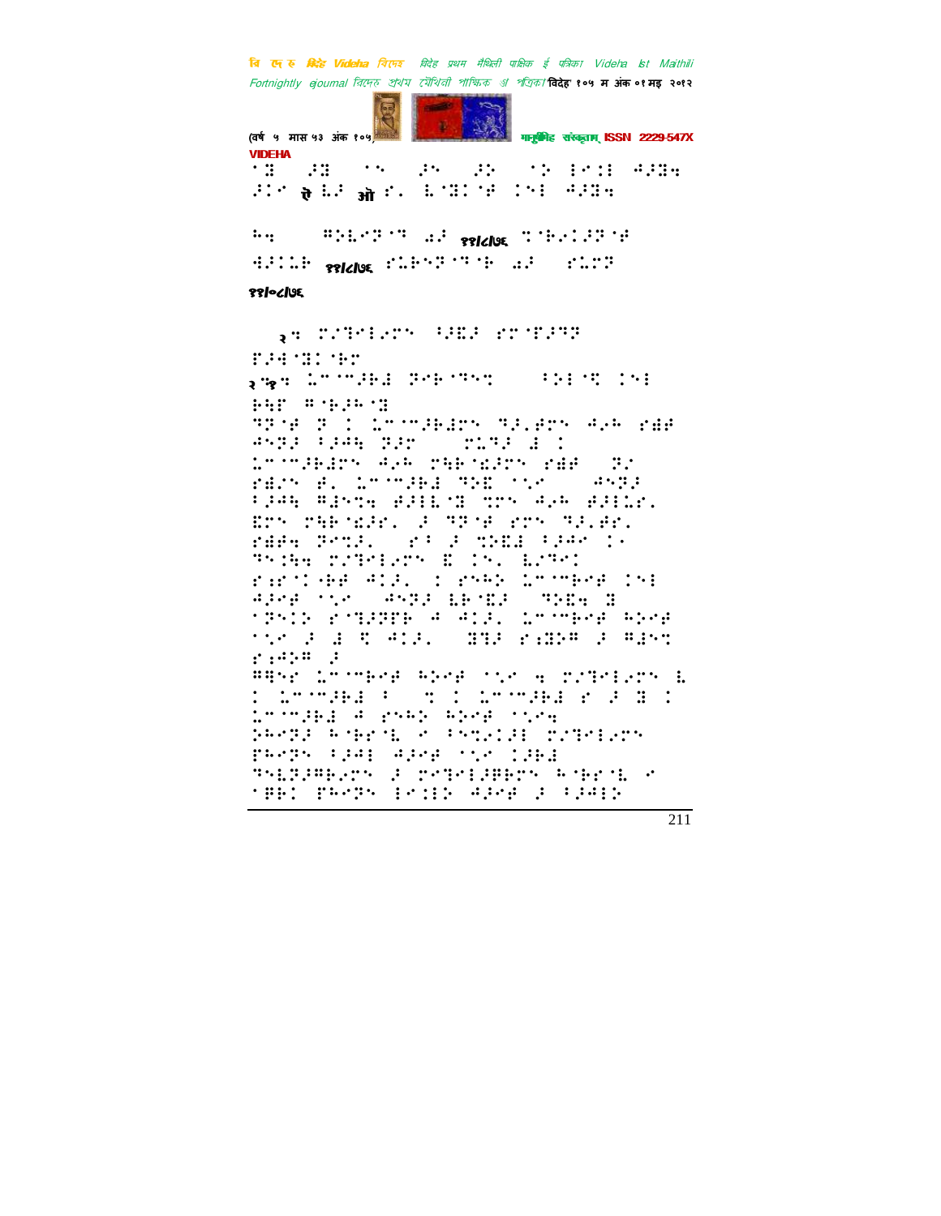**VIDEHA**

⠁⠒⠀⠀⠴⠒⠀⠀⠈⠢⠀⠀⠴⠢⠀⠀⠴⠕⠀⠀⠈⠕⠀⠗⠢�C⠇⠀⠲⠴⠒⠪
⠴⠅⠉ ऐ ⠇⠴ ओ ⠋⠄ ⠇⠈⠒⠅⠈⠞ ⠅⠢⠇ ⠲⠴⠒⠪

⠓⠪ ⠀⠀⠀⠀⠻⠕⠇⠉⠹⠈⠹ ⠔⠴ ११/८/७६ ⠹⠈⠗⠢⠅⠴⠹⠈⠞
⠙⠴⠅⠅⠗ ११/८/७६ ⠋⠅⠗⠢⠹⠈⠹⠈⠗ ⠔⠴ ⠀⠋⠅⠉⠹

११/०८/७६

२⠒ ⠍⠎⠹⠉⠇⠢⠉⠢ ⠘⠴⠱⠴ ⠑⠉⠈⠋⠴⠹⠹
⠋⠴⠙⠈⠒⠅⠈⠗⠉

२⠒१⠒ ⠅⠉⠈⠉⠴⠗⠇ ⠹⠢⠗⠈⠹⠢⠹ ⠀⠀⠘⠕⠇⠈⠹ ⠅⠢⠇
⠗⠓⠋ ⠻⠈⠗⠴⠓⠈⠒
...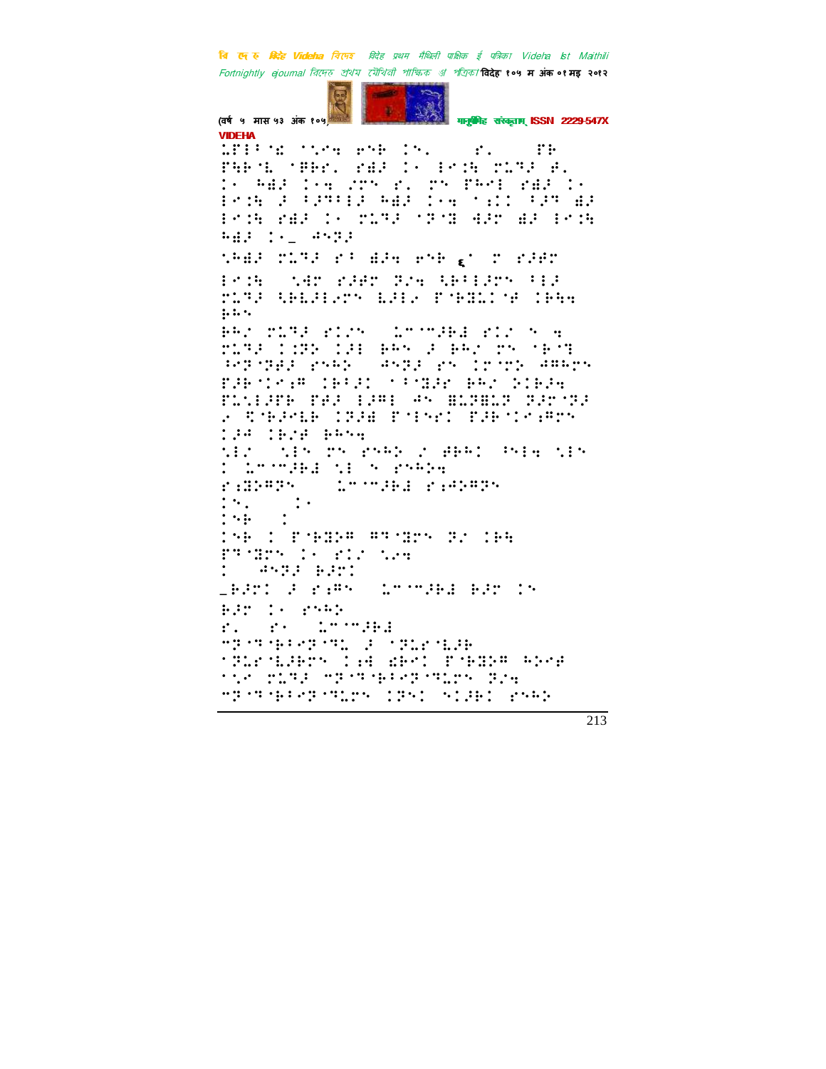VIDEHA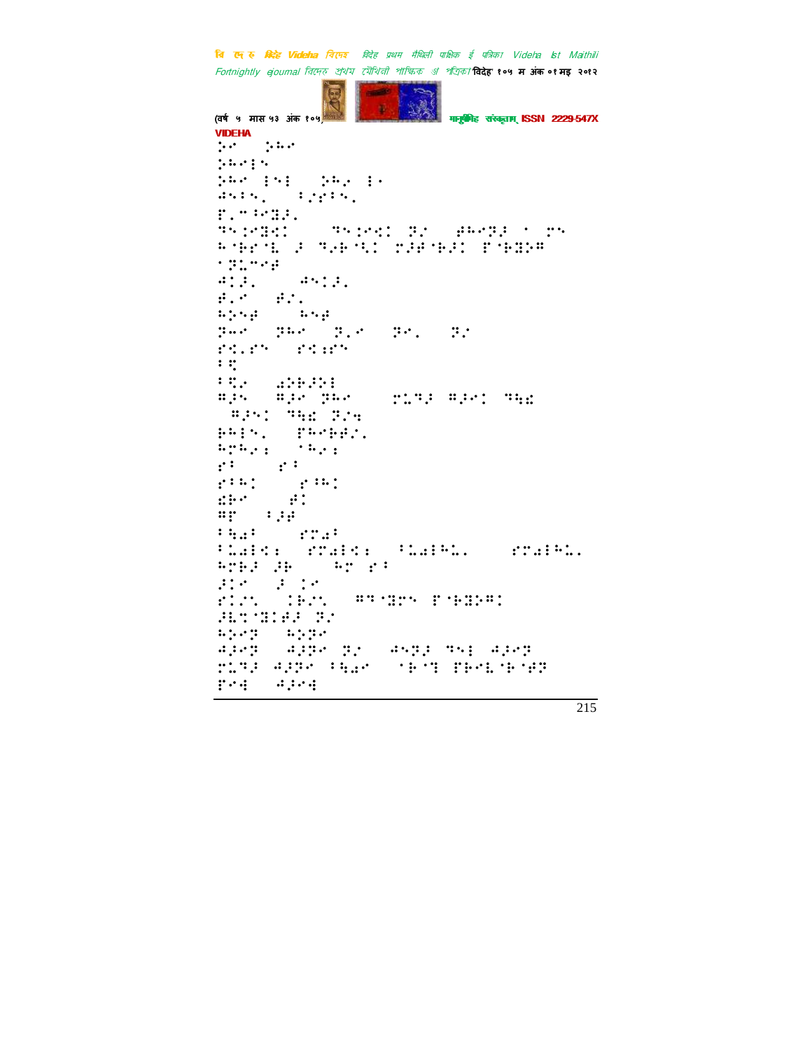VIDEHA

⠐⠢⠉⠀⠐⠢⠓⠢⠉
⠐⠢⠓⠢⠉⠔⠑
⠐⠢⠓⠢⠉⠀⠔⠑⠔⠀⠐⠢⠓⠢⠆⠀⠔⠂
⠚⠑⠔⠑⠂⠀⠔⠆⠗⠔⠑⠂
⠗⠂⠉⠔⠉⠻⠆⠂
⠹⠑⠒⠉⠻⠹⠒⠀⠹⠑⠒⠉⠹⠒⠀⠝⠌⠀⠋⠓⠢⠉⠝⠆⠀⠁⠀⠗⠑
⠓⠈⠗⠋⠈⠣⠀⠆⠀⠹⠢⠃⠈⠱⠒⠀⠗⠆⠋⠈⠃⠆⠒⠀⠏⠈⠃⠻⠕⠍
⠁⠝⠣⠉⠢⠋
⠚⠒⠆⠂⠀⠚⠑⠒⠆⠂
⠋⠂⠉⠀⠋⠌⠂
⠓⠕⠑⠋⠀⠓⠑⠋
⠝⠤⠉⠀⠝⠓⠢⠉⠀⠝⠂⠉⠀⠝⠉⠂⠀⠝⠌
⠗⠹⠂⠗⠑⠀⠗⠹⠆⠗⠑
⠔⠹
⠔⠹⠢⠀⠼⠕⠃⠆⠕⠔
⠍⠆⠑⠀⠍⠆⠉⠀⠝⠓⠢⠉⠀⠗⠣⠹⠆⠀⠍⠆⠑⠒⠀⠹⠳⠻
⠍⠆⠑⠒⠀⠹⠳⠻⠀⠝⠌⠫
⠃⠓⠔⠑⠂⠀⠏⠓⠉⠃⠃⠌⠂
⠓⠗⠓⠢⠆⠀⠈⠓⠢⠆
⠗⠁⠀⠗⠁
⠗⠁⠓⠒⠀⠗⠁⠓⠒
⠻⠃⠉⠀⠋⠒
⠍⠏⠀⠁⠆⠋
⠁⠳⠩⠁⠀⠗⠍⠩⠁
⠁⠣⠩⠔⠹⠆⠀⠗⠍⠩⠔⠹⠆⠀⠁⠣⠩⠔⠓⠣⠂⠀⠗⠍⠩⠔⠓⠣⠂
⠓⠗⠃⠆⠀⠆⠃⠀⠓⠗⠀⠗⠁
⠆⠒⠉⠀⠆⠀⠒⠉
⠗⠒⠌⠀⠒⠃⠌⠀⠍⠹⠈⠻⠗⠑⠀⠏⠈⠃⠻⠕⠍⠒
⠆⠣⠹⠈⠻⠒⠋⠆⠀⠝⠌
⠓⠕⠉⠝⠀⠓⠕⠝⠉
⠚⠆⠉⠝⠀⠚⠆⠝⠉⠀⠝⠌⠀⠚⠑⠝⠆⠀⠹⠑⠔⠀⠚⠆⠉⠝
⠗⠣⠹⠆⠀⠚⠆⠝⠉⠀⠁⠳⠩⠉⠀⠈⠃⠈⠹⠀⠏⠃⠉⠣⠈⠃⠈⠋⠝
⠏⠉⠫⠀⠚⠆⠉⠫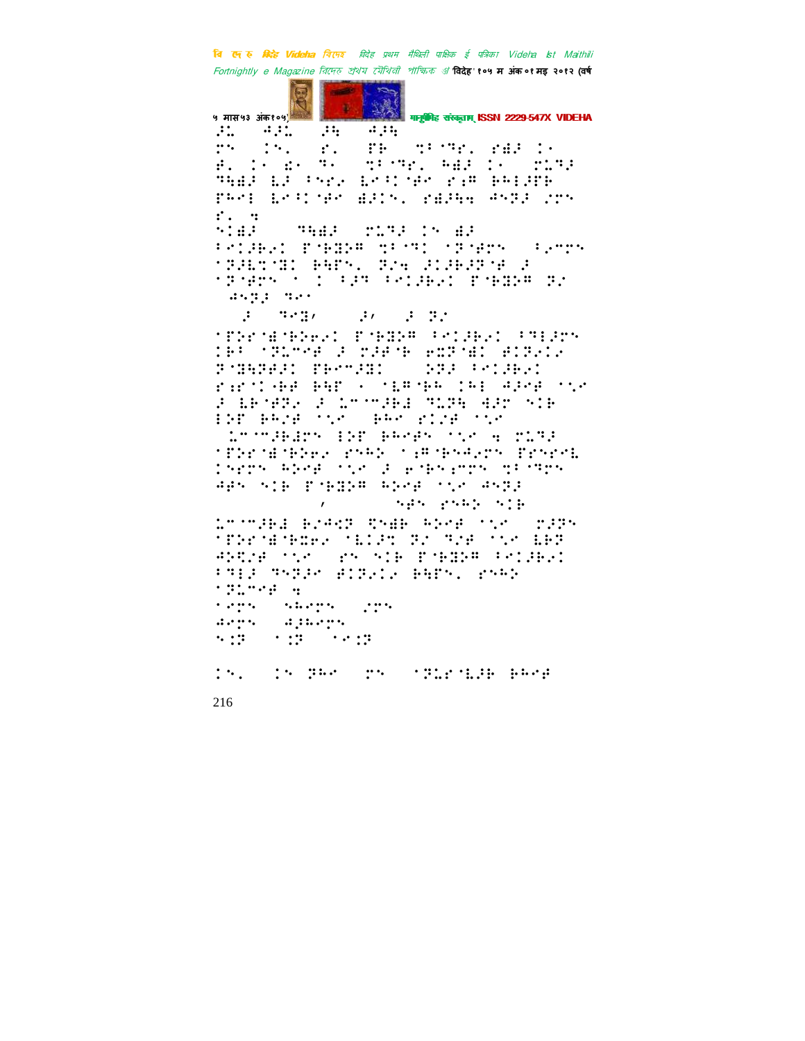वि दे रु विदेह Videha বিদেহ विदेह प्रथम मैथिली पाक्षिक ई पत्रिका Videha Ist Maithili Fortnightly e Magazine বিদেহ প্রথম মৈথিলী পাক্ষিক ঈ পত্রিকা विदेह' १०५ म अंक ०१ मइ २०१२ (वर्ष ५ मास ५३ अंक १०५) मानुषीमिह संस्कृताम् ISSN 2229-547X VIDEHA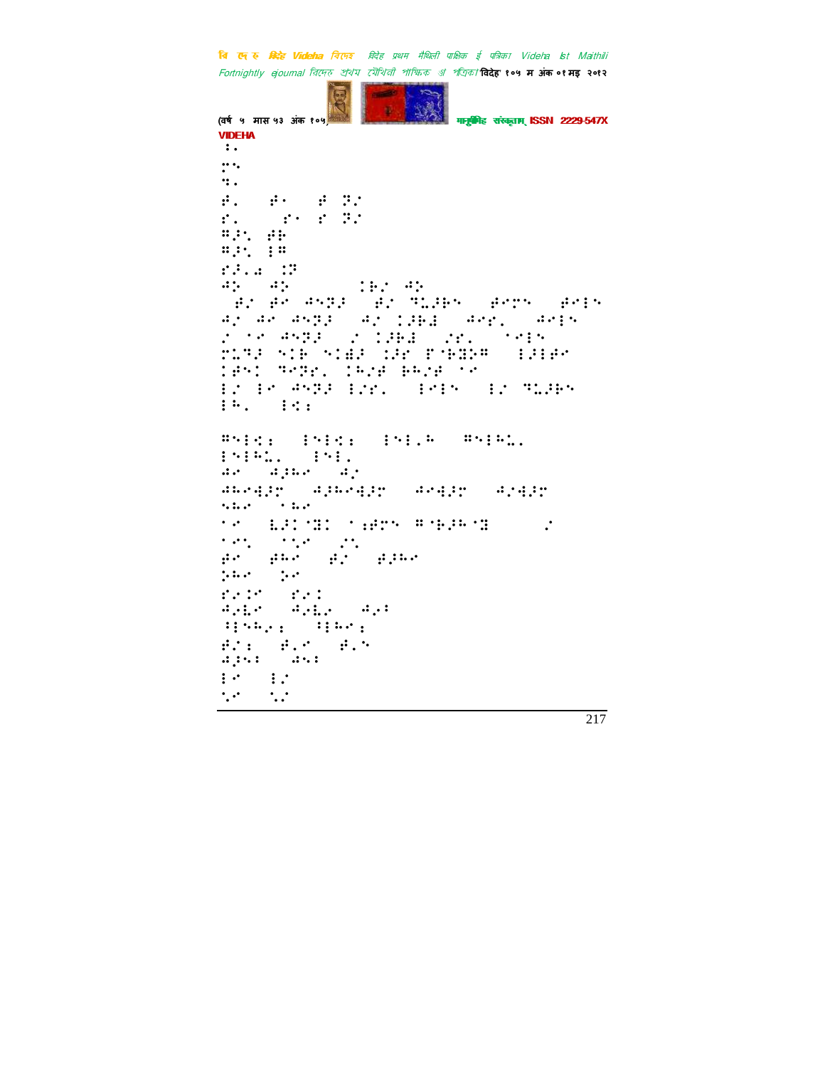VIDEHA

⠁⠂
⠅⠢
⠣⠂
⠓⠂ ⠓⠐ ⠓ ⠝⠌
⠗⠂ ⠗⠐ ⠗ ⠝⠌
⠛⠜⠢ ⠓⠗
⠛⠜⠢ ⠯⠛
⠗⠜⠂⠁ ⠨⠝
⠙⠕ ⠙⠕ ⠨⠗⠌ ⠙⠕
⠓⠌ ⠓⠊ ⠙⠝⠟⠜ ⠓⠌ ⠹⠥⠜⠗⠝ ⠓⠊⠍⠝ ⠓⠊⠯⠝
⠙⠌ ⠙⠊ ⠙⠝⠟⠜ ⠙⠌ ⠨⠜⠗⠁ ⠙⠊⠗⠂ ⠙⠊⠯⠝
⠌ ⠐⠊ ⠙⠝⠟⠜ ⠌ ⠨⠜⠗⠁ ⠌⠗⠂ ⠐⠊⠯⠝
⠍⠥⠻⠜ ⠝⠨⠗ ⠝⠨⠫⠜ ⠨⠜⠊ ⠋⠈⠗⠿⠜⠛ ⠯⠜⠯⠓⠊
⠨⠓⠝⠨ ⠹⠊⠝⠗⠂ ⠨⠓⠌⠓ ⠗⠓⠌⠓ ⠐⠊
⠯⠌ ⠯⠊ ⠙⠝⠟⠜ ⠯⠌⠗⠂ ⠯⠊⠯⠝ ⠯⠌ ⠹⠥⠜⠗⠝
⠯⠓⠂ ⠯⠩⠆

⠛⠝⠯⠩⠆ ⠯⠝⠯⠩⠆ ⠯⠝⠯⠂⠓ ⠛⠝⠯⠓⠥⠂
⠯⠝⠯⠓⠥⠂ ⠯⠝⠯⠂
⠙⠊ ⠙⠜⠓⠊ ⠙⠌
⠙⠓⠊⠫⠜⠍ ⠙⠜⠓⠊⠫⠜⠍ ⠙⠊⠫⠜⠍ ⠙⠌⠫⠜⠍
⠱⠥⠊ ⠐⠥⠊
⠐⠊ ⠧⠜⠨⠈⠿⠨ ⠐⠆⠓⠍⠝ ⠛⠈⠗⠜⠓⠈⠿ ⠌
⠐⠊⠢ ⠐⠱⠊ ⠌⠢
⠓⠊ ⠓⠓⠊ ⠓⠌ ⠓⠜⠓⠊
⠕⠓⠊ ⠕⠊
⠗⠊⠨⠊ ⠗⠊⠨
⠙⠊⠧⠊ ⠙⠊⠧⠂⠊ ⠙⠂⠆
⠘⠯⠝⠓⠂⠆ ⠘⠯⠓⠊⠆
⠓⠌⠆ ⠓⠂⠊ ⠓⠂⠝
⠙⠜⠱⠆ ⠙⠱⠆
⠯⠊ ⠯⠌
⠡⠊ ⠡⠌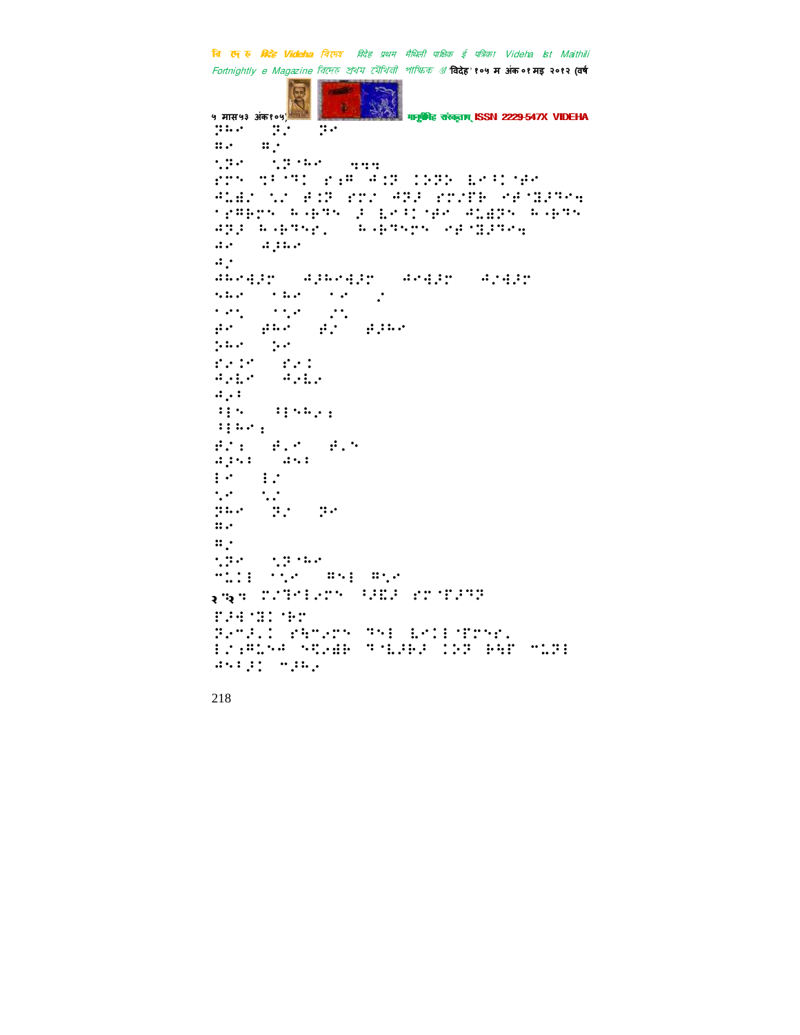⠝⠓⠉⠀⠀⠝⠠⠀⠀⠝⠉
⠛⠉⠀⠀⠛⠠
⠠⠝⠉⠀⠀⠠⠝⠈⠓⠉⠀⠀⠲⠲⠲
⠗⠍⠀⠹⠂⠈⠙⠅⠀⠗⠆⠣⠀⠙⠅⠝⠀⠅⠕⠝⠕⠀⠇⠉⠂⠅⠈⠋⠉
⠙⠥⠩⠠⠀⠡⠠⠀⠋⠅⠝⠀⠗⠅⠠⠀⠙⠝⠖⠀⠗⠅⠠⠏⠗⠀⠢⠋⠈⠽⠖⠙⠉⠲
⠈⠗⠣⠗⠍⠀⠓⠐⠗⠙⠀⠖⠀⠇⠉⠂⠅⠈⠋⠉⠀⠙⠥⠩⠝⠀⠓⠐⠗⠙
⠙⠝⠖⠀⠓⠐⠗⠙⠗⠂⠀⠀⠓⠐⠗⠙⠍⠀⠢⠋⠈⠽⠖⠙⠉⠲
⠙⠉⠀⠀⠙⠖⠓⠉
⠙⠠
⠙⠓⠉⠹⠖⠍⠀⠀⠙⠖⠓⠉⠹⠖⠍⠀⠀⠙⠉⠹⠖⠍⠀⠀⠙⠠⠹⠖⠍
⠡⠓⠉⠀⠀⠈⠓⠉⠀⠀⠈⠉⠀⠀⠠
⠈⠉⠡⠀⠀⠈⠡⠉⠀⠀⠠⠡
⠋⠉⠀⠀⠋⠓⠉⠀⠀⠋⠠⠀⠀⠋⠖⠓⠉
⠵⠓⠉⠀⠀⠵⠉
⠗⠉⠅⠉⠀⠀⠗⠉⠅
⠙⠉⠇⠉⠀⠀⠙⠉⠇⠉
⠙⠠⠂
⠂⠇⠡⠀⠀⠂⠇⠡⠓⠠⠆
⠂⠇⠓⠉⠆
⠋⠠⠆⠀⠀⠋⠠⠉⠀⠀⠋⠠⠡
⠙⠖⠡⠂⠀⠀⠙⠡⠂
⠇⠉⠀⠀⠇⠠
⠡⠉⠀⠀⠡⠠
⠝⠓⠉⠀⠀⠝⠠⠀⠀⠝⠉
⠛⠉
⠛⠠
⠠⠝⠉⠀⠀⠠⠝⠈⠓⠉
⠉⠥⠅⠇⠀⠈⠡⠉⠀⠀⠛⠡⠇⠀⠛⠡⠉
२⠆⠲⠀⠅⠠⠙⠉⠇⠉⠍⠀⠂⠖⠫⠖⠀⠗⠍⠈⠏⠖⠙⠝
⠏⠖⠹⠈⠽⠅⠈⠗⠍
⠝⠉⠉⠖⠠⠅⠀⠗⠓⠉⠉⠍⠀⠙⠡⠇⠀⠇⠉⠅⠇⠈⠏⠍⠡⠂
⠇⠠⠆⠣⠥⠡⠙⠀⠢⠩⠉⠩⠗⠀⠙⠈⠇⠖⠗⠖⠀⠅⠕⠝⠀⠗⠹⠏⠀⠉⠥⠝⠇
⠙⠡⠂⠖⠅⠀⠉⠖⠓⠠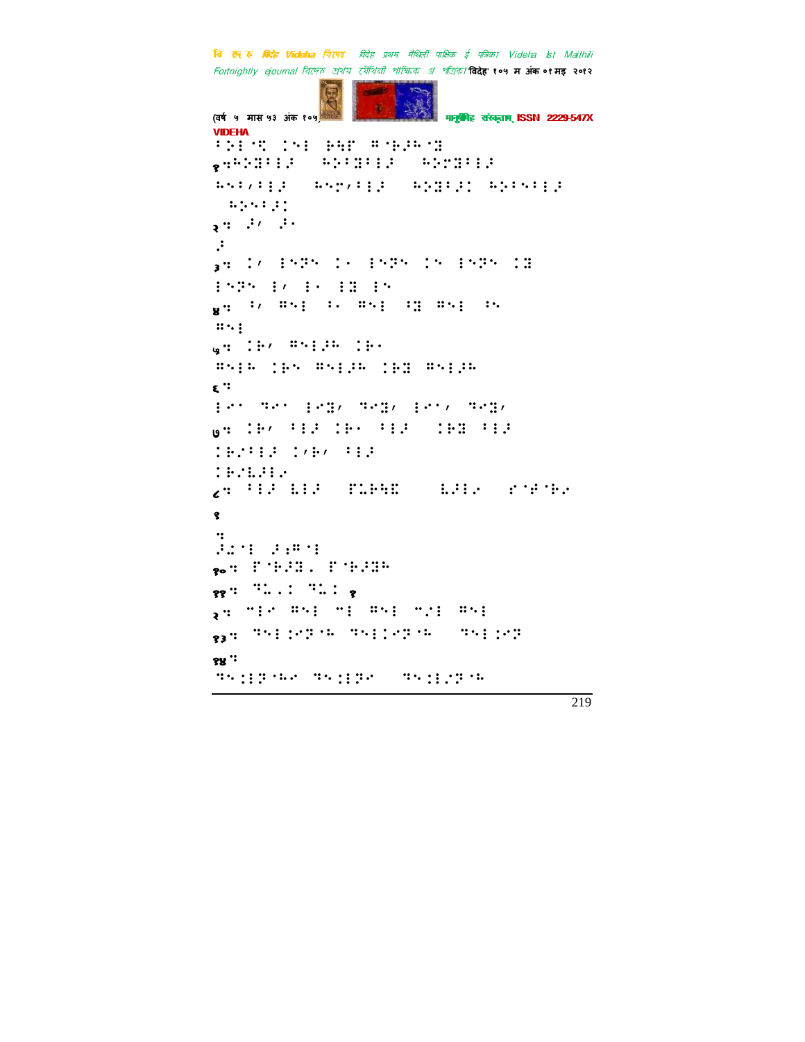VIDEHA

⠃⠕⠇⠈⠝ ⠡⠑⠇ ⠗⠓⠋ ⠛⠈⠗⠼⠓⠈⠹

१⠒⠓⠕⠹⠃⠇⠼ ⠓⠕⠃⠹⠃⠇⠼ ⠓⠕⠝⠹⠃⠇⠼

⠓⠑⠇⠂⠃⠇⠼ ⠓⠑⠝⠂⠃⠇⠼ ⠓⠕⠹⠃⠼⠡ ⠓⠕⠃⠑⠃⠇⠼

⠓⠕⠑⠃⠼⠡

२⠒ ⠼⠂ ⠼⠄

⠼

३⠒ ⠡⠂ ⠇⠑⠻⠑ ⠡⠄ ⠇⠑⠻⠑ ⠡⠑ ⠇⠑⠻⠑ ⠡⠹

⠇⠑⠻⠑ ⠇⠂ ⠇⠄ ⠇⠹ ⠇⠑

४⠒ ⠃⠂ ⠛⠑⠇ ⠃⠄ ⠛⠑⠇ ⠃⠹ ⠛⠑⠇ ⠃⠑

⠛⠑⠇

५⠒ ⠡⠗⠂ ⠛⠑⠇⠼⠓ ⠡⠗⠄

⠛⠑⠇⠓ ⠡⠗⠑ ⠛⠑⠇⠼⠓ ⠡⠗⠹ ⠛⠑⠇⠼⠓

६⠒

⠇⠢⠁ ⠙⠢⠁ ⠇⠢⠹⠂ ⠙⠢⠹⠂ ⠇⠢⠁⠂ ⠙⠢⠹⠂

७⠒ ⠡⠗⠂ ⠃⠇⠼ ⠡⠗⠄ ⠃⠇⠼ ⠡⠗⠹ ⠃⠇⠼

⠡⠗⠌⠃⠇⠼ ⠡⠂⠗⠂ ⠃⠇⠼

⠡⠗⠌⠧⠼⠇⠢

८⠒ ⠃⠇⠼ ⠧⠇⠼ ⠋⠥⠗⠓⠨ ⠧⠼⠇⠢ ⠎⠈⠋⠈⠗⠢

१

⠒

⠼⠩⠈⠇ ⠼⠆⠛⠈⠇

१०⠒ ⠋⠈⠗⠼⠹⠄ ⠋⠈⠗⠼⠹⠓

११⠒ ⠙⠥⠄⠡ ⠙⠥⠡ १

२⠒ ⠉⠇⠢ ⠛⠑⠇ ⠉⠇ ⠛⠑⠇ ⠉⠌⠇ ⠛⠑⠇

१३⠒ ⠙⠑⠇⠡⠢⠻⠈⠓ ⠙⠑⠇⠡⠢⠻⠈⠓ ⠙⠑⠇⠡⠢⠻

१४⠒

⠙⠑⠡⠇⠻⠈⠓⠢ ⠙⠑⠡⠇⠻⠢ ⠙⠑⠡⠇⠌⠻⠈⠓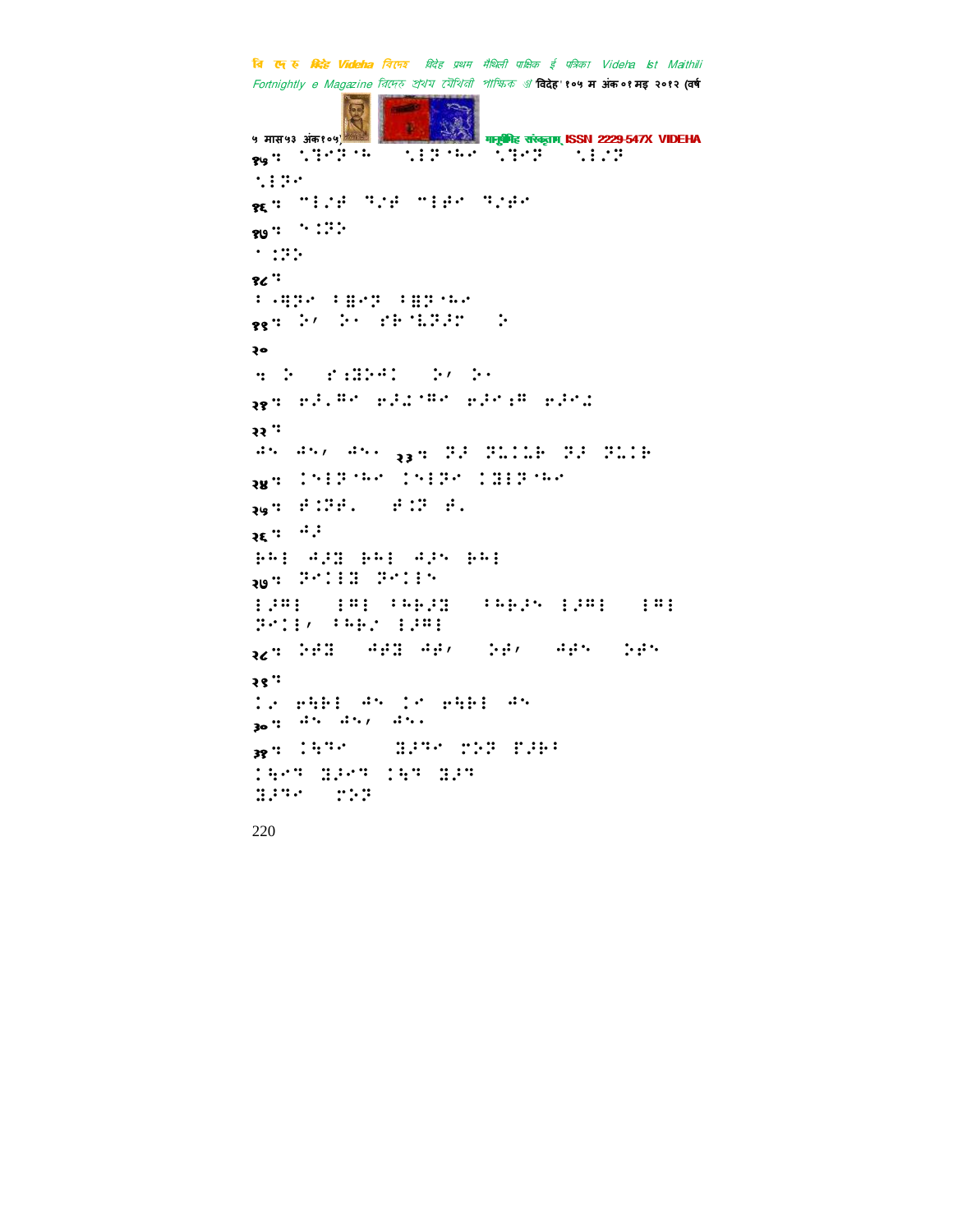१५: ⠂⠄⠄⠄⠄⠄⠄⠄⠄⠄ ⠄⠄⠄⠄⠄⠄⠄⠄ ⠄⠄⠄⠄⠄⠄ ⠄⠄⠄⠄⠄

⠄⠄⠄⠄⠄

१६: ⠄⠄⠄⠄⠄ ⠄⠄⠄⠄ ⠄⠄⠄⠄⠄ ⠄⠄⠄⠄⠄

१७: ⠄⠄⠄⠄

⠄⠄⠄⠄

१८:

⠄⠄⠄⠄⠄ ⠄⠄⠄⠄⠄ ⠄⠄⠄⠄⠄⠄⠄

१९: ⠄⠄ ⠄⠄ ⠄⠄⠄⠄⠄⠄⠄ ⠄

२०

: ⠄ ⠄⠄⠄⠄⠄⠄ ⠄⠄ ⠄⠄

२१: ⠄⠄⠄⠄⠄ ⠄⠄⠄⠄⠄⠄ ⠄⠄⠄⠄⠄ ⠄⠄⠄⠄

२२:

⠄⠄ ⠄⠄⠄ ⠄⠄⠄ २३: ⠄⠄ ⠄⠄⠄⠄⠄ ⠄⠄ ⠄⠄⠄⠄

२४: ⠄⠄⠄⠄⠄⠄⠄ ⠄⠄⠄⠄⠄⠄ ⠄⠄⠄⠄⠄⠄⠄

२५: ⠄⠄⠄⠄ ⠄⠄⠄ ⠄⠄

२६: ⠄⠄

⠄⠄⠄ ⠄⠄⠄ ⠄⠄⠄ ⠄⠄⠄ ⠄⠄⠄

२७: ⠄⠄⠄⠄⠄ ⠄⠄⠄⠄⠄

⠄⠄⠄⠄ ⠄⠄⠄ ⠄⠄⠄⠄⠄⠄ ⠄⠄⠄⠄⠄ ⠄⠄⠄⠄ ⠄⠄⠄

⠄⠄⠄⠄⠄ ⠄⠄⠄⠄ ⠄⠄⠄⠄

२८: ⠄⠄⠄⠄ ⠄⠄⠄⠄ ⠄⠄⠄ ⠄⠄⠄ ⠄⠄⠄ ⠄⠄⠄

२९:

⠄⠄ ⠄⠄⠄⠄ ⠄⠄ ⠄⠄ ⠄⠄⠄⠄ ⠄⠄

३०: ⠄⠄ ⠄⠄⠄ ⠄⠄⠄

३१: ⠄⠄⠄⠄ ⠄⠄⠄⠄ ⠄⠄⠄ ⠄⠄⠄⠄

⠄⠄⠄⠄ ⠄⠄⠄⠄ ⠄⠄⠄ ⠄⠄⠄

⠄⠄⠄⠄ ⠄⠄⠄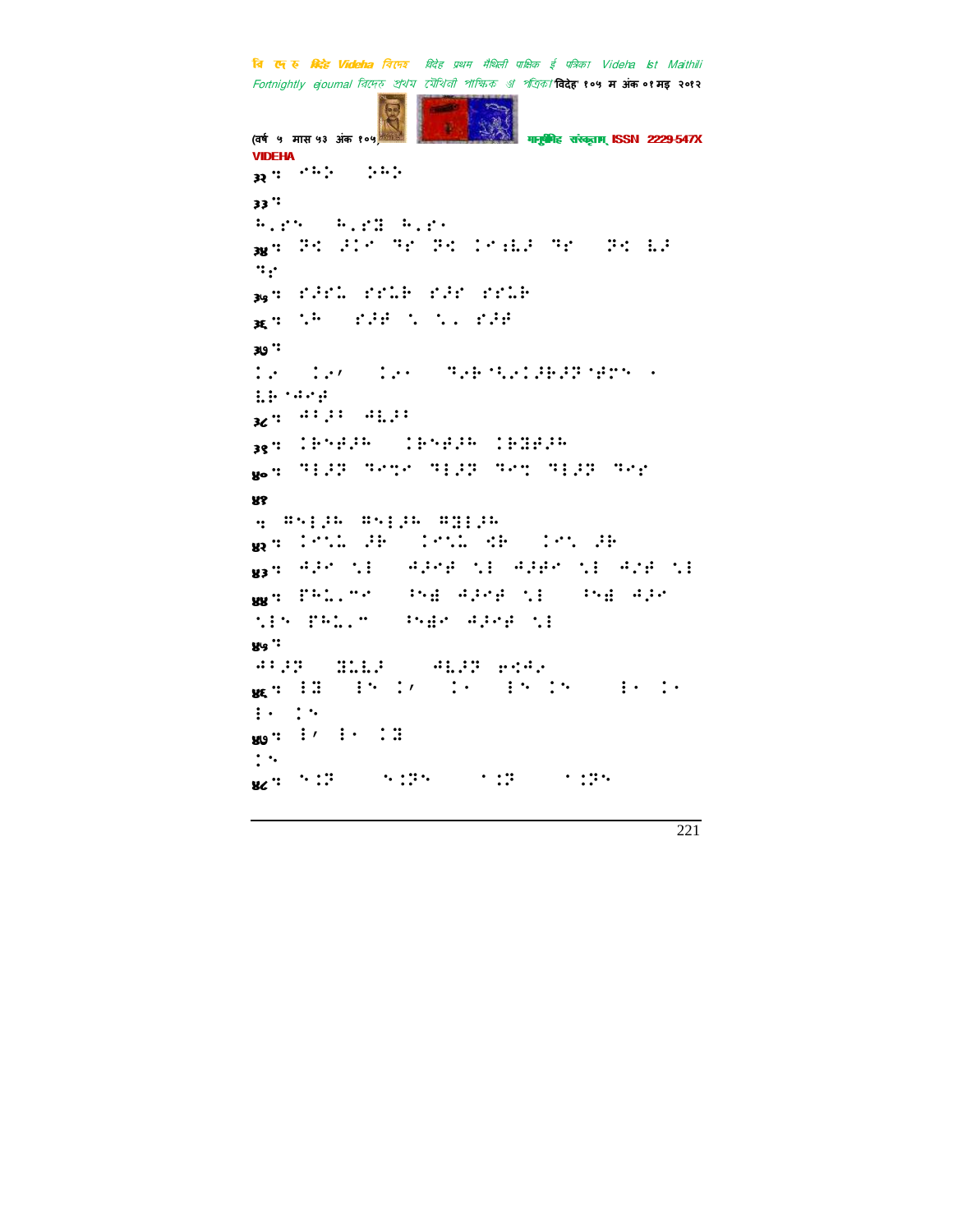३२: ⠊⠓⠕ ⠕⠓⠕

३३:

⠓⠂⠋⠝ ⠓⠂⠋⠻ ⠓⠂⠋⠂

३४: ⠝⠪ �J⠊⠊ ⠙⠎ ⠝⠪ ⠊⠊⠐⠇⠃ ⠙⠎ ⠝⠪ ⠇⠃

⠙⠎

३५: ⠋⠃⠋⠇ ⠋⠋⠇⠗ ⠋⠃⠋ ⠋⠋⠇⠗

३६: ⠁⠓ ⠋⠃⠗ ⠁ ⠁⠂ ⠋⠃⠗

३७:

⠊⠊ ⠊⠊⠄ ⠊⠊⠂ ⠙⠊⠗⠁⠇⠊⠊⠗⠃⠝⠈⠗⠉⠝ ⠂

⠇⠗⠈⠚⠊⠗

३८: ⠚⠋⠃⠋ ⠚⠇⠃⠋

३९: ⠊⠗⠝⠗⠃⠓ ⠊⠗⠝⠗⠃⠓ ⠊⠗⠻⠗⠃⠓

४०: ⠙⠇⠃⠝ ⠙⠊⠒⠊ ⠙⠇⠃⠝ ⠙⠊⠒ ⠙⠇⠃⠝ ⠙⠊⠎

४१

: ⠓⠝⠇⠃⠓ ⠓⠝⠇⠃⠓ ⠓⠿⠇⠃⠓

४२: ⠊⠊⠁⠇ ⠃⠗ ⠊⠊⠁⠇ ⠪⠗ ⠊⠊⠁ ⠃⠗

४३: ⠚⠃⠊ ⠁⠇ ⠚⠃⠊⠗ ⠁⠇ ⠚⠃⠗⠊ ⠁⠇ ⠚⠊⠗ ⠁⠇

४४: ⠏⠓⠇⠂⠉⠊ ⠓⠝⠿ ⠚⠃⠊⠗ ⠁⠇ ⠓⠝⠿ ⠚⠃⠊

⠁⠇⠝ ⠏⠓⠇⠂⠉ ⠓⠝⠿⠊ ⠚⠃⠊⠗ ⠁⠇

४५:

⠚⠋⠃⠝ ⠻⠇⠇⠃ ⠚⠇⠃⠝ ⠗⠪⠚⠊

४६: ⠇⠻ ⠇⠝ ⠊⠄ ⠊⠂ ⠇⠝ ⠊⠝ ⠇⠂ ⠊⠂

⠇⠂ ⠊⠝

४७: ⠇⠄ ⠇⠂ ⠊⠻

⠊⠝

४८: ⠝⠊⠝ ⠝⠊⠝⠝ ⠂⠊⠝ ⠂⠊⠝⠝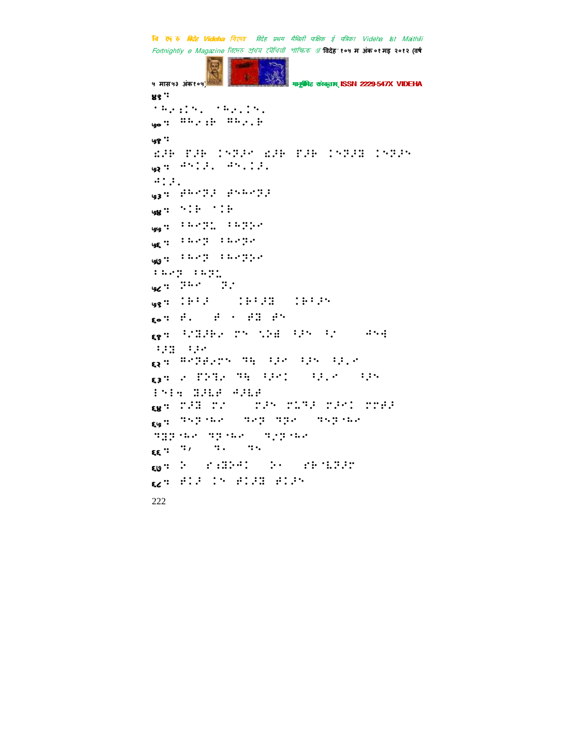४९ ::

⠈⠓⠔⠆⠅⠑⠂ ⠈⠓⠔⠂⠅⠑⠂

५० :: ⠿⠓⠔⠆⠗ ⠿⠓⠔⠂⠗

५१ ::

⠩⠔⠗ ⠏⠔⠗ ⠅⠑⠝⠔⠊ ⠩⠔⠗ ⠏⠔⠗ ⠅⠑⠝⠔⠿ ⠅⠑⠝⠔⠑

५२ :: ⠙⠑⠅⠔⠂ ⠙⠑⠂⠅⠔⠂

⠙⠅⠔⠂

५३ :: ⠯⠓⠊⠝⠔ ⠯⠑⠓⠊⠝⠔

५४ :: ⠑⠅⠗ ⠈⠅⠗

५५ :: ⠃⠓⠊⠝⠤ ⠃⠓⠝⠕⠊

५६ :: ⠃⠓⠊⠝ ⠃⠓⠊⠝⠊

५७ :: ⠃⠓⠊⠝ ⠃⠓⠊⠝⠕⠊

⠃⠓⠊⠝ ⠃⠓⠝⠤

५८ :: ⠝⠓⠊ ⠝⠔

५९ :: ⠅⠗⠃⠔ ⠅⠗⠃⠔⠿ ⠅⠗⠃⠔⠑

६० :: ⠯⠂ ⠯ ⠄ ⠯⠿ ⠯⠑

६१ :: ⠃⠔⠿⠔⠗⠔ ⠍⠑ ⠣⠕⠿ ⠃⠔⠑ ⠃⠔ ⠙⠑⠻

⠃⠔⠿ ⠃⠔⠊

६२ :: ⠿⠊⠝⠯⠔⠍⠑ ⠹⠻ ⠃⠔⠊ ⠃⠔⠑ ⠃⠔⠂⠊

६३ :: ⠔ ⠏⠕⠹⠔ ⠹⠻ ⠃⠔⠊⠅ ⠃⠔⠂⠊ ⠃⠔⠑

⠃⠑⠃⠻ ⠿⠔⠧⠯ ⠙⠔⠧⠯

६४ :: ⠍⠔⠿ ⠍⠔ ⠍⠔⠑ ⠍⠤⠹⠔ ⠍⠔⠊⠅ ⠍⠍⠯⠔

६५ :: ⠹⠑⠝⠈⠓⠊ ⠹⠊⠝ ⠹⠝⠊ ⠹⠑⠝⠈⠓⠊

⠹⠿⠝⠈⠓⠊ ⠹⠝⠈⠓⠊ ⠹⠔⠝⠈⠓⠊

६६ :: ⠹⠠ ⠹⠂ ⠹⠑

६७ :: ⠕ ⠎⠆⠿⠕⠙⠅ ⠕⠊ ⠎⠗⠈⠧⠝⠔⠍

६८ :: ⠯⠅⠔ ⠅⠑ ⠯⠅⠔⠿ ⠯⠅⠔⠑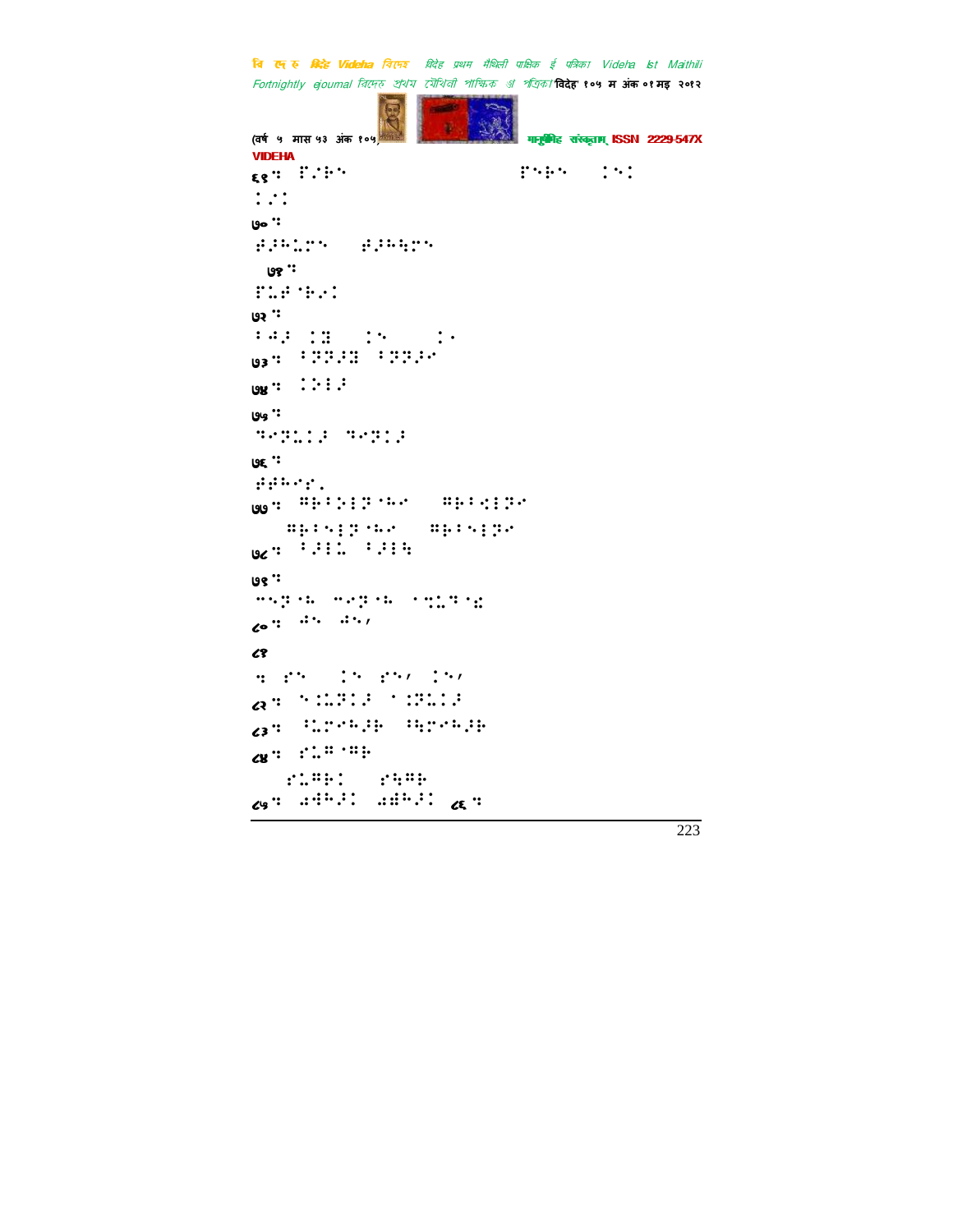VIDEHA

६९ :

७० :

७१ :

७२ :

७३ :

७४ :

७५ :

७६ :

७७ :

७८ :

७९ :

८० :

८१

:

८२ :

८३ :

८४ :

८५ : ८६ :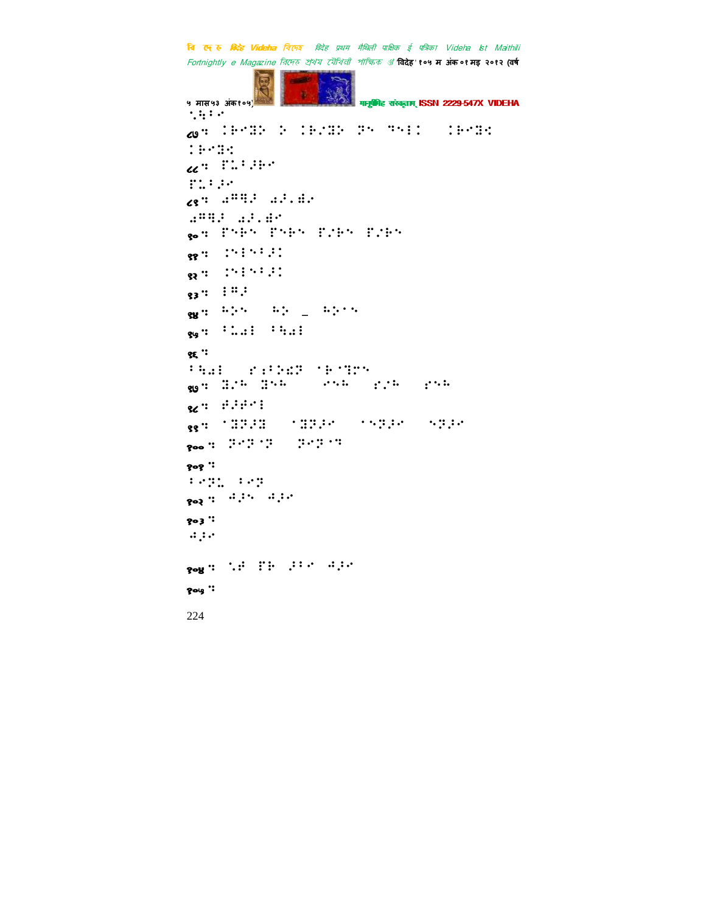⠑⠓⠃⠊

८७ ⠅⠃⠊⠻⠕ ⠕ ⠅⠃⠊⠻⠕ ⠝⠑ ⠙⠑⠇⠇ ⠅⠃⠊⠻⠹

⠅⠃⠊⠻⠹

८८ ⠏⠥⠃⠗⠃⠊

⠏⠥⠃⠗⠊

८९ ⠁⠍⠓⠗ ⠁⠗⠄⠱⠊

⠁⠍⠓⠗ ⠁⠗⠄⠱⠊

९० ⠏⠑⠃⠑ ⠏⠑⠃⠑ ⠏⠌⠃⠑ ⠏⠌⠃⠑

९१ ⠇⠑⠇⠑⠃⠗⠇

९२ ⠇⠑⠇⠑⠃⠗⠇

९३ ⠇⠍⠗

९४ ⠓⠕⠑ ⠓⠕ _ ⠓⠕⠑⠑

९५ ⠃⠥⠁⠇ ⠃⠓⠁⠇

९६

⠃⠓⠁⠇ ⠎⠇⠃⠕⠩⠝ ⠁⠃⠁⠏⠑

९७ ⠻⠌⠓ ⠻⠑⠓ ⠊⠑⠓ ⠎⠌⠓ ⠎⠑⠓

९८ ⠛⠗⠛⠊⠇

९९ ⠁⠻⠝⠗⠻ ⠁⠻⠝⠗⠊ ⠁⠑⠝⠗⠊ ⠑⠝⠗⠊

१०० ⠝⠊⠝⠁⠝ ⠝⠊⠝⠁⠍

१०१

⠃⠊⠝⠥ ⠃⠊⠝

१०२ ⠨⠗⠑ ⠨⠗⠊

१०३

⠨⠗⠊

१०४ ⠑⠛ ⠏⠃ ⠗⠃⠊ ⠨⠗⠊

१०५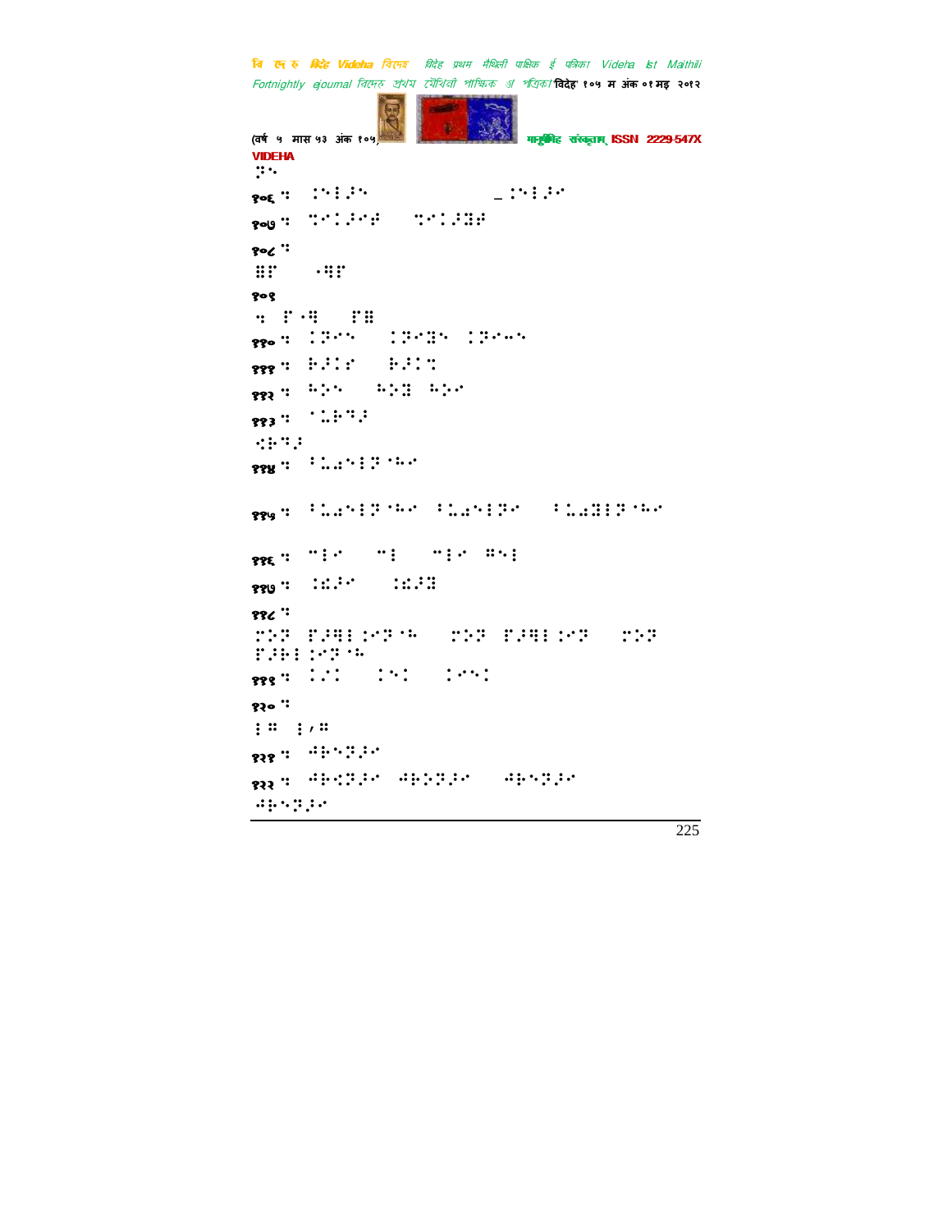VIDEHA

⠝⠢

१०६ ⠅ ⠄⠇⠇⠢ ⠤⠇⠇⠢

१०७ ⠅ ⠙⠇⠇⠢ ⠙⠇⠇⠢

१०८ ⠅

⠿⠏ ⠠⠻⠏

१०९

⠒ ⠏⠠⠻ ⠏⠿

११० ⠅ ⠇⠗⠢ ⠇⠗⠢⠿ ⠇⠗⠢⠢

१११ ⠅ ⠗⠇⠇⠊ ⠗⠇⠇⠙

११२ ⠅ ⠓⠕⠢ ⠓⠕⠿ ⠓⠕⠢

११३ ⠅ ⠁⠥⠗⠙⠇

⠪⠗⠙⠇

११४ ⠅ ⠃⠥⠢⠇⠗⠁⠓⠢

११५ ⠅ ⠃⠥⠢⠇⠗⠁⠓⠢ ⠃⠥⠢⠇⠗⠢ ⠃⠥⠿⠇⠗⠁⠓⠢

११६ ⠅ ⠉⠇⠢ ⠉⠇ ⠉⠇⠢ ⠿⠢⠇

११७ ⠅ ⠇⠫⠇⠢ ⠇⠫⠿

११८ ⠅

⠍⠕⠗ ⠏⠇⠻⠇⠇⠗⠁⠓ ⠍⠕⠗ ⠏⠇⠻⠇⠇⠗ ⠍⠕⠗ ⠏⠇⠗⠇⠇⠗⠁⠓

११९ ⠅ ⠇⠇⠇ ⠇⠢⠇ ⠇⠢⠢⠇

१२० ⠅

⠇⠿ ⠇⠌⠿

१२१ ⠅ ⠙⠗⠢⠗⠇⠢

१२२ ⠅ ⠙⠗⠪⠗⠇⠢ ⠙⠗⠕⠗⠇⠢ ⠙⠗⠢⠗⠇⠢

⠙⠗⠢⠗⠇⠢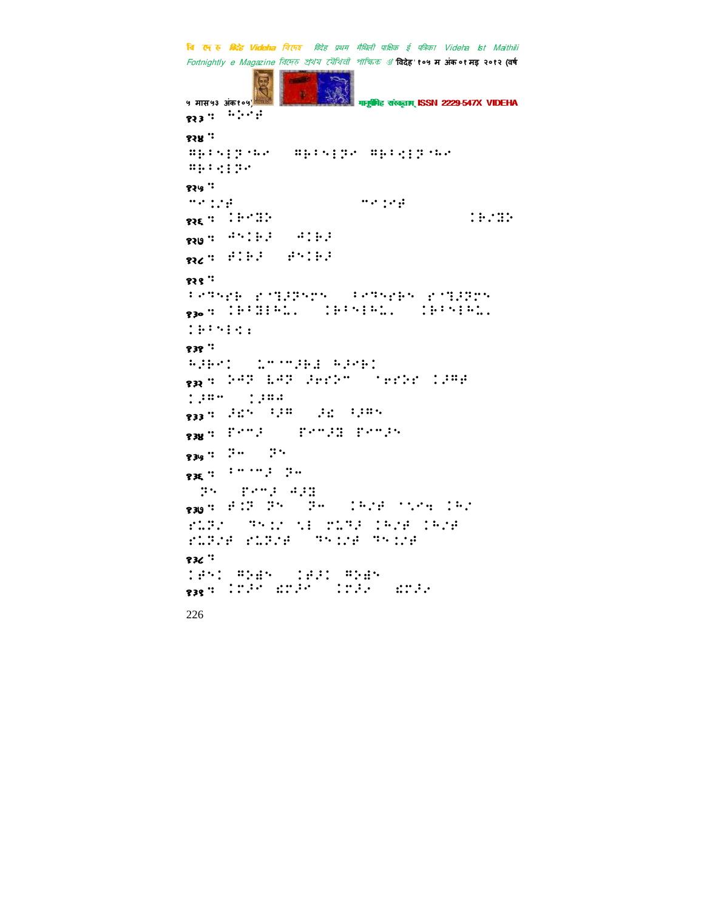१२३ ः ⠓⠕⠊⠻

१२४ ः
⠻⠗⠆⠎⠇⠝⠈⠓⠊ ⠻⠗⠆⠎⠇⠝⠊ ⠻⠗⠆⠪⠇⠝⠈⠓⠊
⠻⠗⠆⠪⠇⠝⠊

१२५ ः
⠉⠊⠨⠜⠻ ⠉⠊⠨⠊⠻

१२६ ः ⠨⠗⠊⠻⠕ ⠨⠗⠌⠻⠕

१२७ ः ⠙⠎⠨⠗⠚ ⠙⠨⠗⠚

१२८ ः ⠋⠨⠗⠚ ⠋⠎⠨⠗⠚

१२९ ः
⠆⠊⠞⠎⠊⠗ ⠑⠈⠞⠚⠝⠎⠊⠎ ⠆⠊⠞⠎⠊⠗⠎ ⠑⠈⠞⠚⠝⠉⠎

१३० ः ⠨⠗⠆⠻⠇⠓⠩⠄ ⠨⠗⠆⠎⠇⠓⠩⠄ ⠨⠗⠆⠎⠇⠓⠩⠄
⠨⠗⠆⠎⠇⠪⠆

१३१ ः
⠓⠚⠗⠊⠨ ⠩⠉⠈⠉⠚⠗⠃ ⠓⠚⠊⠗⠨

१३२ ः ⠕⠙⠞ ⠇⠙⠞ ⠚⠊⠑⠕⠉ ⠈⠊⠑⠕⠊ ⠨⠚⠻⠋
⠨⠚⠻⠉ ⠨⠚⠻⠙

१३३ ः ⠚⠣⠎ ⠆⠚⠻ ⠚⠣ ⠆⠚⠻⠎

१३४ ः ⠏⠊⠉⠚ ⠏⠊⠉⠚⠻ ⠏⠊⠉⠚⠎

१३५ ः ⠝⠤ ⠝⠎

१३६ ः ⠆⠉⠈⠉⠚ ⠝⠤
⠝⠎ ⠏⠊⠉⠚ ⠙⠚⠻

१३७ ः ⠋⠨⠝ ⠝⠎ ⠝⠤ ⠨⠓⠌⠋ ⠈⠌⠊⠹ ⠨⠓⠌
⠑⠩⠝⠌ ⠞⠎⠨⠌ ⠌⠇ ⠑⠩⠞⠚ ⠨⠓⠌⠋ ⠨⠓⠌⠋
⠑⠩⠝⠌⠋ ⠑⠩⠝⠌⠋ ⠞⠎⠨⠌⠋ ⠞⠎⠨⠌⠋

१३८ ः
⠨⠋⠎⠨ ⠻⠕⠱⠎ ⠨⠋⠚⠨ ⠻⠕⠱⠎

१३९ ः ⠨⠝⠚⠊ ⠫⠝⠚⠊ ⠨⠝⠚⠊ ⠫⠝⠚⠊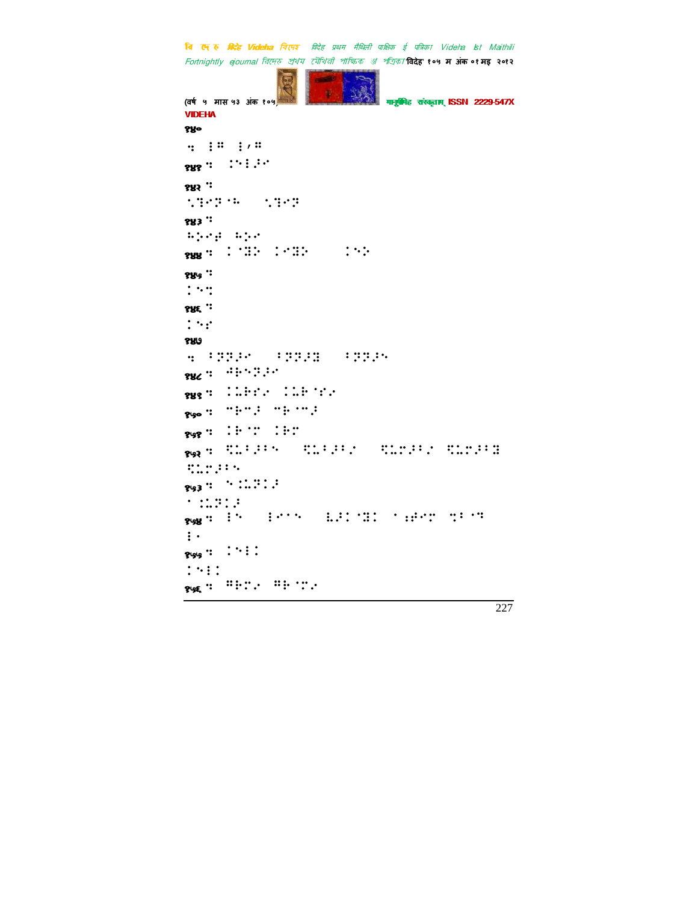VIDEHA

१४०

१४१

१४२

१४३

१४४

१४५

१४६

१४७

१४८

१४९

१५०

१५१

१५२

१५३

१५४

१५५

१५६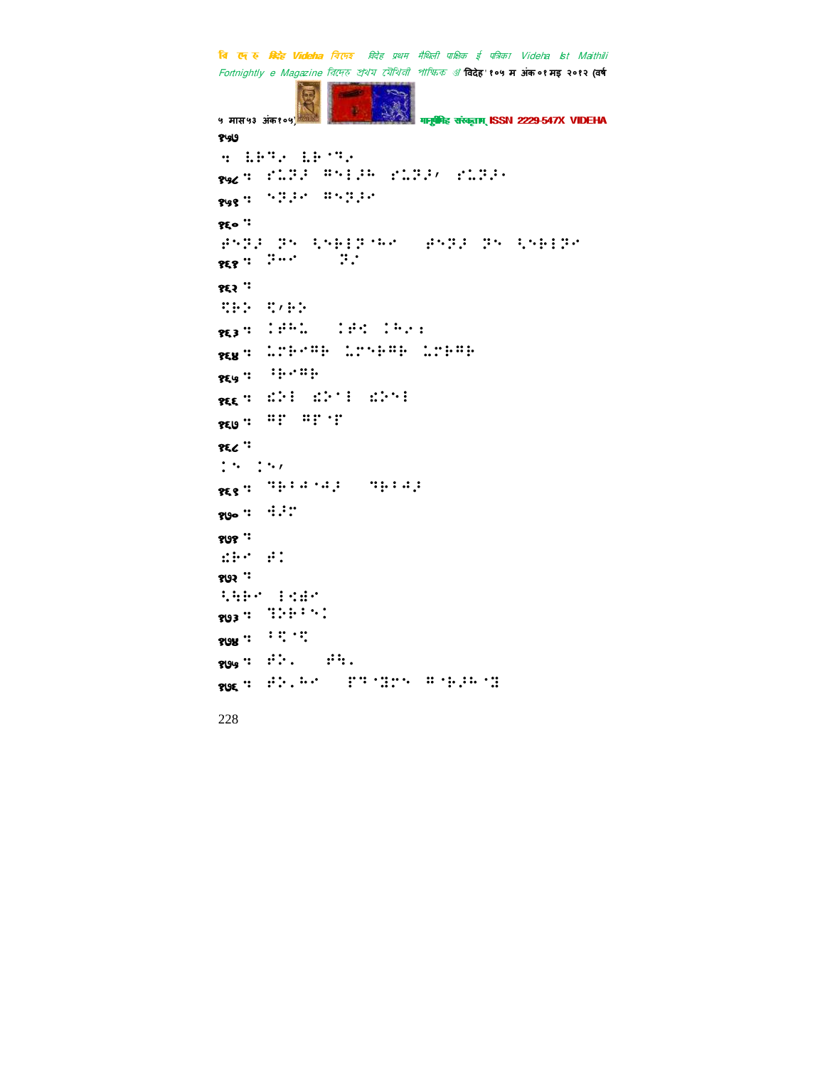१५७

१५८

१५९

१६०

१६१

१६२

१६३

१६४

१६५

१६६

१६७

१६८

१६९

१७०

१७१

१७२

१७३

१७४

१७५

१७६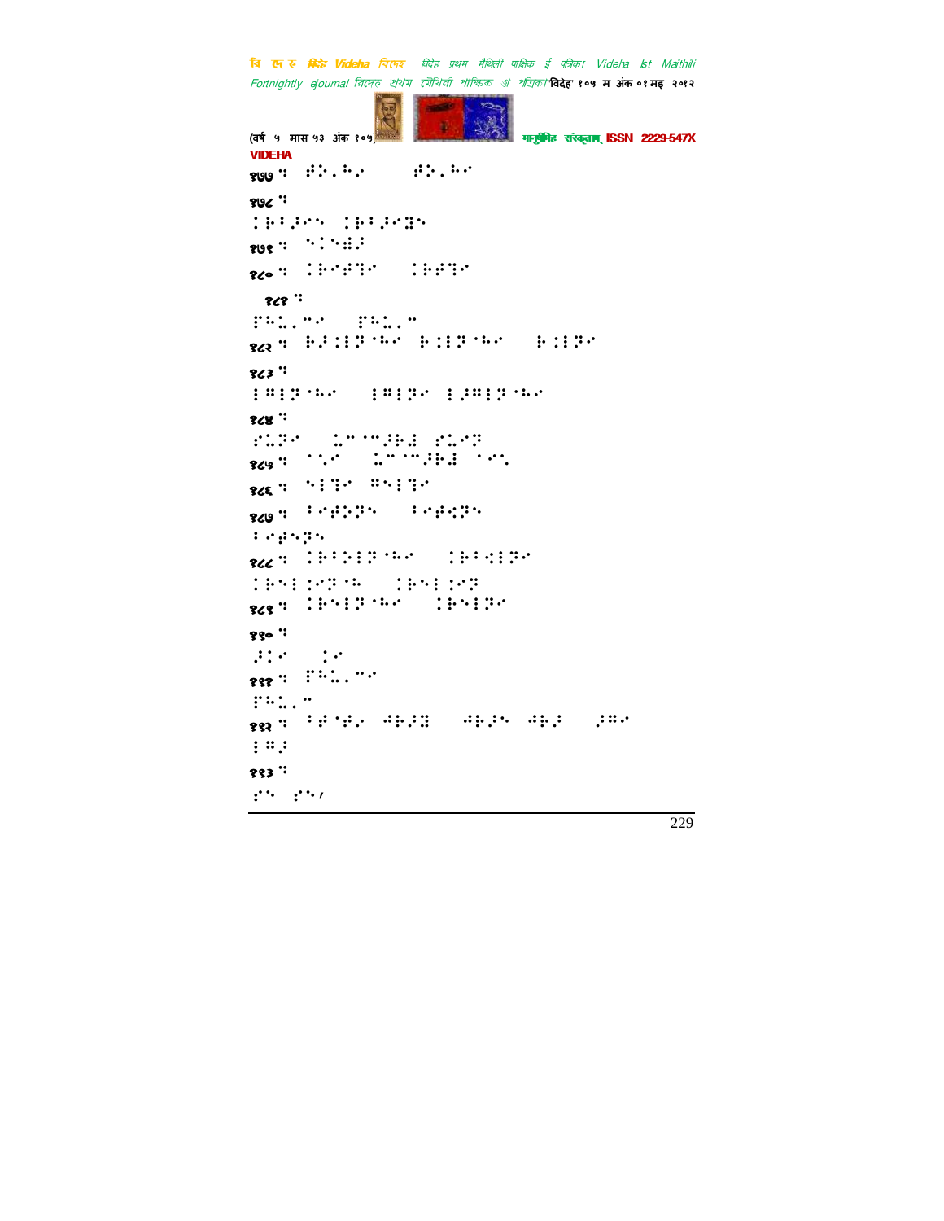१७७ : 

१७८ :

१७९ : 

१८० : 

१८१ :

१८२ : 

१८३ :

१८४ :

१८५ : 

१८६ : 

१८७ : 

१८८ : 

१८९ : 

१९० :

१९१ : 

१९२ : 

१९३ :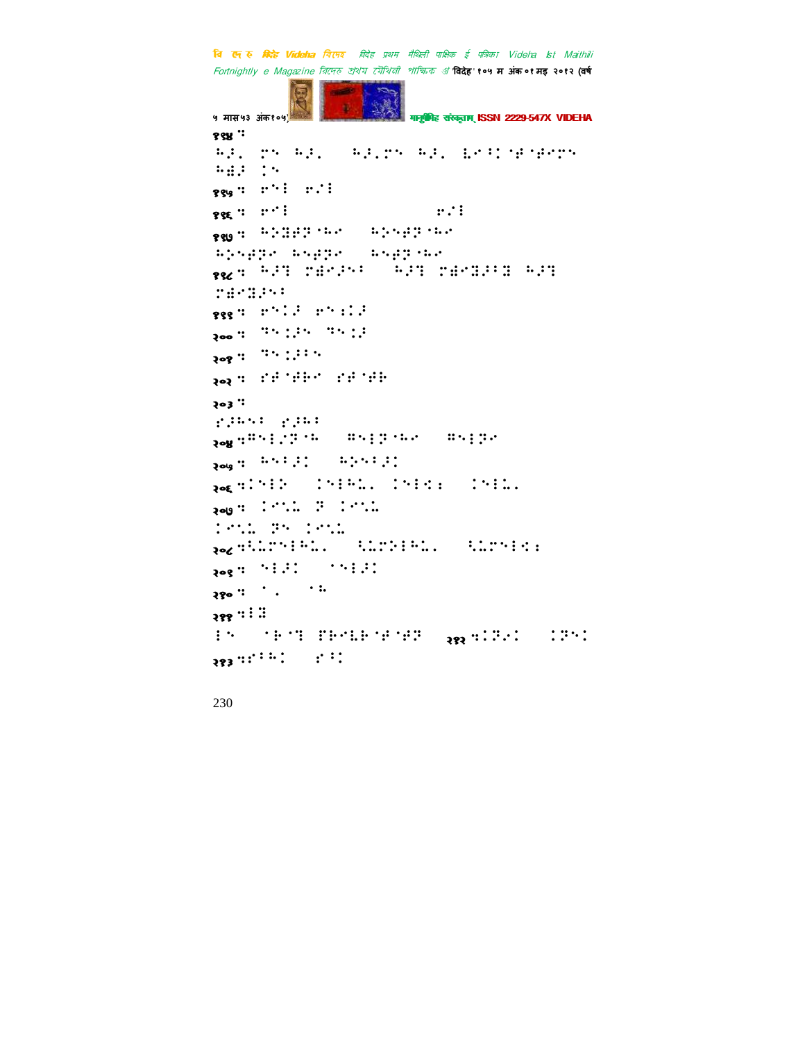१९४ ⠶

⠓⠨⠂ ⠍⠅ ⠓⠨⠂ ⠓⠨⠂⠍⠅ ⠓⠨⠂ ⠇⠢⠃⠉⠊⠋⠊⠋⠢⠍⠅ ⠓⠻⠨ ⠉⠅

१९५ ⠶ ⠗⠅⠇ ⠗⠌⠇

१९६ ⠶ ⠗⠢⠇ ⠗⠌⠇

१९७ ⠶ ⠓⠕⠿⠯⠝⠊⠓⠢ ⠓⠕⠅⠯⠝⠊⠓⠢

⠓⠕⠅⠯⠝⠢ ⠓⠅⠯⠝⠢ ⠓⠅⠯⠝⠊⠓⠢

१९८ ⠶ ⠓⠨⠹ ⠍⠻⠢⠨⠅⠃ ⠓⠨⠹ ⠍⠻⠢⠿⠨⠃⠿ ⠓⠨⠹ ⠍⠻⠢⠿⠨⠅⠃

१९९ ⠶ ⠗⠅⠉⠨ ⠗⠅⠱⠉⠨

२०० ⠶ ⠹⠅⠱⠨⠅ ⠹⠅⠱⠨

२०१ ⠶ ⠹⠅⠱⠨⠃⠅

२०२ ⠶ ⠎⠋⠊⠋⠗⠢ ⠎⠋⠊⠋⠗

२०३ ⠶

⠎⠨⠓⠅⠃ ⠎⠨⠓⠃

२०४ ⠶⠿⠅⠇⠌⠝⠊⠓ ⠿⠅⠇⠝⠊⠓⠢ ⠿⠅⠇⠝⠢

२०५ ⠶ ⠓⠅⠃⠨⠉ ⠓⠕⠅⠃⠨⠉

२०६ ⠶⠉⠅⠇⠕ ⠉⠅⠇⠓⠡⠂ ⠉⠅⠇⠪⠆ ⠉⠅⠇⠡⠂

२०७ ⠶ ⠉⠢⠡⠡ ⠝ ⠉⠢⠡⠡

⠉⠢⠡⠡ ⠝⠅ ⠉⠢⠡⠡

२०८ ⠶⠳⠡⠍⠅⠇⠓⠡⠂ ⠳⠡⠍⠕⠇⠓⠡⠂ ⠳⠡⠍⠅⠇⠪⠆

२०९ ⠶ ⠅⠇⠨⠉ ⠊⠅⠇⠨⠉

२१० ⠶ ⠁⠂ ⠊⠓

२११ ⠶⠇⠿

⠇⠅ ⠊⠗⠊⠹ ⠟⠗⠢⠧⠗⠊⠋⠊⠋⠝ २१२ ⠶⠉⠝⠢⠉ ⠉⠝⠅⠉

२१३ ⠶⠎⠃⠓⠉ ⠎⠃⠉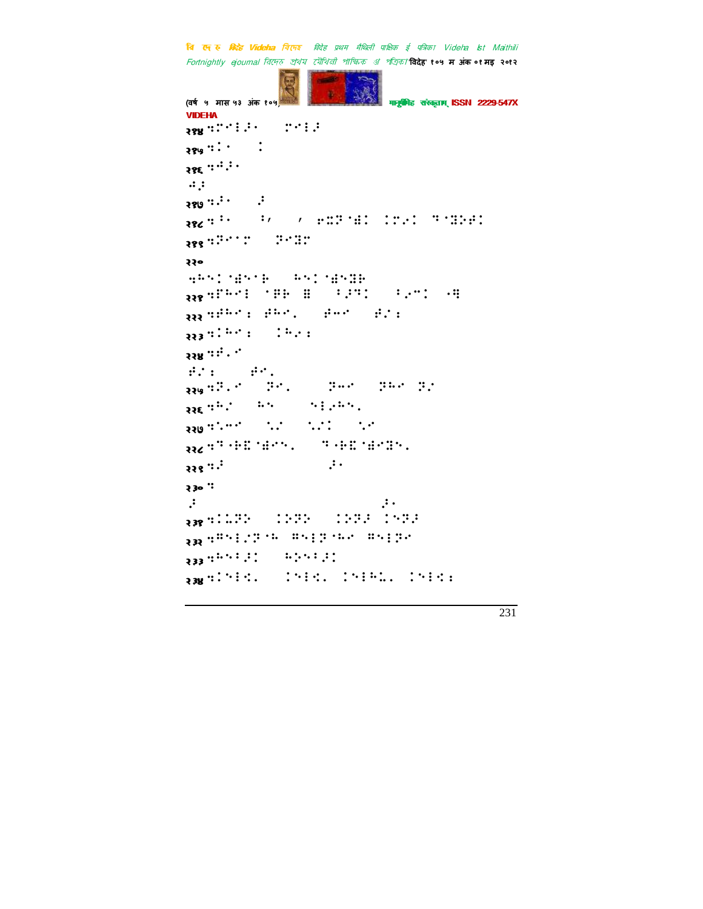२१४ ⠣⠅⠍⠇⠅⠄ ⠅⠍⠇⠅

२१५ ⠣⠅⠄ ⠅

२१६ ⠣⠚⠅⠄

⠚⠅

२१७ ⠣⠅⠄ ⠅

२१८ ⠣⠅⠄ ⠅⠂ ⠂ ⠗⠭⠝⠈⠫⠅ ⠅⠍⠢⠅ ⠹⠈⠝⠕⠋⠅

२१९ ⠣⠝⠊⠈⠍ ⠝⠊⠝⠍

२२०

⠣⠓⠑⠅⠈⠫⠑⠈⠗ ⠓⠑⠅⠈⠫⠑⠝⠗

२२१ ⠣⠋⠓⠊⠇ ⠈⠿⠗ ⠿ ⠅⠚⠹⠅ ⠅⠢⠉⠅ ⠌⠻

२२२ ⠣⠋⠓⠊⠆ ⠋⠓⠊⠄ ⠋⠉⠊ ⠋⠌⠆

२२३ ⠣⠅⠓⠊⠆ ⠅⠓⠢⠆

२२४ ⠣⠋⠄⠊

⠋⠌⠆ ⠋⠊⠄

२२५ ⠣⠝⠄⠊ ⠝⠊⠄ ⠝⠉⠊ ⠝⠓⠊ ⠝⠌

२२६ ⠣⠓⠌ ⠓⠑ ⠑⠇⠢⠓⠑⠄

२२७ ⠣⠄⠉⠊ ⠄⠌ ⠄⠌⠅ ⠄⠊

२२८ ⠣⠹⠌⠗⠭⠈⠫⠊⠑⠄ ⠹⠌⠗⠭⠈⠫⠊⠝⠑⠄

२२९ ⠣⠅ ⠅⠄

२३० ⠣

⠅ ⠅⠄

२३१ ⠣⠅⠥⠝⠕ ⠅⠕⠝⠕ ⠅⠕⠝⠅ ⠅⠑⠝⠅

२३२ ⠣⠿⠑⠇⠌⠝⠈⠓ ⠿⠑⠇⠝⠈⠓⠊ ⠿⠑⠇⠝⠊

२३३ ⠣⠓⠑⠅⠅⠅ ⠓⠕⠑⠅⠅⠅

२३४ ⠣⠅⠑⠇⠩⠄ ⠅⠑⠇⠩⠄ ⠅⠑⠇⠓⠥⠄ ⠅⠑⠇⠩⠆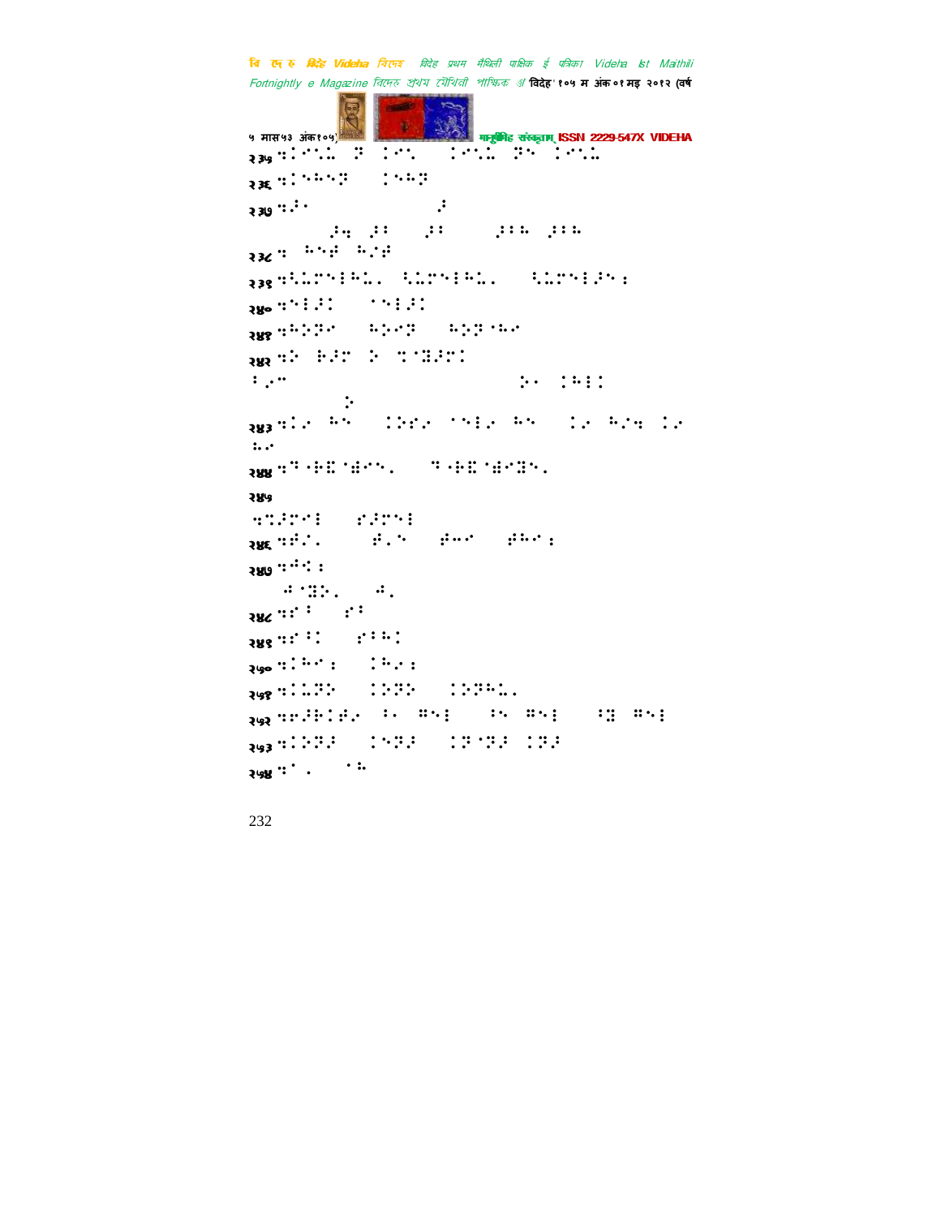२३५ ⠱⠅⠊⠢⠁ ⠓ ⠅⠊⠢ ⠅⠊⠢⠁ ⠓⠢ ⠅⠊⠢⠁

२३६ ⠱⠅⠢⠓⠢⠓ ⠅⠢⠓⠓

२३७ ⠱⠯⠂

⠯⠹ ⠯⠃ ⠯⠃ ⠯⠃⠓ ⠯⠃⠓

२३८ ⠱ ⠓⠢⠋ ⠓⠔⠋

२३९ ⠱⠹⠁⠗⠢⠇⠓⠁⠄ ⠹⠁⠗⠢⠇⠓⠁⠄ ⠹⠁⠗⠢⠇⠯⠢⠆

२४० ⠱⠢⠇⠯⠅ ⠂⠢⠇⠯⠅

२४१ ⠱⠓⠕⠓⠊ ⠓⠕⠊⠓ ⠓⠕⠓⠂⠓⠊

२४२ ⠱⠕ ⠗⠯⠉ ⠕ ⠹⠂⠻⠯⠉⠅

⠃⠔⠉ ⠕⠂ ⠅⠓⠇⠅

⠕

२४३ ⠱⠅⠔ ⠓⠢ ⠅⠕⠎⠔ ⠂⠢⠇⠔ ⠓⠢ ⠅⠔ ⠓⠔⠹ ⠅⠔

⠁⠔

२४४ ⠱⠓⠂⠗⠻⠂⠻⠊⠢⠄ ⠓⠂⠗⠻⠂⠻⠊⠻⠢⠄

२४५

⠹⠹⠯⠗⠊⠇ ⠎⠯⠗⠢⠇

२४६ ⠱⠋⠔⠄ ⠋⠄⠢ ⠋⠓⠊ ⠋⠓⠊⠆

२४७ ⠱⠙⠹⠆

⠙⠂⠻⠕⠄ ⠙⠄

२४८ ⠱⠎⠃ ⠎⠃

२४९ ⠱⠎⠃⠅ ⠎⠃⠓⠅

२५० ⠱⠅⠓⠊⠆ ⠅⠓⠔⠆

२५१ ⠱⠅⠁⠓⠕ ⠅⠕⠓⠕ ⠅⠕⠓⠓⠁⠄

२५२ ⠱⠗⠯⠗⠅⠋⠔ ⠃⠂ ⠻⠢⠇ ⠃⠢ ⠻⠢⠇ ⠃⠻ ⠻⠢⠇

२५३ ⠱⠅⠕⠓⠯ ⠅⠢⠓⠯ ⠅⠓⠂⠓⠯ ⠅⠓⠯

२५४ ⠱⠂⠄ ⠂⠓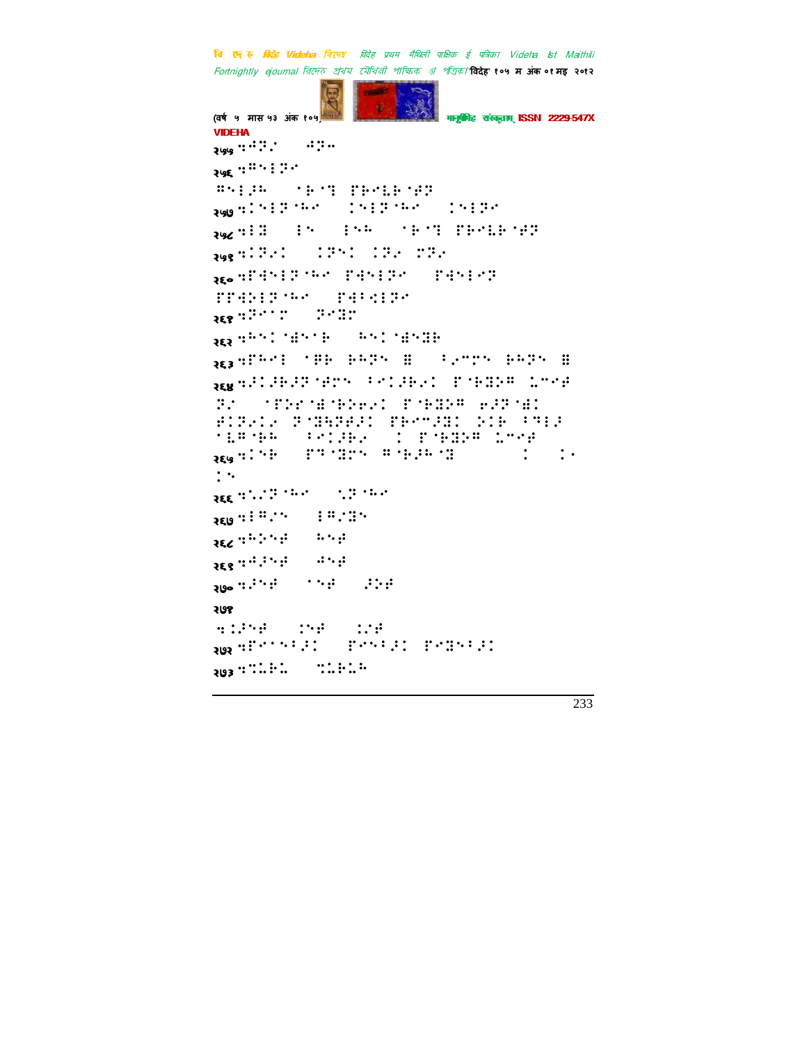VIDEHA

२५५ ⠹⠉⠟⠄⠁ ⠉⠟⠤

२५६ ⠹⠛⠑⠇⠏⠁

⠛⠑⠇⠌⠓ ⠁⠗⠁⠹ ⠏⠗⠁⠇⠗⠁⠫⠟

२५७ ⠹⠅⠑⠇⠟⠈⠓⠁ ⠅⠑⠇⠟⠈⠓⠁ ⠅⠑⠇⠟⠁

२५८ ⠹⠇⠿ ⠇⠑ ⠇⠑⠓ ⠁⠗⠁⠹ ⠏⠗⠁⠇⠗⠁⠫⠟

२५९ ⠹⠅⠟⠢⠅ ⠅⠟⠑⠅ ⠅⠟⠢ ⠉⠟⠢

२६० ⠹⠏⠙⠑⠇⠟⠈⠓⠁ ⠏⠙⠑⠇⠟⠁ ⠏⠙⠑⠇⠁⠟

⠏⠏⠙⠕⠇⠟⠈⠓⠁ ⠏⠙⠃⠪⠇⠟⠁

२६१ ⠹⠟⠁⠂⠉ ⠟⠁⠿⠉

२६२ ⠹⠓⠑⠅⠈⠙⠑⠂⠗ ⠓⠑⠅⠈⠙⠑⠿⠗

२६३ ⠹⠏⠓⠁⠇ ⠁⠏⠗ ⠗⠓⠟⠑ ⠿ ⠃⠢⠉⠟⠑ ⠗⠓⠟⠑ ⠿

२६४ ⠹⠌⠅⠌⠗⠌⠟⠈⠫⠉⠑ ⠃⠁⠅⠌⠗⠢⠅ ⠏⠈⠗⠿⠕⠛ ⠩⠉⠁⠋

⠟⠄ ⠁⠏⠕⠁⠈⠿⠈⠗⠕⠢⠅ ⠏⠈⠗⠿⠕⠛ ⠢⠌⠟⠈⠿⠅

⠗⠅⠟⠢⠅⠢ ⠟⠈⠿⠓⠟⠗⠌⠅ ⠏⠗⠁⠉⠌⠿⠅ ⠕⠅⠗ ⠃⠹⠇⠌

⠁⠩⠛⠈⠗⠓ ⠃⠁⠅⠌⠗⠢ ⠅ ⠏⠈⠗⠿⠕⠛ ⠩⠉⠁⠋

२६५ ⠹⠅⠑⠗ ⠏⠹⠈⠿⠉⠑ ⠛⠈⠗⠌⠓⠈⠿ ⠅ ⠅⠄

⠅⠑

२६६ ⠹⠑⠌⠟⠈⠓⠁ ⠑⠟⠈⠓⠁

२६७ ⠹⠇⠛⠌⠉⠑ ⠇⠛⠌⠿⠑

२६८ ⠹⠓⠕⠑⠋ ⠓⠑⠋

२६९ ⠹⠙⠌⠑⠋ ⠙⠑⠋

२७० ⠹⠌⠑⠋ ⠁⠑⠋ ⠌⠕⠋

२७१

⠹⠅⠌⠑⠋ ⠅⠑⠋ ⠅⠌⠋

२७२ ⠹⠏⠁⠁⠑⠃⠌⠅ ⠏⠁⠑⠃⠌⠅ ⠏⠁⠿⠑⠃⠌⠅

२७३ ⠹⠉⠇⠗⠇ ⠹⠇⠗⠇⠓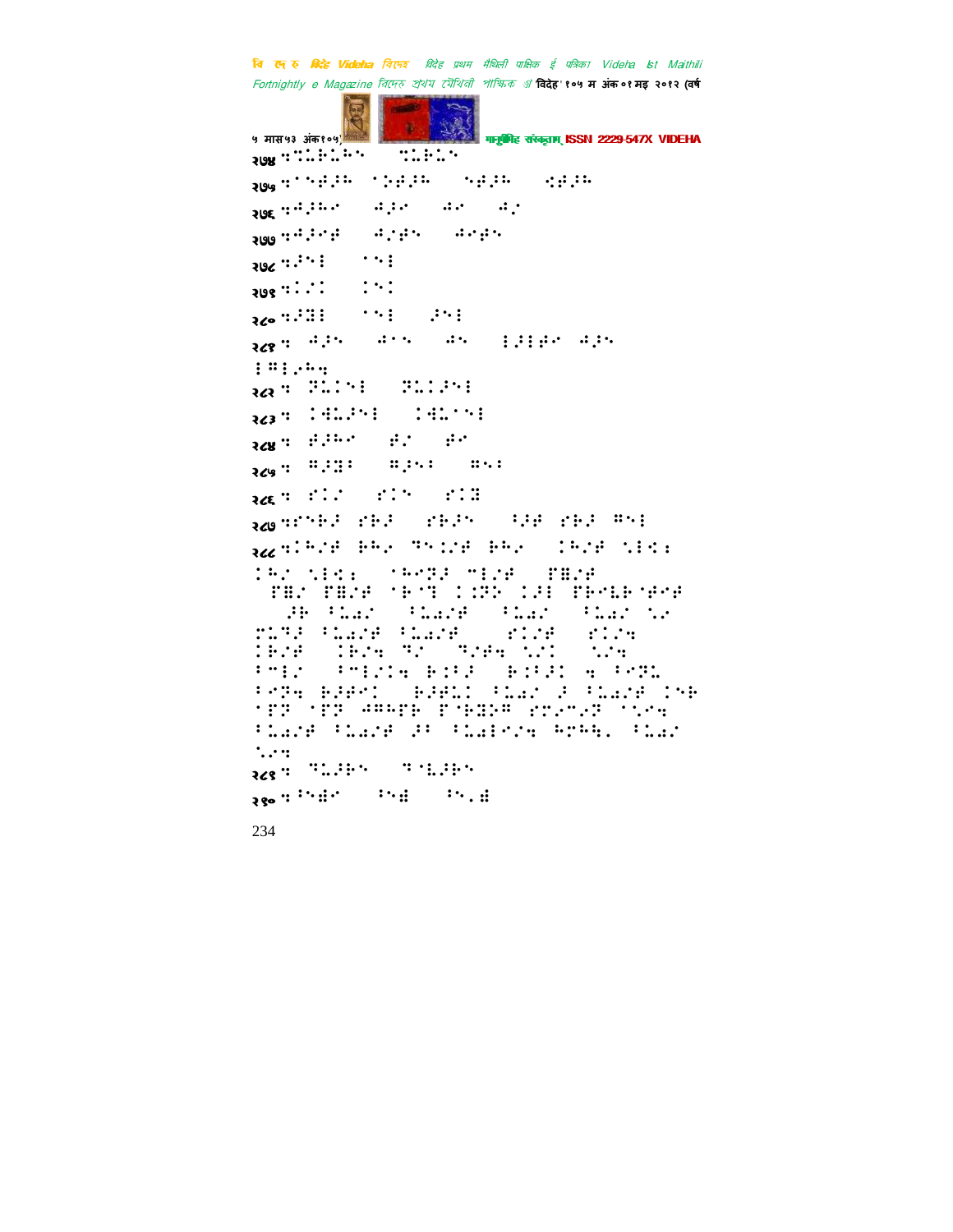२७४ ⠐⠣⠨⠃⠨⠓⠝ ⠐⠣⠨⠃⠨⠝

२७५ ⠐⠁⠝⠗⠜⠓ ⠁⠵⠗⠜⠓ ⠝⠗⠜⠓ ⠫⠗⠜⠓

२७६ ⠐⠚⠜⠓⠊ ⠚⠜⠊ ⠚⠊ ⠚⠌

२७७ ⠐⠚⠜⠊⠗ ⠚⠌⠗⠝ ⠚⠊⠗⠝

२७८ ⠐⠜⠝⠇ ⠁⠝⠇

२७९ ⠐⠅⠌⠅ ⠅⠝⠅

२८० ⠐⠜⠿⠇ ⠁⠝⠇ ⠜⠝⠇

२८१ ⠐ ⠚⠜⠝ ⠚⠁⠝ ⠚⠝ ⠇⠜⠇⠗⠊ ⠚⠜⠝ ⠇⠟⠇⠂⠓⠐

२८२ ⠐ ⠻⠨⠅⠝⠇ ⠻⠨⠅⠜⠝⠇

२८३ ⠐ ⠅⠻⠨⠜⠝⠇ ⠅⠻⠨⠁⠝⠇

२८४ ⠐ ⠗⠜⠓⠊ ⠗⠌ ⠗⠊

२८५ ⠐ ⠯⠜⠻⠃ ⠯⠜⠝⠃ ⠯⠝⠃

२८६ ⠐ ⠋⠅⠌ ⠋⠅⠝ ⠋⠅⠿

२८७ ⠐⠋⠝⠃⠜ ⠋⠃⠜ ⠋⠃⠜⠝ ⠈⠜⠗ ⠋⠃⠜ ⠍⠝⠇

२८८ ⠐⠅⠓⠌⠗ ⠃⠓⠂ ⠹⠝⠅⠌⠗ ⠃⠓⠂ ⠅⠓⠌⠗ ⠱⠇⠪⠆ ⠅⠓⠌ ⠱⠇⠪⠆ ⠁⠓⠗⠻⠜ ⠍⠇⠌⠗ ⠏⠿⠌⠗ ⠏⠿⠌ ⠏⠿⠌⠗ ⠁⠃⠁⠹ ⠅⠅⠻⠝ ⠅⠜⠇ ⠏⠓⠗⠣⠃⠁⠗⠊⠗ ⠜⠃ ⠈⠨⠚⠌ ⠈⠨⠚⠌⠗ ⠈⠨⠚⠌ ⠈⠨⠚⠌ ⠱⠂ ⠍⠣⠹⠜ ⠈⠨⠚⠌⠗ ⠈⠨⠚⠌⠗ ⠋⠅⠌⠗ ⠋⠅⠌⠐ ⠅⠃⠌⠗ ⠅⠃⠌⠐ ⠹⠌ ⠹⠌⠗⠐ ⠱⠌⠅ ⠱⠌⠐ ⠈⠍⠇⠌ ⠈⠍⠇⠌⠐ ⠃⠅⠈⠜ ⠃⠅⠈⠜⠅ ⠐ ⠈⠗⠻⠣ ⠈⠗⠻⠐ ⠃⠜⠗⠊⠅ ⠃⠜⠗⠣⠅ ⠈⠨⠚⠌ ⠜ ⠈⠨⠚⠌⠗ ⠅⠝⠃ ⠁⠻⠻ ⠁⠻⠻ ⠚⠍⠓⠏⠃ ⠏⠁⠃⠿⠵⠍ ⠋⠿⠂⠍⠂⠻ ⠁⠁⠌⠐ ⠈⠨⠚⠌⠗ ⠈⠨⠚⠌⠗ ⠜⠈ ⠈⠨⠚⠇⠊⠌⠐ ⠓⠏⠓⠹⠂ ⠈⠨⠚⠌ ⠱⠂⠐

२८९ ⠐ ⠹⠨⠜⠃⠝ ⠹⠁⠣⠜⠃⠝

२९० ⠐⠈⠝⠿⠊ ⠈⠝⠿ ⠈⠝⠂⠿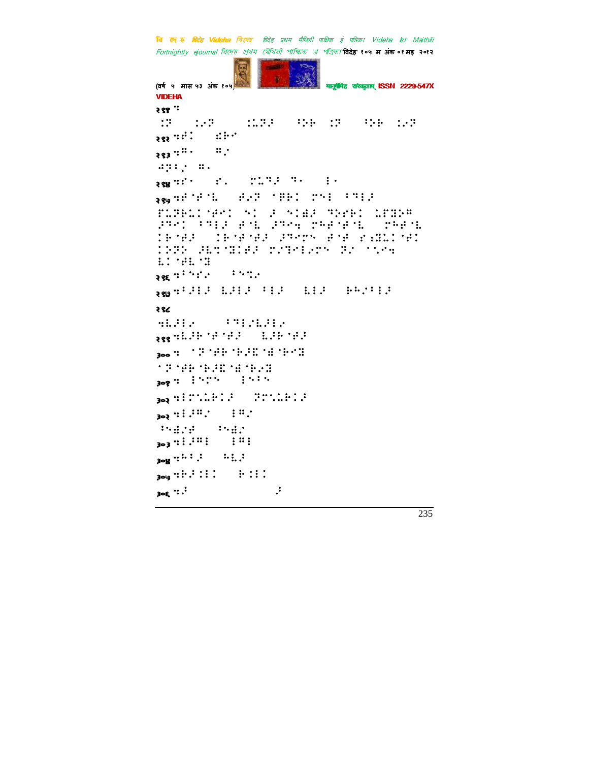२९१ ⠣

⠨⠝ ⠨⠜⠝ ⠨⠥⠝⠼ ⠘⠕⠗ ⠨⠝ ⠘⠕⠗ ⠨⠜⠝

२९२ ⠣⠋⠨ ⠫⠗⠁

२९३ ⠣⠍⠂ ⠍⠎

⠫⠝⠇⠎ ⠍⠂

२९४ ⠣⠋⠂ ⠋⠂ ⠍⠥⠹⠼ ⠹⠂ ⠇⠂

२९५ ⠣⠋⠈⠋⠈⠇ ⠋⠜⠝ ⠈⠟⠗⠨ ⠍⠕⠇ ⠘⠹⠇⠼

⠏⠥⠝⠗⠥⠨⠈⠋⠉⠨ ⠕⠨ ⠼ ⠕⠨⠻⠼ ⠹⠕⠗⠗⠨ ⠥⠋⠽⠕⠍ ⠼⠹⠉⠨ ⠘⠹⠇⠼ ⠋⠈⠇ ⠼⠹⠉⠪ ⠍⠓⠋⠈⠋⠈⠇ ⠍⠓⠋⠈⠇ ⠨⠗⠈⠋⠼ ⠨⠗⠈⠋⠈⠋⠼ ⠼⠹⠉⠍⠕ ⠋⠈⠋ ⠋⠡⠽⠥⠨⠈⠋⠨ ⠨⠕⠝⠕ ⠼⠇⠹⠽⠨⠋⠼ ⠍⠎⠹⠉⠇⠜⠍⠕ ⠝⠎ ⠈⠕⠉⠪ ⠥⠨⠈⠋⠇⠈⠽

२९६ ⠣⠘⠕⠎⠜ ⠘⠕⠹⠜

२९७ ⠣⠘⠼⠇⠼ ⠥⠼⠇⠼ ⠘⠇⠼ ⠥⠇⠼ ⠗⠓⠎⠘⠇⠼

२९८

⠣⠥⠼⠇⠜ ⠘⠹⠇⠎⠥⠼⠇⠜

२९९ ⠣⠥⠼⠗⠈⠋⠈⠋⠼ ⠥⠼⠗⠈⠋⠼

३०० ⠣ ⠈⠝⠈⠋⠗⠈⠗⠼⠽⠈⠻⠈⠗⠉⠽

⠈⠝⠈⠋⠗⠈⠗⠼⠽⠈⠻⠈⠗⠜⠽

३०१ ⠣ ⠇⠕⠍⠕ ⠇⠕⠘⠕

३०२ ⠣⠇⠍⠹⠥⠗⠨⠼ ⠝⠍⠹⠥⠗⠨⠼

३०२ ⠣⠇⠼⠍⠎ ⠇⠍⠎

⠘⠕⠻⠎⠋ ⠘⠕⠻⠎

३०३ ⠣⠇⠼⠍⠇ ⠇⠍⠇

३०४ ⠣⠓⠘⠼ ⠓⠥⠼

३०५ ⠣⠗⠼⠨⠇⠨ ⠗⠨⠇⠨

३०६ ⠣⠼ ⠼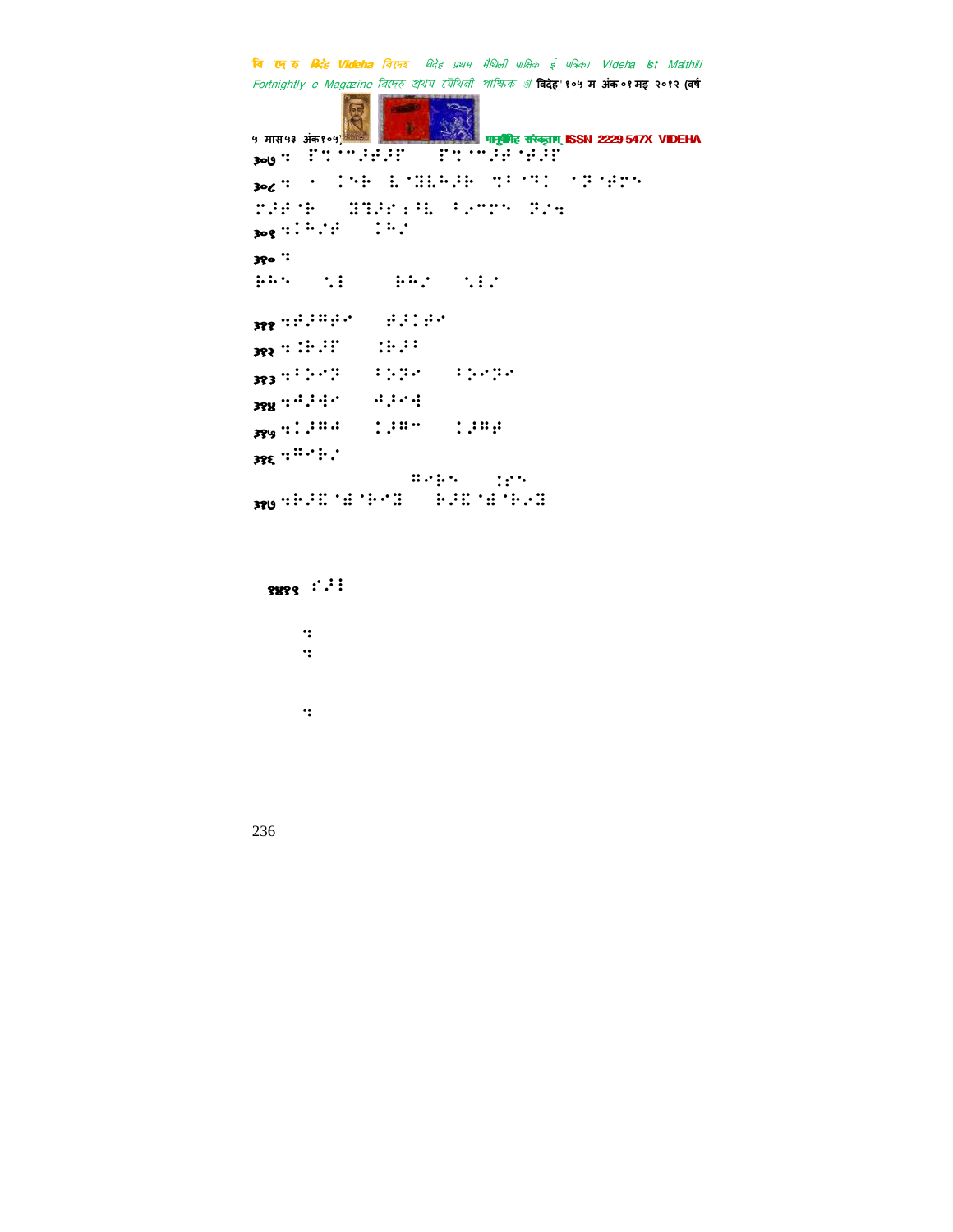३०७ ⠒⠀⠏⠒⠈⠉⠆⠞⠆⠋⠀⠀⠏⠒⠈⠉⠆⠞⠈⠞⠆⠋

३०८ ⠒⠀⠄⠀⠐⠑⠗⠀⠇⠈⠝⠇⠓⠆⠗⠀⠒⠁⠈⠙⠐⠀⠈⠝⠈⠞⠉⠑

⠉⠆⠞⠈⠗⠀⠀⠝⠙⠆⠋⠆⠓⠇⠀⠁⠢⠉⠉⠑⠀⠝⠔⠒

३०९ ⠒⠐⠓⠔⠞⠀⠀⠐⠓⠔

३१० ⠒

⠗⠓⠑⠀⠀⠑⠇⠀⠀⠀⠗⠓⠔⠀⠀⠑⠇⠔

३११ ⠒⠞⠆⠛⠞⠊⠀⠀⠞⠆⠐⠞⠊

३१२ ⠒⠐⠗⠆⠋⠀⠀⠐⠗⠆⠁

३१३ ⠒⠁⠢⠊⠝⠀⠀⠁⠢⠝⠊⠀⠀⠁⠢⠊⠝⠊

३१४ ⠒⠚⠆⠙⠊⠀⠀⠚⠆⠊⠙

३१५ ⠒⠐⠆⠛⠚⠀⠀⠐⠆⠛⠉⠀⠀⠐⠆⠛⠞

३१६ ⠒⠛⠊⠗⠔

⠛⠊⠗⠑⠀⠀⠐⠎⠑

३१७ ⠒⠗⠆⠝⠈⠹⠈⠗⠊⠝⠀⠀⠗⠆⠝⠈⠹⠈⠗⠔⠝

१४११ ⠎⠆⠇

⠒

⠒

⠒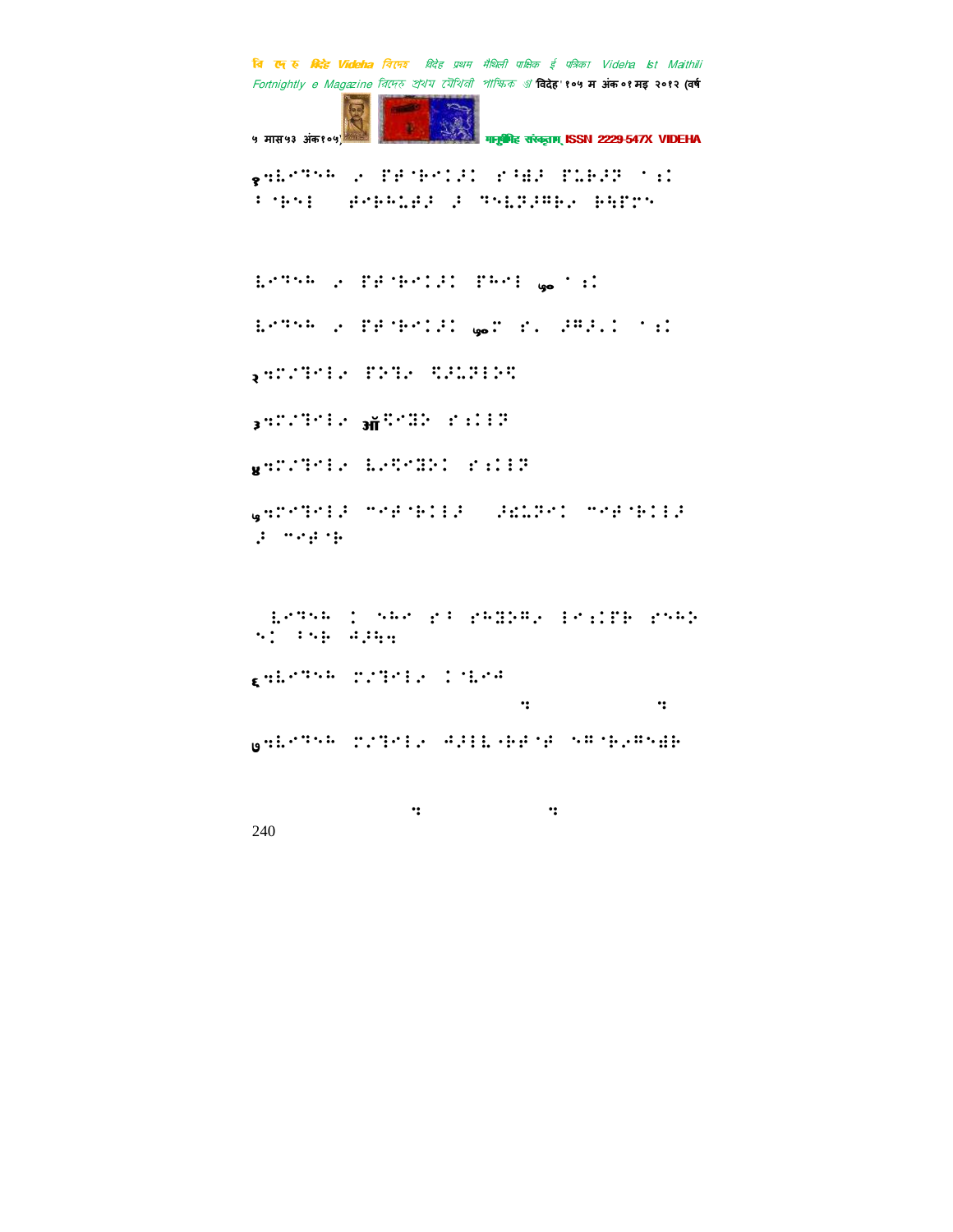१ ⠳⠇⠑⠙⠑⠓ ⠔ ⠏⠣⠈⠗⠑⠊⠚⠅ ⠎⠁⠻⠚ ⠏⠥⠗⠚⠽ ⠄�adjusted

⠇⠑⠙⠑⠓ ⠔ ⠏⠣⠈⠗⠑⠊⠚⠅ ⠏⠓⠑⠇ ७० ⠄⠅

⠇⠑⠙⠑⠓ ⠔ ⠏⠣⠈⠗⠑⠊⠚⠅ ७०⠽ ⠎⠂ ⠚⠛⠚⠂⠅ ⠄⠅

२ ⠳⠍⠌⠙⠑⠇⠔ ⠏⠕⠙⠔ ⠫⠚⠥⠗⠇⠕⠫

३ ⠳⠍⠌⠙⠑⠇⠔ ऑ⠫⠑⠭⠕ ⠎⠅⠇⠽

४ ⠳⠍⠌⠙⠑⠇⠔ ⠇⠔⠫⠑⠭⠕⠅ ⠎⠅⠇⠽

५ ⠳⠍⠑⠙⠑⠇⠚ ⠉⠑⠣⠈⠗⠅⠇⠚ ⠚⠪⠥⠽⠑⠅ ⠉⠑⠣⠈⠗⠅⠇⠚ ⠚ ⠉⠑⠣⠈⠗

⠇⠑⠙⠑⠓ ⠅ ⠑⠓⠑ ⠎⠁ ⠎⠓⠭⠕⠛⠔ ⠇⠑⠅⠅⠏⠗ ⠎⠑⠓⠕ ⠑⠅ ⠁⠑⠗ ⠙⠚⠳⠳

६ ⠳⠇⠑⠙⠑⠓ ⠍⠌⠙⠑⠇⠔ ⠅⠈⠇⠑⠙

७ ⠳⠇⠑⠙⠑⠓ ⠍⠌⠙⠑⠇⠔ ⠙⠚⠇⠇⠤⠗⠣⠈⠣ ⠑⠛⠈⠗⠔⠛⠑⠻⠗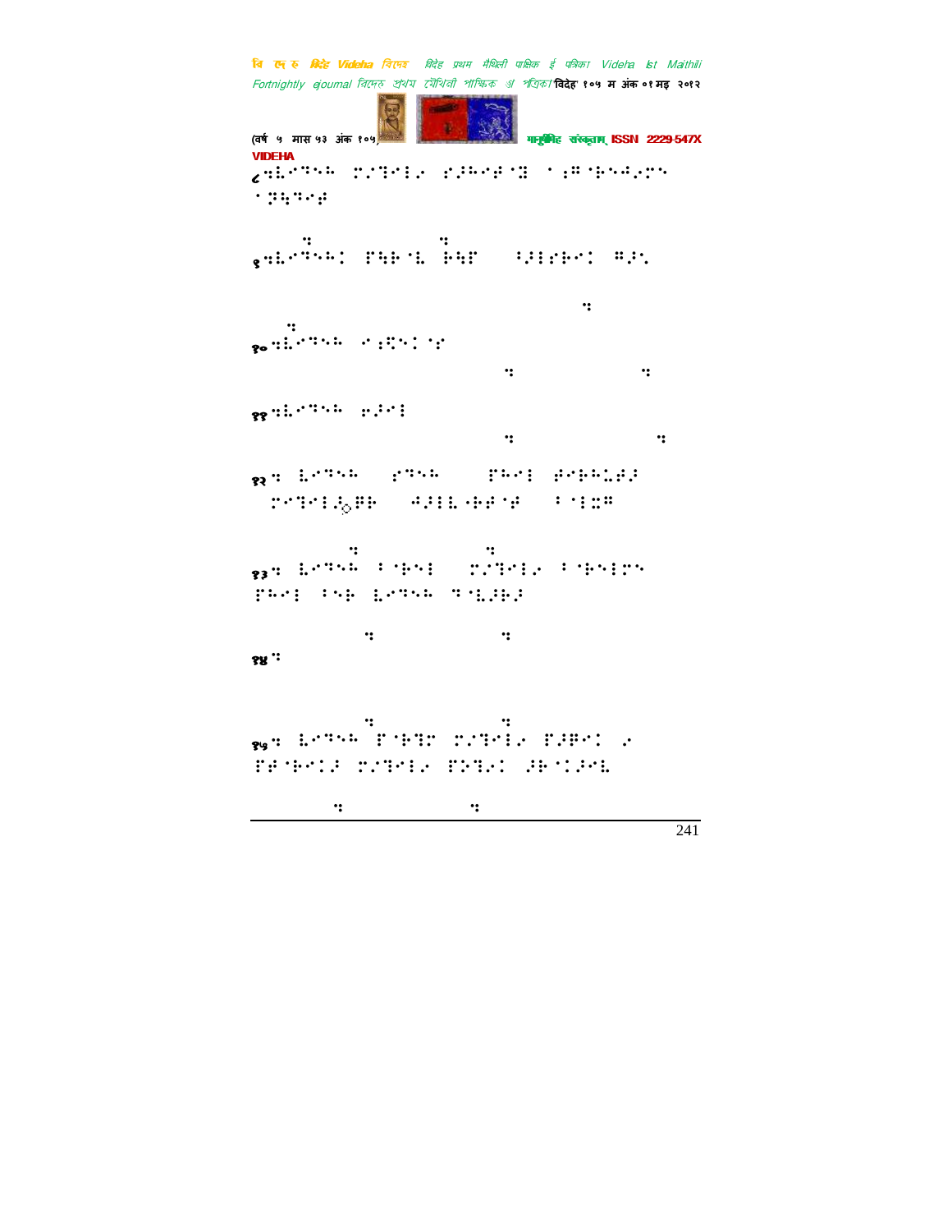VIDEHA

८ ⠣⠇⠉⠝⠓ ⠍⠌⠙⠊⠇ ⠎⠚⠓⠊⠋⠈⠛ ⠁⠖⠛⠈⠗⠑⠲⠎⠍⠑ ⠁⠝⠳⠙⠊⠋

९ ⠣⠇⠉⠝⠓⠅ ⠏⠳⠗⠈⠇ ⠗⠳⠏ ⠪⠇⠗⠊⠅ ⠛⠚⠡

१० ⠣⠇⠉⠝⠓ ⠊⠯⠝⠅⠈⠎

११ ⠣⠇⠉⠝⠓ ⠶⠚⠊⠇

१२ ⠆ ⠇⠉⠝⠓ ⠎⠝⠓ ⠏⠓⠊⠇ ⠋⠊⠗⠓⠥⠋⠚ ⠍⠊⠙⠊⠇⠚⠛⠗ ⠙⠇⠇⠇⠐⠗⠋⠈⠋ ⠁⠈⠇⠭⠛

१३ ⠆ ⠇⠉⠝⠓ ⠁⠈⠗⠑⠇ ⠍⠌⠙⠊⠇⠊ ⠁⠈⠗⠑⠇⠍⠑ ⠏⠓⠊⠇ ⠁⠑⠗ ⠇⠉⠝⠓ ⠙⠈⠇⠚⠗⠚

१४ ⠆

१५ ⠆ ⠇⠉⠝⠓ ⠏⠈⠗⠙⠍ ⠍⠌⠙⠊⠇⠊ ⠏⠚⠛⠊⠅ ⠊ ⠏⠋⠈⠗⠊⠅⠚ ⠍⠌⠙⠊⠇⠊ ⠏⠕⠙⠊⠅ ⠚⠗⠈⠅⠚⠊⠇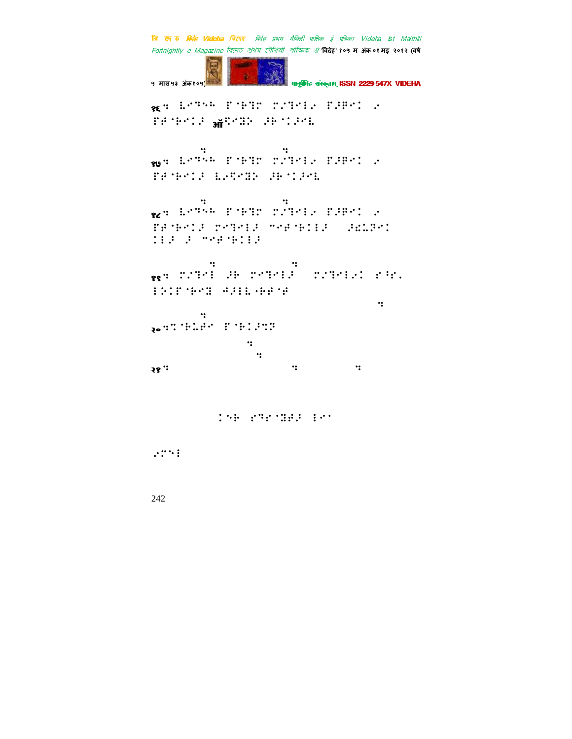१६: ⠇⠐⠙⠑⠓ ⠏⠈⠗⠹⠉ ⠍⠠⠙⠑⠇⠐ ⠏⠚⠟⠑⠅ ⠐ ⠏⠋⠈⠗⠑⠅⠚ ऑ⠻⠐⠭⠕ ⠚⠗⠈⠅⠚⠑⠇

१७: ⠇⠐⠙⠑⠓ ⠏⠈⠗⠹⠉ ⠍⠠⠙⠑⠇⠐ ⠏⠚⠟⠑⠅ ⠐ ⠏⠋⠈⠗⠑⠅⠚ ⠇⠐⠻⠑⠭⠕ ⠚⠗⠈⠅⠚⠑⠇

१८: ⠇⠐⠙⠑⠓ ⠏⠈⠗⠹⠉ ⠍⠠⠙⠑⠇⠐ ⠏⠚⠟⠑⠅ ⠐ ⠏⠋⠈⠗⠑⠅⠚ ⠍⠑⠙⠑⠇⠚ ⠉⠑⠋⠈⠗⠅⠇⠚ ⠚⠫⠩⠟⠑⠅ ⠅⠇⠚ ⠚ ⠉⠑⠋⠈⠗⠅⠇⠚

१९: ⠍⠠⠙⠑⠇ ⠚⠗ ⠍⠑⠙⠑⠇⠚ ⠍⠠⠙⠑⠇⠐⠅ ⠎⠘⠎⠄ ⠇⠕⠅⠏⠈⠗⠑⠭ ⠲⠚⠇⠇⠈⠗⠋⠈⠋

२०:⠅⠈⠗⠩⠋⠑ ⠏⠈⠗⠅⠚⠝⠞

२१:

⠅⠑⠗ ⠎⠙⠎⠈⠭⠋⠚ ⠇⠑⠁

⠐⠍⠑⠇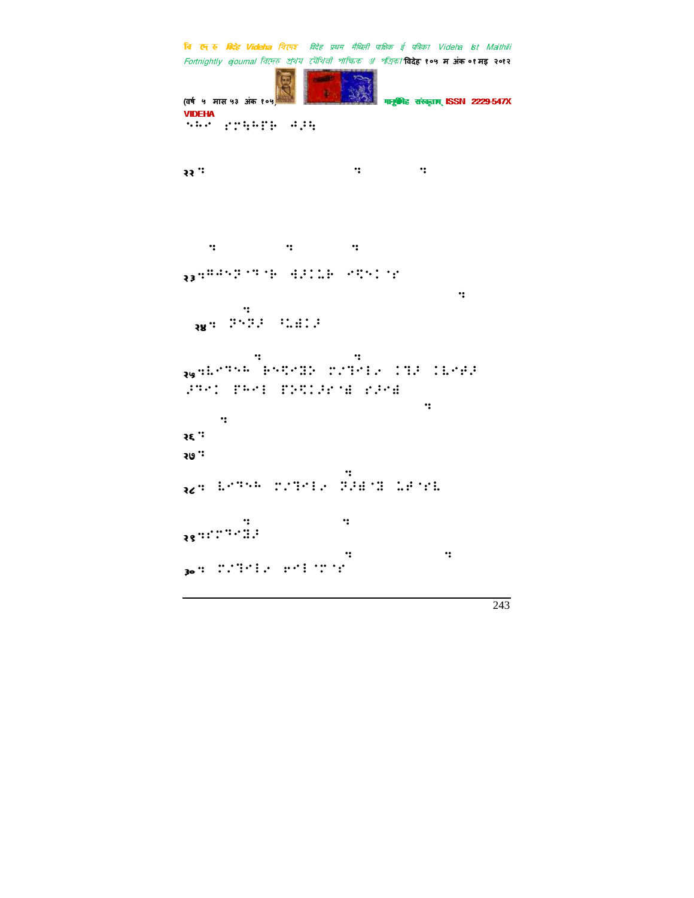⠑⠓⠒⠁ ⠎⠍⠳⠓⠟⠗ ⠚⠆⠳

२२ ⠅ ⠅ ⠅

⠅ ⠅ ⠅

२३ ⠅⠛⠚⠑⠝⠁⠙⠁⠗ ⠚�, ⠇⠥⠗ ⠊⠻⠑⠇⠁⠎

⠅

⠅

२४ ⠅ ⠝⠑⠝⠆ ⠨⠥⠯⠇⠆

⠅ ⠅

२५ ⠅⠇⠊⠙⠑⠓ ⠗⠑⠻⠊⠝⠕ ⠎⠔⠙⠊⠇⠔ ⠇⠝⠆ ⠇⠇⠊⠞⠆

⠆⠙⠊⠇ ⠏⠓⠊⠇ ⠏⠕⠻⠇⠆⠎⠁⠯ ⠎⠆⠊⠯

⠅

⠅

२६ ⠅

२७ ⠅

⠅

२८ ⠅ ⠇⠊⠙⠑⠓ ⠎⠔⠙⠊⠇⠔ ⠝⠆⠯⠁⠝ ⠥⠞⠁⠎⠇

⠅ ⠅

२९ ⠅⠎⠍⠙⠊⠻⠆

⠅ ⠅

३० ⠅ ⠎⠔⠙⠊⠇⠔ ⠎⠊⠇⠁⠍⠁⠎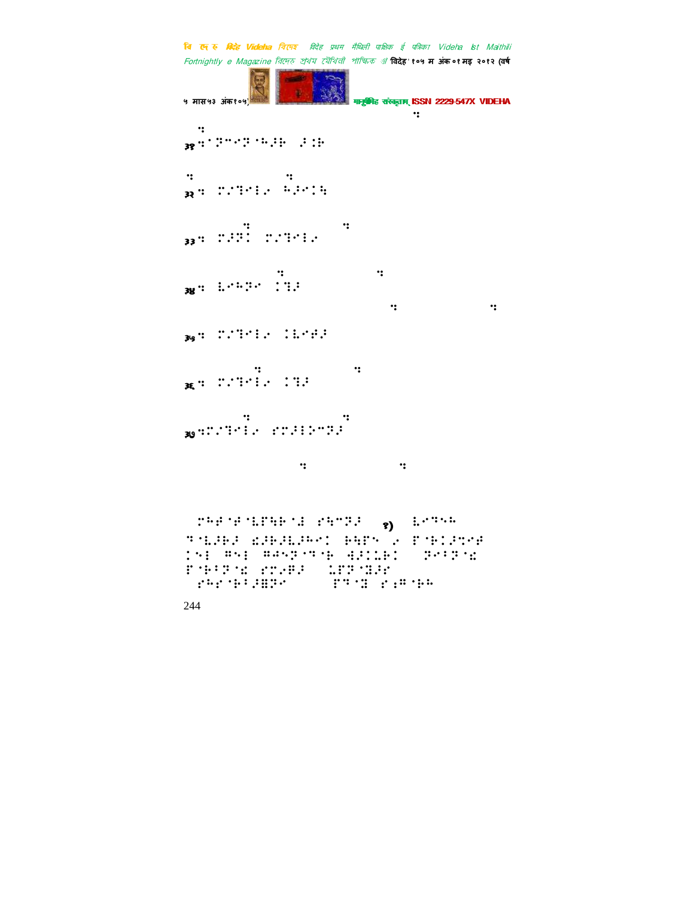३१ ⠦⠁⠝⠉⠊⠝⠁⠓⠼⠗ ⠼⠅⠗

३२ ⠦ ⠅⠡⠹⠊⠇⠔ ⠓⠼⠊⠅⠹

३३ ⠦ ⠅⠼⠝⠅ ⠅⠡⠹⠊⠇⠔

३४ ⠦ ⠧⠊⠓⠝⠊ ⠅⠹⠼

३५ ⠦ ⠅⠡⠹⠊⠇⠔ ⠅⠧⠊⠋⠼

३६ ⠦ ⠅⠡⠹⠊⠇⠔ ⠅⠹⠼

३७ ⠦⠅⠡⠹⠊⠇⠔ ⠎⠅⠼⠇⠕⠉⠝⠼

⠍⠓⠋⠁⠋⠁⠧⠏⠻⠗⠁⠇ ⠎⠹⠉⠝⠼ १) ⠧⠊⠹⠓⠓ ⠹⠁⠧⠼⠗⠼ ⠫⠼⠗⠼⠧⠼⠓⠊⠅ ⠗⠻⠏⠑ ⠔ ⠏⠁⠗⠅⠼⠹⠊⠋ ⠅⠑⠇ ⠿⠑⠇ ⠿⠜⠑⠝⠁⠹⠁⠗ ⠙⠼⠅⠡⠗⠅ ⠝⠊⠃⠝⠁⠱ ⠏⠁⠗⠃⠝⠁⠱ ⠎⠅⠔⠋⠼ ⠡⠏⠝⠁⠟⠼⠎ ⠎⠓⠎⠁⠗⠃⠼⠿⠝⠊ ⠏⠹⠁⠟ ⠎⠆⠿⠁⠗⠓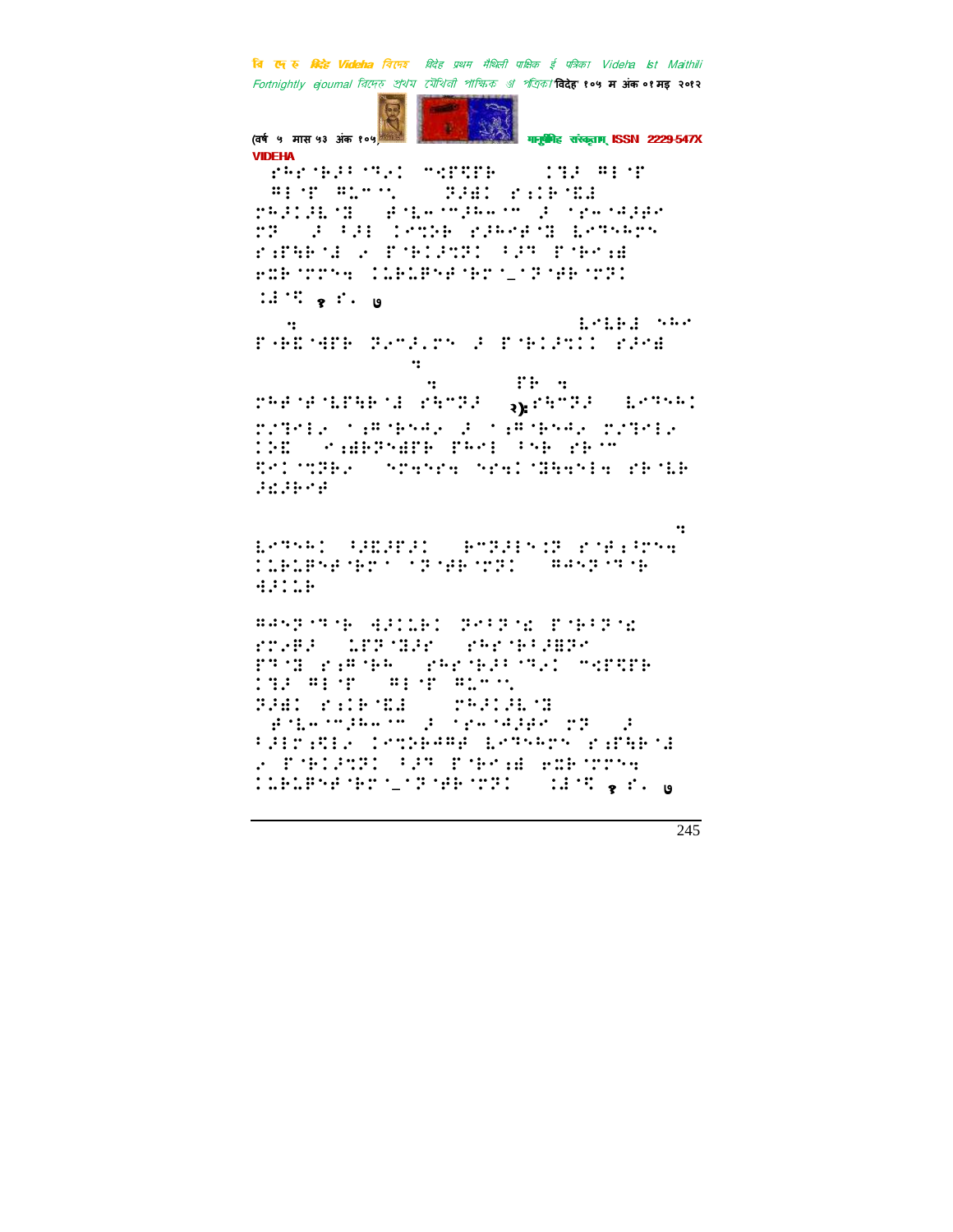⠀⠗⠓⠗⠀⠃⠜⠃⠀⠙⠢⠅⠀⠐⠩⠏⠋⠏⠃⠀⠀⠀⠀⠅⠹⠜⠀⠣⠂⠀⠏
⠀⠣⠂⠀⠏⠀⠣⠇⠐⠅⠀⠀⠀⠀⠝⠚⠣⠅⠀⠗⠅⠃⠀⠫⠙

⠍⠓⠜⠅⠚⠇⠀⠹⠀⠀⠋⠀⠇⠤⠈⠍⠚⠓⠤⠈⠍⠀⠚⠀⠈⠗⠤⠈⠚⠚⠗⠀⠍⠝⠀⠀⠚⠀⠃⠚⠂⠀⠅⠐⠍⠵⠃⠀⠗⠚⠓⠗⠋⠀⠹⠀⠇⠐⠙⠓⠓⠗⠝⠀⠗⠅⠋⠓⠃⠀⠙⠀⠐⠀⠏⠀⠃⠅⠚⠍⠝⠅⠀⠃⠚⠹⠀⠏⠀⠃⠗⠅⠩⠀⠗⠭⠃⠀⠍⠗⠝⠹⠀⠅⠇⠃⠇⠏⠝⠋⠀⠃⠗⠀⠤⠀⠝⠀⠋⠃⠀⠍⠝⠅

⠅⠚⠀⠙ १ ⠗⠄ ७

⠹⠀⠀⠀⠀⠀⠀⠀⠀⠀⠀⠀⠀⠀⠀⠀⠀⠀⠀⠀⠀⠀⠀⠀⠇⠂⠇⠃⠚⠀⠝⠓⠂⠀⠏⠀⠃⠙⠀⠋⠏⠃⠀⠝⠂⠍⠚⠅⠍⠝⠀⠚⠀⠏⠀⠃⠅⠚⠍⠅⠅⠀⠗⠚⠂⠩

⠹

⠹⠀⠀⠀⠀⠀⠀⠀⠏⠃⠀⠹⠀⠍⠓⠋⠀⠋⠀⠇⠏⠓⠃⠀⠚⠀⠗⠓⠍⠝⠚⠀⠀२)⠗⠓⠍⠝⠚⠀⠀⠇⠐⠙⠓⠓⠅⠀⠍⠅⠙⠐⠇⠐⠀⠈⠩⠃⠗⠓⠐⠀⠚⠀⠈⠩⠃⠗⠓⠐⠀⠍⠅⠙⠐⠇⠐⠀⠅⠵⠙⠀⠀⠐⠩⠃⠝⠩⠋⠃⠀⠏⠓⠂⠇⠀⠓⠃⠀⠗⠃⠈⠍⠀⠙⠐⠅⠈⠍⠵⠃⠐⠀⠀⠝⠙⠹⠝⠹⠀⠝⠙⠹⠅⠈⠙⠓⠹⠐⠇⠹⠀⠗⠃⠀⠇⠃⠀⠚⠙⠚⠃⠐⠋

⠹

⠇⠐⠙⠓⠓⠅⠀⠓⠚⠙⠚⠏⠚⠅⠀⠀⠃⠐⠍⠚⠇⠝⠅⠝⠀⠗⠀⠋⠅⠏⠍⠹⠀⠅⠇⠃⠇⠏⠝⠋⠀⠃⠗⠀⠈⠝⠀⠋⠃⠀⠍⠝⠅⠀⠀⠣⠚⠝⠝⠀⠙⠀⠃⠀⠹⠚⠅⠇⠃

⠣⠚⠝⠝⠀⠙⠀⠃⠀⠹⠚⠅⠇⠃⠅⠀⠝⠐⠓⠝⠀⠙⠀⠏⠀⠃⠓⠝⠀⠙⠀⠗⠍⠐⠃⠚⠀⠀⠇⠏⠝⠀⠙⠚⠗⠀⠀⠗⠓⠗⠀⠃⠜⠃⠩⠝⠐⠀⠏⠙⠀⠙⠀⠗⠅⠩⠀⠃⠓⠀⠀⠗⠓⠗⠀⠃⠜⠃⠀⠙⠢⠅⠀⠐⠩⠏⠋⠏⠃⠀⠅⠹⠜⠀⠣⠂⠀⠏⠀⠀⠣⠂⠀⠏⠀⠣⠇⠐⠅⠀⠝⠚⠣⠅⠀⠗⠅⠃⠀⠫⠙⠀⠀⠀⠍⠓⠜⠅⠚⠇⠀⠹⠀⠀⠋⠀⠇⠤⠈⠍⠚⠓⠤⠈⠍⠀⠚⠀⠈⠗⠤⠈⠚⠚⠗⠀⠍⠝⠀⠀⠚⠀⠓⠚⠂⠍⠅⠋⠇⠐⠀⠅⠐⠍⠵⠃⠣⠣⠋⠀⠇⠐⠙⠓⠓⠗⠝⠀⠗⠅⠋⠓⠃⠀⠙⠀⠐⠀⠏⠀⠃⠅⠚⠍⠝⠅⠀⠃⠚⠹⠀⠏⠀⠃⠗⠅⠩⠀⠗⠭⠃⠀⠍⠗⠝⠹⠀⠅⠇⠃⠇⠏⠝⠋⠀⠃⠗⠀⠤⠀⠝⠀⠋⠃⠀⠍⠝⠅⠀⠀⠀⠅⠚⠀⠙ १ ⠗⠄ ७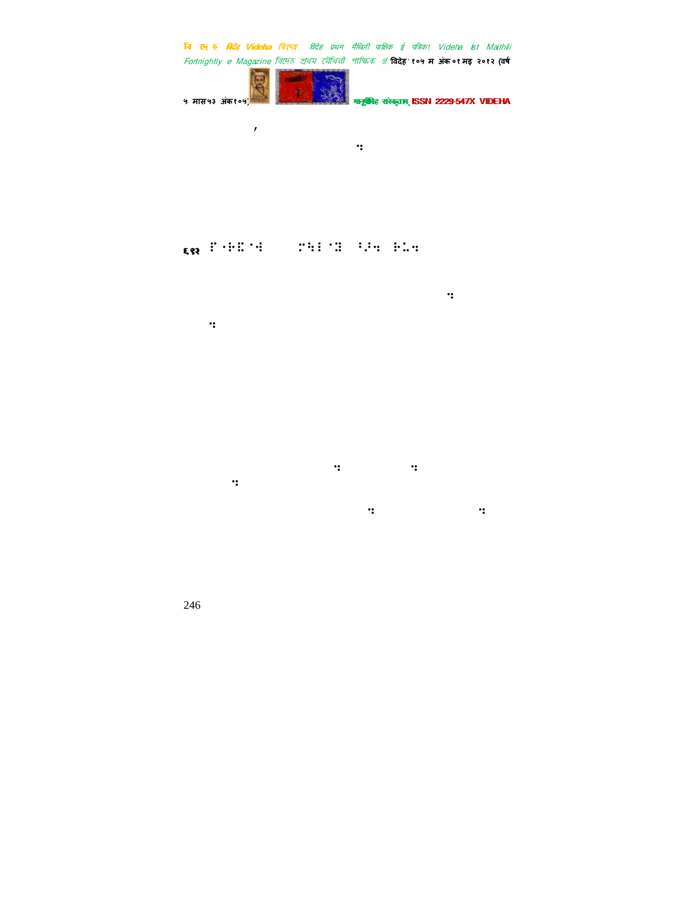६१२ ⠋⠊⠗⠎⠞ ⠇⠊⠝⠑ ⠎⠑⠉⠕⠝⠙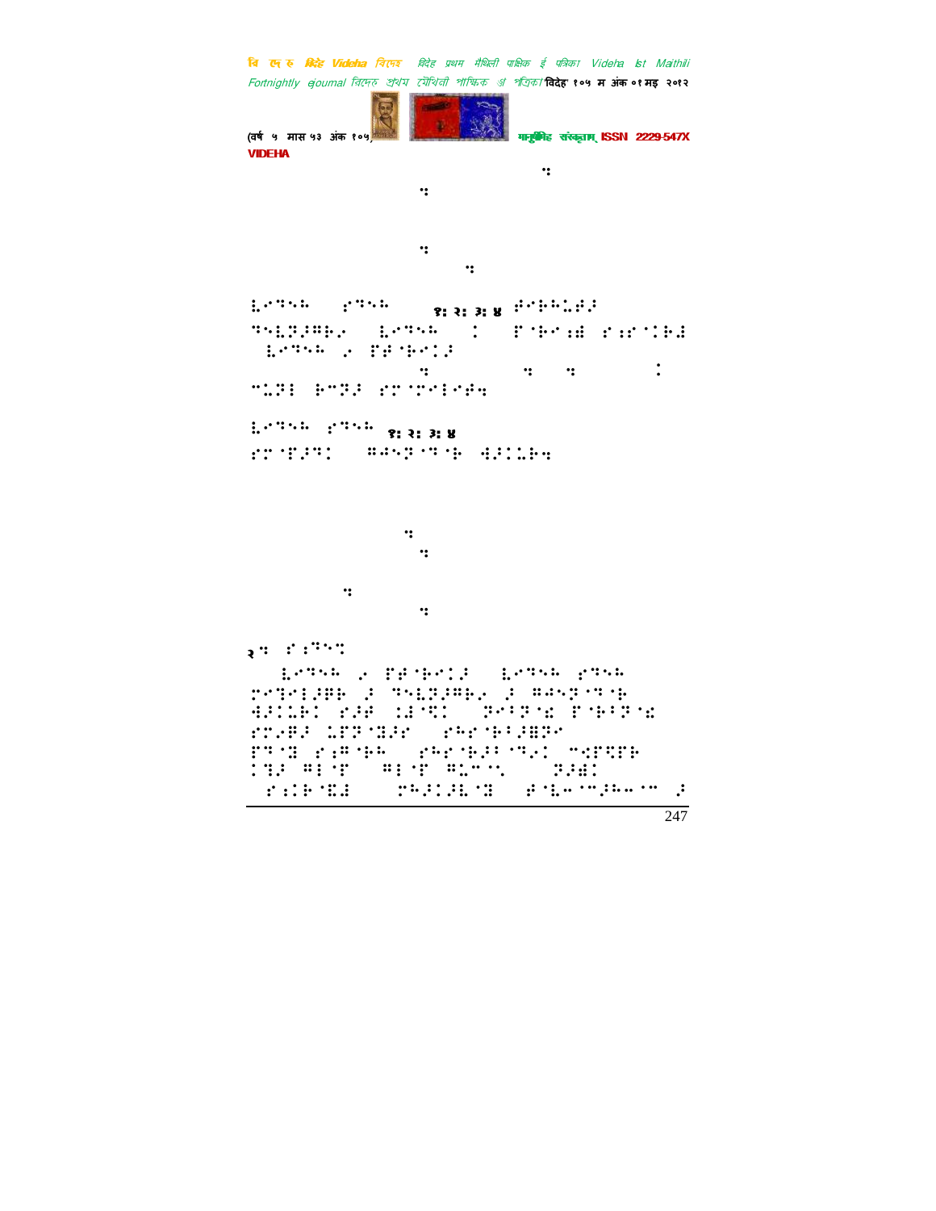१: २: ३: ४

१: २: ३: ४

२: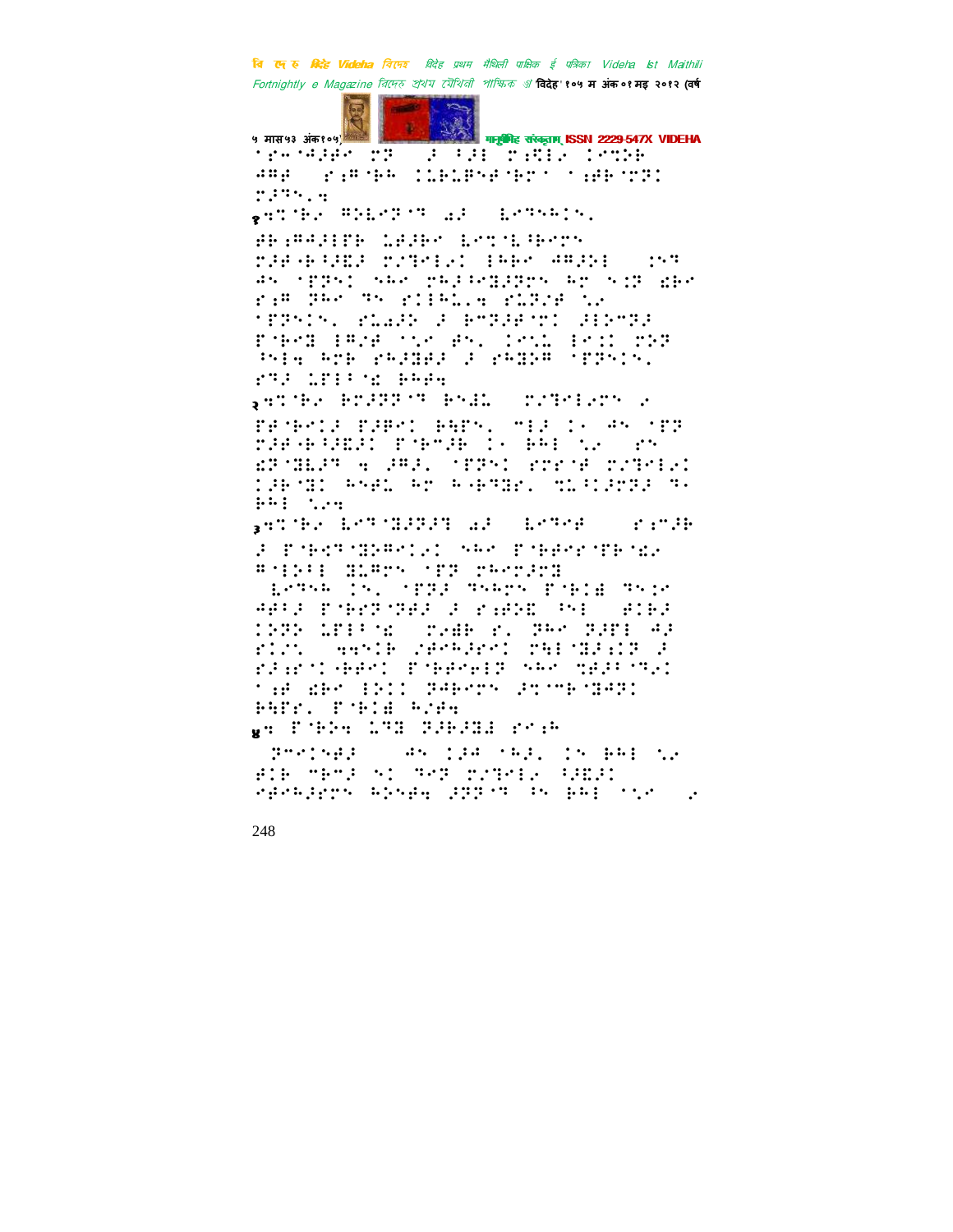'६/७७-०५ ३४ १८ ३७ ३२. १९९९ ७९ १ ३५४ ३३.४

१९९ ३८०२ २९०२ ३३४२ ०२ ०९२ ३४८

२०१९-२०

१९ ३३ ३३ ३३ १९ ३३ ३५ १७ १०२

२ २० ३३ ३५ ३२ ३५४ ३३.४ ३४ ३५ ३३ ३७ ३८ १९ ३७

३ ३५ ३३ ३३ ३४८ ३३ ३२ ३५ ३६ ३५४ ३४ ३८

४ ३३ ३४ ३३ ३६ ३६ ३५ ३३ ३४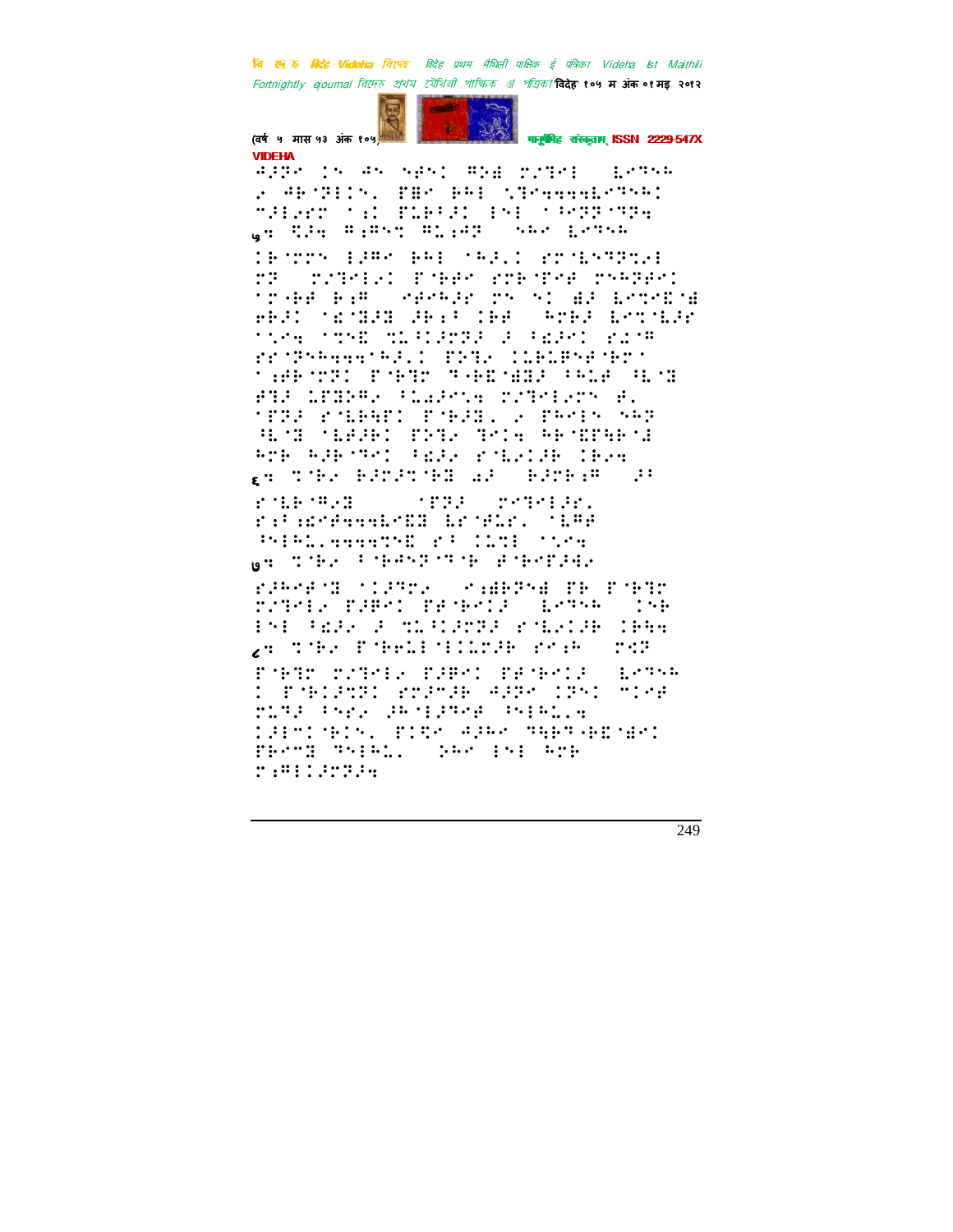VIDEHA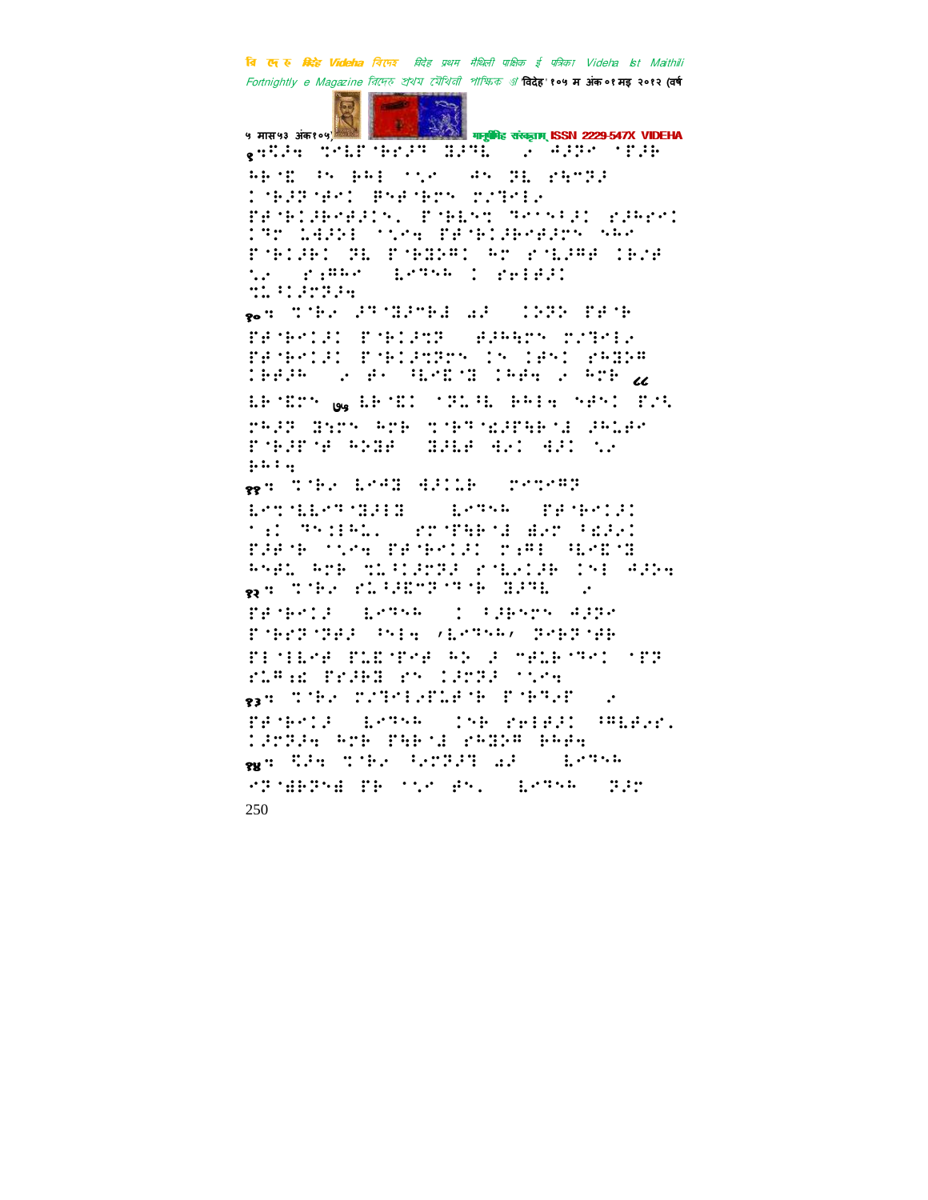९ः ऊँजेज़ ऊॅलॅलॅॅ ॅॅॅ ॅ ॅॅ

१०ः

११ः

१२ः

१३ः

१४ः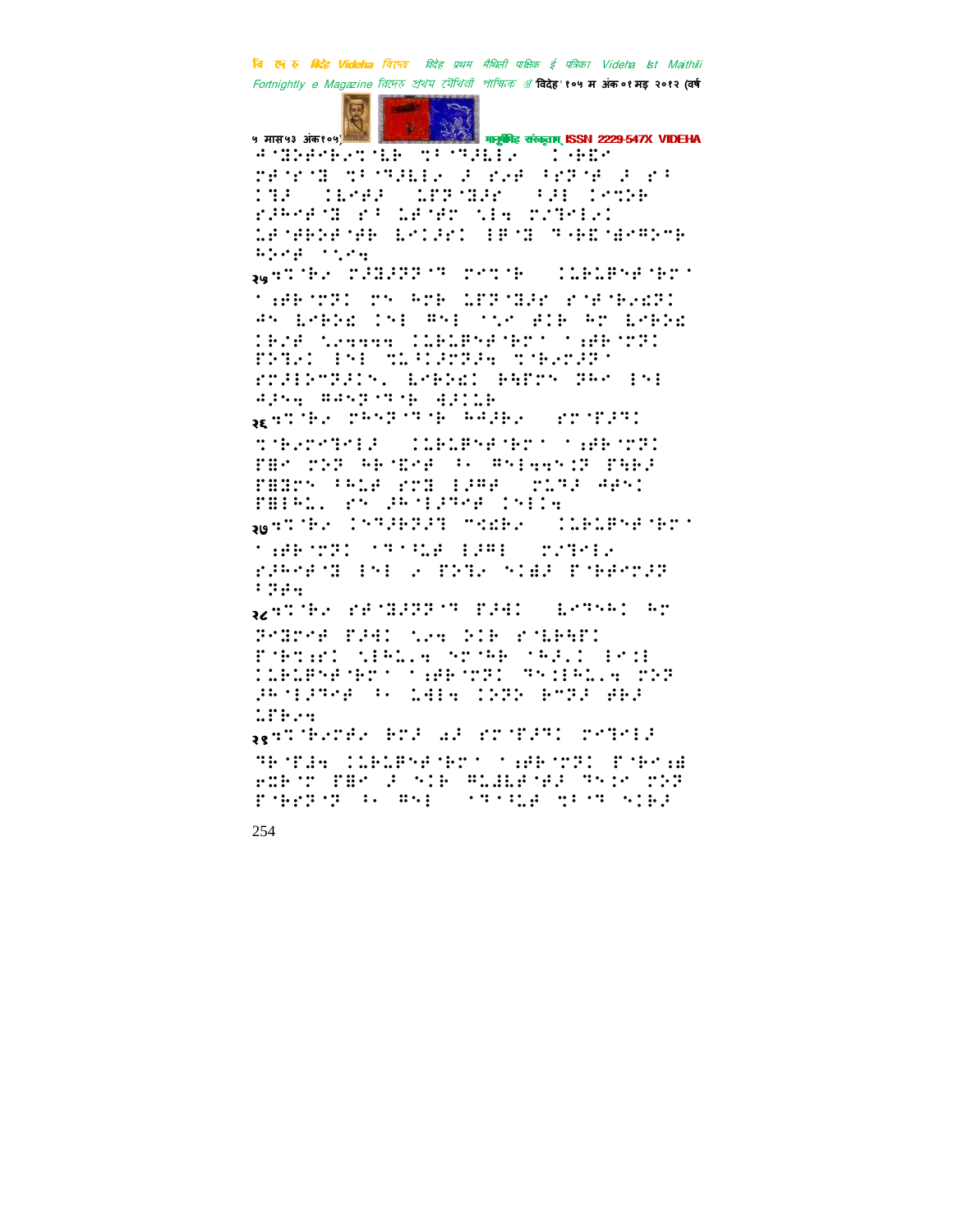२५

२६

२७

२८

२९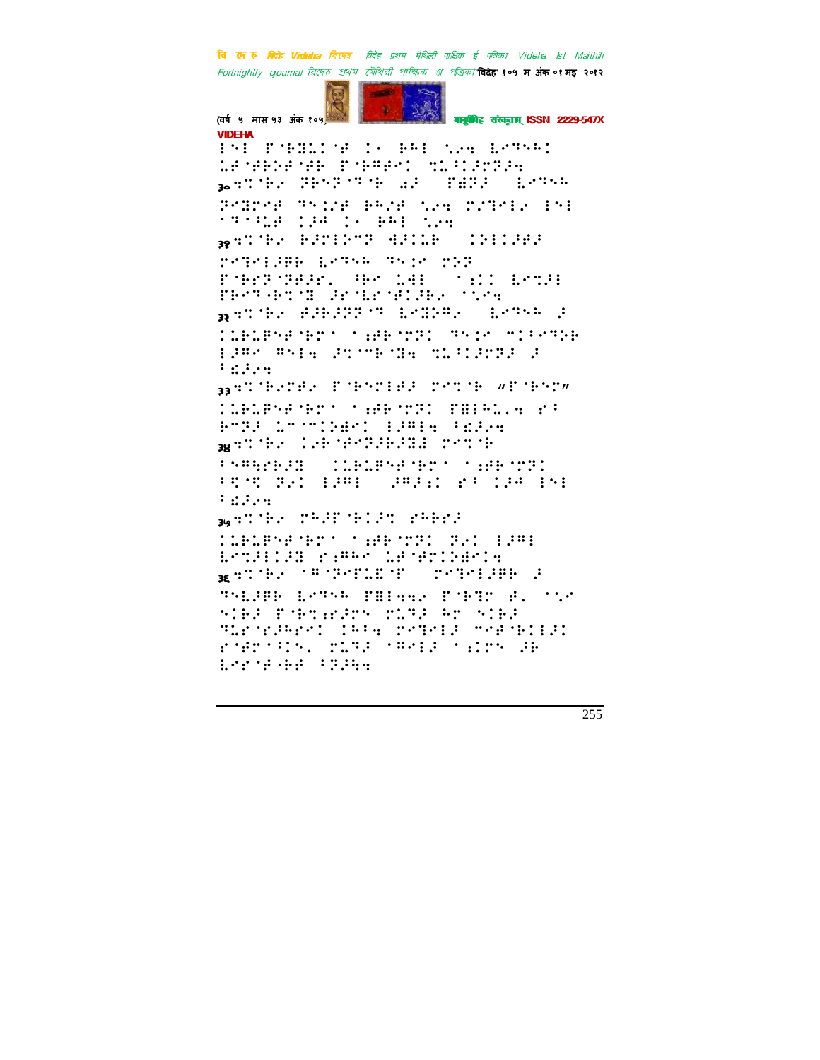(वर्ष ५ मास ५३ अंक १०५) मानुषीमिह संस्कृताम् ISSN 2229-547X

VIDEHA

३० ३१ ३२ ३३ ३४ ३५ ३६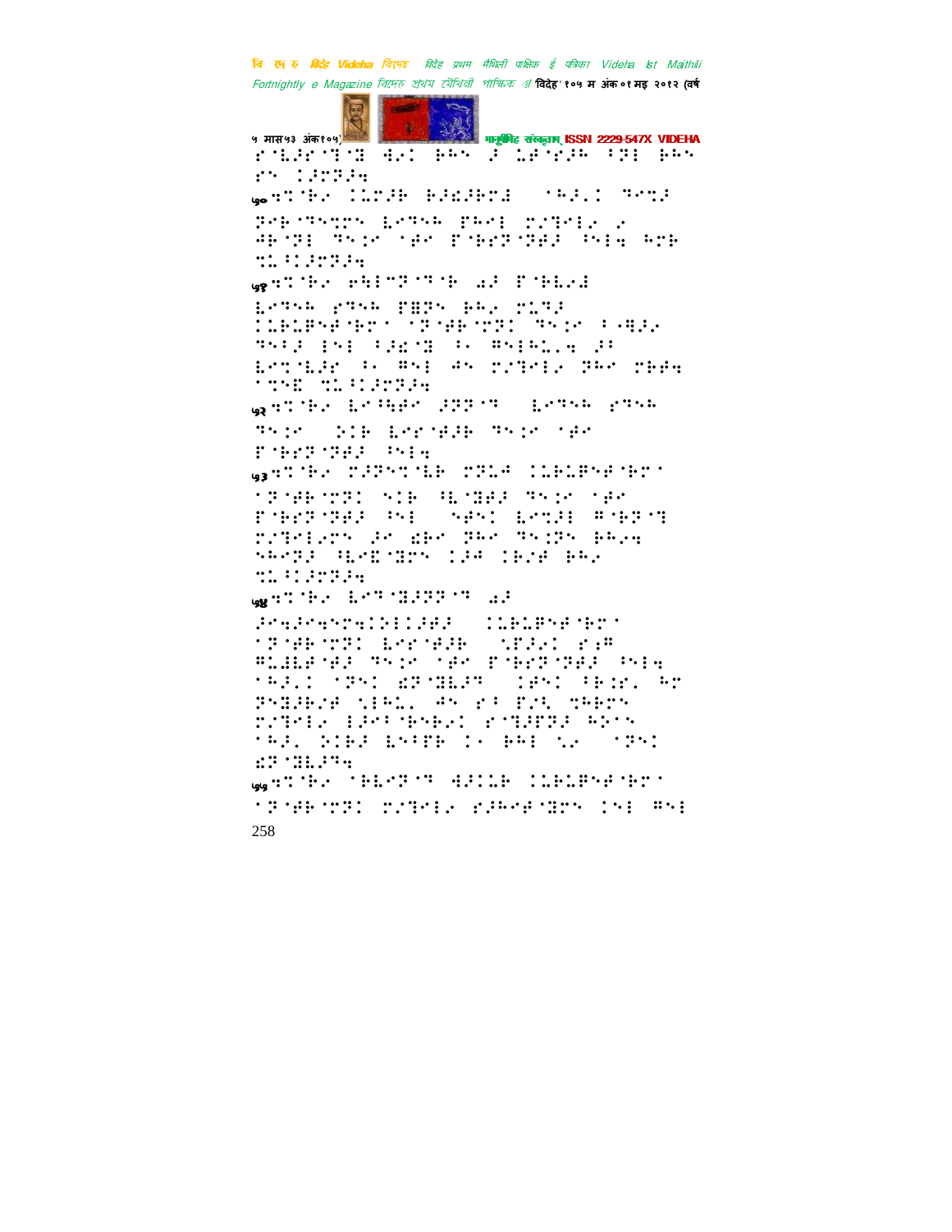ऽ मास ५३ अंक १०५) मानुषीमिह संस्कृताम् ISSN 2229-547X VIDEHA

⠗⠸⠇⠜⠗⠈⠙⠈⠹⠀⠚⠔⠅⠀⠃⠁⠝⠀⠜⠀⠥⠁⠈⠗⠜⠓⠀⠆⠝⠇⠀⠃⠁⠝⠀⠗⠝⠀⠅⠜⠗⠝⠜⠲

५०⠝⠅⠈⠃⠢⠀⠅⠥⠗⠜⠓⠀⠓⠜⠪⠜⠃⠗⠊⠀⠀⠈⠓⠜⠂⠅⠀⠙⠑⠝⠜⠀⠝⠢⠃⠈⠙⠑⠅⠗⠝⠀⠇⠢⠙⠎⠓⠀⠏⠓⠑⠇⠀⠗⠎⠙⠑⠇⠢⠀⠢⠀⠚⠃⠈⠝⠇⠀⠙⠑⠅⠢⠀⠈⠁⠢⠀⠏⠈⠃⠗⠝⠈⠝⠁⠜⠀⠣⠑⠇⠲⠀⠓⠗⠃⠀⠝⠥⠆⠅⠜⠗⠝⠜⠲

५१⠝⠅⠈⠃⠢⠀⠑⠓⠇⠍⠝⠈⠙⠈⠃⠀⠔⠜⠀⠏⠈⠃⠇⠢⠊⠀⠇⠢⠙⠎⠓⠀⠗⠙⠎⠓⠀⠏⠻⠝⠀⠃⠁⠢⠀⠗⠥⠙⠜⠀⠅⠥⠃⠥⠏⠎⠁⠈⠃⠗⠁⠀⠈⠝⠈⠁⠃⠈⠗⠝⠅⠀⠙⠑⠅⠢⠀⠆⠤⠹⠜⠢⠀⠙⠑⠆⠜⠀⠣⠎⠇⠀⠆⠜⠫⠈⠹⠀⠆⠂⠀⠍⠎⠇⠓⠥⠂⠲⠀⠜⠆⠀⠇⠢⠝⠈⠇⠜⠗⠀⠆⠂⠀⠍⠎⠇⠀⠁⠎⠀⠗⠎⠙⠑⠇⠢⠀⠝⠁⠢⠀⠗⠃⠋⠲⠀⠈⠝⠎⠫⠀⠝⠥⠆⠅⠜⠗⠝⠜⠲

५२⠝⠅⠈⠃⠢⠀⠇⠢⠳⠛⠢⠀⠜⠝⠝⠈⠙⠀⠀⠇⠢⠙⠎⠓⠀⠗⠙⠎⠓⠀⠙⠑⠅⠢⠀⠀⠎⠅⠃⠀⠇⠢⠗⠈⠋⠜⠓⠀⠙⠑⠅⠢⠀⠈⠁⠢⠀⠏⠈⠃⠗⠝⠈⠝⠁⠜⠀⠣⠑⠇⠲

५३⠝⠅⠈⠃⠢⠀⠗⠜⠝⠑⠅⠈⠇⠃⠀⠗⠝⠥⠁⠀⠅⠥⠃⠥⠏⠎⠁⠈⠃⠗⠁⠀⠈⠝⠈⠁⠃⠈⠗⠝⠅⠀⠎⠅⠃⠀⠳⠇⠈⠹⠁⠜⠀⠙⠑⠅⠢⠀⠈⠁⠢⠀⠏⠈⠃⠗⠝⠈⠝⠁⠜⠀⠣⠑⠀⠀⠎⠁⠎⠅⠀⠇⠢⠝⠜⠇⠀⠍⠈⠃⠝⠈⠙⠀⠗⠎⠙⠑⠇⠢⠗⠝⠀⠜⠢⠀⠫⠃⠢⠀⠝⠁⠢⠀⠙⠑⠅⠝⠀⠃⠁⠔⠲⠀⠎⠁⠢⠝⠜⠀⠳⠇⠢⠫⠈⠹⠗⠝⠀⠅⠜⠁⠀⠅⠃⠔⠋⠀⠃⠁⠢⠀⠝⠥⠆⠅⠜⠗⠝⠜⠲

५४⠝⠅⠈⠃⠢⠀⠇⠢⠙⠈⠹⠜⠝⠝⠈⠙⠀⠔⠜⠀⠜⠢⠲⠜⠢⠲⠎⠗⠲⠅⠎⠇⠅⠜⠋⠜⠀⠀⠅⠥⠃⠥⠏⠎⠁⠈⠃⠗⠁⠀⠈⠝⠈⠁⠃⠈⠗⠝⠅⠀⠇⠢⠗⠈⠋⠜⠓⠀⠀⠎⠏⠜⠢⠅⠀⠗⠆⠍⠀⠍⠥⠊⠇⠋⠈⠋⠜⠀⠙⠑⠅⠢⠀⠈⠁⠢⠀⠏⠈⠃⠗⠝⠈⠝⠁⠜⠀⠣⠑⠇⠲⠀⠈⠓⠜⠂⠅⠀⠈⠝⠎⠅⠀⠫⠝⠈⠹⠇⠜⠙⠀⠀⠅⠁⠎⠅⠀⠆⠃⠆⠗⠂⠀⠓⠗⠀⠝⠎⠹⠜⠃⠢⠋⠀⠎⠇⠓⠥⠂⠀⠁⠎⠀⠗⠆⠀⠏⠢⠳⠀⠝⠓⠃⠗⠝⠀⠗⠎⠙⠑⠇⠢⠀⠇⠜⠑⠆⠈⠃⠎⠃⠢⠅⠀⠗⠈⠙⠜⠏⠝⠜⠀⠓⠔⠝⠎⠀⠈⠓⠜⠂⠀⠎⠅⠃⠜⠀⠇⠎⠆⠏⠃⠀⠅⠂⠀⠃⠁⠇⠀⠎⠢⠀⠀⠈⠝⠎⠅⠀⠫⠝⠈⠹⠇⠜⠙⠲

५५⠝⠅⠈⠃⠢⠀⠈⠃⠇⠢⠝⠈⠙⠀⠚⠜⠅⠇⠃⠀⠅⠥⠃⠥⠏⠎⠁⠈⠃⠗⠁⠀⠈⠝⠈⠁⠃⠈⠗⠝⠅⠀⠗⠎⠙⠑⠇⠢⠀⠗⠜⠓⠑⠁⠈⠹⠗⠝⠀⠅⠎⠇⠀⠍⠎⠇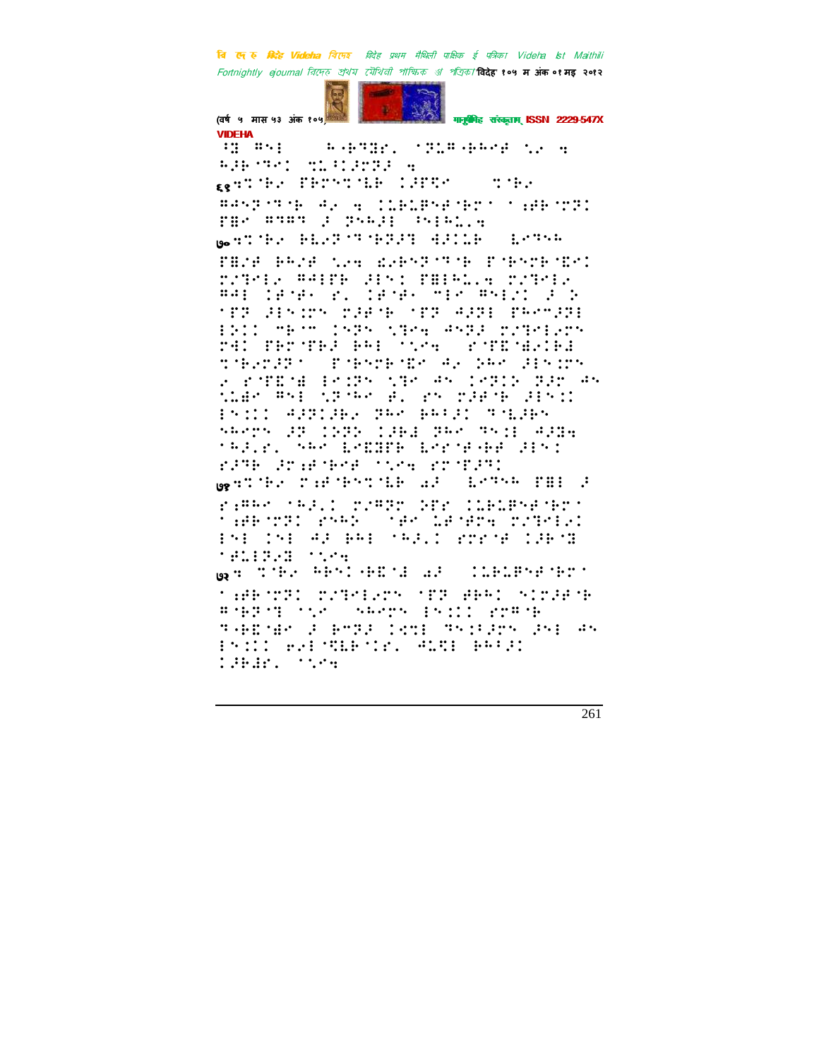६९

७०

७१

७२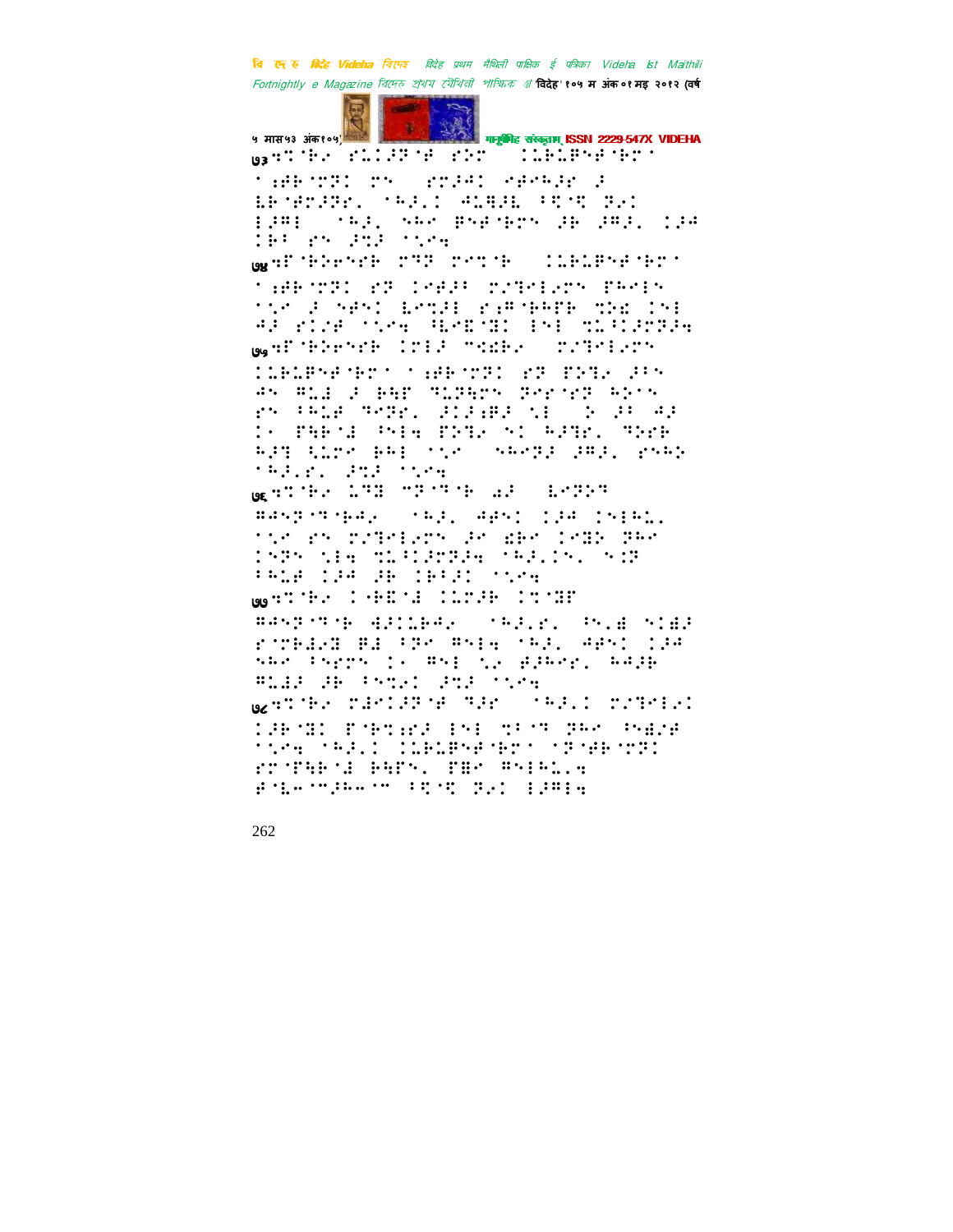७३

७४

७५

७६

७७

७८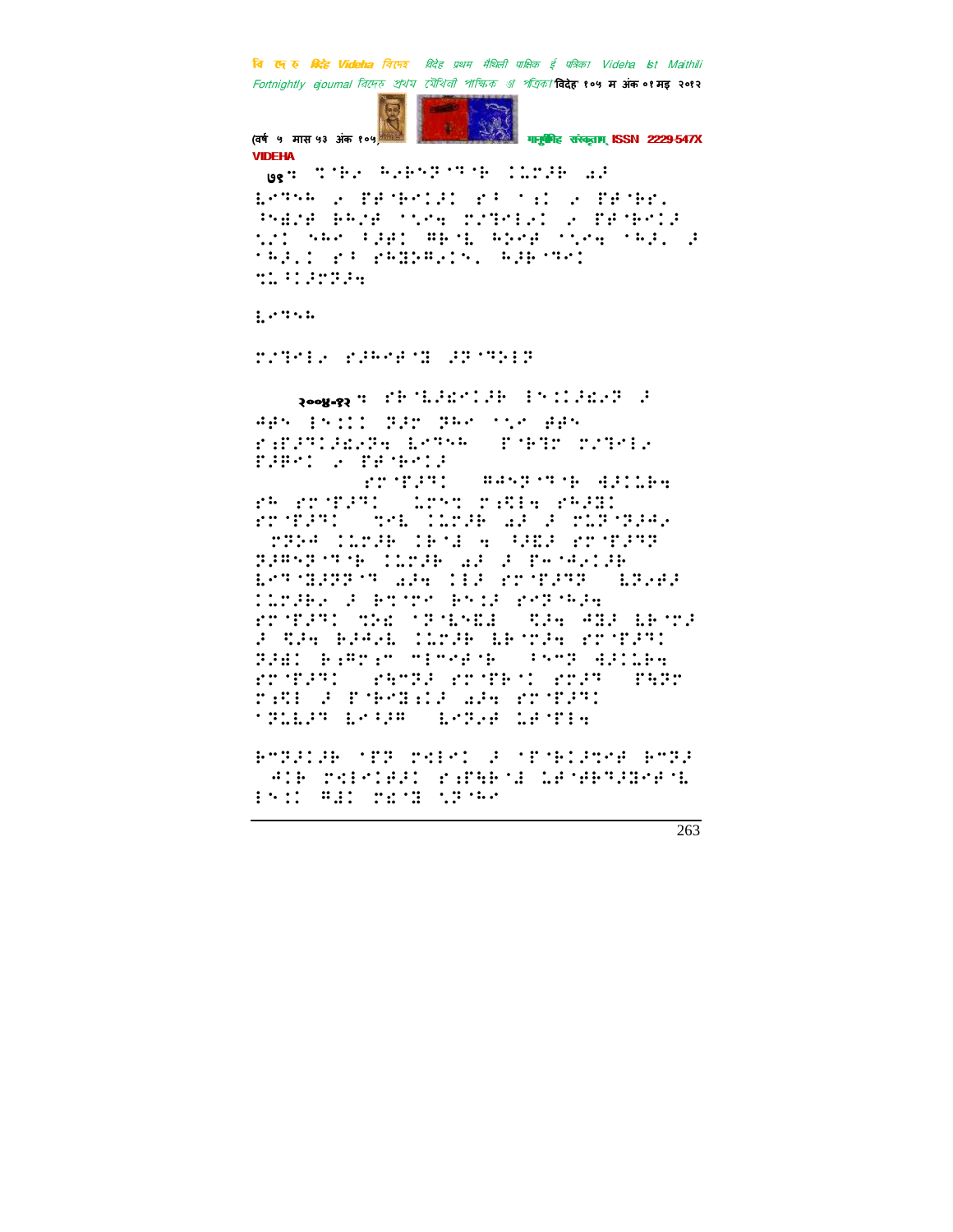७६:

२००४-१२ :